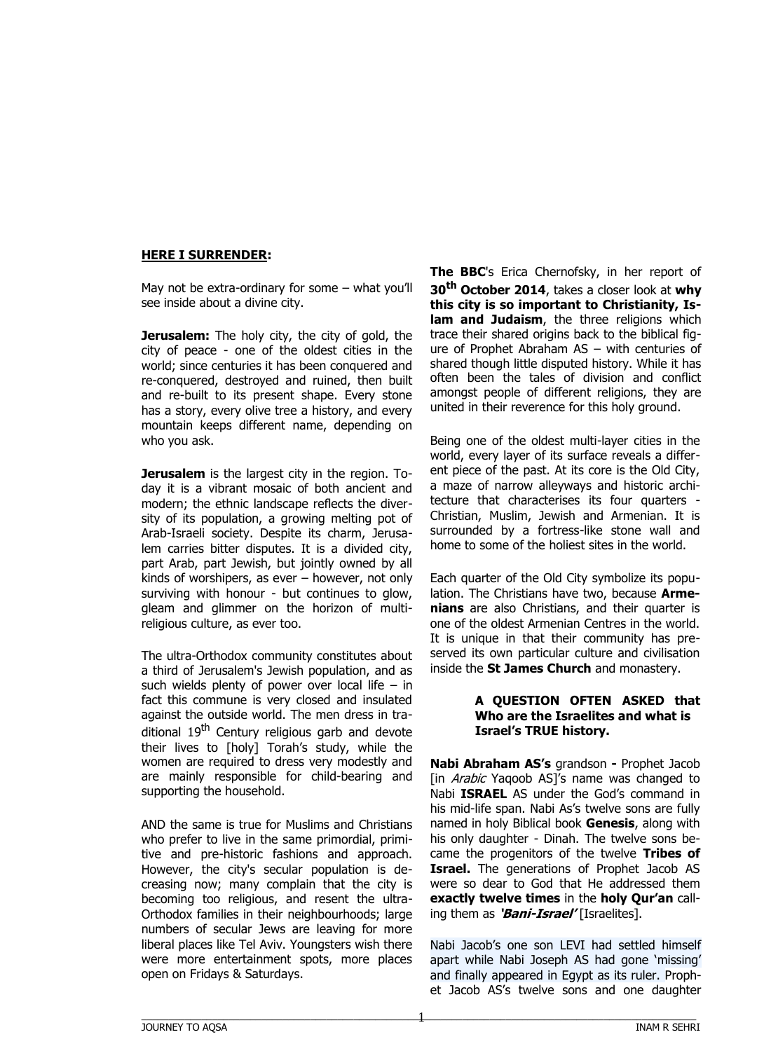## **HERE I SURRENDER:**

May not be extra-ordinary for some – what you'll see inside about a divine city.

**Jerusalem:** The holy city, the city of gold, the city of peace - one of the oldest cities in the world; since centuries it has been conquered and re-conquered, destroyed and ruined, then built and re-built to its present shape. Every stone has a story, every olive tree a history, and every mountain keeps different name, depending on who you ask.

**Jerusalem** is the largest city in the region. Today it is a vibrant mosaic of both ancient and modern; the ethnic landscape reflects the diversity of its population, a growing melting pot of Arab-Israeli society. Despite its charm, Jerusalem carries bitter disputes. It is a divided city, part Arab, part Jewish, but jointly owned by all kinds of worshipers, as ever – however, not only surviving with honour - but continues to glow, gleam and glimmer on the horizon of multi-religious culture, as ever too.

The ultra-Orthodox community constitutes about a third of Jerusalem's Jewish population, and as such wields plenty of power over local life – in fact this commune is very closed and insulated against the outside world. The men dress in traditional 19th Century religious garb and devote their lives to [holy] Torah's study, while the women are required to dress very modestly and are mainly responsible for child-bearing and supporting the household.

AND the same is true for Muslims and Christians who prefer to live in the same primordial, primitive and pre-historic fashions and approach. However, the city's secular population is decreasing now; many complain that the city is becoming too religious, and resent the ultra-Orthodox families in their neighbourhoods; large numbers of secular Jews are leaving for more liberal places like Tel Aviv. Youngsters wish there were more entertainment spots, more places open on Fridays & Saturdays.

**The BBC**'s Erica Chernofsky, in her report of **30th October 2014**, takes a closer look at **why this city is so important to Christianity, Islam and Judaism**, the three religions which trace their shared origins back to the biblical figure of Prophet Abraham AS – with centuries of shared though little disputed history. While it has often been the tales of division and conflict amongst people of different religions, they are united in their reverence for this holy ground.

Being one of the oldest multi-layer cities in the world, every layer of its surface reveals a different piece of the past. At its core is the Old City, a maze of narrow alleyways and historic architecture that characterises its four quarters - Christian, Muslim, Jewish and Armenian. It is surrounded by a fortress-like stone wall and home to some of the holiest sites in the world.

Each quarter of the Old City symbolize its population. The Christians have two, because **Armenians** are also Christians, and their quarter is one of the oldest Armenian Centres in the world. It is unique in that their community has preserved its own particular culture and civilisation inside the **St James Church** and monastery.

**A QUESTION OFTEN ASKED that Who are the Israelites and what is Israel's TRUE history.**

**Nabi Abraham AS's** grandson **-** Prophet Jacob [in *Arabic* Yaqoob AS]'s name was changed to Nabi **ISRAEL** AS under the God's command in his mid-life span. Nabi As's twelve sons are fully named in holy Biblical book **Genesis**, along with his only daughter - Dinah. The twelve sons became the progenitors of the twelve **Tribes of Israel.** The generations of Prophet Jacob AS were so dear to God that He addressed them **exactly twelve times** in the **holy Qur'an** calling them as ***'Bani-Israel'*** [Israelites].

Nabi Jacob's one son LEVI had settled himself apart while Nabi Joseph AS had gone 'missing' and finally appeared in Egypt as its ruler. Prophet Jacob AS's twelve sons and one daughter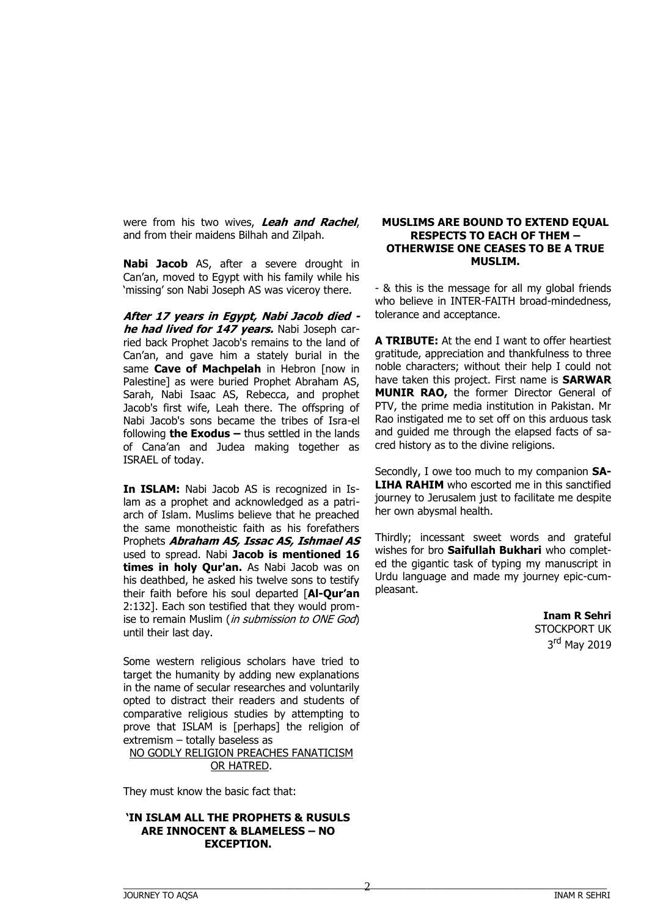were from his two wives, ***Leah and Rachel***, and from their maidens Bilhah and Zilpah.

**Nabi Jacob** AS, after a severe drought in Can'an, moved to Egypt with his family while his 'missing' son Nabi Joseph AS was viceroy there.

***After 17 years in Egypt, Nabi Jacob died - he had lived for 147 years.*** Nabi Joseph carried back Prophet Jacob's remains to the land of Can'an, and gave him a stately burial in the same **Cave of Machpelah** in Hebron [now in Palestine] as were buried Prophet Abraham AS, Sarah, Nabi Isaac AS, Rebecca, and prophet Jacob's first wife, Leah there. The offspring of Nabi Jacob's sons became the tribes of Isra-el following **the Exodus –** thus settled in the lands of Cana'an and Judea making together as ISRAEL of today.

**In ISLAM:** Nabi Jacob AS is recognized in Islam as a prophet and acknowledged as a patriarch of Islam. Muslims believe that he preached the same monotheistic faith as his forefathers Prophets ***Abraham AS, Issac AS, Ishmael AS*** used to spread. Nabi **Jacob is mentioned 16 times in holy Qur'an.** As Nabi Jacob was on his deathbed, he asked his twelve sons to testify their faith before his soul departed [**Al-Qur'an** 2:132]. Each son testified that they would promise to remain Muslim (*in submission to ONE God*) until their last day.

Some western religious scholars have tried to target the humanity by adding new explanations in the name of secular researches and voluntarily opted to distract their readers and students of comparative religious studies by attempting to prove that ISLAM is [perhaps] the religion of extremism – totally baseless as

NO GODLY RELIGION PREACHES FANATICISM OR HATRED.

They must know the basic fact that:

**'IN ISLAM ALL THE PROPHETS & RUSULS ARE INNOCENT & BLAMELESS – NO EXCEPTION.**

**MUSLIMS ARE BOUND TO EXTEND EQUAL RESPECTS TO EACH OF THEM – OTHERWISE ONE CEASES TO BE A TRUE MUSLIM.**

- & this is the message for all my global friends who believe in INTER-FAITH broad-mindedness, tolerance and acceptance.

**A TRIBUTE:** At the end I want to offer heartiest gratitude, appreciation and thankfulness to three noble characters; without their help I could not have taken this project. First name is **SARWAR MUNIR RAO,** the former Director General of PTV, the prime media institution in Pakistan. Mr Rao instigated me to set off on this arduous task and guided me through the elapsed facts of sacred history as to the divine religions.

Secondly, I owe too much to my companion **SALIHA RAHIM** who escorted me in this sanctified journey to Jerusalem just to facilitate me despite her own abysmal health.

Thirdly; incessant sweet words and grateful wishes for bro **Saifullah Bukhari** who completed the gigantic task of typing my manuscript in Urdu language and made my journey epic-cum-pleasant.

**Inam R Sehri**
STOCKPORT UK
3rd May 2019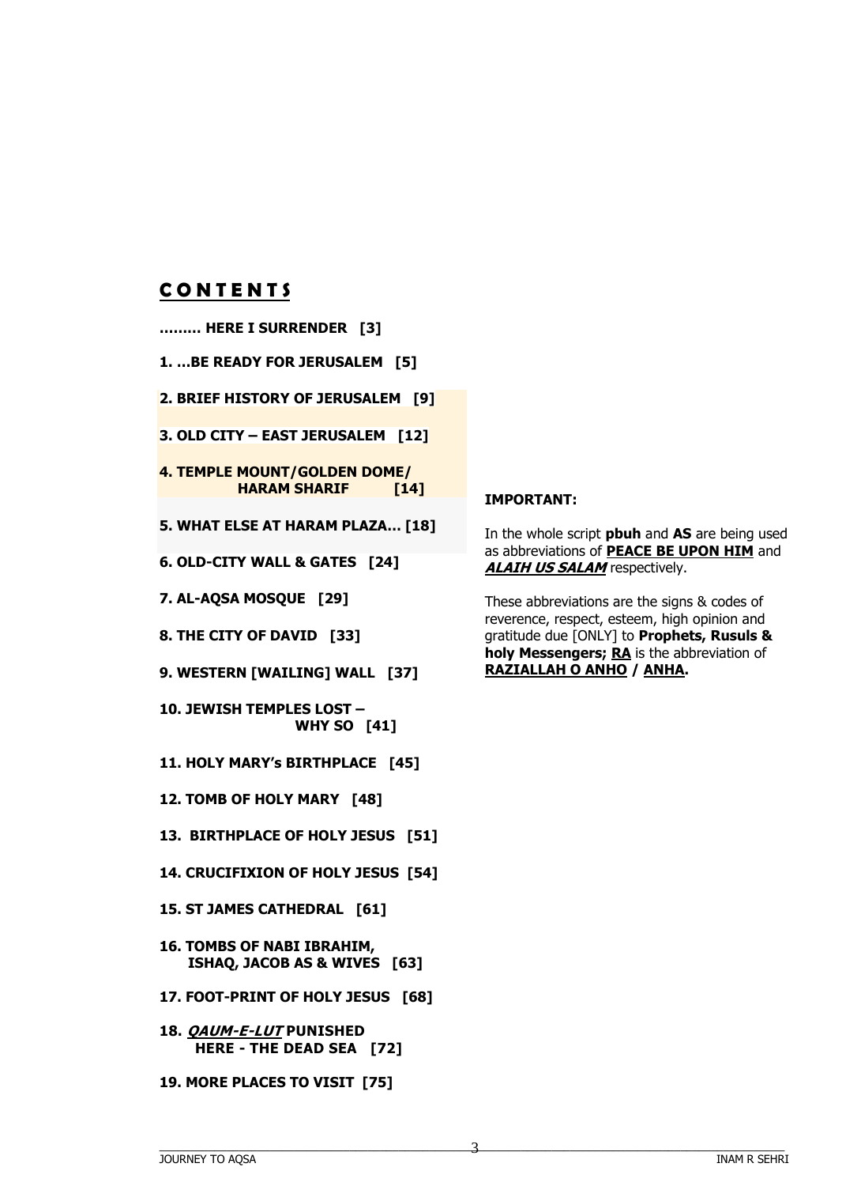## CONTENTS

**……… HERE I SURRENDER [3]**

**1. …BE READY FOR JERUSALEM [5]**

**2. BRIEF HISTORY OF JERUSALEM [9]**

**3. OLD CITY – EAST JERUSALEM [12]**

**4. TEMPLE MOUNT/GOLDEN DOME/ HARAM SHARIF [14]**

**5. WHAT ELSE AT HARAM PLAZA… [18]**

**6. OLD-CITY WALL & GATES [24]**

**7. AL-AQSA MOSQUE [29]**

**8. THE CITY OF DAVID [33]**

**9. WESTERN [WAILING] WALL [37]**

**10. JEWISH TEMPLES LOST – WHY SO [41]**

**11. HOLY MARY's BIRTHPLACE [45]**

**12. TOMB OF HOLY MARY [48]**

**13. BIRTHPLACE OF HOLY JESUS [51]**

**14. CRUCIFIXION OF HOLY JESUS [54]**

**15. ST JAMES CATHEDRAL [61]**

**16. TOMBS OF NABI IBRAHIM, ISHAQ, JACOB AS & WIVES [63]**

**17. FOOT-PRINT OF HOLY JESUS [68]**

**18. *QAUM-E-LUT* PUNISHED HERE - THE DEAD SEA [72]**

**19. MORE PLACES TO VISIT [75]**

**IMPORTANT:**

In the whole script **pbuh** and **AS** are being used as abbreviations of **PEACE BE UPON HIM** and ***ALAIH US SALAM*** respectively.

These abbreviations are the signs & codes of reverence, respect, esteem, high opinion and gratitude due [ONLY] to **Prophets, Rusuls & holy Messengers; RA** is the abbreviation of **RAZIALLAH O ANHO / ANHA.**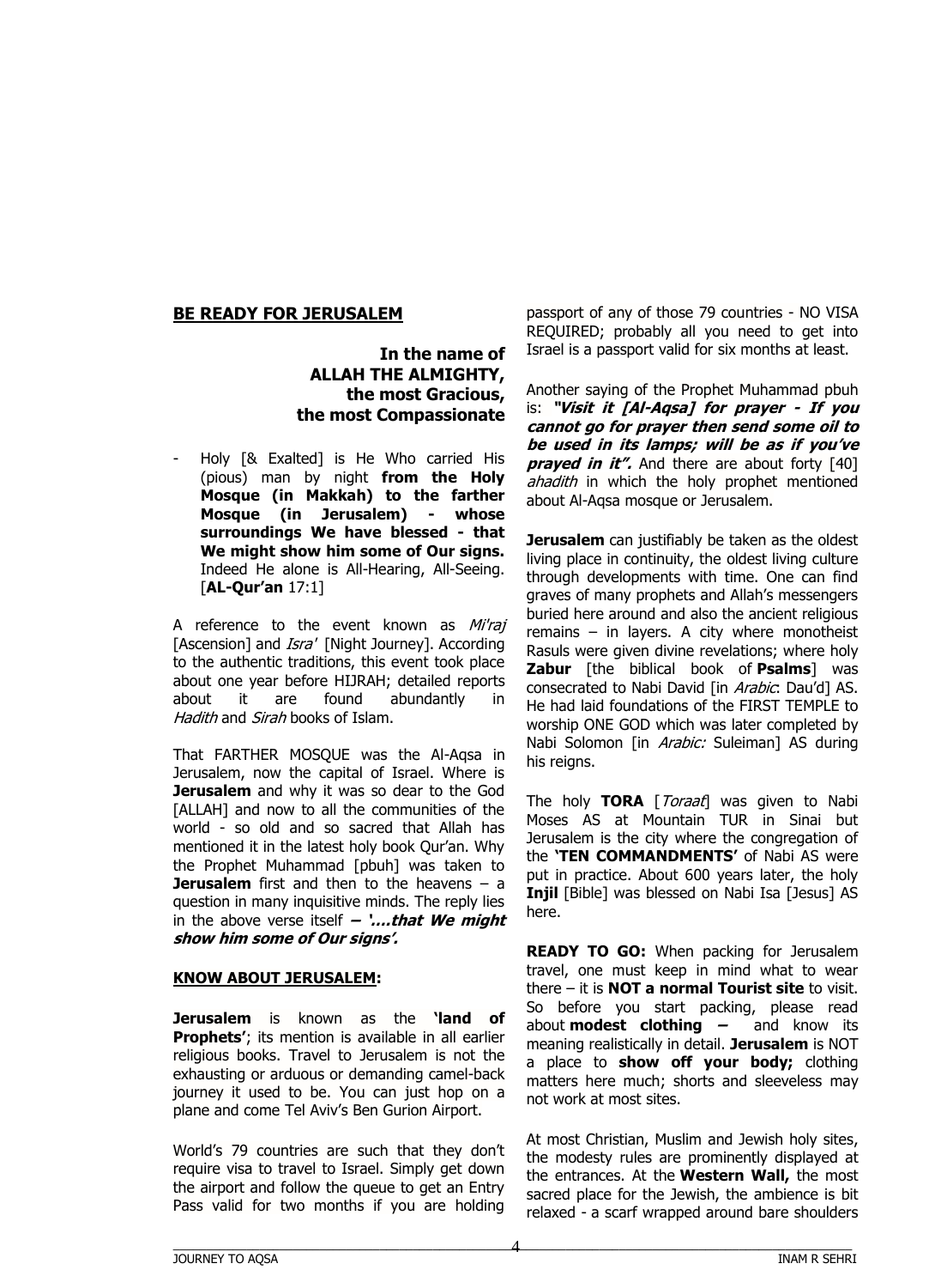**BE READY FOR JERUSALEM**

**In the name of ALLAH THE ALMIGHTY, the most Gracious, the most Compassionate**

- Holy [& Exalted] is He Who carried His (pious) man by night **from the Holy Mosque (in Makkah) to the farther Mosque (in Jerusalem) - whose surroundings We have blessed - that We might show him some of Our signs.** Indeed He alone is All-Hearing, All-Seeing. [**AL-Qur'an** 17:1]

A reference to the event known as *Mi'raj* [Ascension] and *Isra'* [Night Journey]. According to the authentic traditions, this event took place about one year before HIJRAH; detailed reports about it are found abundantly in *Hadith* and *Sirah* books of Islam.

That FARTHER MOSQUE was the Al-Aqsa in Jerusalem, now the capital of Israel. Where is **Jerusalem** and why it was so dear to the God [ALLAH] and now to all the communities of the world - so old and so sacred that Allah has mentioned it in the latest holy book Qur'an. Why the Prophet Muhammad [pbuh] was taken to **Jerusalem** first and then to the heavens – a question in many inquisitive minds. The reply lies in the above verse itself **– *'….that We might show him some of Our signs'.***

**KNOW ABOUT JERUSALEM:**

**Jerusalem** is known as the **'land of Prophets'**; its mention is available in all earlier religious books. Travel to Jerusalem is not the exhausting or arduous or demanding camel-back journey it used to be. You can just hop on a plane and come Tel Aviv's Ben Gurion Airport.

World's 79 countries are such that they don't require visa to travel to Israel. Simply get down the airport and follow the queue to get an Entry Pass valid for two months if you are holding passport of any of those 79 countries - NO VISA REQUIRED; probably all you need to get into Israel is a passport valid for six months at least.

Another saying of the Prophet Muhammad pbuh is: ***"Visit it [Al-Aqsa] for prayer - If you cannot go for prayer then send some oil to be used in its lamps; will be as if you've prayed in it".*** And there are about forty [40] *ahadith* in which the holy prophet mentioned about Al-Aqsa mosque or Jerusalem.

**Jerusalem** can justifiably be taken as the oldest living place in continuity, the oldest living culture through developments with time. One can find graves of many prophets and Allah's messengers buried here around and also the ancient religious remains – in layers. A city where monotheist Rasuls were given divine revelations; where holy **Zabur** [the biblical book of **Psalms**] was consecrated to Nabi David [in *Arabic*: Dau'd] AS. He had laid foundations of the FIRST TEMPLE to worship ONE GOD which was later completed by Nabi Solomon [in *Arabic:* Suleiman] AS during his reigns.

The holy **TORA** [*Toraat*] was given to Nabi Moses AS at Mountain TUR in Sinai but Jerusalem is the city where the congregation of the **'TEN COMMANDMENTS'** of Nabi AS were put in practice. About 600 years later, the holy **Injil** [Bible] was blessed on Nabi Isa [Jesus] AS here.

**READY TO GO:** When packing for Jerusalem travel, one must keep in mind what to wear there – it is **NOT a normal Tourist site** to visit. So before you start packing, please read about **modest clothing –** and know its meaning realistically in detail. **Jerusalem** is NOT a place to **show off your body;** clothing matters here much; shorts and sleeveless may not work at most sites.

At most Christian, Muslim and Jewish holy sites, the modesty rules are prominently displayed at the entrances. At the **Western Wall,** the most sacred place for the Jewish, the ambience is bit relaxed - a scarf wrapped around bare shoulders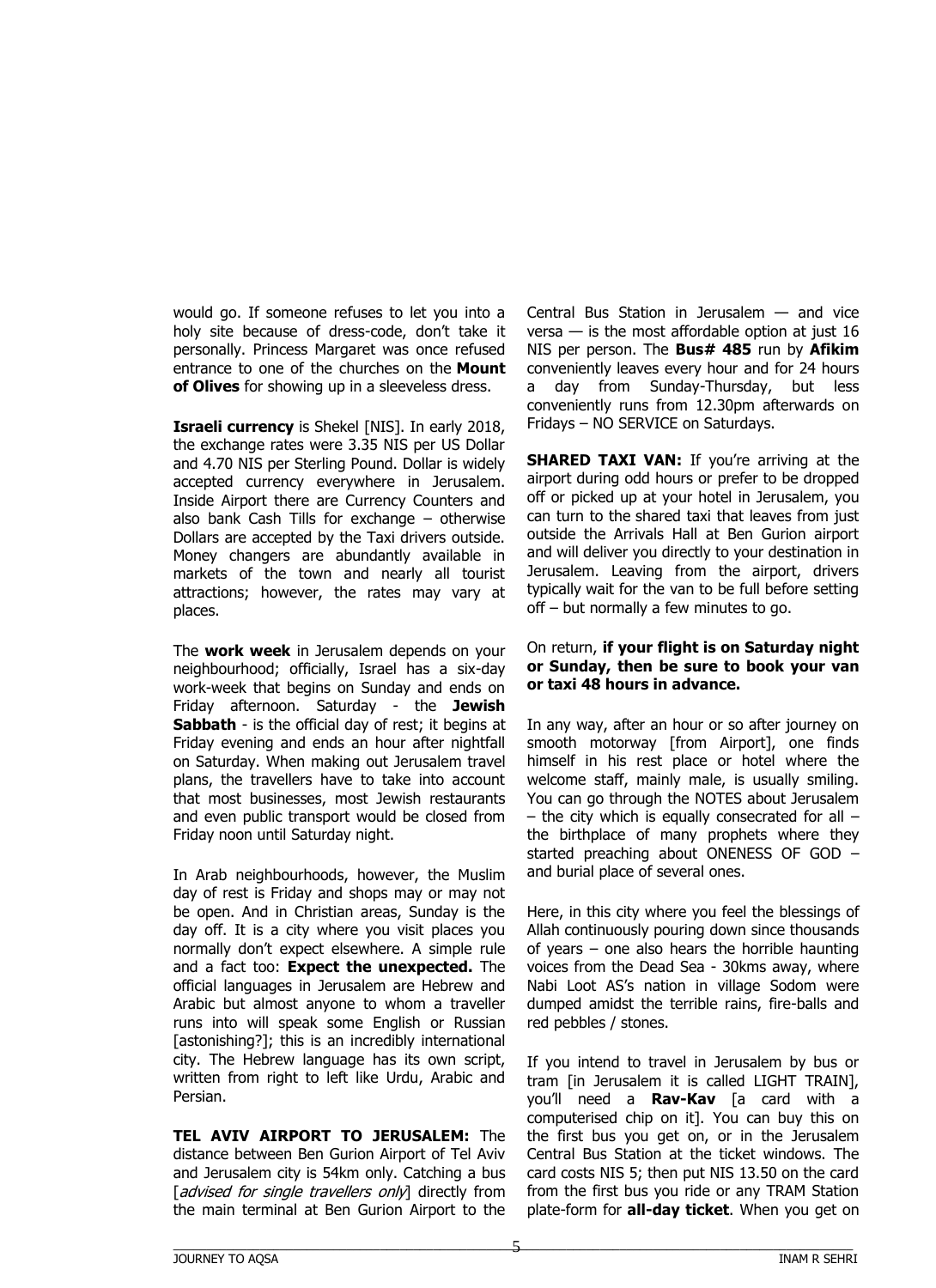would go. If someone refuses to let you into a holy site because of dress-code, don't take it personally. Princess Margaret was once refused entrance to one of the churches on the **Mount of Olives** for showing up in a sleeveless dress.

**Israeli currency** is Shekel [NIS]. In early 2018, the exchange rates were 3.35 NIS per US Dollar and 4.70 NIS per Sterling Pound. Dollar is widely accepted currency everywhere in Jerusalem. Inside Airport there are Currency Counters and also bank Cash Tills for exchange – otherwise Dollars are accepted by the Taxi drivers outside. Money changers are abundantly available in markets of the town and nearly all tourist attractions; however, the rates may vary at places.

The **work week** in Jerusalem depends on your neighbourhood; officially, Israel has a six-day work-week that begins on Sunday and ends on Friday afternoon. Saturday - the **Jewish Sabbath** - is the official day of rest; it begins at Friday evening and ends an hour after nightfall on Saturday. When making out Jerusalem travel plans, the travellers have to take into account that most businesses, most Jewish restaurants and even public transport would be closed from Friday noon until Saturday night.

In Arab neighbourhoods, however, the Muslim day of rest is Friday and shops may or may not be open. And in Christian areas, Sunday is the day off. It is a city where you visit places you normally don't expect elsewhere. A simple rule and a fact too: **Expect the unexpected.** The official languages in Jerusalem are Hebrew and Arabic but almost anyone to whom a traveller runs into will speak some English or Russian [astonishing?]; this is an incredibly international city. The Hebrew language has its own script, written from right to left like Urdu, Arabic and Persian.

**TEL AVIV AIRPORT TO JERUSALEM:** The distance between Ben Gurion Airport of Tel Aviv and Jerusalem city is 54km only. Catching a bus [*advised for single travellers only*] directly from the main terminal at Ben Gurion Airport to the Central Bus Station in Jerusalem — and vice versa — is the most affordable option at just 16 NIS per person. The **Bus# 485** run by **Afikim** conveniently leaves every hour and for 24 hours a day from Sunday-Thursday, but less conveniently runs from 12.30pm afterwards on Fridays – NO SERVICE on Saturdays.

**SHARED TAXI VAN:** If you're arriving at the airport during odd hours or prefer to be dropped off or picked up at your hotel in Jerusalem, you can turn to the shared taxi that leaves from just outside the Arrivals Hall at Ben Gurion airport and will deliver you directly to your destination in Jerusalem. Leaving from the airport, drivers typically wait for the van to be full before setting off – but normally a few minutes to go.

On return, **if your flight is on Saturday night or Sunday, then be sure to book your van or taxi 48 hours in advance.**

In any way, after an hour or so after journey on smooth motorway [from Airport], one finds himself in his rest place or hotel where the welcome staff, mainly male, is usually smiling. You can go through the NOTES about Jerusalem – the city which is equally consecrated for all – the birthplace of many prophets where they started preaching about ONENESS OF GOD – and burial place of several ones.

Here, in this city where you feel the blessings of Allah continuously pouring down since thousands of years – one also hears the horrible haunting voices from the Dead Sea - 30kms away, where Nabi Loot AS's nation in village Sodom were dumped amidst the terrible rains, fire-balls and red pebbles / stones.

If you intend to travel in Jerusalem by bus or tram [in Jerusalem it is called LIGHT TRAIN], you'll need a **Rav-Kav** [a card with a computerised chip on it]. You can buy this on the first bus you get on, or in the Jerusalem Central Bus Station at the ticket windows. The card costs NIS 5; then put NIS 13.50 on the card from the first bus you ride or any TRAM Station plate-form for **all-day ticket**. When you get on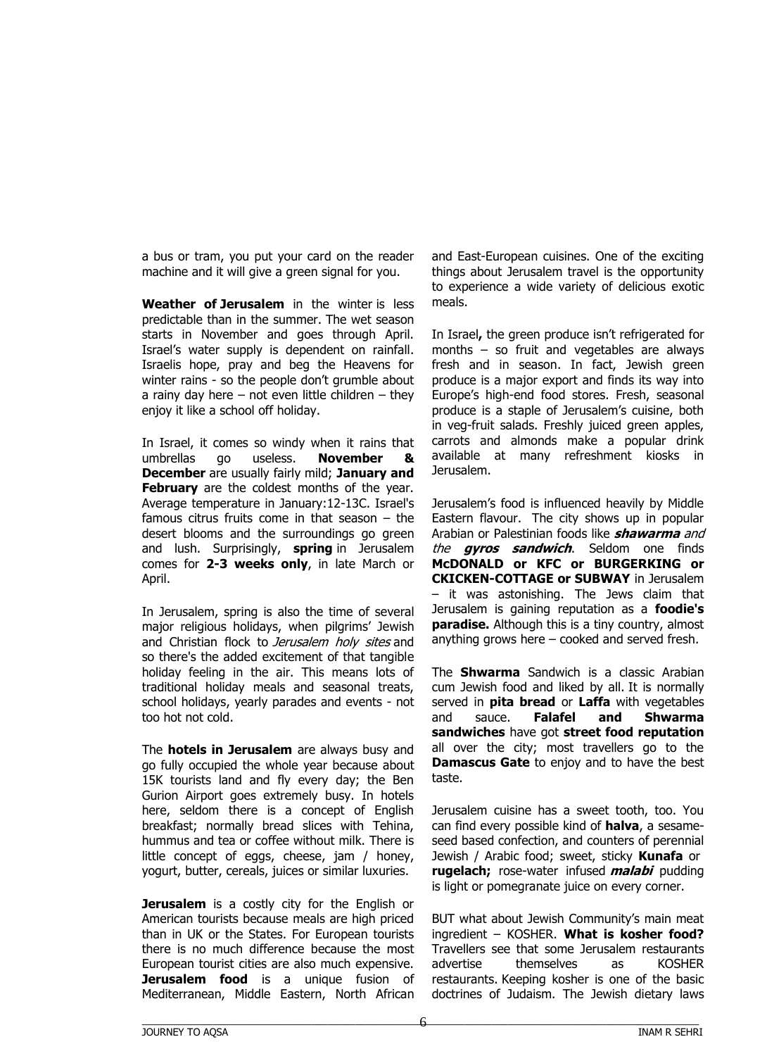a bus or tram, you put your card on the reader machine and it will give a green signal for you.

**Weather of Jerusalem** in the winter is less predictable than in the summer. The wet season starts in November and goes through April. Israel's water supply is dependent on rainfall. Israelis hope, pray and beg the Heavens for winter rains - so the people don't grumble about a rainy day here – not even little children – they enjoy it like a school off holiday.

In Israel, it comes so windy when it rains that umbrellas go useless. **November & December** are usually fairly mild; **January and February** are the coldest months of the year. Average temperature in January:12-13C. Israel's famous citrus fruits come in that season – the desert blooms and the surroundings go green and lush. Surprisingly, **spring** in Jerusalem comes for **2-3 weeks only**, in late March or April.

In Jerusalem, spring is also the time of several major religious holidays, when pilgrims' Jewish and Christian flock to *Jerusalem holy sites* and so there's the added excitement of that tangible holiday feeling in the air. This means lots of traditional holiday meals and seasonal treats, school holidays, yearly parades and events - not too hot not cold.

The **hotels in Jerusalem** are always busy and go fully occupied the whole year because about 15K tourists land and fly every day; the Ben Gurion Airport goes extremely busy. In hotels here, seldom there is a concept of English breakfast; normally bread slices with Tehina, hummus and tea or coffee without milk. There is little concept of eggs, cheese, jam / honey, yogurt, butter, cereals, juices or similar luxuries.

**Jerusalem** is a costly city for the English or American tourists because meals are high priced than in UK or the States. For European tourists there is no much difference because the most European tourist cities are also much expensive. **Jerusalem food** is a unique fusion of Mediterranean, Middle Eastern, North African and East-European cuisines. One of the exciting things about Jerusalem travel is the opportunity to experience a wide variety of delicious exotic meals.

In Israel**,** the green produce isn't refrigerated for months – so fruit and vegetables are always fresh and in season. In fact, Jewish green produce is a major export and finds its way into Europe's high-end food stores. Fresh, seasonal produce is a staple of Jerusalem's cuisine, both in veg-fruit salads. Freshly juiced green apples, carrots and almonds make a popular drink available at many refreshment kiosks in Jerusalem.

Jerusalem's food is influenced heavily by Middle Eastern flavour. The city shows up in popular Arabian or Palestinian foods like ***shawarma*** *and the* ***gyros sandwich***. Seldom one finds **McDONALD or KFC or BURGERKING or CKICKEN-COTTAGE or SUBWAY** in Jerusalem – it was astonishing. The Jews claim that Jerusalem is gaining reputation as a **foodie's paradise.** Although this is a tiny country, almost anything grows here – cooked and served fresh.

The **Shwarma** Sandwich is a classic Arabian cum Jewish food and liked by all. It is normally served in **pita bread** or **Laffa** with vegetables and sauce. **Falafel and Shwarma sandwiches** have got **street food reputation** all over the city; most travellers go to the **Damascus Gate** to enjoy and to have the best taste.

Jerusalem cuisine has a sweet tooth, too. You can find every possible kind of **halva**, a sesame-seed based confection, and counters of perennial Jewish / Arabic food; sweet, sticky **Kunafa** or **rugelach;** rose-water infused ***malabi*** pudding is light or pomegranate juice on every corner.

BUT what about Jewish Community's main meat ingredient – KOSHER. **What is kosher food?** Travellers see that some Jerusalem restaurants advertise themselves as KOSHER restaurants. Keeping kosher is one of the basic doctrines of Judaism. The Jewish dietary laws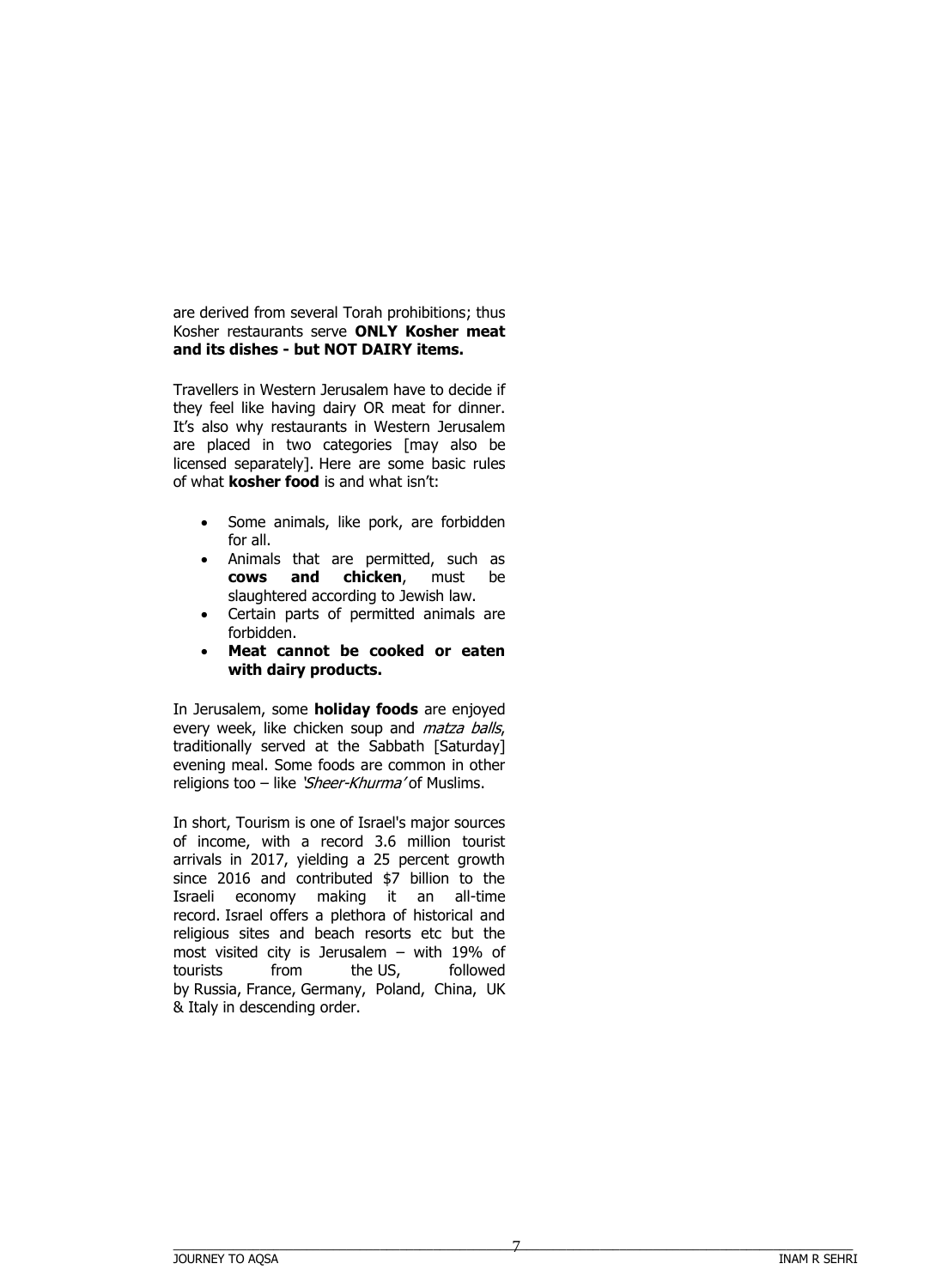are derived from several Torah prohibitions; thus Kosher restaurants serve **ONLY Kosher meat and its dishes - but NOT DAIRY items.**

Travellers in Western Jerusalem have to decide if they feel like having dairy OR meat for dinner. It's also why restaurants in Western Jerusalem are placed in two categories [may also be licensed separately]. Here are some basic rules of what **kosher food** is and what isn't:

- Some animals, like pork, are forbidden for all.
- Animals that are permitted, such as **cows and chicken**, must be slaughtered according to Jewish law.
- Certain parts of permitted animals are forbidden.
- **Meat cannot be cooked or eaten with dairy products.**

In Jerusalem, some **holiday foods** are enjoyed every week, like chicken soup and *matza balls*, traditionally served at the Sabbath [Saturday] evening meal. Some foods are common in other religions too – like *'Sheer-Khurma'* of Muslims.

In short, Tourism is one of Israel's major sources of income, with a record 3.6 million tourist arrivals in 2017, yielding a 25 percent growth since 2016 and contributed $7 billion to the Israeli economy making it an all-time record. Israel offers a plethora of historical and religious sites and beach resorts etc but the most visited city is Jerusalem – with 19% of tourists from the US, followed by Russia, France, Germany, Poland, China, UK & Italy in descending order.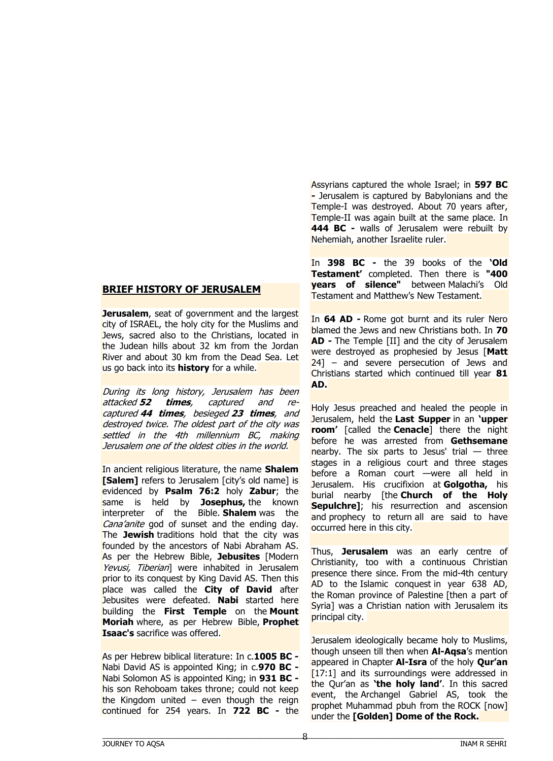## BRIEF HISTORY OF JERUSALEM

**Jerusalem**, seat of government and the largest city of ISRAEL, the holy city for the Muslims and Jews, sacred also to the Christians, located in the Judean hills about 32 km from the Jordan River and about 30 km from the Dead Sea. Let us go back into its **history** for a while.

*During its long history, Jerusalem has been attacked **52 times**, captured and re-captured **44 times**, besieged **23 times**, and destroyed twice. The oldest part of the city was settled in the 4th millennium BC, making Jerusalem one of the oldest cities in the world.*

In ancient religious literature, the name **Shalem [Salem]** refers to Jerusalem [city's old name] is evidenced by **Psalm 76:2** holy **Zabur**; the same is held by **Josephus,** the known interpreter of the Bible. **Shalem** was the *Cana'anite* god of sunset and the ending day. The **Jewish** traditions hold that the city was founded by the ancestors of Nabi Abraham AS. As per the Hebrew Bible, **Jebusites** [Modern *Yevusi, Tiberian*] were inhabited in Jerusalem prior to its conquest by King David AS. Then this place was called the **City of David** after Jebusites were defeated. **Nabi** started here building the **First Temple** on the **Mount Moriah** where, as per Hebrew Bible, **Prophet Isaac's** sacrifice was offered.

As per Hebrew biblical literature: In c.**1005 BC -** Nabi David AS is appointed King; in c.**970 BC -** Nabi Solomon AS is appointed King; in **931 BC -** his son Rehoboam takes throne; could not keep the Kingdom united – even though the reign continued for 254 years. In **722 BC -** the Assyrians captured the whole Israel; in **597 BC -** Jerusalem is captured by Babylonians and the Temple-I was destroyed. About 70 years after, Temple-II was again built at the same place. In **444 BC -** walls of Jerusalem were rebuilt by Nehemiah, another Israelite ruler.

In **398 BC -** the 39 books of the **'Old Testament'** completed. Then there is **"400 years of silence"** between Malachi's Old Testament and Matthew's New Testament.

In **64 AD -** Rome got burnt and its ruler Nero blamed the Jews and new Christians both. In **70 AD -** The Temple [II] and the city of Jerusalem were destroyed as prophesied by Jesus [**Matt** 24] – and severe persecution of Jews and Christians started which continued till year **81 AD.**

Holy Jesus preached and healed the people in Jerusalem, held the **Last Supper** in an **'upper room'** [called the **Cenacle**] there the night before he was arrested from **Gethsemane** nearby. The six parts to Jesus' trial — three stages in a religious court and three stages before a Roman court —were all held in Jerusalem. His crucifixion at **Golgotha,** his burial nearby [the **Church of the Holy Sepulchre]**; his resurrection and ascension and prophecy to return all are said to have occurred here in this city.

Thus, **Jerusalem** was an early centre of Christianity, too with a continuous Christian presence there since. From the mid-4th century AD to the Islamic conquest in year 638 AD, the Roman province of Palestine [then a part of Syria] was a Christian nation with Jerusalem its principal city.

Jerusalem ideologically became holy to Muslims, though unseen till then when **Al-Aqsa**'s mention appeared in Chapter **Al-Isra** of the holy **Qur'an** [17:1] and its surroundings were addressed in the Qur'an as **'the holy land'**. In this sacred event, the Archangel Gabriel AS, took the prophet Muhammad pbuh from the ROCK [now] under the **[Golden] Dome of the Rock.**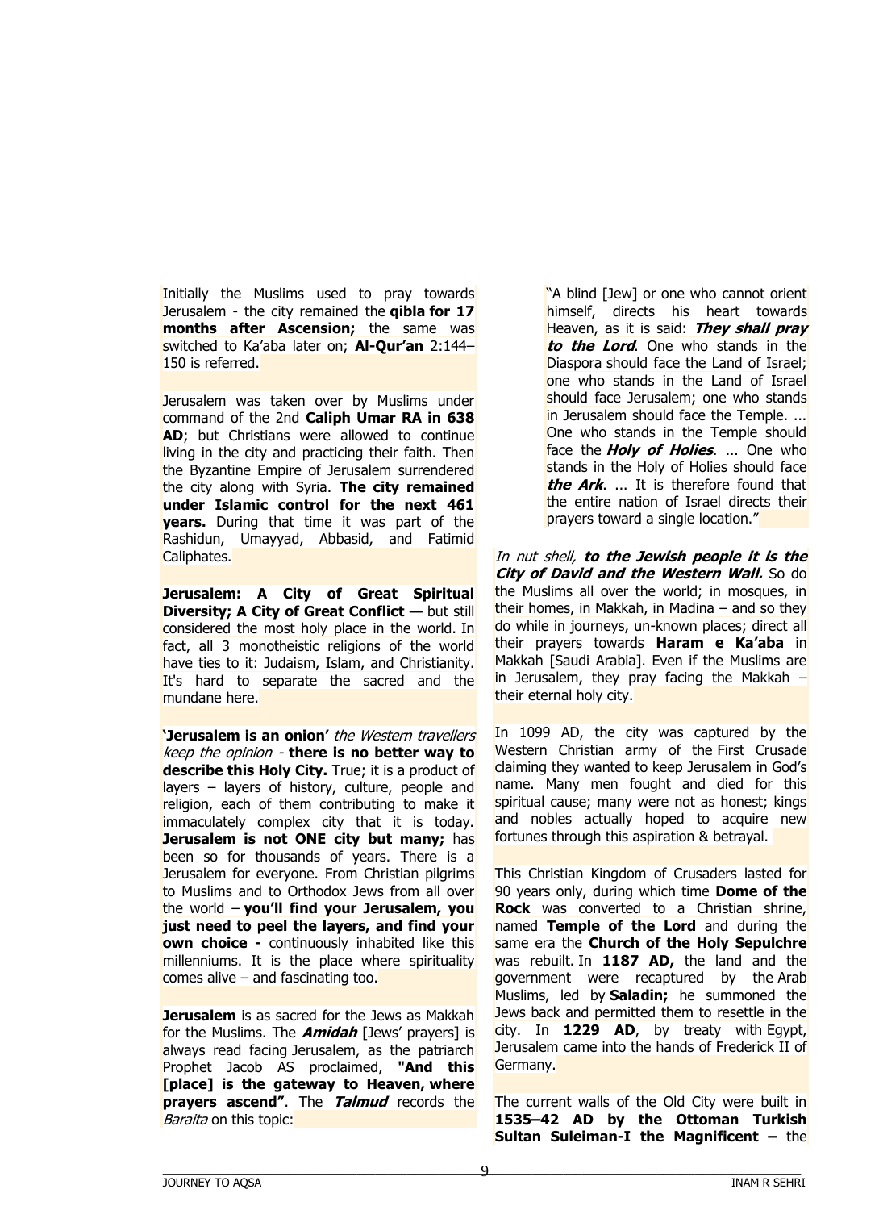Initially the Muslims used to pray towards Jerusalem - the city remained the **qibla for 17 months after Ascension;** the same was switched to Ka'aba later on; **Al-Qur'an** 2:144–150 is referred.

Jerusalem was taken over by Muslims under command of the 2nd **Caliph Umar RA in 638 AD**; but Christians were allowed to continue living in the city and practicing their faith. Then the Byzantine Empire of Jerusalem surrendered the city along with Syria. **The city remained under Islamic control for the next 461 years.** During that time it was part of the Rashidun, Umayyad, Abbasid, and Fatimid Caliphates.

**Jerusalem: A City of Great Spiritual Diversity; A City of Great Conflict —** but still considered the most holy place in the world. In fact, all 3 monotheistic religions of the world have ties to it: Judaism, Islam, and Christianity. It's hard to separate the sacred and the mundane here.

**'Jerusalem is an onion'** *the Western travellers keep the opinion* - **there is no better way to describe this Holy City.** True; it is a product of layers – layers of history, culture, people and religion, each of them contributing to make it immaculately complex city that it is today. **Jerusalem is not ONE city but many;** has been so for thousands of years. There is a Jerusalem for everyone. From Christian pilgrims to Muslims and to Orthodox Jews from all over the world – **you'll find your Jerusalem, you just need to peel the layers, and find your own choice -** continuously inhabited like this millenniums. It is the place where spirituality comes alive – and fascinating too.

**Jerusalem** is as sacred for the Jews as Makkah for the Muslims. The ***Amidah*** [Jews' prayers] is always read facing Jerusalem, as the patriarch Prophet Jacob AS proclaimed, **"And this [place] is the gateway to Heaven, where prayers ascend"**. The ***Talmud*** records the *Baraita* on this topic:

> "A blind [Jew] or one who cannot orient himself, directs his heart towards Heaven, as it is said: ***They shall pray to the Lord***. One who stands in the Diaspora should face the Land of Israel; one who stands in the Land of Israel should face Jerusalem; one who stands in Jerusalem should face the Temple. ... One who stands in the Temple should face the ***Holy of Holies***. ... One who stands in the Holy of Holies should face ***the Ark***. ... It is therefore found that the entire nation of Israel directs their prayers toward a single location."

*In nut shell,* ***to the Jewish people it is the City of David and the Western Wall.*** So do the Muslims all over the world; in mosques, in their homes, in Makkah, in Madina – and so they do while in journeys, un-known places; direct all their prayers towards **Haram e Ka'aba** in Makkah [Saudi Arabia]. Even if the Muslims are in Jerusalem, they pray facing the Makkah – their eternal holy city.

In 1099 AD, the city was captured by the Western Christian army of the First Crusade claiming they wanted to keep Jerusalem in God's name. Many men fought and died for this spiritual cause; many were not as honest; kings and nobles actually hoped to acquire new fortunes through this aspiration & betrayal.

This Christian Kingdom of Crusaders lasted for 90 years only, during which time **Dome of the Rock** was converted to a Christian shrine, named **Temple of the Lord** and during the same era the **Church of the Holy Sepulchre** was rebuilt. In **1187 AD,** the land and the government were recaptured by the Arab Muslims, led by **Saladin;** he summoned the Jews back and permitted them to resettle in the city. In **1229 AD**, by treaty with Egypt, Jerusalem came into the hands of Frederick II of Germany.

The current walls of the Old City were built in **1535–42 AD by the Ottoman Turkish Sultan Suleiman-I the Magnificent –** the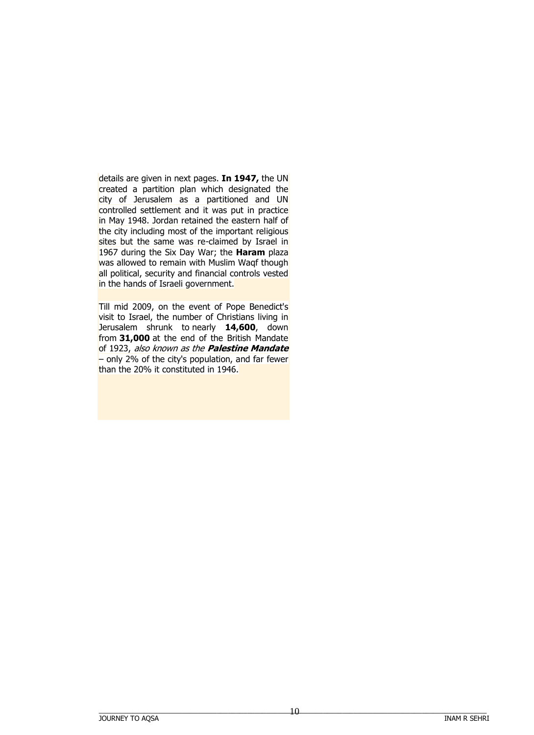details are given in next pages. **In 1947,** the UN created a partition plan which designated the city of Jerusalem as a partitioned and UN controlled settlement and it was put in practice in May 1948. Jordan retained the eastern half of the city including most of the important religious sites but the same was re-claimed by Israel in 1967 during the Six Day War; the **Haram** plaza was allowed to remain with Muslim Waqf though all political, security and financial controls vested in the hands of Israeli government.

Till mid 2009, on the event of Pope Benedict's visit to Israel, the number of Christians living in Jerusalem shrunk to nearly **14,600**, down from **31,000** at the end of the British Mandate of 1923, *also known as the **Palestine Mandate*** – only 2% of the city's population, and far fewer than the 20% it constituted in 1946.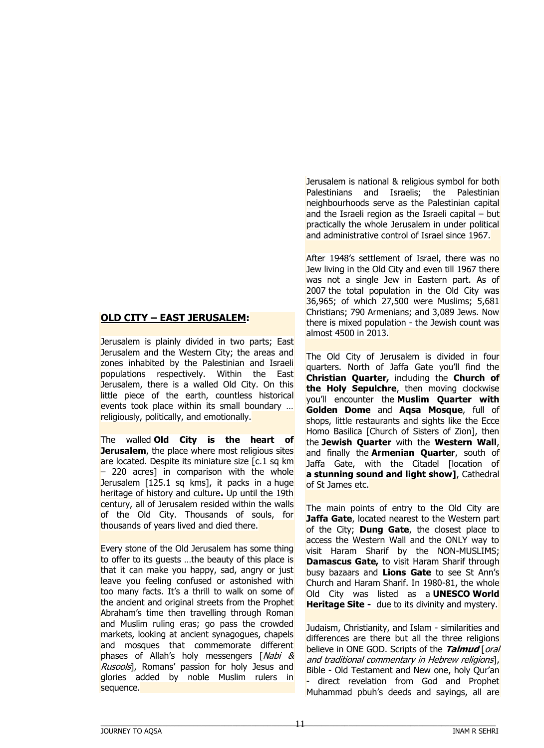## OLD CITY – EAST JERUSALEM:

Jerusalem is plainly divided in two parts; East Jerusalem and the Western City; the areas and zones inhabited by the Palestinian and Israeli populations respectively. Within the East Jerusalem, there is a walled Old City. On this little piece of the earth, countless historical events took place within its small boundary … religiously, politically, and emotionally.

The walled **Old City is the heart of Jerusalem**, the place where most religious sites are located. Despite its miniature size [c.1 sq km – 220 acres] in comparison with the whole Jerusalem [125.1 sq kms], it packs in a huge heritage of history and culture**.** Up until the 19th century, all of Jerusalem resided within the walls of the Old City. Thousands of souls, for thousands of years lived and died there.

Every stone of the Old Jerusalem has some thing to offer to its guests …the beauty of this place is that it can make you happy, sad, angry or just leave you feeling confused or astonished with too many facts. It's a thrill to walk on some of the ancient and original streets from the Prophet Abraham's time then travelling through Roman and Muslim ruling eras; go pass the crowded markets, looking at ancient synagogues, chapels and mosques that commemorate different phases of Allah's holy messengers [*Nabi & Rusools*], Romans' passion for holy Jesus and glories added by noble Muslim rulers in sequence.

Jerusalem is national & religious symbol for both Palestinians and Israelis; the Palestinian neighbourhoods serve as the Palestinian capital and the Israeli region as the Israeli capital – but practically the whole Jerusalem in under political and administrative control of Israel since 1967.

After 1948's settlement of Israel, there was no Jew living in the Old City and even till 1967 there was not a single Jew in Eastern part. As of 2007 the total population in the Old City was 36,965; of which 27,500 were Muslims; 5,681 Christians; 790 Armenians; and 3,089 Jews. Now there is mixed population - the Jewish count was almost 4500 in 2013.

The Old City of Jerusalem is divided in four quarters. North of Jaffa Gate you'll find the **Christian Quarter,** including the **Church of the Holy Sepulchre**, then moving clockwise you'll encounter the **Muslim Quarter with Golden Dome** and **Aqsa Mosque**, full of shops, little restaurants and sights like the Ecce Homo Basilica [Church of Sisters of Zion], then the **Jewish Quarter** with the **Western Wall**, and finally the **Armenian Quarter**, south of Jaffa Gate, with the Citadel [location of **a stunning sound and light show]**, Cathedral of St James etc.

The main points of entry to the Old City are **Jaffa Gate**, located nearest to the Western part of the City; **Dung Gate**, the closest place to access the Western Wall and the ONLY way to visit Haram Sharif by the NON-MUSLIMS; **Damascus Gate,** to visit Haram Sharif through busy bazaars and **Lions Gate** to see St Ann's Church and Haram Sharif. In 1980-81, the whole Old City was listed as a **UNESCO World Heritage Site -** due to its divinity and mystery.

Judaism, Christianity, and Islam - similarities and differences are there but all the three religions believe in ONE GOD. Scripts of the ***Talmud*** [*oral and traditional commentary in Hebrew religions*], Bible - Old Testament and New one, holy Qur'an - direct revelation from God and Prophet Muhammad pbuh's deeds and sayings, all are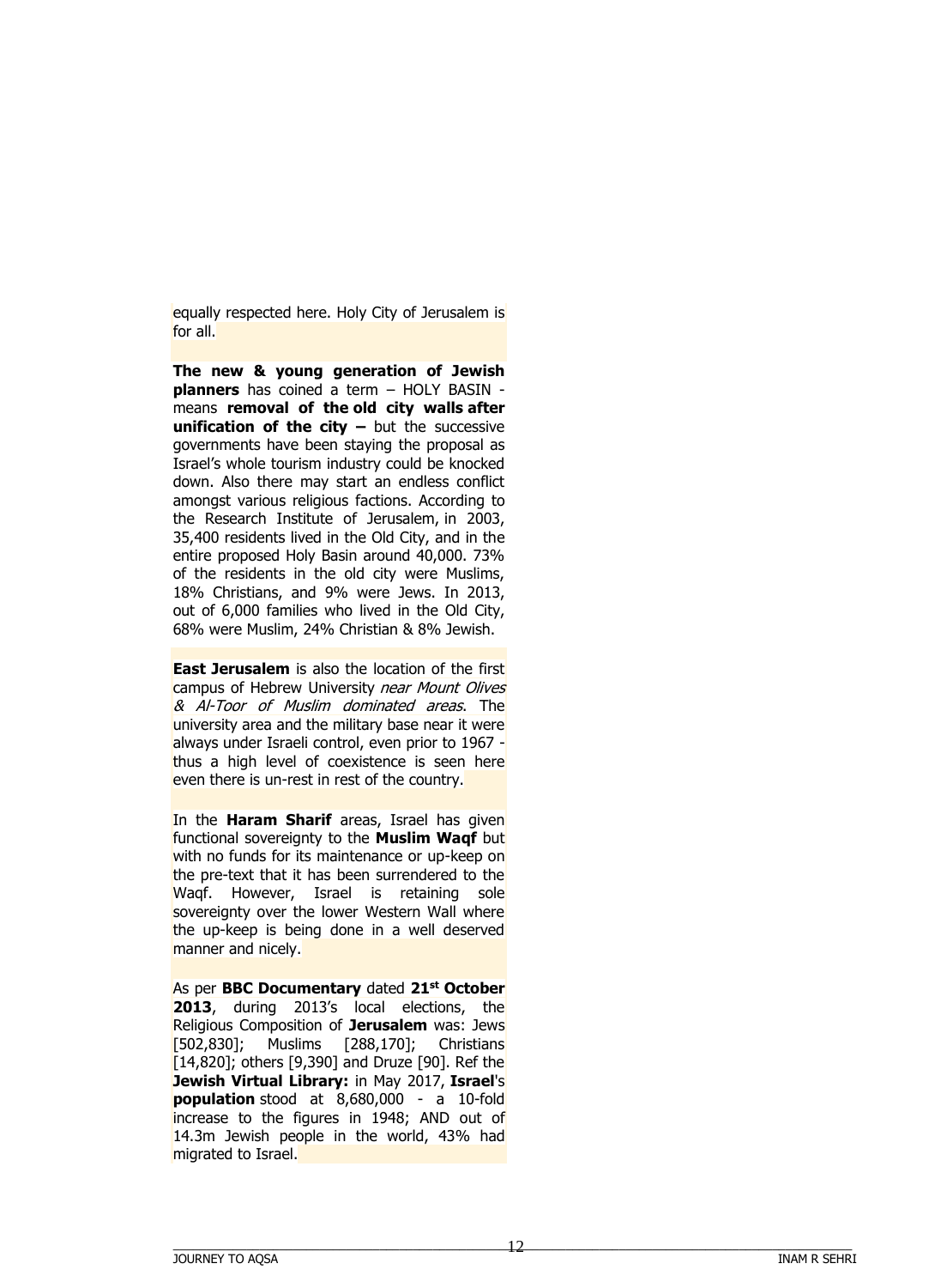equally respected here. Holy City of Jerusalem is for all.

**The new & young generation of Jewish planners** has coined a term – HOLY BASIN - means **removal of the old city walls after unification of the city –** but the successive governments have been staying the proposal as Israel's whole tourism industry could be knocked down. Also there may start an endless conflict amongst various religious factions. According to the Research Institute of Jerusalem, in 2003, 35,400 residents lived in the Old City, and in the entire proposed Holy Basin around 40,000. 73% of the residents in the old city were Muslims, 18% Christians, and 9% were Jews. In 2013, out of 6,000 families who lived in the Old City, 68% were Muslim, 24% Christian & 8% Jewish.

**East Jerusalem** is also the location of the first campus of Hebrew University *near Mount Olives & Al-Toor of Muslim dominated areas*. The university area and the military base near it were always under Israeli control, even prior to 1967 - thus a high level of coexistence is seen here even there is un-rest in rest of the country.

In the **Haram Sharif** areas, Israel has given functional sovereignty to the **Muslim Waqf** but with no funds for its maintenance or up-keep on the pre-text that it has been surrendered to the Waqf. However, Israel is retaining sole sovereignty over the lower Western Wall where the up-keep is being done in a well deserved manner and nicely.

As per **BBC Documentary** dated **21st October 2013**, during 2013's local elections, the Religious Composition of **Jerusalem** was: Jews [502,830]; Muslims [288,170]; Christians [14,820]; others [9,390] and Druze [90]. Ref the **Jewish Virtual Library:** in May 2017, **Israel**'s **population** stood at 8,680,000 - a 10-fold increase to the figures in 1948; AND out of 14.3m Jewish people in the world, 43% had migrated to Israel.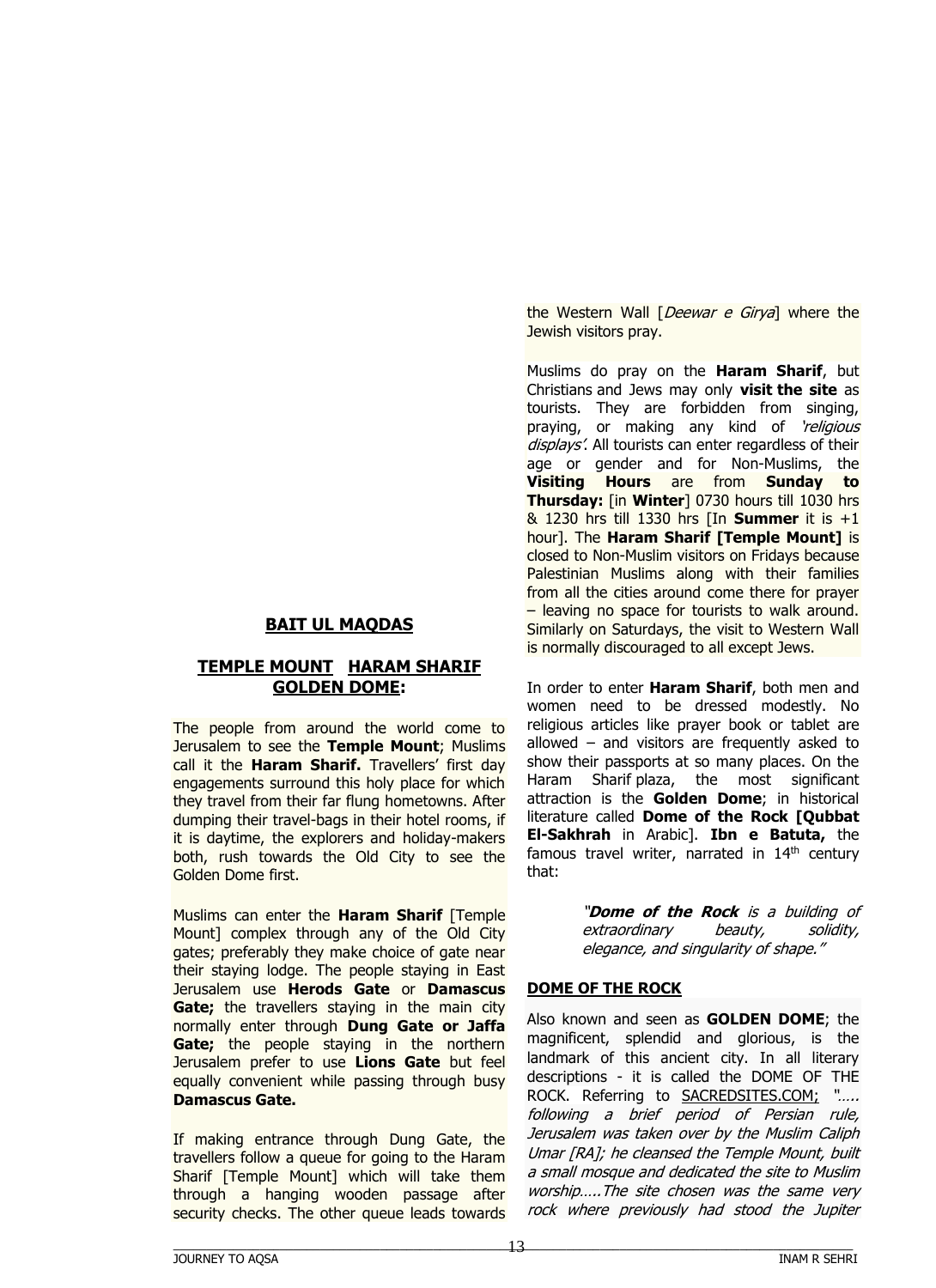## BAIT UL MAQDAS

### TEMPLE MOUNT HARAM SHARIF GOLDEN DOME:

The people from around the world come to Jerusalem to see the **Temple Mount**; Muslims call it the **Haram Sharif.** Travellers' first day engagements surround this holy place for which they travel from their far flung hometowns. After dumping their travel-bags in their hotel rooms, if it is daytime, the explorers and holiday-makers both, rush towards the Old City to see the Golden Dome first.

Muslims can enter the **Haram Sharif** [Temple Mount] complex through any of the Old City gates; preferably they make choice of gate near their staying lodge. The people staying in East Jerusalem use **Herods Gate** or **Damascus Gate;** the travellers staying in the main city normally enter through **Dung Gate or Jaffa Gate;** the people staying in the northern Jerusalem prefer to use **Lions Gate** but feel equally convenient while passing through busy **Damascus Gate.**

If making entrance through Dung Gate, the travellers follow a queue for going to the Haram Sharif [Temple Mount] which will take them through a hanging wooden passage after security checks. The other queue leads towards the Western Wall [*Deewar e Girya*] where the Jewish visitors pray.

Muslims do pray on the **Haram Sharif**, but Christians and Jews may only **visit the site** as tourists. They are forbidden from singing, praying, or making any kind of *'religious displays'*. All tourists can enter regardless of their age or gender and for Non-Muslims, the **Visiting Hours** are from **Sunday to Thursday:** [in **Winter**] 0730 hours till 1030 hrs & 1230 hrs till 1330 hrs [In **Summer** it is +1 hour]. The **Haram Sharif [Temple Mount]** is closed to Non-Muslim visitors on Fridays because Palestinian Muslims along with their families from all the cities around come there for prayer – leaving no space for tourists to walk around. Similarly on Saturdays, the visit to Western Wall is normally discouraged to all except Jews.

In order to enter **Haram Sharif**, both men and women need to be dressed modestly. No religious articles like prayer book or tablet are allowed – and visitors are frequently asked to show their passports at so many places. On the Haram Sharif plaza, the most significant attraction is the **Golden Dome**; in historical literature called **Dome of the Rock [Qubbat El-Sakhrah** in Arabic]. **Ibn e Batuta,** the famous travel writer, narrated in 14th century that:

> *"**Dome of the Rock** is a building of extraordinary beauty, solidity, elegance, and singularity of shape."*

**DOME OF THE ROCK**

Also known and seen as **GOLDEN DOME**; the magnificent, splendid and glorious, is the landmark of this ancient city. In all literary descriptions - it is called the DOME OF THE ROCK. Referring to SACREDSITES.COM; *"….. following a brief period of Persian rule, Jerusalem was taken over by the Muslim Caliph Umar [RA]; he cleansed the Temple Mount, built a small mosque and dedicated the site to Muslim worship…..The site chosen was the same very rock where previously had stood the Jupiter*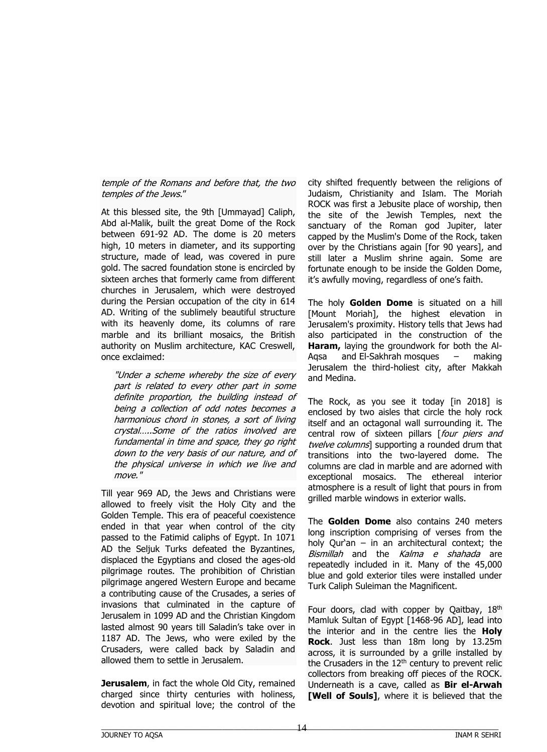*temple of the Romans and before that, the two temples of the Jews."*

At this blessed site, the 9th [Ummayad] Caliph, Abd al-Malik, built the great Dome of the Rock between 691-92 AD. The dome is 20 meters high, 10 meters in diameter, and its supporting structure, made of lead, was covered in pure gold. The sacred foundation stone is encircled by sixteen arches that formerly came from different churches in Jerusalem, which were destroyed during the Persian occupation of the city in 614 AD. Writing of the sublimely beautiful structure with its heavenly dome, its columns of rare marble and its brilliant mosaics, the British authority on Muslim architecture, KAC Creswell, once exclaimed:

> *"Under a scheme whereby the size of every part is related to every other part in some definite proportion, the building instead of being a collection of odd notes becomes a harmonious chord in stones, a sort of living crystal…..Some of the ratios involved are fundamental in time and space, they go right down to the very basis of our nature, and of the physical universe in which we live and move."*

Till year 969 AD, the Jews and Christians were allowed to freely visit the Holy City and the Golden Temple. This era of peaceful coexistence ended in that year when control of the city passed to the Fatimid caliphs of Egypt. In 1071 AD the Seljuk Turks defeated the Byzantines, displaced the Egyptians and closed the ages-old pilgrimage routes. The prohibition of Christian pilgrimage angered Western Europe and became a contributing cause of the Crusades, a series of invasions that culminated in the capture of Jerusalem in 1099 AD and the Christian Kingdom lasted almost 90 years till Saladin's take over in 1187 AD. The Jews, who were exiled by the Crusaders, were called back by Saladin and allowed them to settle in Jerusalem.

**Jerusalem**, in fact the whole Old City, remained charged since thirty centuries with holiness, devotion and spiritual love; the control of the city shifted frequently between the religions of Judaism, Christianity and Islam. The Moriah ROCK was first a Jebusite place of worship, then the site of the Jewish Temples, next the sanctuary of the Roman god Jupiter, later capped by the Muslim's Dome of the Rock, taken over by the Christians again [for 90 years], and still later a Muslim shrine again. Some are fortunate enough to be inside the Golden Dome, it's awfully moving, regardless of one's faith.

The holy **Golden Dome** is situated on a hill [Mount Moriah], the highest elevation in Jerusalem's proximity. History tells that Jews had also participated in the construction of the **Haram,** laying the groundwork for both the Al-Aqsa and El-Sakhrah mosques – making Jerusalem the third-holiest city, after Makkah and Medina.

The Rock, as you see it today [in 2018] is enclosed by two aisles that circle the holy rock itself and an octagonal wall surrounding it. The central row of sixteen pillars [*four piers and twelve columns*] supporting a rounded drum that transitions into the two-layered dome. The columns are clad in marble and are adorned with exceptional mosaics. The ethereal interior atmosphere is a result of light that pours in from grilled marble windows in exterior walls.

The **Golden Dome** also contains 240 meters long inscription comprising of verses from the holy Qur'an – in an architectural context; the *Bismillah* and the *Kalma e shahada* are repeatedly included in it. Many of the 45,000 blue and gold exterior tiles were installed under Turk Caliph Suleiman the Magnificent.

Four doors, clad with copper by Qaitbay, 18th Mamluk Sultan of Egypt [1468-96 AD], lead into the interior and in the centre lies the **Holy Rock**. Just less than 18m long by 13.25m across, it is surrounded by a grille installed by the Crusaders in the 12th century to prevent relic collectors from breaking off pieces of the ROCK. Underneath is a cave, called as **Bir el-Arwah [Well of Souls]**, where it is believed that the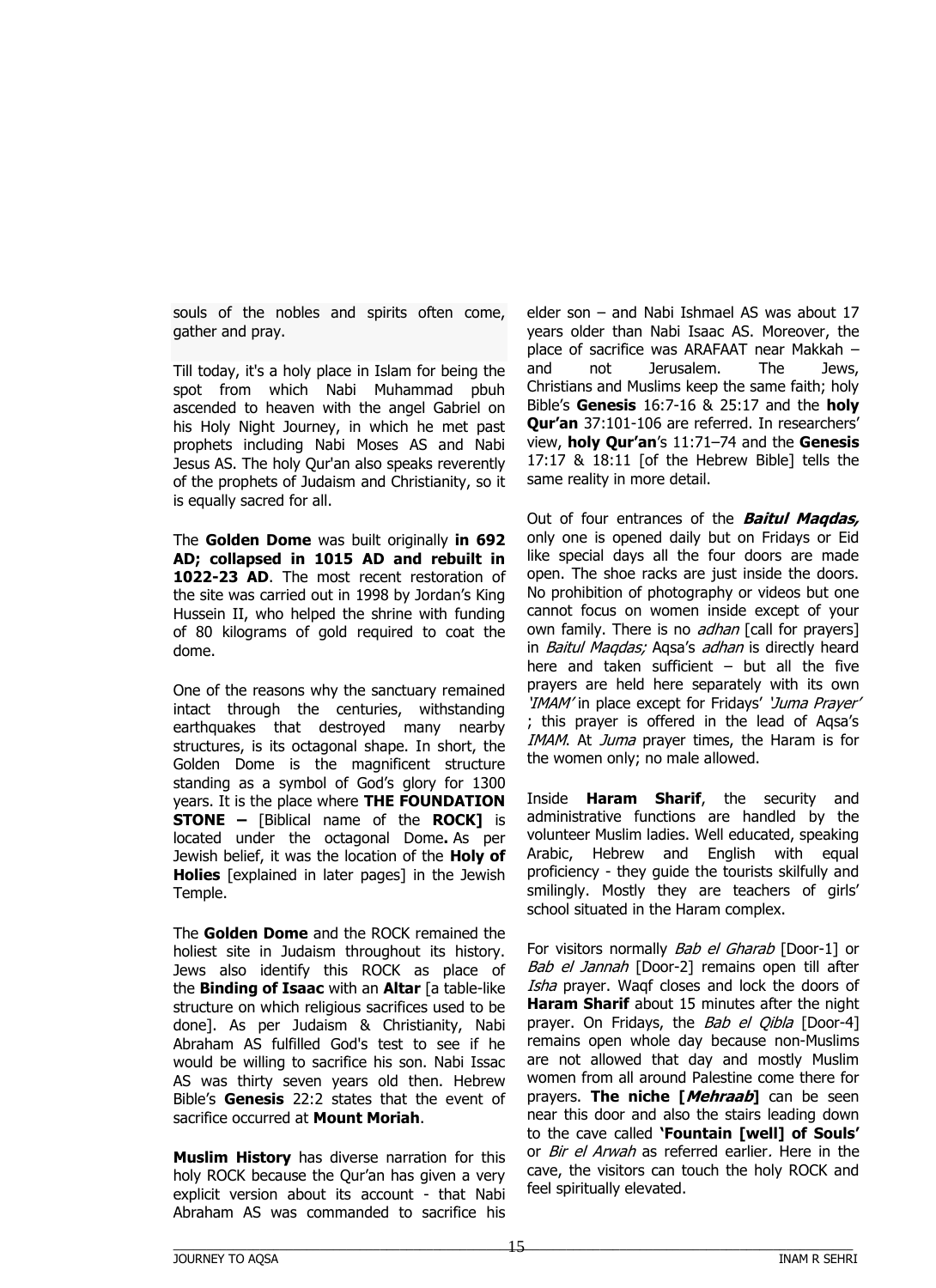souls of the nobles and spirits often come, gather and pray.

Till today, it's a holy place in Islam for being the spot from which Nabi Muhammad pbuh ascended to heaven with the angel Gabriel on his Holy Night Journey, in which he met past prophets including Nabi Moses AS and Nabi Jesus AS. The holy Qur'an also speaks reverently of the prophets of Judaism and Christianity, so it is equally sacred for all.

The **Golden Dome** was built originally **in 692 AD; collapsed in 1015 AD and rebuilt in 1022-23 AD**. The most recent restoration of the site was carried out in 1998 by Jordan's King Hussein II, who helped the shrine with funding of 80 kilograms of gold required to coat the dome.

One of the reasons why the sanctuary remained intact through the centuries, withstanding earthquakes that destroyed many nearby structures, is its octagonal shape. In short, the Golden Dome is the magnificent structure standing as a symbol of God's glory for 1300 years. It is the place where **THE FOUNDATION STONE –** [Biblical name of the **ROCK]** is located under the octagonal Dome**.** As per Jewish belief, it was the location of the **Holy of Holies** [explained in later pages] in the Jewish Temple.

The **Golden Dome** and the ROCK remained the holiest site in Judaism throughout its history. Jews also identify this ROCK as place of the **Binding of Isaac** with an **Altar** [a table-like structure on which religious sacrifices used to be done]. As per Judaism & Christianity, Nabi Abraham AS fulfilled God's test to see if he would be willing to sacrifice his son. Nabi Issac AS was thirty seven years old then. Hebrew Bible's **Genesis** 22:2 states that the event of sacrifice occurred at **Mount Moriah**.

**Muslim History** has diverse narration for this holy ROCK because the Qur'an has given a very explicit version about its account - that Nabi Abraham AS was commanded to sacrifice his elder son – and Nabi Ishmael AS was about 17 years older than Nabi Isaac AS. Moreover, the place of sacrifice was ARAFAAT near Makkah – and not Jerusalem. The Jews, Christians and Muslims keep the same faith; holy Bible's **Genesis** 16:7-16 & 25:17 and the **holy Qur'an** 37:101-106 are referred. In researchers' view, **holy Qur'an**'s 11:71–74 and the **Genesis** 17:17 & 18:11 [of the Hebrew Bible] tells the same reality in more detail.

Out of four entrances of the ***Baitul Maqdas,*** only one is opened daily but on Fridays or Eid like special days all the four doors are made open. The shoe racks are just inside the doors. No prohibition of photography or videos but one cannot focus on women inside except of your own family. There is no *adhan* [call for prayers] in *Baitul Maqdas;* Aqsa's *adhan* is directly heard here and taken sufficient – but all the five prayers are held here separately with its own *'IMAM'* in place except for Fridays' *'Juma Prayer'* ; this prayer is offered in the lead of Aqsa's *IMAM*. At *Juma* prayer times, the Haram is for the women only; no male allowed.

Inside **Haram Sharif**, the security and administrative functions are handled by the volunteer Muslim ladies. Well educated, speaking Arabic, Hebrew and English with equal proficiency - they guide the tourists skilfully and smilingly. Mostly they are teachers of girls' school situated in the Haram complex.

For visitors normally *Bab el Gharab* [Door-1] or *Bab el Jannah* [Door-2] remains open till after *Isha* prayer. Waqf closes and lock the doors of **Haram Sharif** about 15 minutes after the night prayer. On Fridays, the *Bab el Qibla* [Door-4] remains open whole day because non-Muslims are not allowed that day and mostly Muslim women from all around Palestine come there for prayers. **The niche [*Mehraab*]** can be seen near this door and also the stairs leading down to the cave called **'Fountain [well] of Souls'** or *Bir el Arwah* as referred earlier. Here in the cave, the visitors can touch the holy ROCK and feel spiritually elevated.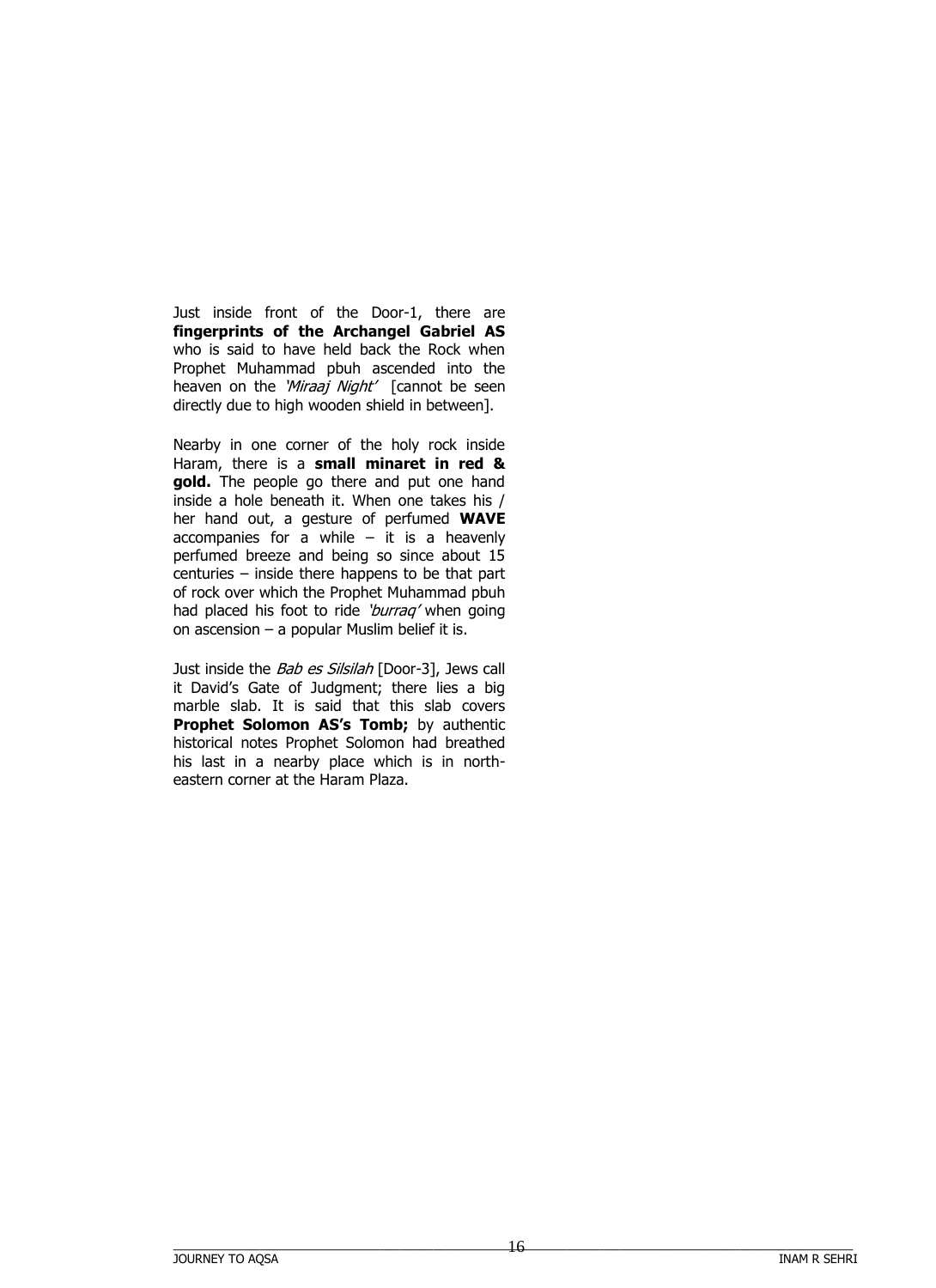Just inside front of the Door-1, there are **fingerprints of the Archangel Gabriel AS** who is said to have held back the Rock when Prophet Muhammad pbuh ascended into the heaven on the *'Miraaj Night'* [cannot be seen directly due to high wooden shield in between].

Nearby in one corner of the holy rock inside Haram, there is a **small minaret in red & gold.** The people go there and put one hand inside a hole beneath it. When one takes his / her hand out, a gesture of perfumed **WAVE** accompanies for a while – it is a heavenly perfumed breeze and being so since about 15 centuries – inside there happens to be that part of rock over which the Prophet Muhammad pbuh had placed his foot to ride *'burraq'* when going on ascension – a popular Muslim belief it is.

Just inside the *Bab es Silsilah* [Door-3], Jews call it David's Gate of Judgment; there lies a big marble slab. It is said that this slab covers **Prophet Solomon AS's Tomb;** by authentic historical notes Prophet Solomon had breathed his last in a nearby place which is in north-eastern corner at the Haram Plaza.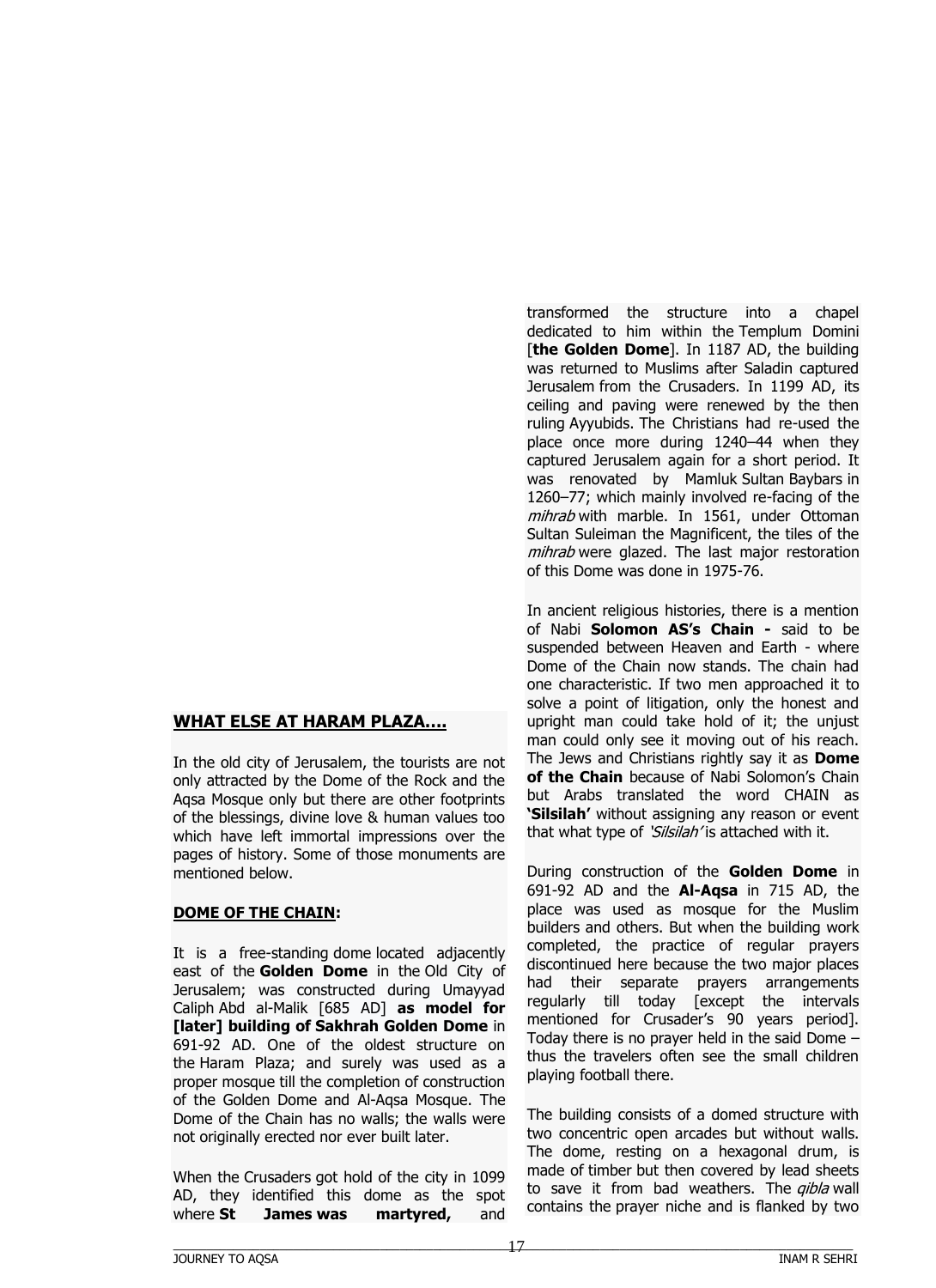## WHAT ELSE AT HARAM PLAZA….

In the old city of Jerusalem, the tourists are not only attracted by the Dome of the Rock and the Aqsa Mosque only but there are other footprints of the blessings, divine love & human values too which have left immortal impressions over the pages of history. Some of those monuments are mentioned below.

### DOME OF THE CHAIN:

It is a free-standing dome located adjacently east of the **Golden Dome** in the Old City of Jerusalem; was constructed during Umayyad Caliph Abd al-Malik [685 AD] **as model for [later] building of Sakhrah Golden Dome** in 691-92 AD. One of the oldest structure on the Haram Plaza; and surely was used as a proper mosque till the completion of construction of the Golden Dome and Al-Aqsa Mosque. The Dome of the Chain has no walls; the walls were not originally erected nor ever built later.

When the Crusaders got hold of the city in 1099 AD, they identified this dome as the spot where **St James was martyred,** and transformed the structure into a chapel dedicated to him within the Templum Domini [**the Golden Dome**]. In 1187 AD, the building was returned to Muslims after Saladin captured Jerusalem from the Crusaders. In 1199 AD, its ceiling and paving were renewed by the then ruling Ayyubids. The Christians had re-used the place once more during 1240–44 when they captured Jerusalem again for a short period. It was renovated by Mamluk Sultan Baybars in 1260–77; which mainly involved re-facing of the *mihrab* with marble. In 1561, under Ottoman Sultan Suleiman the Magnificent, the tiles of the *mihrab* were glazed. The last major restoration of this Dome was done in 1975-76.

In ancient religious histories, there is a mention of Nabi **Solomon AS's Chain -** said to be suspended between Heaven and Earth - where Dome of the Chain now stands. The chain had one characteristic. If two men approached it to solve a point of litigation, only the honest and upright man could take hold of it; the unjust man could only see it moving out of his reach. The Jews and Christians rightly say it as **Dome of the Chain** because of Nabi Solomon's Chain but Arabs translated the word CHAIN as **'Silsilah'** without assigning any reason or event that what type of *'Silsilah'* is attached with it.

During construction of the **Golden Dome** in 691-92 AD and the **Al-Aqsa** in 715 AD, the place was used as mosque for the Muslim builders and others. But when the building work completed, the practice of regular prayers discontinued here because the two major places had their separate prayers arrangements regularly till today [except the intervals mentioned for Crusader's 90 years period]. Today there is no prayer held in the said Dome – thus the travelers often see the small children playing football there.

The building consists of a domed structure with two concentric open arcades but without walls. The dome, resting on a hexagonal drum, is made of timber but then covered by lead sheets to save it from bad weathers. The *qibla* wall contains the prayer niche and is flanked by two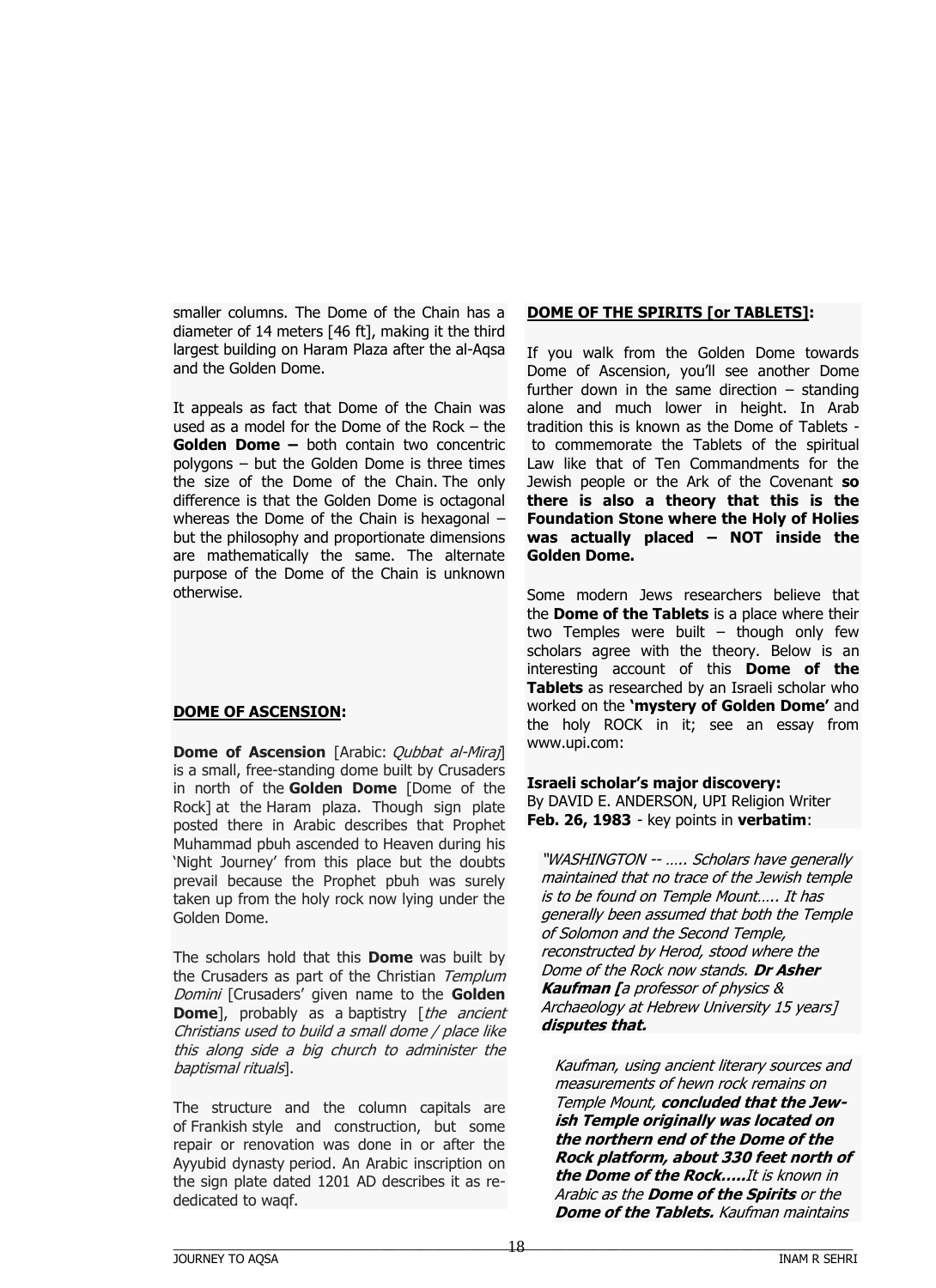smaller columns. The Dome of the Chain has a diameter of 14 meters [46 ft], making it the third largest building on Haram Plaza after the al-Aqsa and the Golden Dome.

It appeals as fact that Dome of the Chain was used as a model for the Dome of the Rock – the **Golden Dome –** both contain two concentric polygons – but the Golden Dome is three times the size of the Dome of the Chain. The only difference is that the Golden Dome is octagonal whereas the Dome of the Chain is hexagonal – but the philosophy and proportionate dimensions are mathematically the same. The alternate purpose of the Dome of the Chain is unknown otherwise.

## DOME OF ASCENSION:

**Dome of Ascension** [Arabic: *Qubbat al-Miraj*] is a small, free-standing dome built by Crusaders in north of the **Golden Dome** [Dome of the Rock] at the Haram plaza. Though sign plate posted there in Arabic describes that Prophet Muhammad pbuh ascended to Heaven during his 'Night Journey' from this place but the doubts prevail because the Prophet pbuh was surely taken up from the holy rock now lying under the Golden Dome.

The scholars hold that this **Dome** was built by the Crusaders as part of the Christian *Templum Domini* [Crusaders' given name to the **Golden Dome**], probably as a baptistry [*the ancient Christians used to build a small dome / place like this along side a big church to administer the baptismal rituals*].

The structure and the column capitals are of Frankish style and construction, but some repair or renovation was done in or after the Ayyubid dynasty period. An Arabic inscription on the sign plate dated 1201 AD describes it as re-dedicated to waqf.

## DOME OF THE SPIRITS [or TABLETS]:

If you walk from the Golden Dome towards Dome of Ascension, you'll see another Dome further down in the same direction – standing alone and much lower in height. In Arab tradition this is known as the Dome of Tablets - to commemorate the Tablets of the spiritual Law like that of Ten Commandments for the Jewish people or the Ark of the Covenant **so there is also a theory that this is the Foundation Stone where the Holy of Holies was actually placed – NOT inside the Golden Dome.**

Some modern Jews researchers believe that the **Dome of the Tablets** is a place where their two Temples were built – though only few scholars agree with the theory. Below is an interesting account of this **Dome of the Tablets** as researched by an Israeli scholar who worked on the **'mystery of Golden Dome'** and the holy ROCK in it; see an essay from www.upi.com:

**Israeli scholar's major discovery:**
By DAVID E. ANDERSON, UPI Religion Writer
**Feb. 26, 1983** - key points in **verbatim**:

> *"WASHINGTON -- ….. Scholars have generally maintained that no trace of the Jewish temple is to be found on Temple Mount….. It has generally been assumed that both the Temple of Solomon and the Second Temple, reconstructed by Herod, stood where the Dome of the Rock now stands.* ***Dr Asher Kaufman [****a professor of physics & Archaeology at Hebrew University 15 years]* ***disputes that.***
>
> *Kaufman, using ancient literary sources and measurements of hewn rock remains on Temple Mount,* ***concluded that the Jewish Temple originally was located on the northern end of the Dome of the Rock platform, about 330 feet north of the Dome of the Rock…..****It is known in Arabic as the* ***Dome of the Spirits*** *or the* ***Dome of the Tablets.*** *Kaufman maintains*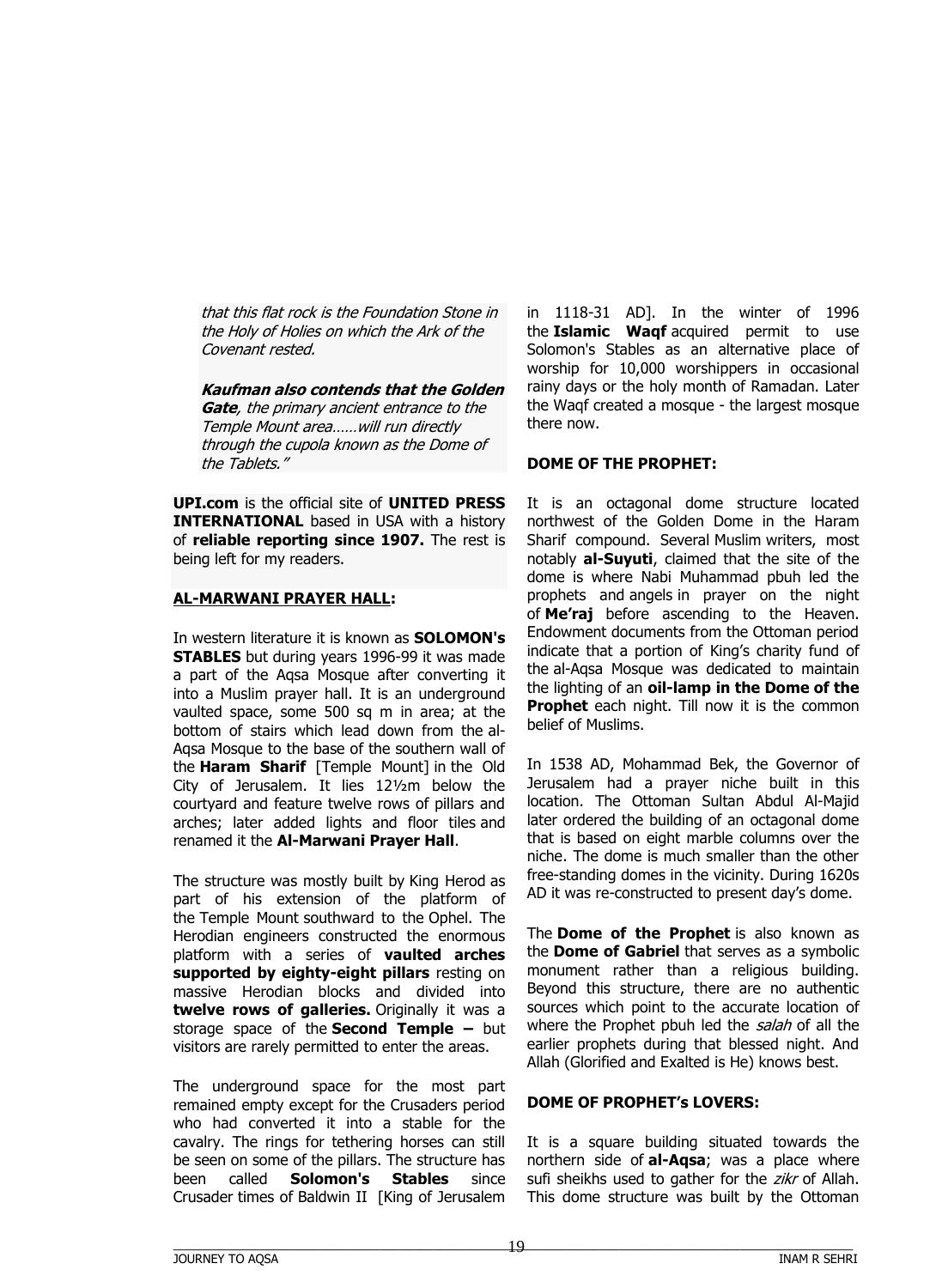*that this flat rock is the Foundation Stone in the Holy of Holies on which the Ark of the Covenant rested.*

***Kaufman also contends that the Golden Gate**, the primary ancient entrance to the Temple Mount area……will run directly through the cupola known as the Dome of the Tablets."*

**UPI.com** is the official site of **UNITED PRESS INTERNATIONAL** based in USA with a history of **reliable reporting since 1907.** The rest is being left for my readers.

**AL-MARWANI PRAYER HALL:**

In western literature it is known as **SOLOMON's STABLES** but during years 1996-99 it was made a part of the Aqsa Mosque after converting it into a Muslim prayer hall. It is an underground vaulted space, some 500 sq m in area; at the bottom of stairs which lead down from the al-Aqsa Mosque to the base of the southern wall of the **Haram Sharif** [Temple Mount] in the Old City of Jerusalem. It lies 12½m below the courtyard and feature twelve rows of pillars and arches; later added lights and floor tiles and renamed it the **Al-Marwani Prayer Hall**.

The structure was mostly built by King Herod as part of his extension of the platform of the Temple Mount southward to the Ophel. The Herodian engineers constructed the enormous platform with a series of **vaulted arches supported by eighty-eight pillars** resting on massive Herodian blocks and divided into **twelve rows of galleries.** Originally it was a storage space of the **Second Temple –** but visitors are rarely permitted to enter the areas.

The underground space for the most part remained empty except for the Crusaders period who had converted it into a stable for the cavalry. The rings for tethering horses can still be seen on some of the pillars. The structure has been called **Solomon's Stables** since Crusader times of Baldwin II [King of Jerusalem in 1118-31 AD]. In the winter of 1996 the **Islamic Waqf** acquired permit to use Solomon's Stables as an alternative place of worship for 10,000 worshippers in occasional rainy days or the holy month of Ramadan. Later the Waqf created a mosque - the largest mosque there now.

**DOME OF THE PROPHET:**

It is an octagonal dome structure located northwest of the Golden Dome in the Haram Sharif compound. Several Muslim writers, most notably **al-Suyuti**, claimed that the site of the dome is where Nabi Muhammad pbuh led the prophets and angels in prayer on the night of **Me'raj** before ascending to the Heaven. Endowment documents from the Ottoman period indicate that a portion of King's charity fund of the al-Aqsa Mosque was dedicated to maintain the lighting of an **oil-lamp in the Dome of the Prophet** each night. Till now it is the common belief of Muslims.

In 1538 AD, Mohammad Bek, the Governor of Jerusalem had a prayer niche built in this location. The Ottoman Sultan Abdul Al-Majid later ordered the building of an octagonal dome that is based on eight marble columns over the niche. The dome is much smaller than the other free-standing domes in the vicinity. During 1620s AD it was re-constructed to present day's dome.

The **Dome of the Prophet** is also known as the **Dome of Gabriel** that serves as a symbolic monument rather than a religious building. Beyond this structure, there are no authentic sources which point to the accurate location of where the Prophet pbuh led the *salah* of all the earlier prophets during that blessed night. And Allah (Glorified and Exalted is He) knows best.

**DOME OF PROPHET's LOVERS:**

It is a square building situated towards the northern side of **al-Aqsa**; was a place where sufi sheikhs used to gather for the *zikr* of Allah. This dome structure was built by the Ottoman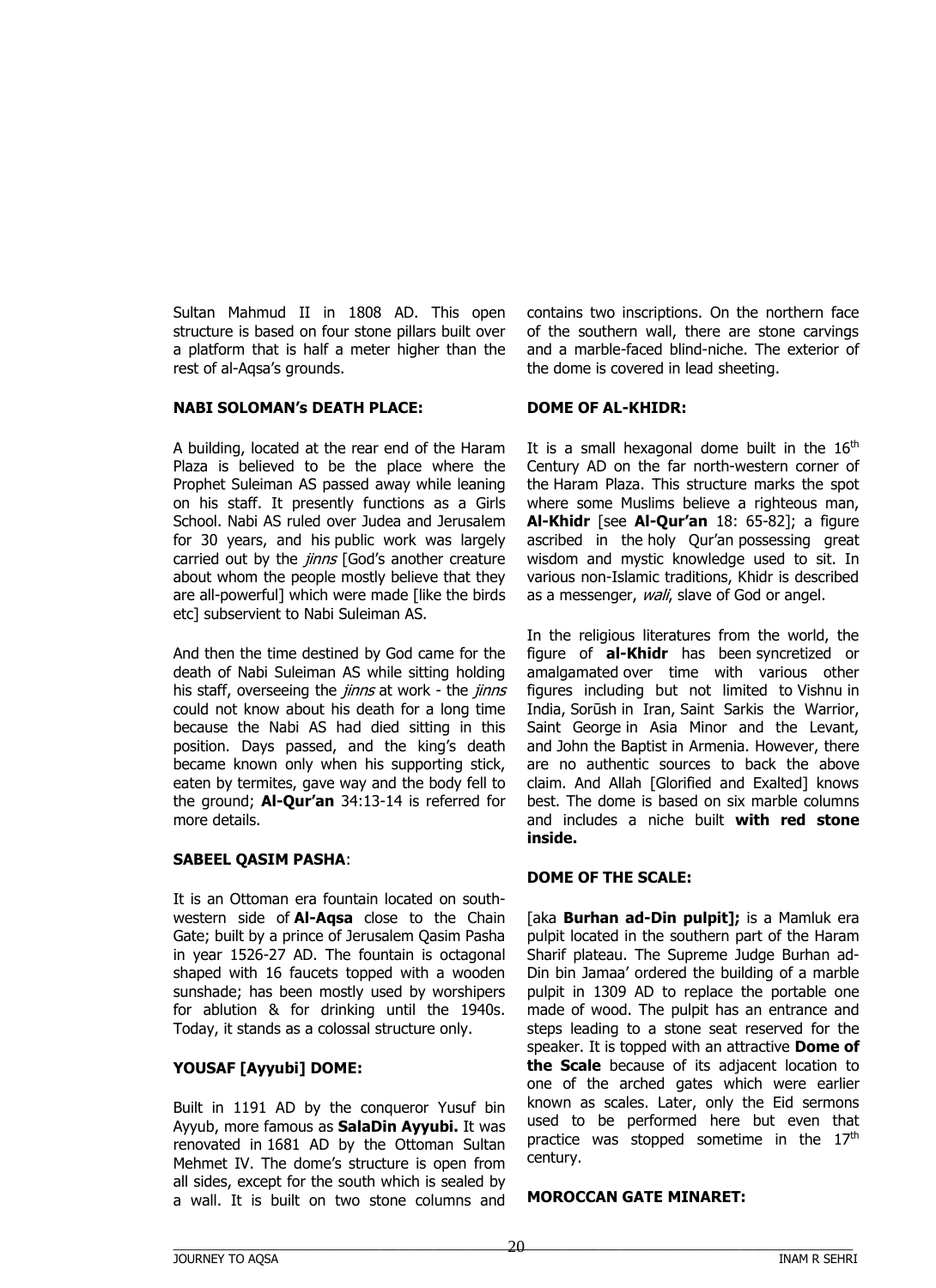Sultan Mahmud II in 1808 AD. This open structure is based on four stone pillars built over a platform that is half a meter higher than the rest of al-Aqsa's grounds.

**NABI SOLOMAN's DEATH PLACE:**

A building, located at the rear end of the Haram Plaza is believed to be the place where the Prophet Suleiman AS passed away while leaning on his staff. It presently functions as a Girls School. Nabi AS ruled over Judea and Jerusalem for 30 years, and his public work was largely carried out by the *jinns* [God's another creature about whom the people mostly believe that they are all-powerful] which were made [like the birds etc] subservient to Nabi Suleiman AS.

And then the time destined by God came for the death of Nabi Suleiman AS while sitting holding his staff, overseeing the *jinns* at work - the *jinns* could not know about his death for a long time because the Nabi AS had died sitting in this position. Days passed, and the king's death became known only when his supporting stick, eaten by termites, gave way and the body fell to the ground; **Al-Qur'an** 34:13-14 is referred for more details.

**SABEEL QASIM PASHA**:

It is an Ottoman era fountain located on south-western side of **Al-Aqsa** close to the Chain Gate; built by a prince of Jerusalem Qasim Pasha in year 1526-27 AD. The fountain is octagonal shaped with 16 faucets topped with a wooden sunshade; has been mostly used by worshipers for ablution & for drinking until the 1940s. Today, it stands as a colossal structure only.

**YOUSAF [Ayyubi] DOME:**

Built in 1191 AD by the conqueror Yusuf bin Ayyub, more famous as **SalaDin Ayyubi.** It was renovated in 1681 AD by the Ottoman Sultan Mehmet IV. The dome's structure is open from all sides, except for the south which is sealed by a wall. It is built on two stone columns and contains two inscriptions. On the northern face of the southern wall, there are stone carvings and a marble-faced blind-niche. The exterior of the dome is covered in lead sheeting.

**DOME OF AL-KHIDR:**

It is a small hexagonal dome built in the 16th Century AD on the far north-western corner of the Haram Plaza. This structure marks the spot where some Muslims believe a righteous man, **Al-Khidr** [see **Al-Qur'an** 18: 65-82]; a figure ascribed in the holy Qur'an possessing great wisdom and mystic knowledge used to sit. In various non-Islamic traditions, Khidr is described as a messenger, *wali*, slave of God or angel.

In the religious literatures from the world, the figure of **al-Khidr** has been syncretized or amalgamated over time with various other figures including but not limited to Vishnu in India, Sorūsh in Iran, Saint Sarkis the Warrior, Saint George in Asia Minor and the Levant, and John the Baptist in Armenia. However, there are no authentic sources to back the above claim. And Allah [Glorified and Exalted] knows best. The dome is based on six marble columns and includes a niche built **with red stone inside.**

**DOME OF THE SCALE:**

[aka **Burhan ad-Din pulpit];** is a Mamluk era pulpit located in the southern part of the Haram Sharif plateau. The Supreme Judge Burhan ad-Din bin Jamaa' ordered the building of a marble pulpit in 1309 AD to replace the portable one made of wood. The pulpit has an entrance and steps leading to a stone seat reserved for the speaker. It is topped with an attractive **Dome of the Scale** because of its adjacent location to one of the arched gates which were earlier known as scales. Later, only the Eid sermons used to be performed here but even that practice was stopped sometime in the 17th century.

**MOROCCAN GATE MINARET:**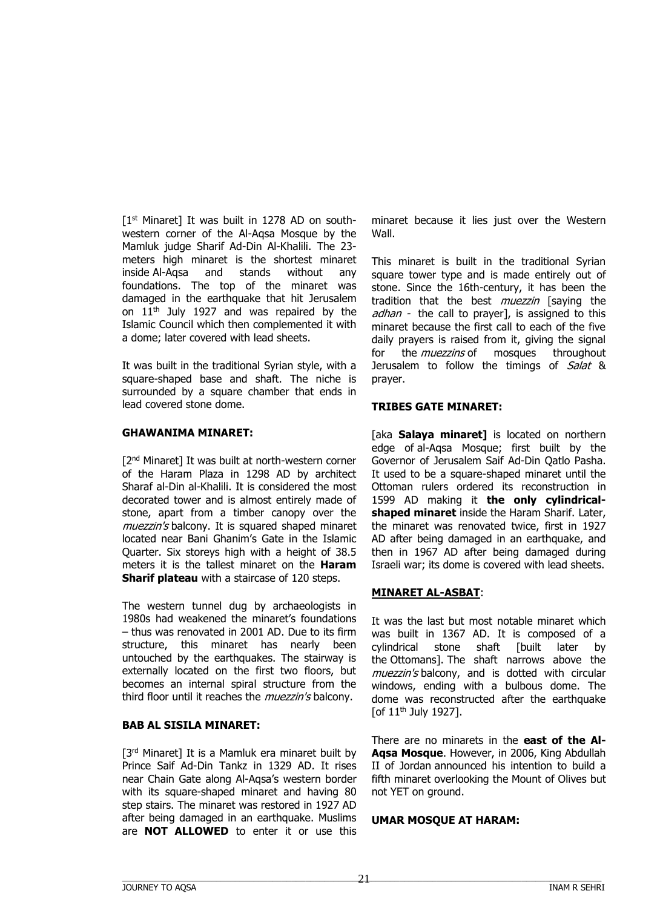[1st Minaret] It was built in 1278 AD on south-western corner of the Al-Aqsa Mosque by the Mamluk judge Sharif Ad-Din Al-Khalili. The 23-meters high minaret is the shortest minaret inside Al-Aqsa and stands without any foundations. The top of the minaret was damaged in the earthquake that hit Jerusalem on 11th July 1927 and was repaired by the Islamic Council which then complemented it with a dome; later covered with lead sheets.

It was built in the traditional Syrian style, with a square-shaped base and shaft. The niche is surrounded by a square chamber that ends in lead covered stone dome.

**GHAWANIMA MINARET:**

[2nd Minaret] It was built at north-western corner of the Haram Plaza in 1298 AD by architect Sharaf al-Din al-Khalili. It is considered the most decorated tower and is almost entirely made of stone, apart from a timber canopy over the *muezzin's* balcony. It is squared shaped minaret located near Bani Ghanim's Gate in the Islamic Quarter. Six storeys high with a height of 38.5 meters it is the tallest minaret on the **Haram Sharif plateau** with a staircase of 120 steps.

The western tunnel dug by archaeologists in 1980s had weakened the minaret's foundations – thus was renovated in 2001 AD. Due to its firm structure, this minaret has nearly been untouched by the earthquakes. The stairway is externally located on the first two floors, but becomes an internal spiral structure from the third floor until it reaches the *muezzin's* balcony.

**BAB AL SISILA MINARET:**

[3rd Minaret] It is a Mamluk era minaret built by Prince Saif Ad-Din Tankz in 1329 AD. It rises near Chain Gate along Al-Aqsa's western border with its square-shaped minaret and having 80 step stairs. The minaret was restored in 1927 AD after being damaged in an earthquake. Muslims are **NOT ALLOWED** to enter it or use this minaret because it lies just over the Western Wall.

This minaret is built in the traditional Syrian square tower type and is made entirely out of stone. Since the 16th-century, it has been the tradition that the best *muezzin* [saying the *adhan* - the call to prayer], is assigned to this minaret because the first call to each of the five daily prayers is raised from it, giving the signal for the *muezzins* of mosques throughout Jerusalem to follow the timings of *Salat* & prayer.

**TRIBES GATE MINARET:**

[aka **Salaya minaret]** is located on northern edge of al-Aqsa Mosque; first built by the Governor of Jerusalem Saif Ad-Din Qatlo Pasha. It used to be a square-shaped minaret until the Ottoman rulers ordered its reconstruction in 1599 AD making it **the only cylindrical-shaped minaret** inside the Haram Sharif. Later, the minaret was renovated twice, first in 1927 AD after being damaged in an earthquake, and then in 1967 AD after being damaged during Israeli war; its dome is covered with lead sheets.

**MINARET AL-ASBAT**:

It was the last but most notable minaret which was built in 1367 AD. It is composed of a cylindrical stone shaft [built later by the Ottomans]. The shaft narrows above the *muezzin's* balcony, and is dotted with circular windows, ending with a bulbous dome. The dome was reconstructed after the earthquake [of 11th July 1927].

There are no minarets in the **east of the Al-Aqsa Mosque**. However, in 2006, King Abdullah II of Jordan announced his intention to build a fifth minaret overlooking the Mount of Olives but not YET on ground.

**UMAR MOSQUE AT HARAM:**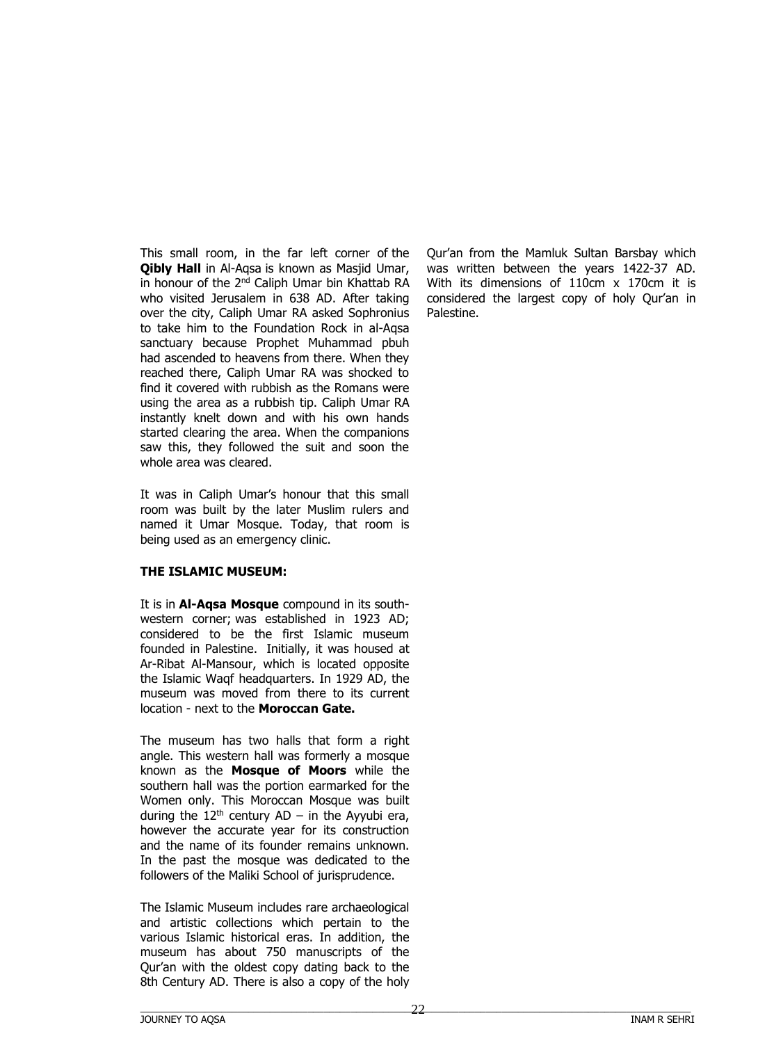This small room, in the far left corner of the **Qibly Hall** in Al-Aqsa is known as Masjid Umar, in honour of the 2nd Caliph Umar bin Khattab RA who visited Jerusalem in 638 AD. After taking over the city, Caliph Umar RA asked Sophronius to take him to the Foundation Rock in al-Aqsa sanctuary because Prophet Muhammad pbuh had ascended to heavens from there. When they reached there, Caliph Umar RA was shocked to find it covered with rubbish as the Romans were using the area as a rubbish tip. Caliph Umar RA instantly knelt down and with his own hands started clearing the area. When the companions saw this, they followed the suit and soon the whole area was cleared.

It was in Caliph Umar's honour that this small room was built by the later Muslim rulers and named it Umar Mosque. Today, that room is being used as an emergency clinic.

**THE ISLAMIC MUSEUM:**

It is in **Al-Aqsa Mosque** compound in its south-western corner; was established in 1923 AD; considered to be the first Islamic museum founded in Palestine. Initially, it was housed at Ar-Ribat Al-Mansour, which is located opposite the Islamic Waqf headquarters. In 1929 AD, the museum was moved from there to its current location - next to the **Moroccan Gate.**

The museum has two halls that form a right angle. This western hall was formerly a mosque known as the **Mosque of Moors** while the southern hall was the portion earmarked for the Women only. This Moroccan Mosque was built during the 12th century AD – in the Ayyubi era, however the accurate year for its construction and the name of its founder remains unknown. In the past the mosque was dedicated to the followers of the Maliki School of jurisprudence.

The Islamic Museum includes rare archaeological and artistic collections which pertain to the various Islamic historical eras. In addition, the museum has about 750 manuscripts of the Qur'an with the oldest copy dating back to the 8th Century AD. There is also a copy of the holy Qur'an from the Mamluk Sultan Barsbay which was written between the years 1422-37 AD. With its dimensions of 110cm x 170cm it is considered the largest copy of holy Qur'an in Palestine.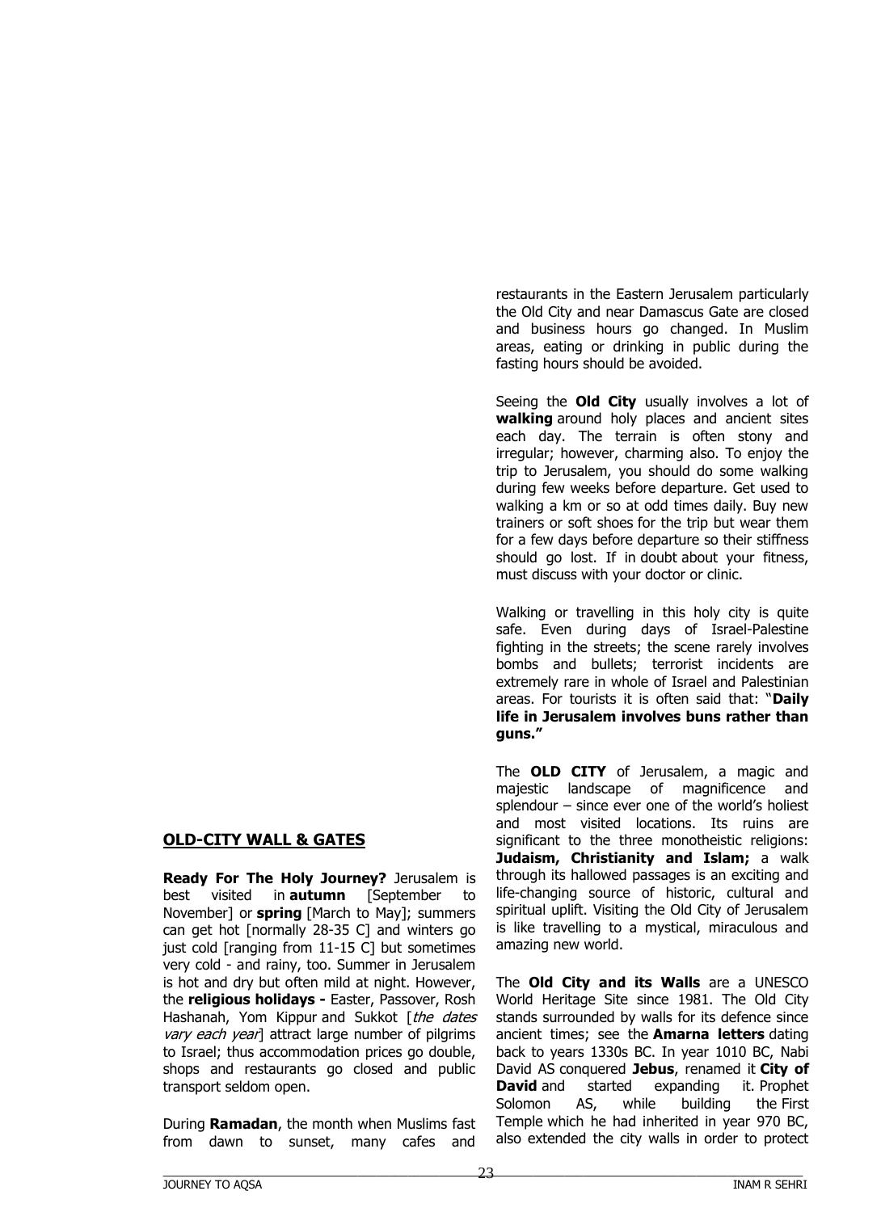## OLD-CITY WALL & GATES

**Ready For The Holy Journey?** Jerusalem is best visited in **autumn** [September to November] or **spring** [March to May]; summers can get hot [normally 28-35 C] and winters go just cold [ranging from 11-15 C] but sometimes very cold - and rainy, too. Summer in Jerusalem is hot and dry but often mild at night. However, the **religious holidays -** Easter, Passover, Rosh Hashanah, Yom Kippur and Sukkot [*the dates vary each year*] attract large number of pilgrims to Israel; thus accommodation prices go double, shops and restaurants go closed and public transport seldom open.

During **Ramadan**, the month when Muslims fast from dawn to sunset, many cafes and restaurants in the Eastern Jerusalem particularly the Old City and near Damascus Gate are closed and business hours go changed. In Muslim areas, eating or drinking in public during the fasting hours should be avoided.

Seeing the **Old City** usually involves a lot of **walking** around holy places and ancient sites each day. The terrain is often stony and irregular; however, charming also. To enjoy the trip to Jerusalem, you should do some walking during few weeks before departure. Get used to walking a km or so at odd times daily. Buy new trainers or soft shoes for the trip but wear them for a few days before departure so their stiffness should go lost. If in doubt about your fitness, must discuss with your doctor or clinic.

Walking or travelling in this holy city is quite safe. Even during days of Israel-Palestine fighting in the streets; the scene rarely involves bombs and bullets; terrorist incidents are extremely rare in whole of Israel and Palestinian areas. For tourists it is often said that: "**Daily life in Jerusalem involves buns rather than guns."**

The **OLD CITY** of Jerusalem, a magic and majestic landscape of magnificence and splendour – since ever one of the world's holiest and most visited locations. Its ruins are significant to the three monotheistic religions: **Judaism, Christianity and Islam;** a walk through its hallowed passages is an exciting and life-changing source of historic, cultural and spiritual uplift. Visiting the Old City of Jerusalem is like travelling to a mystical, miraculous and amazing new world.

The **Old City and its Walls** are a UNESCO World Heritage Site since 1981. The Old City stands surrounded by walls for its defence since ancient times; see the **Amarna letters** dating back to years 1330s BC. In year 1010 BC, Nabi David AS conquered **Jebus**, renamed it **City of David** and started expanding it. Prophet Solomon AS, while building the First Temple which he had inherited in year 970 BC, also extended the city walls in order to protect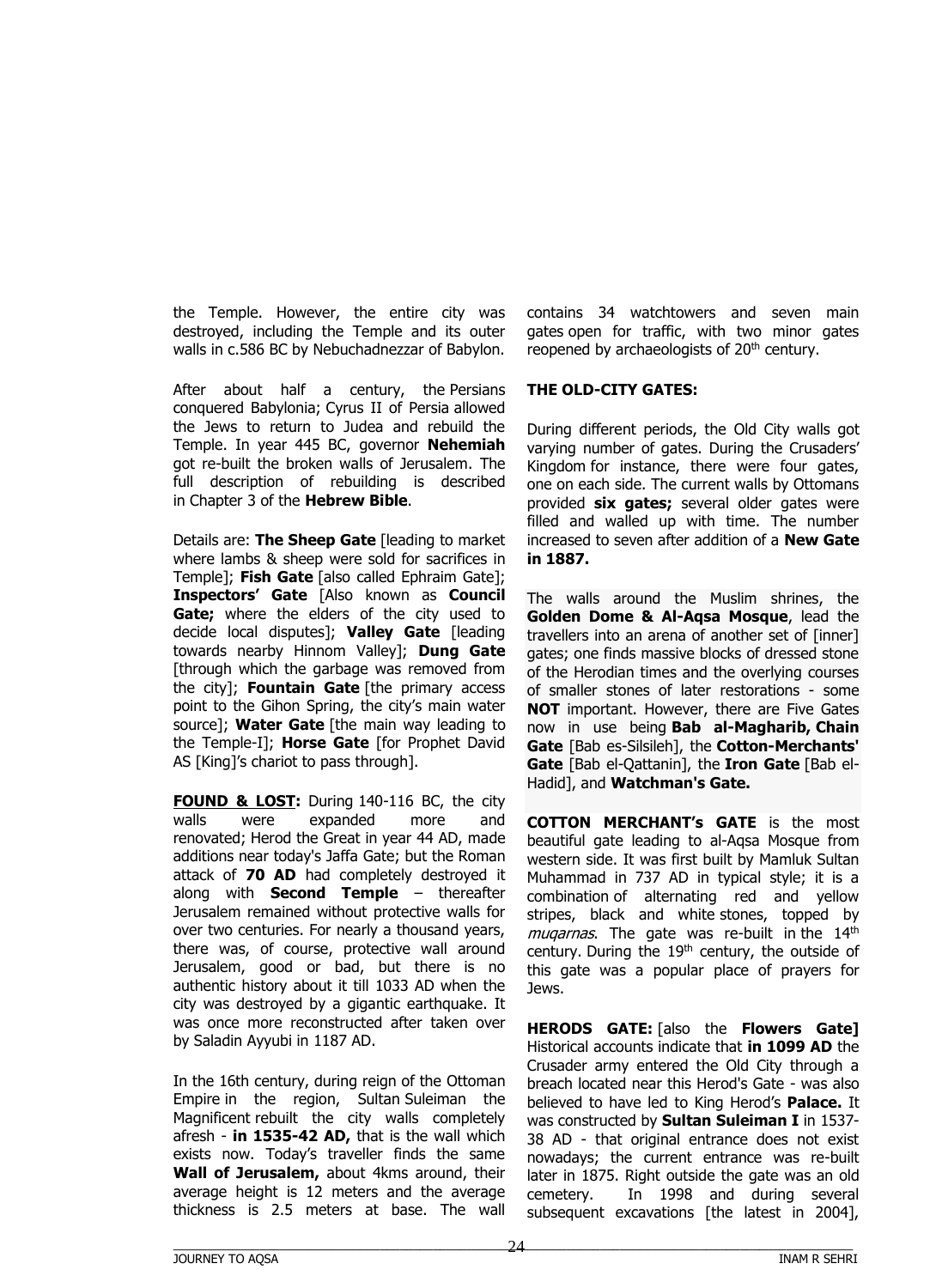the Temple. However, the entire city was destroyed, including the Temple and its outer walls in c.586 BC by Nebuchadnezzar of Babylon.

After about half a century, the Persians conquered Babylonia; Cyrus II of Persia allowed the Jews to return to Judea and rebuild the Temple. In year 445 BC, governor **Nehemiah** got re-built the broken walls of Jerusalem. The full description of rebuilding is described in Chapter 3 of the **Hebrew Bible**.

Details are: **The Sheep Gate** [leading to market where lambs & sheep were sold for sacrifices in Temple]; **Fish Gate** [also called Ephraim Gate]; **Inspectors' Gate** [Also known as **Council Gate;** where the elders of the city used to decide local disputes]; **Valley Gate** [leading towards nearby Hinnom Valley]; **Dung Gate** [through which the garbage was removed from the city]; **Fountain Gate** [the primary access point to the Gihon Spring, the city's main water source]; **Water Gate** [the main way leading to the Temple-I]; **Horse Gate** [for Prophet David AS [King]'s chariot to pass through].

**FOUND & LOST:** During 140-116 BC, the city walls were expanded more and renovated; Herod the Great in year 44 AD, made additions near today's Jaffa Gate; but the Roman attack of **70 AD** had completely destroyed it along with **Second Temple** – thereafter Jerusalem remained without protective walls for over two centuries. For nearly a thousand years, there was, of course, protective wall around Jerusalem, good or bad, but there is no authentic history about it till 1033 AD when the city was destroyed by a gigantic earthquake. It was once more reconstructed after taken over by Saladin Ayyubi in 1187 AD.

In the 16th century, during reign of the Ottoman Empire in the region, Sultan Suleiman the Magnificent rebuilt the city walls completely afresh - **in 1535-42 AD,** that is the wall which exists now. Today's traveller finds the same **Wall of Jerusalem,** about 4kms around, their average height is 12 meters and the average thickness is 2.5 meters at base. The wall contains 34 watchtowers and seven main gates open for traffic, with two minor gates reopened by archaeologists of 20th century.

**THE OLD-CITY GATES:**

During different periods, the Old City walls got varying number of gates. During the Crusaders' Kingdom for instance, there were four gates, one on each side. The current walls by Ottomans provided **six gates;** several older gates were filled and walled up with time. The number increased to seven after addition of a **New Gate in 1887.**

The walls around the Muslim shrines, the **Golden Dome & Al-Aqsa Mosque**, lead the travellers into an arena of another set of [inner] gates; one finds massive blocks of dressed stone of the Herodian times and the overlying courses of smaller stones of later restorations - some **NOT** important. However, there are Five Gates now in use being **Bab al-Magharib, Chain Gate** [Bab es-Silsileh], the **Cotton-Merchants' Gate** [Bab el-Qattanin], the **Iron Gate** [Bab el-Hadid], and **Watchman's Gate.**

**COTTON MERCHANT's GATE** is the most beautiful gate leading to al-Aqsa Mosque from western side. It was first built by Mamluk Sultan Muhammad in 737 AD in typical style; it is a combination of alternating red and yellow stripes, black and white stones, topped by *muqarnas*. The gate was re-built in the 14th century. During the 19th century, the outside of this gate was a popular place of prayers for Jews.

**HERODS GATE:** [also the **Flowers Gate]** Historical accounts indicate that **in 1099 AD** the Crusader army entered the Old City through a breach located near this Herod's Gate - was also believed to have led to King Herod's **Palace.** It was constructed by **Sultan Suleiman I** in 1537-38 AD - that original entrance does not exist nowadays; the current entrance was re-built later in 1875. Right outside the gate was an old cemetery. In 1998 and during several subsequent excavations [the latest in 2004],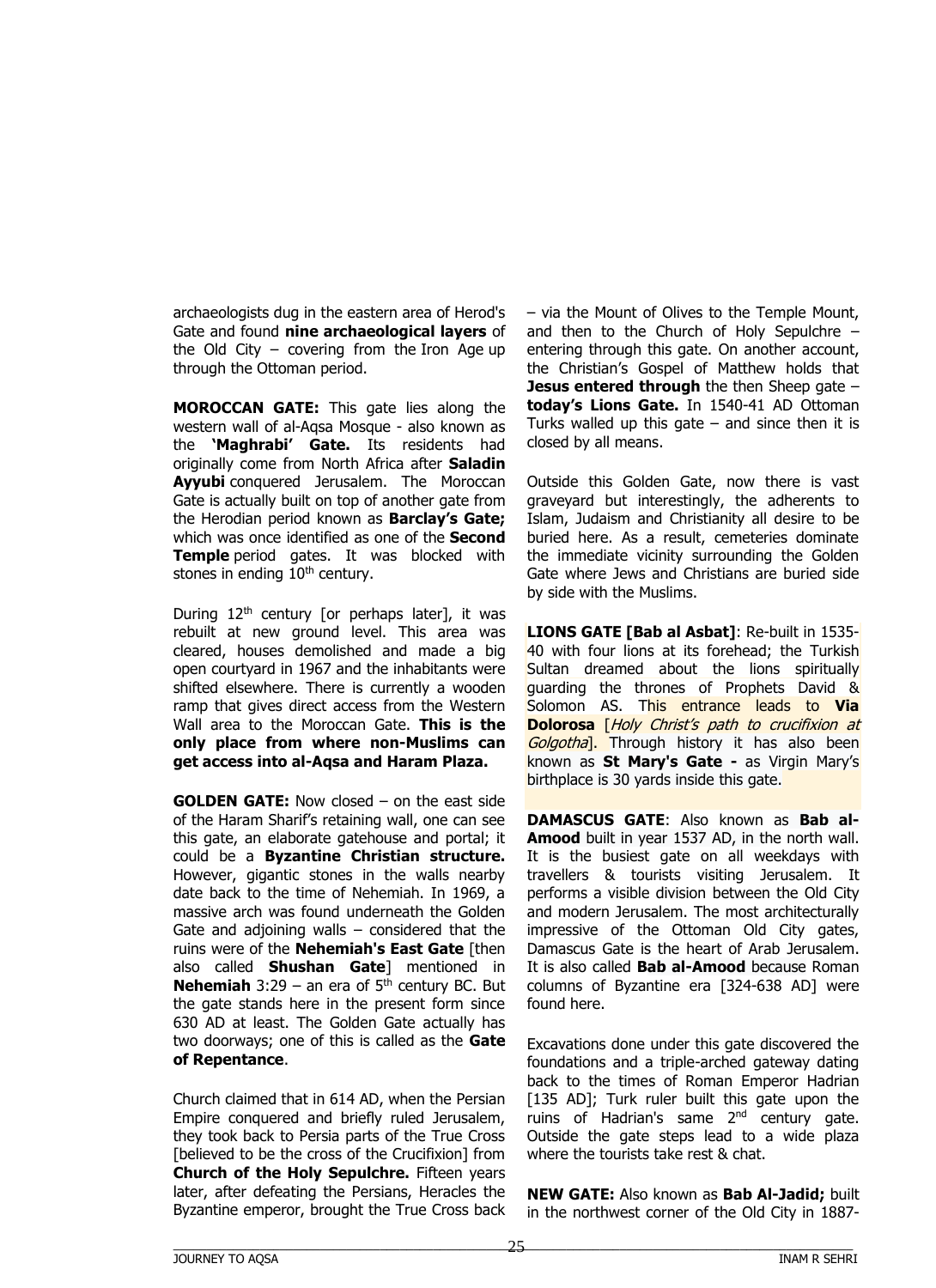archaeologists dug in the eastern area of Herod's Gate and found **nine archaeological layers** of the Old City – covering from the Iron Age up through the Ottoman period.

**MOROCCAN GATE:** This gate lies along the western wall of al-Aqsa Mosque - also known as the **'Maghrabi' Gate.** Its residents had originally come from North Africa after **Saladin Ayyubi** conquered Jerusalem. The Moroccan Gate is actually built on top of another gate from the Herodian period known as **Barclay's Gate;** which was once identified as one of the **Second Temple** period gates. It was blocked with stones in ending 10th century.

During 12th century [or perhaps later], it was rebuilt at new ground level. This area was cleared, houses demolished and made a big open courtyard in 1967 and the inhabitants were shifted elsewhere. There is currently a wooden ramp that gives direct access from the Western Wall area to the Moroccan Gate. **This is the only place from where non-Muslims can get access into al-Aqsa and Haram Plaza.**

**GOLDEN GATE:** Now closed – on the east side of the Haram Sharif's retaining wall, one can see this gate, an elaborate gatehouse and portal; it could be a **Byzantine Christian structure.** However, gigantic stones in the walls nearby date back to the time of Nehemiah. In 1969, a massive arch was found underneath the Golden Gate and adjoining walls – considered that the ruins were of the **Nehemiah's East Gate** [then also called **Shushan Gate**] mentioned in **Nehemiah** 3:29 – an era of 5th century BC. But the gate stands here in the present form since 630 AD at least. The Golden Gate actually has two doorways; one of this is called as the **Gate of Repentance**.

Church claimed that in 614 AD, when the Persian Empire conquered and briefly ruled Jerusalem, they took back to Persia parts of the True Cross [believed to be the cross of the Crucifixion] from **Church of the Holy Sepulchre.** Fifteen years later, after defeating the Persians, Heracles the Byzantine emperor, brought the True Cross back – via the Mount of Olives to the Temple Mount, and then to the Church of Holy Sepulchre – entering through this gate. On another account, the Christian's Gospel of Matthew holds that **Jesus entered through** the then Sheep gate – **today's Lions Gate.** In 1540-41 AD Ottoman Turks walled up this gate – and since then it is closed by all means.

Outside this Golden Gate, now there is vast graveyard but interestingly, the adherents to Islam, Judaism and Christianity all desire to be buried here. As a result, cemeteries dominate the immediate vicinity surrounding the Golden Gate where Jews and Christians are buried side by side with the Muslims.

**LIONS GATE [Bab al Asbat]**: Re-built in 1535-40 with four lions at its forehead; the Turkish Sultan dreamed about the lions spiritually guarding the thrones of Prophets David & Solomon AS. This entrance leads to **Via Dolorosa** [*Holy Christ's path to crucifixion at Golgotha*]. Through history it has also been known as **St Mary's Gate -** as Virgin Mary's birthplace is 30 yards inside this gate.

**DAMASCUS GATE**: Also known as **Bab al-Amood** built in year 1537 AD, in the north wall. It is the busiest gate on all weekdays with travellers & tourists visiting Jerusalem. It performs a visible division between the Old City and modern Jerusalem. The most architecturally impressive of the Ottoman Old City gates, Damascus Gate is the heart of Arab Jerusalem. It is also called **Bab al-Amood** because Roman columns of Byzantine era [324-638 AD] were found here.

Excavations done under this gate discovered the foundations and a triple-arched gateway dating back to the times of Roman Emperor Hadrian [135 AD]; Turk ruler built this gate upon the ruins of Hadrian's same 2nd century gate. Outside the gate steps lead to a wide plaza where the tourists take rest & chat.

**NEW GATE:** Also known as **Bab Al-Jadid;** built in the northwest corner of the Old City in 1887-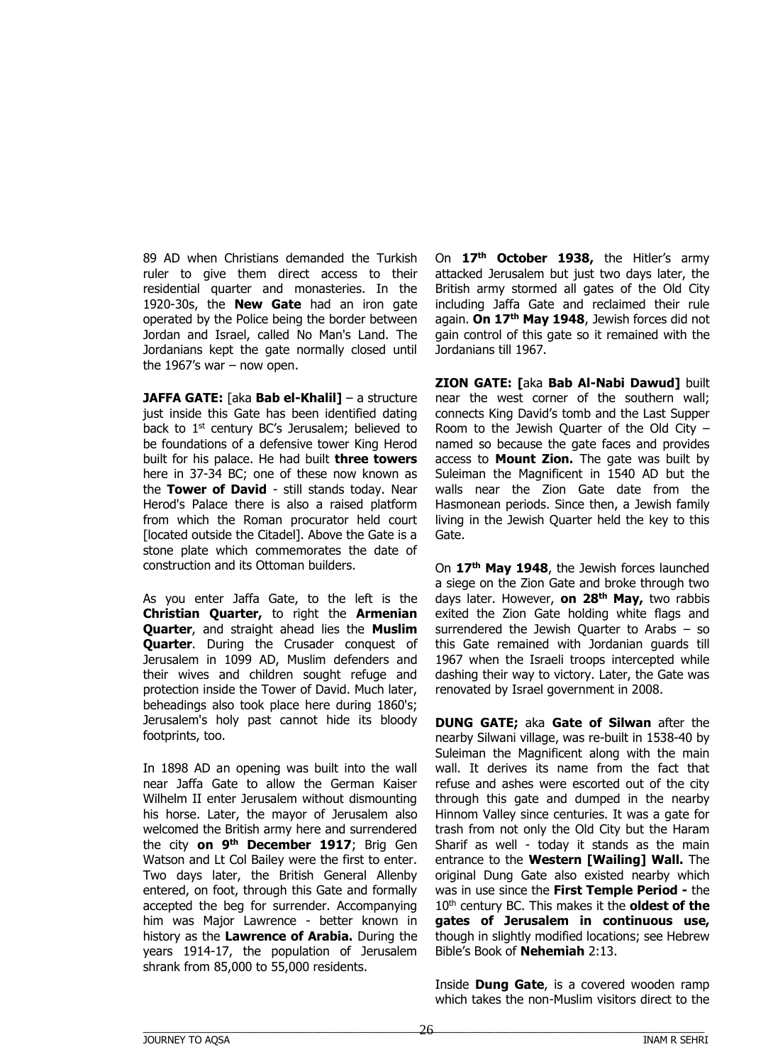89 AD when Christians demanded the Turkish ruler to give them direct access to their residential quarter and monasteries. In the 1920-30s, the **New Gate** had an iron gate operated by the Police being the border between Jordan and Israel, called No Man's Land. The Jordanians kept the gate normally closed until the 1967's war – now open.

**JAFFA GATE:** [aka **Bab el-Khalil]** – a structure just inside this Gate has been identified dating back to 1st century BC's Jerusalem; believed to be foundations of a defensive tower King Herod built for his palace. He had built **three towers** here in 37-34 BC; one of these now known as the **Tower of David** - still stands today. Near Herod's Palace there is also a raised platform from which the Roman procurator held court [located outside the Citadel]. Above the Gate is a stone plate which commemorates the date of construction and its Ottoman builders.

As you enter Jaffa Gate, to the left is the **Christian Quarter,** to right the **Armenian Quarter**, and straight ahead lies the **Muslim Quarter**. During the Crusader conquest of Jerusalem in 1099 AD, Muslim defenders and their wives and children sought refuge and protection inside the Tower of David. Much later, beheadings also took place here during 1860's; Jerusalem's holy past cannot hide its bloody footprints, too.

In 1898 AD an opening was built into the wall near Jaffa Gate to allow the German Kaiser Wilhelm II enter Jerusalem without dismounting his horse. Later, the mayor of Jerusalem also welcomed the British army here and surrendered the city **on 9th December 1917**; Brig Gen Watson and Lt Col Bailey were the first to enter. Two days later, the British General Allenby entered, on foot, through this Gate and formally accepted the beg for surrender. Accompanying him was Major Lawrence - better known in history as the **Lawrence of Arabia.** During the years 1914-17, the population of Jerusalem shrank from 85,000 to 55,000 residents.

On **17th October 1938,** the Hitler's army attacked Jerusalem but just two days later, the British army stormed all gates of the Old City including Jaffa Gate and reclaimed their rule again. **On 17th May 1948**, Jewish forces did not gain control of this gate so it remained with the Jordanians till 1967.

**ZION GATE: [**aka **Bab Al-Nabi Dawud]** built near the west corner of the southern wall; connects King David's tomb and the Last Supper Room to the Jewish Quarter of the Old City – named so because the gate faces and provides access to **Mount Zion.** The gate was built by Suleiman the Magnificent in 1540 AD but the walls near the Zion Gate date from the Hasmonean periods. Since then, a Jewish family living in the Jewish Quarter held the key to this Gate.

On **17th May 1948**, the Jewish forces launched a siege on the Zion Gate and broke through two days later. However, **on 28th May,** two rabbis exited the Zion Gate holding white flags and surrendered the Jewish Quarter to Arabs – so this Gate remained with Jordanian guards till 1967 when the Israeli troops intercepted while dashing their way to victory. Later, the Gate was renovated by Israel government in 2008.

**DUNG GATE;** aka **Gate of Silwan** after the nearby Silwani village, was re-built in 1538-40 by Suleiman the Magnificent along with the main wall. It derives its name from the fact that refuse and ashes were escorted out of the city through this gate and dumped in the nearby Hinnom Valley since centuries. It was a gate for trash from not only the Old City but the Haram Sharif as well - today it stands as the main entrance to the **Western [Wailing] Wall.** The original Dung Gate also existed nearby which was in use since the **First Temple Period -** the 10th century BC. This makes it the **oldest of the gates of Jerusalem in continuous use,** though in slightly modified locations; see Hebrew Bible's Book of **Nehemiah** 2:13.

Inside **Dung Gate**, is a covered wooden ramp which takes the non-Muslim visitors direct to the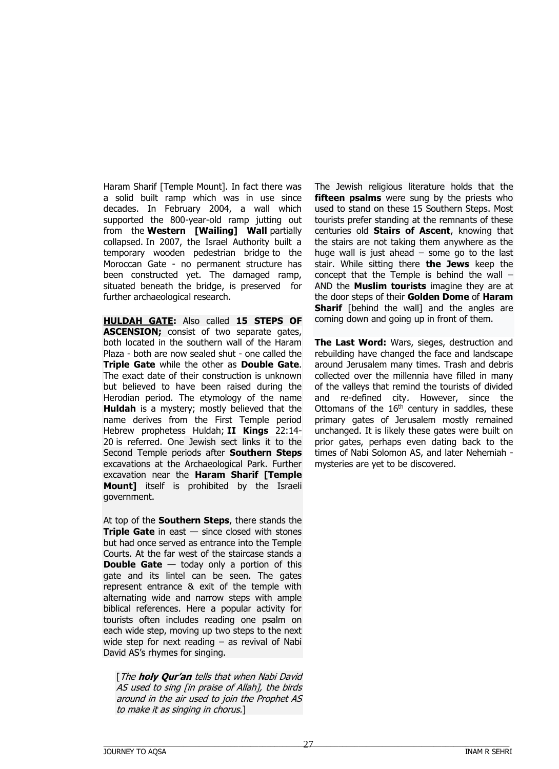Haram Sharif [Temple Mount]. In fact there was a solid built ramp which was in use since decades. In February 2004, a wall which supported the 800-year-old ramp jutting out from the **Western [Wailing] Wall** partially collapsed. In 2007, the Israel Authority built a temporary wooden pedestrian bridge to the Moroccan Gate - no permanent structure has been constructed yet. The damaged ramp, situated beneath the bridge, is preserved for further archaeological research.

**HULDAH GATE:** Also called **15 STEPS OF ASCENSION;** consist of two separate gates, both located in the southern wall of the Haram Plaza - both are now sealed shut - one called the **Triple Gate** while the other as **Double Gate**. The exact date of their construction is unknown but believed to have been raised during the Herodian period. The etymology of the name **Huldah** is a mystery; mostly believed that the name derives from the First Temple period Hebrew prophetess Huldah; **II Kings** 22:14-20 is referred. One Jewish sect links it to the Second Temple periods after **Southern Steps** excavations at the Archaeological Park. Further excavation near the **Haram Sharif [Temple Mount]** itself is prohibited by the Israeli government.

At top of the **Southern Steps**, there stands the **Triple Gate** in east — since closed with stones but had once served as entrance into the Temple Courts. At the far west of the staircase stands a **Double Gate** — today only a portion of this gate and its lintel can be seen. The gates represent entrance & exit of the temple with alternating wide and narrow steps with ample biblical references. Here a popular activity for tourists often includes reading one psalm on each wide step, moving up two steps to the next wide step for next reading – as revival of Nabi David AS's rhymes for singing.

> [*The **holy Qur'an** tells that when Nabi David AS used to sing [in praise of Allah], the birds around in the air used to join the Prophet AS to make it as singing in chorus.*]

The Jewish religious literature holds that the **fifteen psalms** were sung by the priests who used to stand on these 15 Southern Steps. Most tourists prefer standing at the remnants of these centuries old **Stairs of Ascent**, knowing that the stairs are not taking them anywhere as the huge wall is just ahead – some go to the last stair. While sitting there **the Jews** keep the concept that the Temple is behind the wall – AND the **Muslim tourists** imagine they are at the door steps of their **Golden Dome** of **Haram Sharif** [behind the wall] and the angles are coming down and going up in front of them.

**The Last Word:** Wars, sieges, destruction and rebuilding have changed the face and landscape around Jerusalem many times. Trash and debris collected over the millennia have filled in many of the valleys that remind the tourists of divided and re-defined city. However, since the Ottomans of the 16th century in saddles, these primary gates of Jerusalem mostly remained unchanged. It is likely these gates were built on prior gates, perhaps even dating back to the times of Nabi Solomon AS, and later Nehemiah - mysteries are yet to be discovered.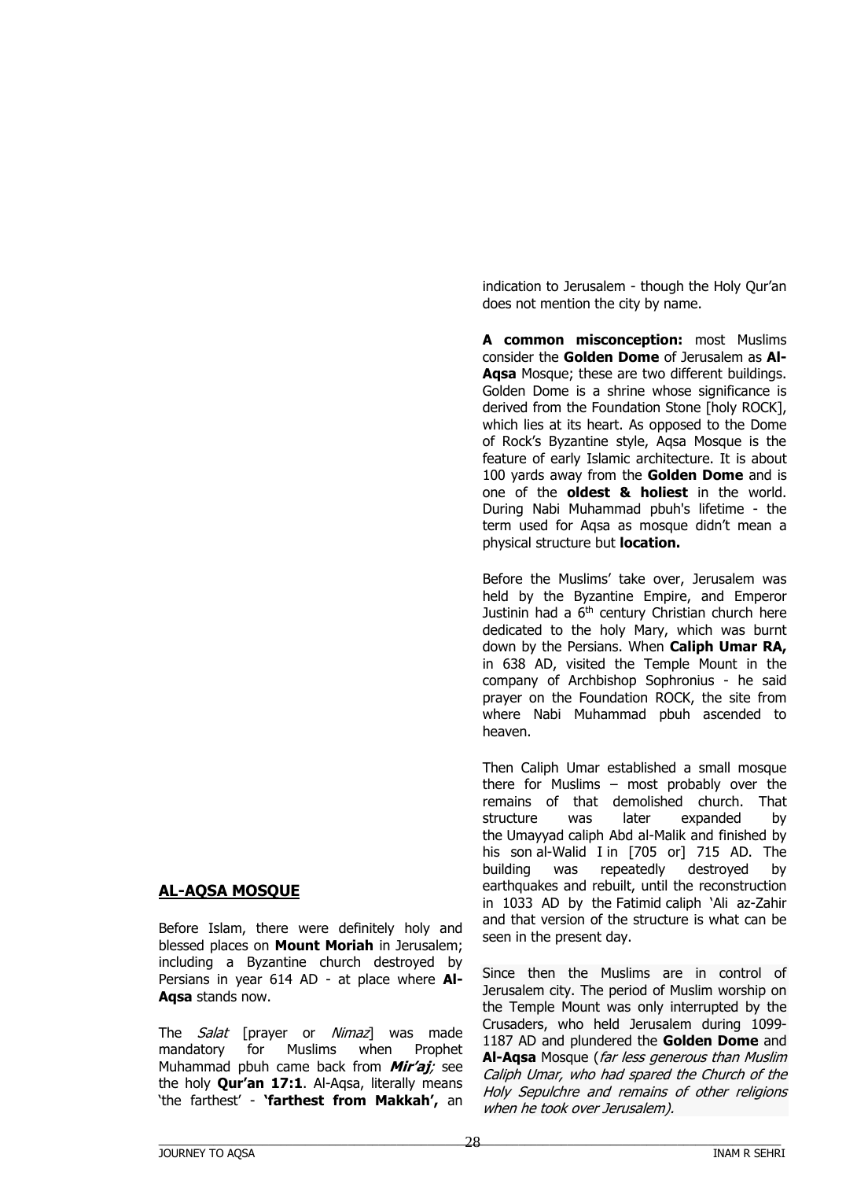## AL-AQSA MOSQUE

Before Islam, there were definitely holy and blessed places on **Mount Moriah** in Jerusalem; including a Byzantine church destroyed by Persians in year 614 AD - at place where **Al-Aqsa** stands now.

The *Salat* [prayer or *Nimaz*] was made mandatory for Muslims when Prophet Muhammad pbuh came back from ***Mir'aj;*** see the holy **Qur'an 17:1**. Al-Aqsa, literally means 'the farthest' - **'farthest from Makkah',** an indication to Jerusalem - though the Holy Qur'an does not mention the city by name.

**A common misconception:** most Muslims consider the **Golden Dome** of Jerusalem as **Al-Aqsa** Mosque; these are two different buildings. Golden Dome is a shrine whose significance is derived from the Foundation Stone [holy ROCK], which lies at its heart. As opposed to the Dome of Rock's Byzantine style, Aqsa Mosque is the feature of early Islamic architecture. It is about 100 yards away from the **Golden Dome** and is one of the **oldest & holiest** in the world. During Nabi Muhammad pbuh's lifetime - the term used for Aqsa as mosque didn't mean a physical structure but **location.**

Before the Muslims' take over, Jerusalem was held by the Byzantine Empire, and Emperor Justinin had a 6th century Christian church here dedicated to the holy Mary, which was burnt down by the Persians. When **Caliph Umar RA,** in 638 AD, visited the Temple Mount in the company of Archbishop Sophronius - he said prayer on the Foundation ROCK, the site from where Nabi Muhammad pbuh ascended to heaven.

Then Caliph Umar established a small mosque there for Muslims – most probably over the remains of that demolished church. That structure was later expanded by the Umayyad caliph Abd al-Malik and finished by his son al-Walid I in [705 or] 715 AD. The building was repeatedly destroyed by earthquakes and rebuilt, until the reconstruction in 1033 AD by the Fatimid caliph 'Ali az-Zahir and that version of the structure is what can be seen in the present day.

Since then the Muslims are in control of Jerusalem city. The period of Muslim worship on the Temple Mount was only interrupted by the Crusaders, who held Jerusalem during 1099-1187 AD and plundered the **Golden Dome** and **Al-Aqsa** Mosque (*far less generous than Muslim Caliph Umar, who had spared the Church of the Holy Sepulchre and remains of other religions when he took over Jerusalem).*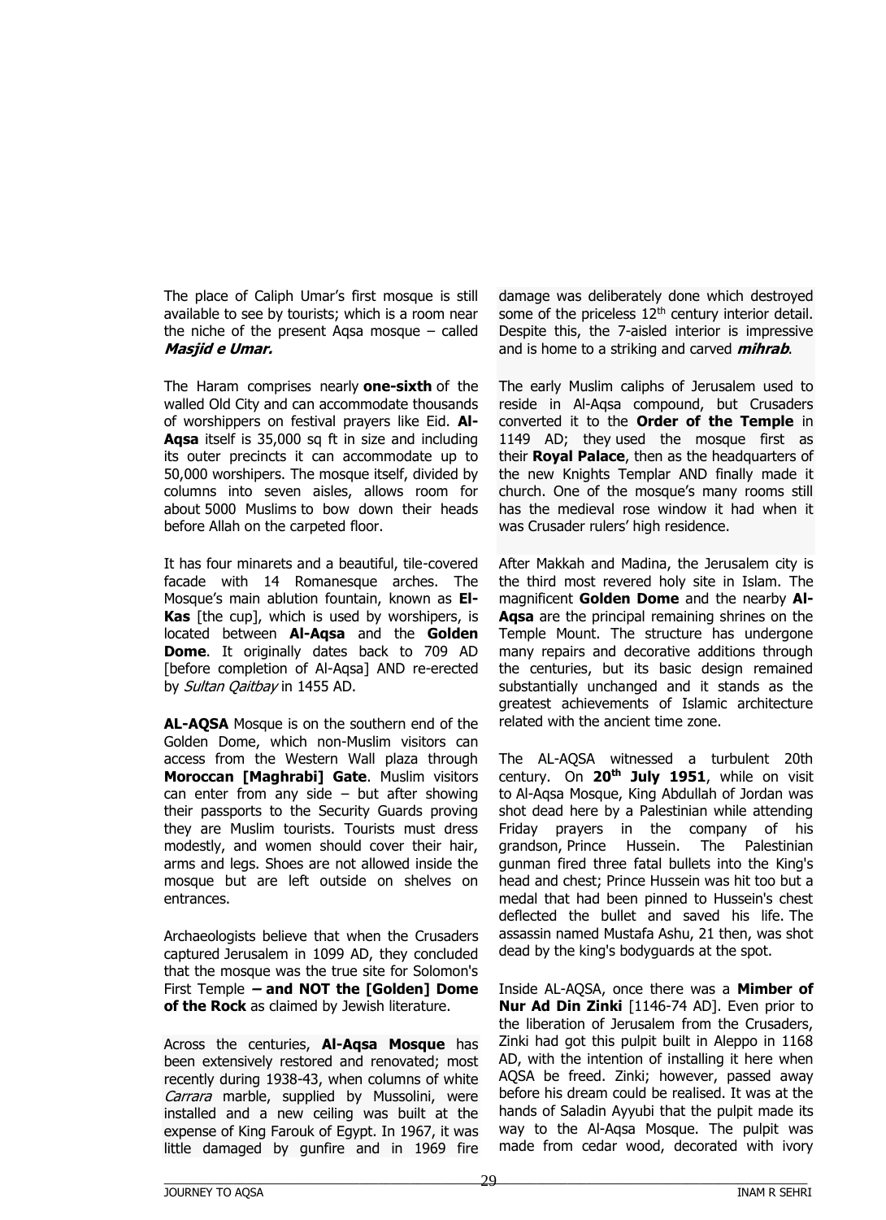The place of Caliph Umar's first mosque is still available to see by tourists; which is a room near the niche of the present Aqsa mosque – called ***Masjid e Umar.***

The Haram comprises nearly **one-sixth** of the walled Old City and can accommodate thousands of worshippers on festival prayers like Eid. **Al-Aqsa** itself is 35,000 sq ft in size and including its outer precincts it can accommodate up to 50,000 worshipers. The mosque itself, divided by columns into seven aisles, allows room for about 5000 Muslims to bow down their heads before Allah on the carpeted floor.

It has four minarets and a beautiful, tile-covered facade with 14 Romanesque arches. The Mosque's main ablution fountain, known as **El-Kas** [the cup], which is used by worshipers, is located between **Al-Aqsa** and the **Golden Dome**. It originally dates back to 709 AD [before completion of Al-Aqsa] AND re-erected by *Sultan Qaitbay* in 1455 AD.

**AL-AQSA** Mosque is on the southern end of the Golden Dome, which non-Muslim visitors can access from the Western Wall plaza through **Moroccan [Maghrabi] Gate**. Muslim visitors can enter from any side – but after showing their passports to the Security Guards proving they are Muslim tourists. Tourists must dress modestly, and women should cover their hair, arms and legs. Shoes are not allowed inside the mosque but are left outside on shelves on entrances.

Archaeologists believe that when the Crusaders captured Jerusalem in 1099 AD, they concluded that the mosque was the true site for Solomon's First Temple **– and NOT the [Golden] Dome of the Rock** as claimed by Jewish literature.

Across the centuries, **Al-Aqsa Mosque** has been extensively restored and renovated; most recently during 1938-43, when columns of white *Carrara* marble, supplied by Mussolini, were installed and a new ceiling was built at the expense of King Farouk of Egypt. In 1967, it was little damaged by gunfire and in 1969 fire damage was deliberately done which destroyed some of the priceless 12th century interior detail. Despite this, the 7-aisled interior is impressive and is home to a striking and carved ***mihrab***.

The early Muslim caliphs of Jerusalem used to reside in Al-Aqsa compound, but Crusaders converted it to the **Order of the Temple** in 1149 AD; they used the mosque first as their **Royal Palace**, then as the headquarters of the new Knights Templar AND finally made it church. One of the mosque's many rooms still has the medieval rose window it had when it was Crusader rulers' high residence.

After Makkah and Madina, the Jerusalem city is the third most revered holy site in Islam. The magnificent **Golden Dome** and the nearby **Al-Aqsa** are the principal remaining shrines on the Temple Mount. The structure has undergone many repairs and decorative additions through the centuries, but its basic design remained substantially unchanged and it stands as the greatest achievements of Islamic architecture related with the ancient time zone.

The AL-AQSA witnessed a turbulent 20th century. On **20th July 1951**, while on visit to Al-Aqsa Mosque, King Abdullah of Jordan was shot dead here by a Palestinian while attending Friday prayers in the company of his grandson, Prince Hussein. The Palestinian gunman fired three fatal bullets into the King's head and chest; Prince Hussein was hit too but a medal that had been pinned to Hussein's chest deflected the bullet and saved his life. The assassin named Mustafa Ashu, 21 then, was shot dead by the king's bodyguards at the spot.

Inside AL-AQSA, once there was a **Mimber of Nur Ad Din Zinki** [1146-74 AD]. Even prior to the liberation of Jerusalem from the Crusaders, Zinki had got this pulpit built in Aleppo in 1168 AD, with the intention of installing it here when AQSA be freed. Zinki; however, passed away before his dream could be realised. It was at the hands of Saladin Ayyubi that the pulpit made its way to the Al-Aqsa Mosque. The pulpit was made from cedar wood, decorated with ivory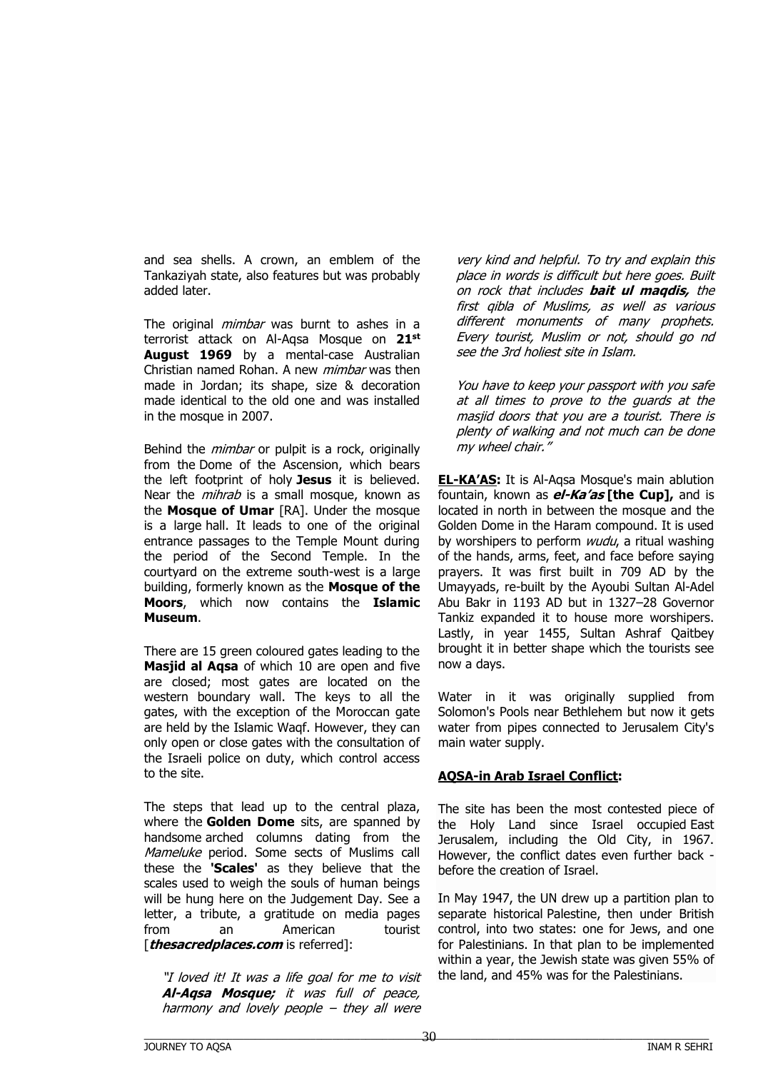and sea shells. A crown, an emblem of the Tankaziyah state, also features but was probably added later.

The original *mimbar* was burnt to ashes in a terrorist attack on Al-Aqsa Mosque on **21st August 1969** by a mental-case Australian Christian named Rohan. A new *mimbar* was then made in Jordan; its shape, size & decoration made identical to the old one and was installed in the mosque in 2007.

Behind the *mimbar* or pulpit is a rock, originally from the Dome of the Ascension, which bears the left footprint of holy **Jesus** it is believed. Near the *mihrab* is a small mosque, known as the **Mosque of Umar** [RA]. Under the mosque is a large hall. It leads to one of the original entrance passages to the Temple Mount during the period of the Second Temple. In the courtyard on the extreme south-west is a large building, formerly known as the **Mosque of the Moors**, which now contains the **Islamic Museum**.

There are 15 green coloured gates leading to the **Masjid al Aqsa** of which 10 are open and five are closed; most gates are located on the western boundary wall. The keys to all the gates, with the exception of the Moroccan gate are held by the Islamic Waqf. However, they can only open or close gates with the consultation of the Israeli police on duty, which control access to the site.

The steps that lead up to the central plaza, where the **Golden Dome** sits, are spanned by handsome arched columns dating from the *Mameluke* period. Some sects of Muslims call these the **'Scales'** as they believe that the scales used to weigh the souls of human beings will be hung here on the Judgement Day. See a letter, a tribute, a gratitude on media pages from an American tourist [***thesacredplaces.com*** is referred]:

> *"I loved it! It was a life goal for me to visit* ***Al-Aqsa Mosque;*** *it was full of peace, harmony and lovely people – they all were very kind and helpful. To try and explain this place in words is difficult but here goes. Built on rock that includes* ***bait ul maqdis,*** *the first qibla of Muslims, as well as various different monuments of many prophets. Every tourist, Muslim or not, should go nd see the 3rd holiest site in Islam.*
>
> *You have to keep your passport with you safe at all times to prove to the guards at the masjid doors that you are a tourist. There is plenty of walking and not much can be done my wheel chair."*

**EL-KA'AS:** It is Al-Aqsa Mosque's main ablution fountain, known as ***el-Ka'as*** **[the Cup],** and is located in north in between the mosque and the Golden Dome in the Haram compound. It is used by worshipers to perform *wudu*, a ritual washing of the hands, arms, feet, and face before saying prayers. It was first built in 709 AD by the Umayyads, re-built by the Ayoubi Sultan Al-Adel Abu Bakr in 1193 AD but in 1327–28 Governor Tankiz expanded it to house more worshipers. Lastly, in year 1455, Sultan Ashraf Qaitbey brought it in better shape which the tourists see now a days.

Water in it was originally supplied from Solomon's Pools near Bethlehem but now it gets water from pipes connected to Jerusalem City's main water supply.

**AQSA-in Arab Israel Conflict:**

The site has been the most contested piece of the Holy Land since Israel occupied East Jerusalem, including the Old City, in 1967. However, the conflict dates even further back - before the creation of Israel.

In May 1947, the UN drew up a partition plan to separate historical Palestine, then under British control, into two states: one for Jews, and one for Palestinians. In that plan to be implemented within a year, the Jewish state was given 55% of the land, and 45% was for the Palestinians.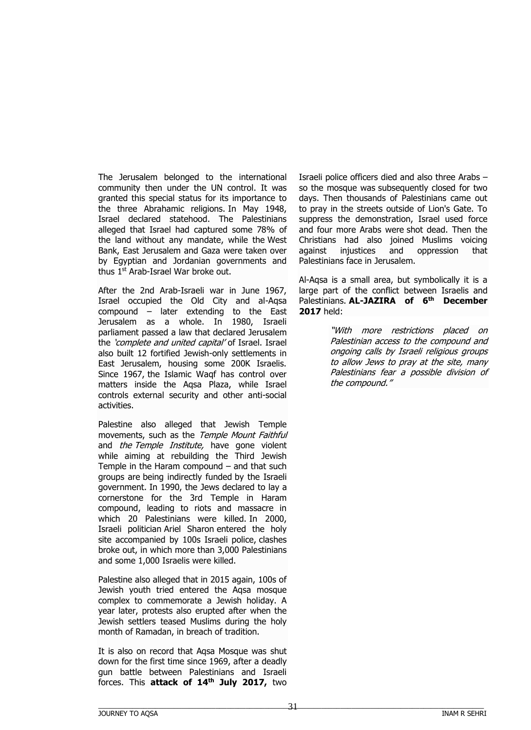The Jerusalem belonged to the international community then under the UN control. It was granted this special status for its importance to the three Abrahamic religions. In May 1948, Israel declared statehood. The Palestinians alleged that Israel had captured some 78% of the land without any mandate, while the West Bank, East Jerusalem and Gaza were taken over by Egyptian and Jordanian governments and thus 1st Arab-Israel War broke out.

After the 2nd Arab-Israeli war in June 1967, Israel occupied the Old City and al-Aqsa compound – later extending to the East Jerusalem as a whole. In 1980, Israeli parliament passed a law that declared Jerusalem the *'complete and united capital'* of Israel. Israel also built 12 fortified Jewish-only settlements in East Jerusalem, housing some 200K Israelis. Since 1967, the Islamic Waqf has control over matters inside the Aqsa Plaza, while Israel controls external security and other anti-social activities.

Palestine also alleged that Jewish Temple movements, such as the *Temple Mount Faithful* and *the Temple Institute,* have gone violent while aiming at rebuilding the Third Jewish Temple in the Haram compound – and that such groups are being indirectly funded by the Israeli government. In 1990, the Jews declared to lay a cornerstone for the 3rd Temple in Haram compound, leading to riots and massacre in which 20 Palestinians were killed. In 2000, Israeli politician Ariel Sharon entered the holy site accompanied by 100s Israeli police, clashes broke out, in which more than 3,000 Palestinians and some 1,000 Israelis were killed.

Palestine also alleged that in 2015 again, 100s of Jewish youth tried entered the Aqsa mosque complex to commemorate a Jewish holiday. A year later, protests also erupted after when the Jewish settlers teased Muslims during the holy month of Ramadan, in breach of tradition.

It is also on record that Aqsa Mosque was shut down for the first time since 1969, after a deadly gun battle between Palestinians and Israeli forces. This **attack of 14th July 2017,** two Israeli police officers died and also three Arabs – so the mosque was subsequently closed for two days. Then thousands of Palestinians came out to pray in the streets outside of Lion's Gate. To suppress the demonstration, Israel used force and four more Arabs were shot dead. Then the Christians had also joined Muslims voicing against injustices and oppression that Palestinians face in Jerusalem.

Al-Aqsa is a small area, but symbolically it is a large part of the conflict between Israelis and Palestinians. **AL-JAZIRA of 6th December 2017** held:

> *"With more restrictions placed on Palestinian access to the compound and ongoing calls by Israeli religious groups to allow Jews to pray at the site, many Palestinians fear a possible division of the compound."*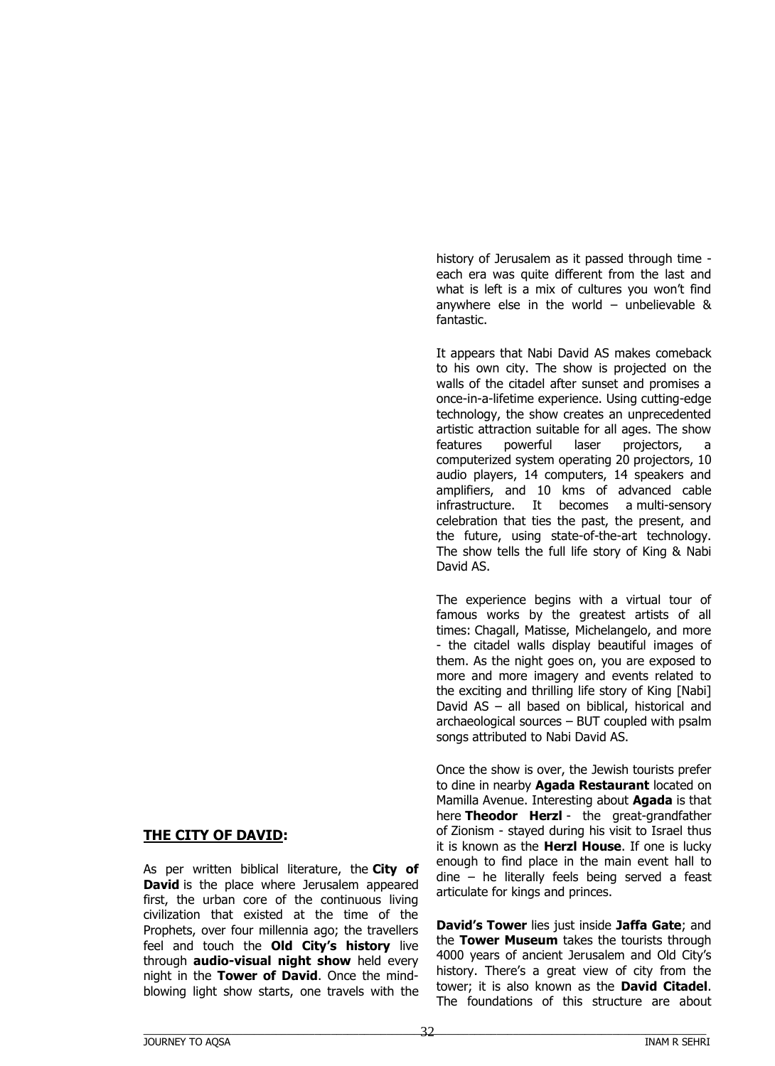## THE CITY OF DAVID:

As per written biblical literature, the **City of David** is the place where Jerusalem appeared first, the urban core of the continuous living civilization that existed at the time of the Prophets, over four millennia ago; the travellers feel and touch the **Old City's history** live through **audio-visual night show** held every night in the **Tower of David**. Once the mind-blowing light show starts, one travels with the history of Jerusalem as it passed through time - each era was quite different from the last and what is left is a mix of cultures you won't find anywhere else in the world – unbelievable & fantastic.

It appears that Nabi David AS makes comeback to his own city. The show is projected on the walls of the citadel after sunset and promises a once-in-a-lifetime experience. Using cutting-edge technology, the show creates an unprecedented artistic attraction suitable for all ages. The show features powerful laser projectors, a computerized system operating 20 projectors, 10 audio players, 14 computers, 14 speakers and amplifiers, and 10 kms of advanced cable infrastructure. It becomes a multi-sensory celebration that ties the past, the present, and the future, using state-of-the-art technology. The show tells the full life story of King & Nabi David AS.

The experience begins with a virtual tour of famous works by the greatest artists of all times: Chagall, Matisse, Michelangelo, and more - the citadel walls display beautiful images of them. As the night goes on, you are exposed to more and more imagery and events related to the exciting and thrilling life story of King [Nabi] David AS – all based on biblical, historical and archaeological sources – BUT coupled with psalm songs attributed to Nabi David AS.

Once the show is over, the Jewish tourists prefer to dine in nearby **Agada Restaurant** located on Mamilla Avenue. Interesting about **Agada** is that here **Theodor Herzl** - the great-grandfather of Zionism - stayed during his visit to Israel thus it is known as the **Herzl House**. If one is lucky enough to find place in the main event hall to dine – he literally feels being served a feast articulate for kings and princes.

**David's Tower** lies just inside **Jaffa Gate**; and the **Tower Museum** takes the tourists through 4000 years of ancient Jerusalem and Old City's history. There's a great view of city from the tower; it is also known as the **David Citadel**. The foundations of this structure are about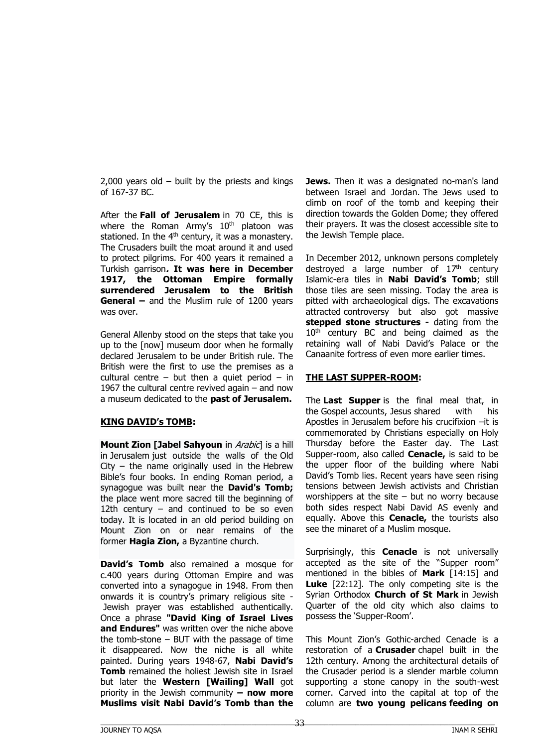2,000 years old – built by the priests and kings of 167-37 BC.

After the **Fall of Jerusalem** in 70 CE, this is where the Roman Army's 10th platoon was stationed. In the 4th century, it was a monastery. The Crusaders built the moat around it and used to protect pilgrims. For 400 years it remained a Turkish garrison***. It was here in December 1917, the Ottoman Empire formally surrendered Jerusalem to the British General –*** and the Muslim rule of 1200 years was over.

General Allenby stood on the steps that take you up to the [now] museum door when he formally declared Jerusalem to be under British rule. The British were the first to use the premises as a cultural centre – but then a quiet period – in 1967 the cultural centre revived again – and now a museum dedicated to the **past of Jerusalem.**

## KING DAVID's TOMB:

**Mount Zion [Jabel Sahyoun** in *Arabic*] is a hill in Jerusalem just outside the walls of the Old City – the name originally used in the Hebrew Bible's four books. In ending Roman period, a synagogue was built near the **David's Tomb;** the place went more sacred till the beginning of 12th century – and continued to be so even today. It is located in an old period building on Mount Zion on or near remains of the former **Hagia Zion,** a Byzantine church.

**David's Tomb** also remained a mosque for c.400 years during Ottoman Empire and was converted into a synagogue in 1948. From then onwards it is country's primary religious site - Jewish prayer was established authentically. Once a phrase **"David King of Israel Lives and Endures"** was written over the niche above the tomb-stone – BUT with the passage of time it disappeared. Now the niche is all white painted. During years 1948-67, **Nabi David's Tomb** remained the holiest Jewish site in Israel but later the **Western [Wailing] Wall** got priority in the Jewish community **– now more Muslims visit Nabi David's Tomb than the Jews.** Then it was a designated no-man's land between Israel and Jordan. The Jews used to climb on roof of the tomb and keeping their direction towards the Golden Dome; they offered their prayers. It was the closest accessible site to the Jewish Temple place.

In December 2012, unknown persons completely destroyed a large number of 17th century Islamic-era tiles in **Nabi David's Tomb**; still those tiles are seen missing. Today the area is pitted with archaeological digs. The excavations attracted controversy but also got massive **stepped stone structures -** dating from the 10th century BC and being claimed as the retaining wall of Nabi David's Palace or the Canaanite fortress of even more earlier times.

## THE LAST SUPPER-ROOM:

The **Last Supper** is the final meal that, in the Gospel accounts, Jesus shared with his Apostles in Jerusalem before his crucifixion –it is commemorated by Christians especially on Holy Thursday before the Easter day. The Last Supper-room, also called **Cenacle,** is said to be the upper floor of the building where Nabi David's Tomb lies. Recent years have seen rising tensions between Jewish activists and Christian worshippers at the site – but no worry because both sides respect Nabi David AS evenly and equally. Above this **Cenacle,** the tourists also see the minaret of a Muslim mosque.

Surprisingly, this **Cenacle** is not universally accepted as the site of the "Supper room" mentioned in the bibles of **Mark** [14:15] and **Luke** [22:12]. The only competing site is the Syrian Orthodox **Church of St Mark** in Jewish Quarter of the old city which also claims to possess the 'Supper-Room'.

This Mount Zion's Gothic-arched Cenacle is a restoration of a **Crusader** chapel built in the 12th century. Among the architectural details of the Crusader period is a slender marble column supporting a stone canopy in the south-west corner. Carved into the capital at top of the column are **two young pelicans feeding on**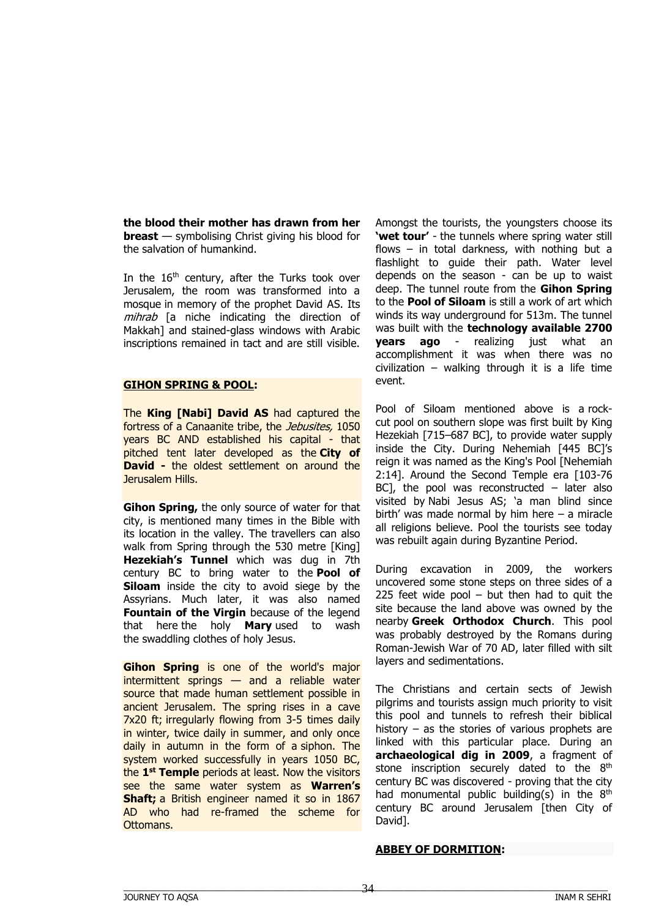**the blood their mother has drawn from her breast** — symbolising Christ giving his blood for the salvation of humankind.

In the 16th century, after the Turks took over Jerusalem, the room was transformed into a mosque in memory of the prophet David AS. Its *mihrab* [a niche indicating the direction of Makkah] and stained-glass windows with Arabic inscriptions remained in tact and are still visible.

## GIHON SPRING & POOL:

The **King [Nabi] David AS** had captured the fortress of a Canaanite tribe, the *Jebusites,* 1050 years BC AND established his capital - that pitched tent later developed as the **City of David -** the oldest settlement on around the Jerusalem Hills.

**Gihon Spring,** the only source of water for that city, is mentioned many times in the Bible with its location in the valley. The travellers can also walk from Spring through the 530 metre [King] **Hezekiah's Tunnel** which was dug in 7th century BC to bring water to the **Pool of Siloam** inside the city to avoid siege by the Assyrians. Much later, it was also named **Fountain of the Virgin** because of the legend that here the holy **Mary** used to wash the swaddling clothes of holy Jesus.

**Gihon Spring** is one of the world's major intermittent springs — and a reliable water source that made human settlement possible in ancient Jerusalem. The spring rises in a cave 7x20 ft; irregularly flowing from 3-5 times daily in winter, twice daily in summer, and only once daily in autumn in the form of a siphon. The system worked successfully in years 1050 BC, the **1st Temple** periods at least. Now the visitors see the same water system as **Warren's Shaft;** a British engineer named it so in 1867 AD who had re-framed the scheme for Ottomans.

Amongst the tourists, the youngsters choose its **'wet tour'** - the tunnels where spring water still flows – in total darkness, with nothing but a flashlight to guide their path. Water level depends on the season - can be up to waist deep. The tunnel route from the **Gihon Spring** to the **Pool of Siloam** is still a work of art which winds its way underground for 513m. The tunnel was built with the **technology available 2700 years ago** - realizing just what an accomplishment it was when there was no civilization – walking through it is a life time event.

Pool of Siloam mentioned above is a rock-cut pool on southern slope was first built by King Hezekiah [715–687 BC], to provide water supply inside the City. During Nehemiah [445 BC]'s reign it was named as the King's Pool [Nehemiah 2:14]. Around the Second Temple era [103-76 BC], the pool was reconstructed – later also visited by Nabi Jesus AS; 'a man blind since birth' was made normal by him here – a miracle all religions believe. Pool the tourists see today was rebuilt again during Byzantine Period.

During excavation in 2009, the workers uncovered some stone steps on three sides of a 225 feet wide pool – but then had to quit the site because the land above was owned by the nearby **Greek Orthodox Church**. This pool was probably destroyed by the Romans during Roman-Jewish War of 70 AD, later filled with silt layers and sedimentations.

The Christians and certain sects of Jewish pilgrims and tourists assign much priority to visit this pool and tunnels to refresh their biblical history – as the stories of various prophets are linked with this particular place. During an **archaeological dig in 2009**, a fragment of stone inscription securely dated to the 8th century BC was discovered - proving that the city had monumental public building(s) in the 8th century BC around Jerusalem [then City of David].

## ABBEY OF DORMITION: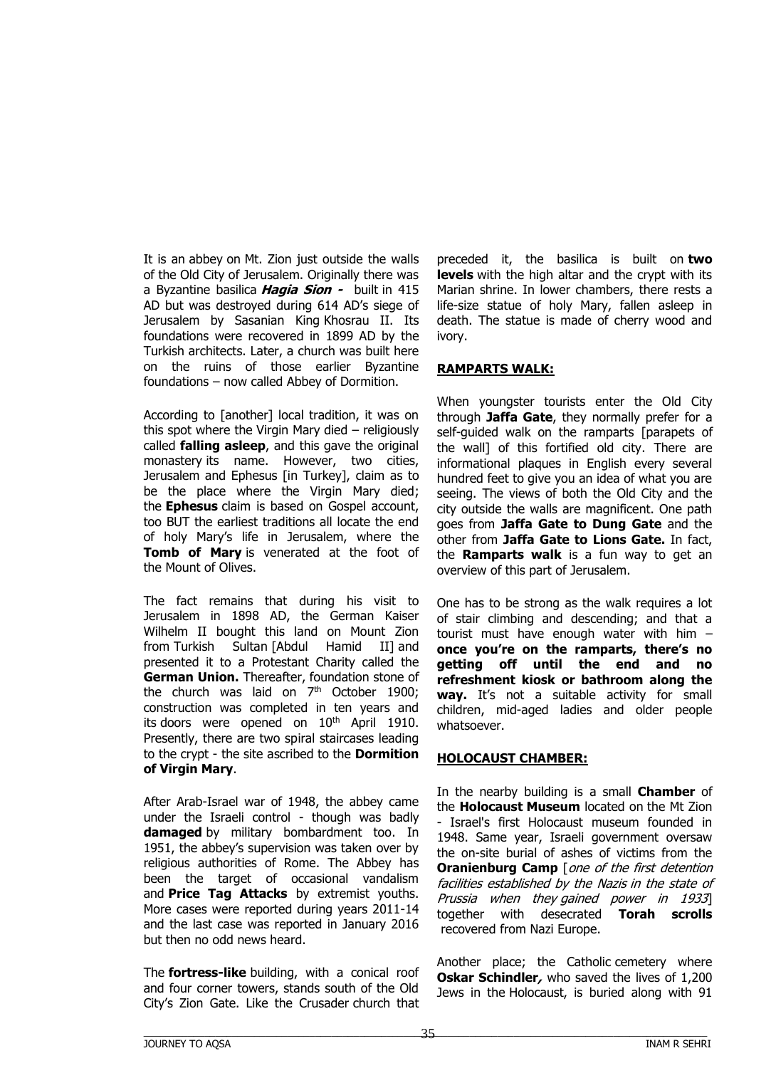It is an abbey on Mt. Zion just outside the walls of the Old City of Jerusalem. Originally there was a Byzantine basilica ***Hagia Sion -*** built in 415 AD but was destroyed during 614 AD's siege of Jerusalem by Sasanian King Khosrau II. Its foundations were recovered in 1899 AD by the Turkish architects. Later, a church was built here on the ruins of those earlier Byzantine foundations – now called Abbey of Dormition.

According to [another] local tradition, it was on this spot where the Virgin Mary died – religiously called **falling asleep**, and this gave the original monastery its name. However, two cities, Jerusalem and Ephesus [in Turkey], claim as to be the place where the Virgin Mary died; the **Ephesus** claim is based on Gospel account, too BUT the earliest traditions all locate the end of holy Mary's life in Jerusalem, where the **Tomb of Mary** is venerated at the foot of the Mount of Olives.

The fact remains that during his visit to Jerusalem in 1898 AD, the German Kaiser Wilhelm II bought this land on Mount Zion from Turkish Sultan [Abdul Hamid II] and presented it to a Protestant Charity called the **German Union.** Thereafter, foundation stone of the church was laid on 7th October 1900; construction was completed in ten years and its doors were opened on 10th April 1910. Presently, there are two spiral staircases leading to the crypt - the site ascribed to the **Dormition of Virgin Mary**.

After Arab-Israel war of 1948, the abbey came under the Israeli control - though was badly **damaged** by military bombardment too. In 1951, the abbey's supervision was taken over by religious authorities of Rome. The Abbey has been the target of occasional vandalism and **Price Tag Attacks** by extremist youths. More cases were reported during years 2011-14 and the last case was reported in January 2016 but then no odd news heard.

The **fortress-like** building, with a conical roof and four corner towers, stands south of the Old City's Zion Gate. Like the Crusader church that preceded it, the basilica is built on **two levels** with the high altar and the crypt with its Marian shrine. In lower chambers, there rests a life-size statue of holy Mary, fallen asleep in death. The statue is made of cherry wood and ivory.

## RAMPARTS WALK:

When youngster tourists enter the Old City through **Jaffa Gate**, they normally prefer for a self-guided walk on the ramparts [parapets of the wall] of this fortified old city. There are informational plaques in English every several hundred feet to give you an idea of what you are seeing. The views of both the Old City and the city outside the walls are magnificent. One path goes from **Jaffa Gate to Dung Gate** and the other from **Jaffa Gate to Lions Gate.** In fact, the **Ramparts walk** is a fun way to get an overview of this part of Jerusalem.

One has to be strong as the walk requires a lot of stair climbing and descending; and that a tourist must have enough water with him – **once you're on the ramparts, there's no getting off until the end and no refreshment kiosk or bathroom along the way.** It's not a suitable activity for small children, mid-aged ladies and older people whatsoever.

## HOLOCAUST CHAMBER:

In the nearby building is a small **Chamber** of the **Holocaust Museum** located on the Mt Zion - Israel's first Holocaust museum founded in 1948. Same year, Israeli government oversaw the on-site burial of ashes of victims from the **Oranienburg Camp** [*one of the first detention facilities established by the Nazis in the state of Prussia when they gained power in 1933*] together with desecrated **Torah scrolls** recovered from Nazi Europe.

Another place; the Catholic cemetery where ***Oskar Schindler,*** who saved the lives of 1,200 Jews in the Holocaust, is buried along with 91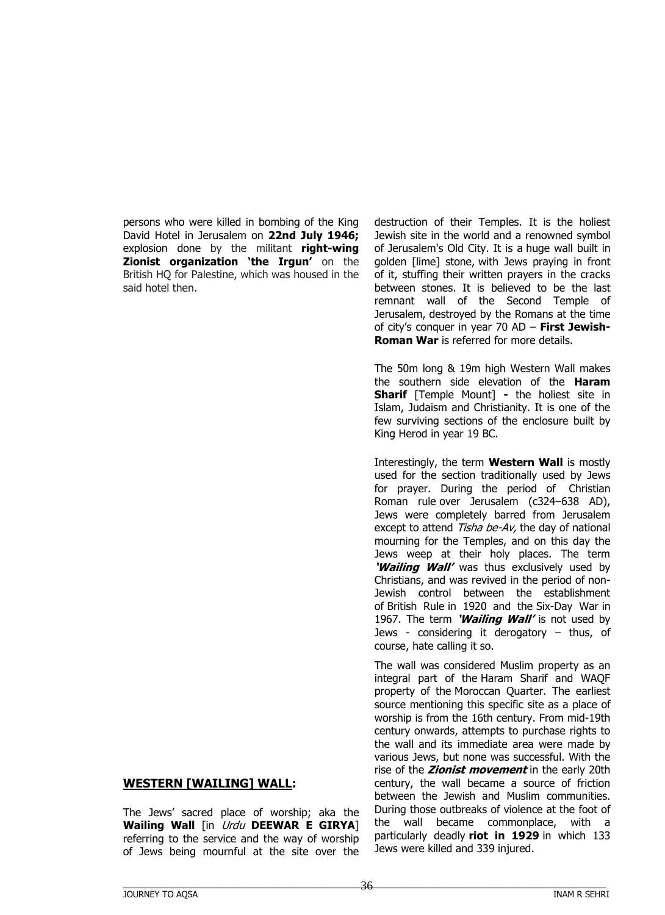persons who were killed in bombing of the King David Hotel in Jerusalem on **22nd July 1946;** explosion done by the militant **right-wing Zionist organization 'the Irgun'** on the British HQ for Palestine, which was housed in the said hotel then.

## WESTERN [WAILING] WALL:

The Jews' sacred place of worship; aka the **Wailing Wall** [in *Urdu* **DEEWAR E GIRYA**] referring to the service and the way of worship of Jews being mournful at the site over the destruction of their Temples. It is the holiest Jewish site in the world and a renowned symbol of Jerusalem's Old City. It is a huge wall built in golden [lime] stone, with Jews praying in front of it, stuffing their written prayers in the cracks between stones. It is believed to be the last remnant wall of the Second Temple of Jerusalem, destroyed by the Romans at the time of city's conquer in year 70 AD – **First Jewish-Roman War** is referred for more details.

The 50m long & 19m high Western Wall makes the southern side elevation of the **Haram Sharif** [Temple Mount] **-** the holiest site in Islam, Judaism and Christianity. It is one of the few surviving sections of the enclosure built by King Herod in year 19 BC.

Interestingly, the term **Western Wall** is mostly used for the section traditionally used by Jews for prayer. During the period of Christian Roman rule over Jerusalem (c324–638 AD), Jews were completely barred from Jerusalem except to attend *Tisha be-Av,* the day of national mourning for the Temples, and on this day the Jews weep at their holy places. The term ***'Wailing Wall'*** was thus exclusively used by Christians, and was revived in the period of non-Jewish control between the establishment of British Rule in 1920 and the Six-Day War in 1967. The term ***'Wailing Wall'*** is not used by Jews - considering it derogatory – thus, of course, hate calling it so.

The wall was considered Muslim property as an integral part of the Haram Sharif and WAQF property of the Moroccan Quarter. The earliest source mentioning this specific site as a place of worship is from the 16th century. From mid-19th century onwards, attempts to purchase rights to the wall and its immediate area were made by various Jews, but none was successful. With the rise of the ***Zionist movement*** in the early 20th century, the wall became a source of friction between the Jewish and Muslim communities. During those outbreaks of violence at the foot of the wall became commonplace, with a particularly deadly **riot in 1929** in which 133 Jews were killed and 339 injured.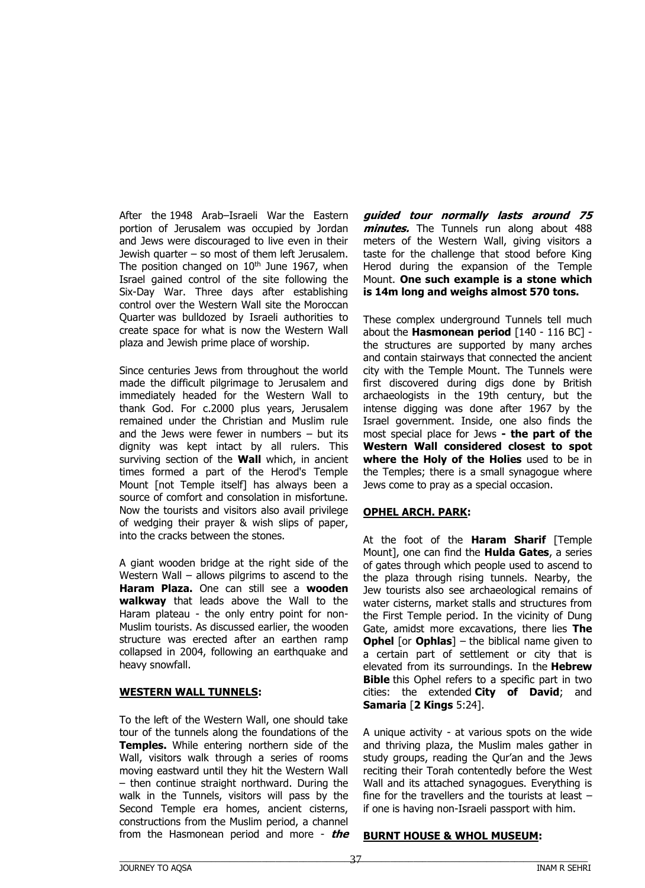After the 1948 Arab–Israeli War the Eastern portion of Jerusalem was occupied by Jordan and Jews were discouraged to live even in their Jewish quarter – so most of them left Jerusalem. The position changed on 10th June 1967, when Israel gained control of the site following the Six-Day War. Three days after establishing control over the Western Wall site the Moroccan Quarter was bulldozed by Israeli authorities to create space for what is now the Western Wall plaza and Jewish prime place of worship.

Since centuries Jews from throughout the world made the difficult pilgrimage to Jerusalem and immediately headed for the Western Wall to thank God. For c.2000 plus years, Jerusalem remained under the Christian and Muslim rule and the Jews were fewer in numbers – but its dignity was kept intact by all rulers. This surviving section of the **Wall** which, in ancient times formed a part of the Herod's Temple Mount [not Temple itself] has always been a source of comfort and consolation in misfortune. Now the tourists and visitors also avail privilege of wedging their prayer & wish slips of paper, into the cracks between the stones.

A giant wooden bridge at the right side of the Western Wall – allows pilgrims to ascend to the **Haram Plaza.** One can still see a **wooden walkway** that leads above the Wall to the Haram plateau - the only entry point for non-Muslim tourists. As discussed earlier, the wooden structure was erected after an earthen ramp collapsed in 2004, following an earthquake and heavy snowfall.

**WESTERN WALL TUNNELS:**

To the left of the Western Wall, one should take tour of the tunnels along the foundations of the **Temples.** While entering northern side of the Wall, visitors walk through a series of rooms moving eastward until they hit the Western Wall – then continue straight northward. During the walk in the Tunnels, visitors will pass by the Second Temple era homes, ancient cisterns, constructions from the Muslim period, a channel from the Hasmonean period and more - ***the guided tour normally lasts around 75 minutes.*** The Tunnels run along about 488 meters of the Western Wall, giving visitors a taste for the challenge that stood before King Herod during the expansion of the Temple Mount. **One such example is a stone which is 14m long and weighs almost 570 tons.**

These complex underground Tunnels tell much about the **Hasmonean period** [140 - 116 BC] - the structures are supported by many arches and contain stairways that connected the ancient city with the Temple Mount. The Tunnels were first discovered during digs done by British archaeologists in the 19th century, but the intense digging was done after 1967 by the Israel government. Inside, one also finds the most special place for Jews **- the part of the Western Wall considered closest to spot where the Holy of the Holies** used to be in the Temples; there is a small synagogue where Jews come to pray as a special occasion.

**OPHEL ARCH. PARK:**

At the foot of the **Haram Sharif** [Temple Mount], one can find the **Hulda Gates**, a series of gates through which people used to ascend to the plaza through rising tunnels. Nearby, the Jew tourists also see archaeological remains of water cisterns, market stalls and structures from the First Temple period. In the vicinity of Dung Gate, amidst more excavations, there lies **The Ophel** [or **Ophlas**] – the biblical name given to a certain part of settlement or city that is elevated from its surroundings. In the **Hebrew Bible** this Ophel refers to a specific part in two cities: the extended **City of David**; and **Samaria** [**2 Kings** 5:24].

A unique activity - at various spots on the wide and thriving plaza, the Muslim males gather in study groups, reading the Qur'an and the Jews reciting their Torah contentedly before the West Wall and its attached synagogues. Everything is fine for the travellers and the tourists at least – if one is having non-Israeli passport with him.

**BURNT HOUSE & WHOL MUSEUM:**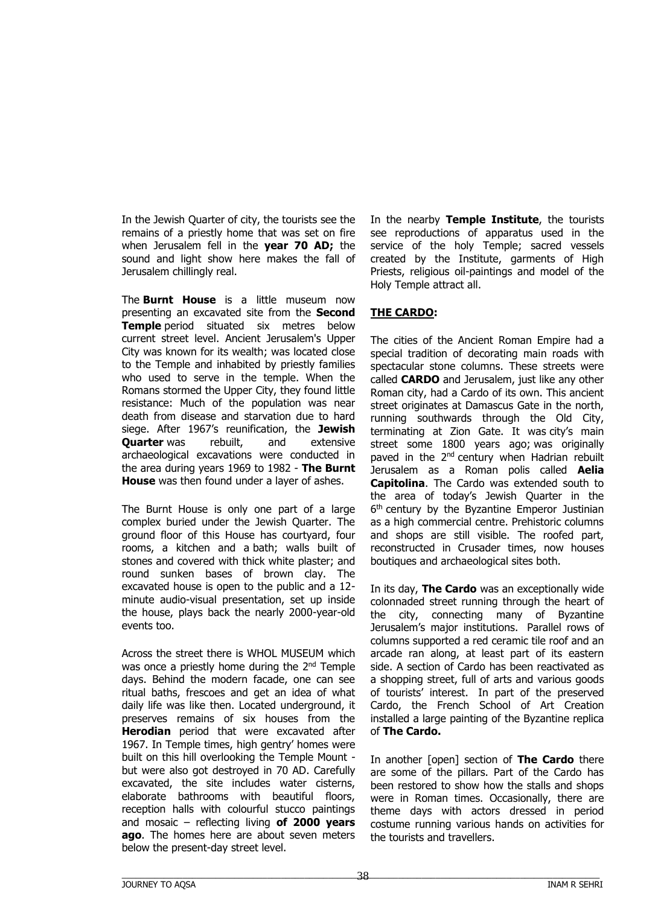In the Jewish Quarter of city, the tourists see the remains of a priestly home that was set on fire when Jerusalem fell in the **year 70 AD;** the sound and light show here makes the fall of Jerusalem chillingly real.

The **Burnt House** is a little museum now presenting an excavated site from the **Second Temple** period situated six metres below current street level. Ancient Jerusalem's Upper City was known for its wealth; was located close to the Temple and inhabited by priestly families who used to serve in the temple. When the Romans stormed the Upper City, they found little resistance: Much of the population was near death from disease and starvation due to hard siege. After 1967's reunification, the **Jewish Quarter** was rebuilt, and extensive archaeological excavations were conducted in the area during years 1969 to 1982 - **The Burnt House** was then found under a layer of ashes.

The Burnt House is only one part of a large complex buried under the Jewish Quarter. The ground floor of this House has courtyard, four rooms, a kitchen and a bath; walls built of stones and covered with thick white plaster; and round sunken bases of brown clay. The excavated house is open to the public and a 12-minute audio-visual presentation, set up inside the house, plays back the nearly 2000-year-old events too.

Across the street there is WHOL MUSEUM which was once a priestly home during the 2nd Temple days. Behind the modern facade, one can see ritual baths, frescoes and get an idea of what daily life was like then. Located underground, it preserves remains of six houses from the **Herodian** period that were excavated after 1967. In Temple times, high gentry' homes were built on this hill overlooking the Temple Mount - but were also got destroyed in 70 AD. Carefully excavated, the site includes water cisterns, elaborate bathrooms with beautiful floors, reception halls with colourful stucco paintings and mosaic – reflecting living **of 2000 years ago**. The homes here are about seven meters below the present-day street level.

In the nearby **Temple Institute**, the tourists see reproductions of apparatus used in the service of the holy Temple; sacred vessels created by the Institute, garments of High Priests, religious oil-paintings and model of the Holy Temple attract all.

**THE CARDO:**

The cities of the Ancient Roman Empire had a special tradition of decorating main roads with spectacular stone columns. These streets were called **CARDO** and Jerusalem, just like any other Roman city, had a Cardo of its own. This ancient street originates at Damascus Gate in the north, running southwards through the Old City, terminating at Zion Gate. It was city's main street some 1800 years ago; was originally paved in the 2nd century when Hadrian rebuilt Jerusalem as a Roman polis called **Aelia Capitolina**. The Cardo was extended south to the area of today's Jewish Quarter in the 6th century by the Byzantine Emperor Justinian as a high commercial centre. Prehistoric columns and shops are still visible. The roofed part, reconstructed in Crusader times, now houses boutiques and archaeological sites both.

In its day, **The Cardo** was an exceptionally wide colonnaded street running through the heart of the city, connecting many of Byzantine Jerusalem's major institutions. Parallel rows of columns supported a red ceramic tile roof and an arcade ran along, at least part of its eastern side. A section of Cardo has been reactivated as a shopping street, full of arts and various goods of tourists' interest. In part of the preserved Cardo, the French School of Art Creation installed a large painting of the Byzantine replica of **The Cardo.**

In another [open] section of **The Cardo** there are some of the pillars. Part of the Cardo has been restored to show how the stalls and shops were in Roman times. Occasionally, there are theme days with actors dressed in period costume running various hands on activities for the tourists and travellers.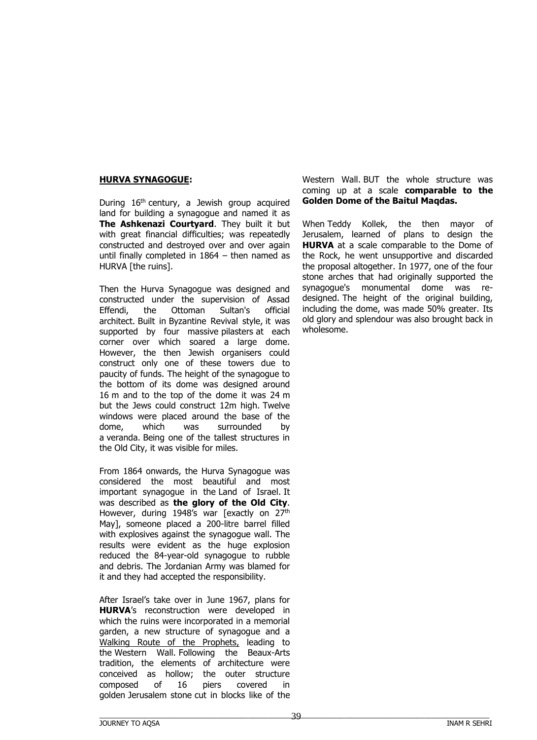## HURVA SYNAGOGUE:

During 16th century, a Jewish group acquired land for building a synagogue and named it as **The Ashkenazi Courtyard**. They built it but with great financial difficulties; was repeatedly constructed and destroyed over and over again until finally completed in 1864 – then named as HURVA [the ruins].

Then the Hurva Synagogue was designed and constructed under the supervision of Assad Effendi, the Ottoman Sultan's official architect. Built in Byzantine Revival style, it was supported by four massive pilasters at each corner over which soared a large dome. However, the then Jewish organisers could construct only one of these towers due to paucity of funds. The height of the synagogue to the bottom of its dome was designed around 16 m and to the top of the dome it was 24 m but the Jews could construct 12m high. Twelve windows were placed around the base of the dome, which was surrounded by a veranda. Being one of the tallest structures in the Old City, it was visible for miles.

From 1864 onwards, the Hurva Synagogue was considered the most beautiful and most important synagogue in the Land of Israel. It was described as **the glory of the Old City**. However, during 1948's war [exactly on 27th May], someone placed a 200-litre barrel filled with explosives against the synagogue wall. The results were evident as the huge explosion reduced the 84-year-old synagogue to rubble and debris. The Jordanian Army was blamed for it and they had accepted the responsibility.

After Israel's take over in June 1967, plans for **HURVA**'s reconstruction were developed in which the ruins were incorporated in a memorial garden, a new structure of synagogue and a Walking Route of the Prophets, leading to the Western Wall. Following the Beaux-Arts tradition, the elements of architecture were conceived as hollow; the outer structure composed of 16 piers covered in golden Jerusalem stone cut in blocks like of the Western Wall. BUT the whole structure was coming up at a scale **comparable to the Golden Dome of the Baitul Maqdas.**

When Teddy Kollek, the then mayor of Jerusalem, learned of plans to design the **HURVA** at a scale comparable to the Dome of the Rock, he went unsupportive and discarded the proposal altogether. In 1977, one of the four stone arches that had originally supported the synagogue's monumental dome was re-designed. The height of the original building, including the dome, was made 50% greater. Its old glory and splendour was also brought back in wholesome.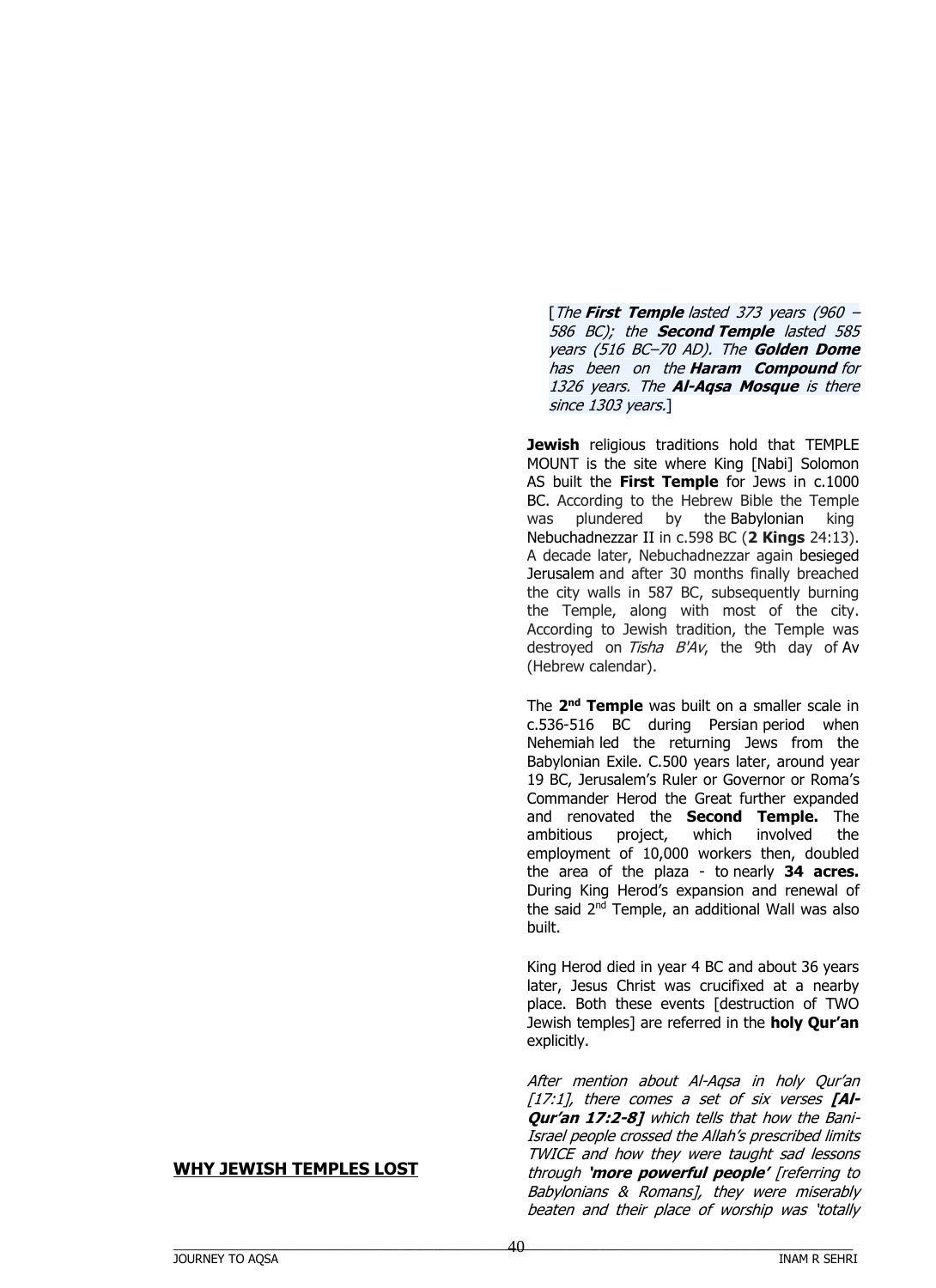[*The **First Temple** lasted 373 years (960 – 586 BC); the **Second Temple** lasted 585 years (516 BC–70 AD). The **Golden Dome** has been on the **Haram Compound** for 1326 years. The **Al-Aqsa Mosque** is there since 1303 years.*]

**Jewish** religious traditions hold that TEMPLE MOUNT is the site where King [Nabi] Solomon AS built the **First Temple** for Jews in c.1000 BC. According to the Hebrew Bible the Temple was plundered by the Babylonian king Nebuchadnezzar II in c.598 BC (**2 Kings** 24:13). A decade later, Nebuchadnezzar again besieged Jerusalem and after 30 months finally breached the city walls in 587 BC, subsequently burning the Temple, along with most of the city. According to Jewish tradition, the Temple was destroyed on *Tisha B'Av*, the 9th day of Av (Hebrew calendar).

The **2nd Temple** was built on a smaller scale in c.536-516 BC during Persian period when Nehemiah led the returning Jews from the Babylonian Exile. C.500 years later, around year 19 BC, Jerusalem's Ruler or Governor or Roma's Commander Herod the Great further expanded and renovated the **Second Temple.** The ambitious project, which involved the employment of 10,000 workers then, doubled the area of the plaza - to nearly **34 acres.** During King Herod's expansion and renewal of the said 2nd Temple, an additional Wall was also built.

King Herod died in year 4 BC and about 36 years later, Jesus Christ was crucifixed at a nearby place. Both these events [destruction of TWO Jewish temples] are referred in the **holy Qur'an** explicitly.

## WHY JEWISH TEMPLES LOST

*After mention about Al-Aqsa in holy Qur'an [17:1], there comes a set of six verses **[Al-Qur'an 17:2-8]** which tells that how the Bani-Israel people crossed the Allah's prescribed limits TWICE and how they were taught sad lessons through **'more powerful people'** [referring to Babylonians & Romans], they were miserably beaten and their place of worship was 'totally*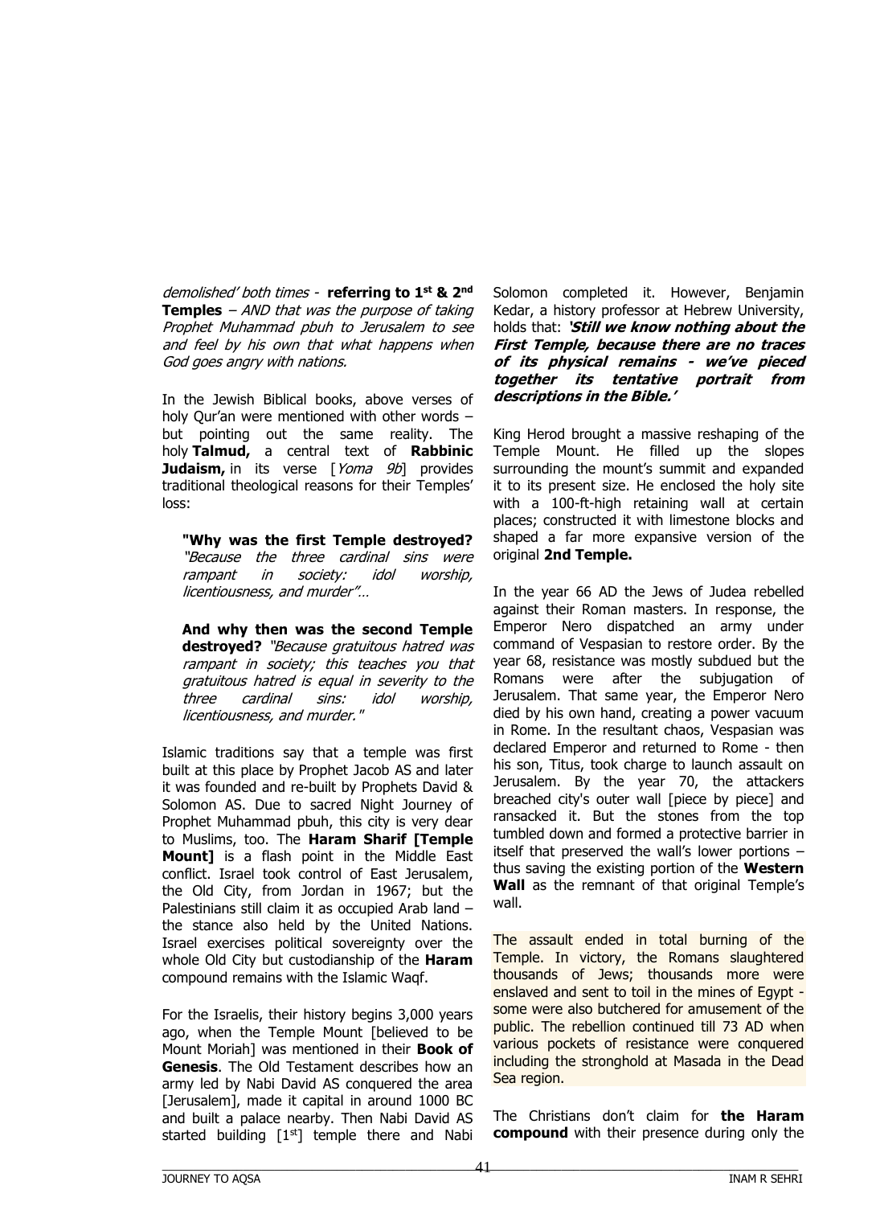*demolished' both times* - **referring to 1st & 2nd Temples** – *AND that was the purpose of taking Prophet Muhammad pbuh to Jerusalem to see and feel by his own that what happens when God goes angry with nations.*

In the Jewish Biblical books, above verses of holy Qur'an were mentioned with other words – but pointing out the same reality. The holy **Talmud,** a central text of **Rabbinic Judaism,** in its verse [*Yoma 9b*] provides traditional theological reasons for their Temples' loss:

> **"Why was the first Temple destroyed?** *"Because the three cardinal sins were rampant in society: idol worship, licentiousness, and murder"…*
>
> **And why then was the second Temple destroyed?** *"Because gratuitous hatred was rampant in society; this teaches you that gratuitous hatred is equal in severity to the three cardinal sins: idol worship, licentiousness, and murder."*

Islamic traditions say that a temple was first built at this place by Prophet Jacob AS and later it was founded and re-built by Prophets David & Solomon AS. Due to sacred Night Journey of Prophet Muhammad pbuh, this city is very dear to Muslims, too. The **Haram Sharif [Temple Mount]** is a flash point in the Middle East conflict. Israel took control of East Jerusalem, the Old City, from Jordan in 1967; but the Palestinians still claim it as occupied Arab land – the stance also held by the United Nations. Israel exercises political sovereignty over the whole Old City but custodianship of the **Haram** compound remains with the Islamic Waqf.

For the Israelis, their history begins 3,000 years ago, when the Temple Mount [believed to be Mount Moriah] was mentioned in their **Book of Genesis**. The Old Testament describes how an army led by Nabi David AS conquered the area [Jerusalem], made it capital in around 1000 BC and built a palace nearby. Then Nabi David AS started building [1st] temple there and Nabi Solomon completed it. However, Benjamin Kedar, a history professor at Hebrew University, holds that: ***'Still we know nothing about the First Temple, because there are no traces of its physical remains - we've pieced together its tentative portrait from descriptions in the Bible.'***

King Herod brought a massive reshaping of the Temple Mount. He filled up the slopes surrounding the mount's summit and expanded it to its present size. He enclosed the holy site with a 100-ft-high retaining wall at certain places; constructed it with limestone blocks and shaped a far more expansive version of the original **2nd Temple.**

In the year 66 AD the Jews of Judea rebelled against their Roman masters. In response, the Emperor Nero dispatched an army under command of Vespasian to restore order. By the year 68, resistance was mostly subdued but the Romans were after the subjugation of Jerusalem. That same year, the Emperor Nero died by his own hand, creating a power vacuum in Rome. In the resultant chaos, Vespasian was declared Emperor and returned to Rome - then his son, Titus, took charge to launch assault on Jerusalem. By the year 70, the attackers breached city's outer wall [piece by piece] and ransacked it. But the stones from the top tumbled down and formed a protective barrier in itself that preserved the wall's lower portions – thus saving the existing portion of the **Western Wall** as the remnant of that original Temple's wall.

The assault ended in total burning of the Temple. In victory, the Romans slaughtered thousands of Jews; thousands more were enslaved and sent to toil in the mines of Egypt - some were also butchered for amusement of the public. The rebellion continued till 73 AD when various pockets of resistance were conquered including the stronghold at Masada in the Dead Sea region.

The Christians don't claim for **the Haram compound** with their presence during only the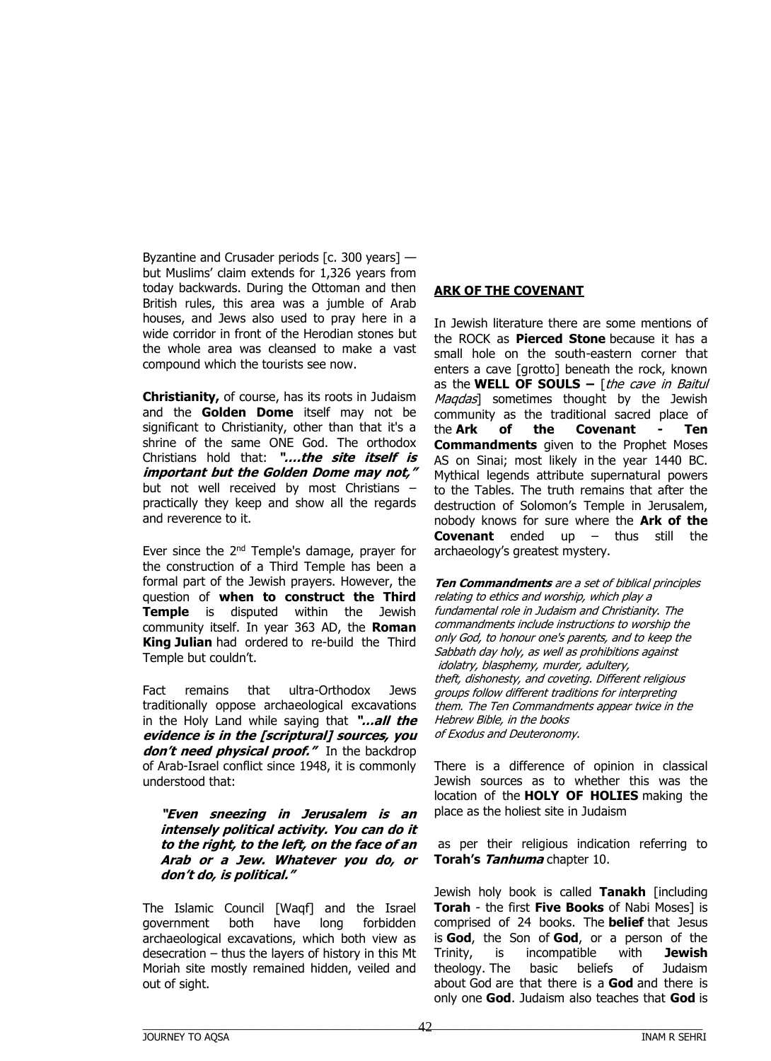Byzantine and Crusader periods [c. 300 years] — but Muslims' claim extends for 1,326 years from today backwards. During the Ottoman and then British rules, this area was a jumble of Arab houses, and Jews also used to pray here in a wide corridor in front of the Herodian stones but the whole area was cleansed to make a vast compound which the tourists see now.

**Christianity,** of course, has its roots in Judaism and the **Golden Dome** itself may not be significant to Christianity, other than that it's a shrine of the same ONE God. The orthodox Christians hold that: ***"….the site itself is important but the Golden Dome may not,"*** but not well received by most Christians – practically they keep and show all the regards and reverence to it.

Ever since the 2nd Temple's damage, prayer for the construction of a Third Temple has been a formal part of the Jewish prayers. However, the question of **when to construct the Third Temple** is disputed within the Jewish community itself. In year 363 AD, the **Roman King Julian** had ordered to re-build the Third Temple but couldn't.

Fact remains that ultra-Orthodox Jews traditionally oppose archaeological excavations in the Holy Land while saying that ***"…all the evidence is in the [scriptural] sources, you don't need physical proof."*** In the backdrop of Arab-Israel conflict since 1948, it is commonly understood that:

> ***"Even sneezing in Jerusalem is an intensely political activity. You can do it to the right, to the left, on the face of an Arab or a Jew. Whatever you do, or don't do, is political."***

The Islamic Council [Waqf] and the Israel government both have long forbidden archaeological excavations, which both view as desecration – thus the layers of history in this Mt Moriah site mostly remained hidden, veiled and out of sight.

## ARK OF THE COVENANT

In Jewish literature there are some mentions of the ROCK as **Pierced Stone** because it has a small hole on the south-eastern corner that enters a cave [grotto] beneath the rock, known as the **WELL OF SOULS –** [*the cave in Baitul Maqdas*] sometimes thought by the Jewish community as the traditional sacred place of the **Ark of the Covenant - Ten Commandments** given to the Prophet Moses AS on Sinai; most likely in the year 1440 BC. Mythical legends attribute supernatural powers to the Tables. The truth remains that after the destruction of Solomon's Temple in Jerusalem, nobody knows for sure where the **Ark of the Covenant** ended up – thus still the archaeology's greatest mystery.

***Ten Commandments*** *are a set of biblical principles relating to ethics and worship, which play a fundamental role in Judaism and Christianity. The commandments include instructions to worship the only God, to honour one's parents, and to keep the Sabbath day holy, as well as prohibitions against idolatry, blasphemy, murder, adultery, theft, dishonesty, and coveting. Different religious groups follow different traditions for interpreting them. The Ten Commandments appear twice in the Hebrew Bible, in the books of Exodus and Deuteronomy.*

There is a difference of opinion in classical Jewish sources as to whether this was the location of the **HOLY OF HOLIES** making the place as the holiest site in Judaism

as per their religious indication referring to **Torah's *Tanhuma*** chapter 10.

Jewish holy book is called **Tanakh** [including **Torah** - the first **Five Books** of Nabi Moses] is comprised of 24 books. The **belief** that Jesus is **God**, the Son of **God**, or a person of the Trinity, is incompatible with **Jewish** theology. The basic beliefs of Judaism about God are that there is a **God** and there is only one **God**. Judaism also teaches that **God** is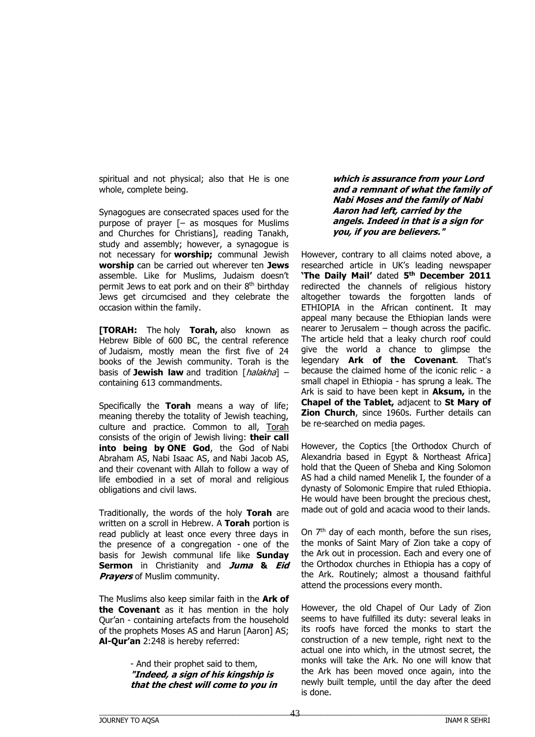spiritual and not physical; also that He is one whole, complete being.

Synagogues are consecrated spaces used for the purpose of prayer [– as mosques for Muslims and Churches for Christians], reading Tanakh, study and assembly; however, a synagogue is not necessary for **worship;** communal Jewish **worship** can be carried out wherever ten **Jews** assemble. Like for Muslims, Judaism doesn't permit Jews to eat pork and on their 8th birthday Jews get circumcised and they celebrate the occasion within the family.

**[TORAH:** The holy **Torah,** also known as Hebrew Bible of 600 BC, the central reference of Judaism, mostly mean the first five of 24 books of the Jewish community. Torah is the basis of **Jewish law** and tradition [*halakha*] – containing 613 commandments.

Specifically the **Torah** means a way of life; meaning thereby the totality of Jewish teaching, culture and practice. Common to all, Torah consists of the origin of Jewish living: **their call into being by ONE God**, the God of Nabi Abraham AS, Nabi Isaac AS, and Nabi Jacob AS, and their covenant with Allah to follow a way of life embodied in a set of moral and religious obligations and civil laws.

Traditionally, the words of the holy **Torah** are written on a scroll in Hebrew. A **Torah** portion is read publicly at least once every three days in the presence of a congregation - one of the basis for Jewish communal life like **Sunday Sermon** in Christianity and ***Juma* & *Eid Prayers*** of Muslim community.

The Muslims also keep similar faith in the **Ark of the Covenant** as it has mention in the holy Qur'an - containing artefacts from the household of the prophets Moses AS and Harun [Aaron] AS; **Al-Qur'an** 2:248 is hereby referred:

> - And their prophet said to them, ***"Indeed, a sign of his kingship is that the chest will come to you in which is assurance from your Lord and a remnant of what the family of Nabi Moses and the family of Nabi Aaron had left, carried by the angels. Indeed in that is a sign for you, if you are believers."***

However, contrary to all claims noted above, a researched article in UK's leading newspaper **'The Daily Mail'** dated **5th December 2011** redirected the channels of religious history altogether towards the forgotten lands of ETHIOPIA in the African continent. It may appeal many because the Ethiopian lands were nearer to Jerusalem – though across the pacific. The article held that a leaky church roof could give the world a chance to glimpse the legendary **Ark of the Covenant**. That's because the claimed home of the iconic relic - a small chapel in Ethiopia - has sprung a leak. The Ark is said to have been kept in **Aksum,** in the **Chapel of the Tablet,** adjacent to **St Mary of Zion Church**, since 1960s. Further details can be re-searched on media pages.

However, the Coptics [the Orthodox Church of Alexandria based in Egypt & Northeast Africa] hold that the Queen of Sheba and King Solomon AS had a child named Menelik I, the founder of a dynasty of Solomonic Empire that ruled Ethiopia. He would have been brought the precious chest, made out of gold and acacia wood to their lands.

On 7th day of each month, before the sun rises, the monks of Saint Mary of Zion take a copy of the Ark out in procession. Each and every one of the Orthodox churches in Ethiopia has a copy of the Ark. Routinely; almost a thousand faithful attend the processions every month.

However, the old Chapel of Our Lady of Zion seems to have fulfilled its duty: several leaks in its roofs have forced the monks to start the construction of a new temple, right next to the actual one into which, in the utmost secret, the monks will take the Ark. No one will know that the Ark has been moved once again, into the newly built temple, until the day after the deed is done.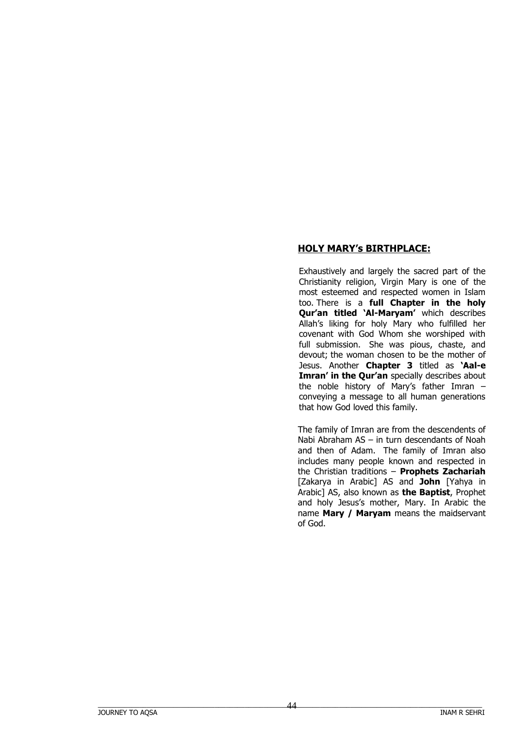## **HOLY MARY's BIRTHPLACE:**

Exhaustively and largely the sacred part of the Christianity religion, Virgin Mary is one of the most esteemed and respected women in Islam too. There is a **full Chapter in the holy Qur'an titled 'Al-Maryam'** which describes Allah's liking for holy Mary who fulfilled her covenant with God Whom she worshiped with full submission. She was pious, chaste, and devout; the woman chosen to be the mother of Jesus. Another **Chapter 3** titled as **'Aal-e Imran' in the Qur'an** specially describes about the noble history of Mary's father Imran – conveying a message to all human generations that how God loved this family.

The family of Imran are from the descendents of Nabi Abraham AS – in turn descendants of Noah and then of Adam. The family of Imran also includes many people known and respected in the Christian traditions – **Prophets Zachariah** [Zakarya in Arabic] AS and **John** [Yahya in Arabic] AS, also known as **the Baptist**, Prophet and holy Jesus's mother, Mary. In Arabic the name **Mary / Maryam** means the maidservant of God.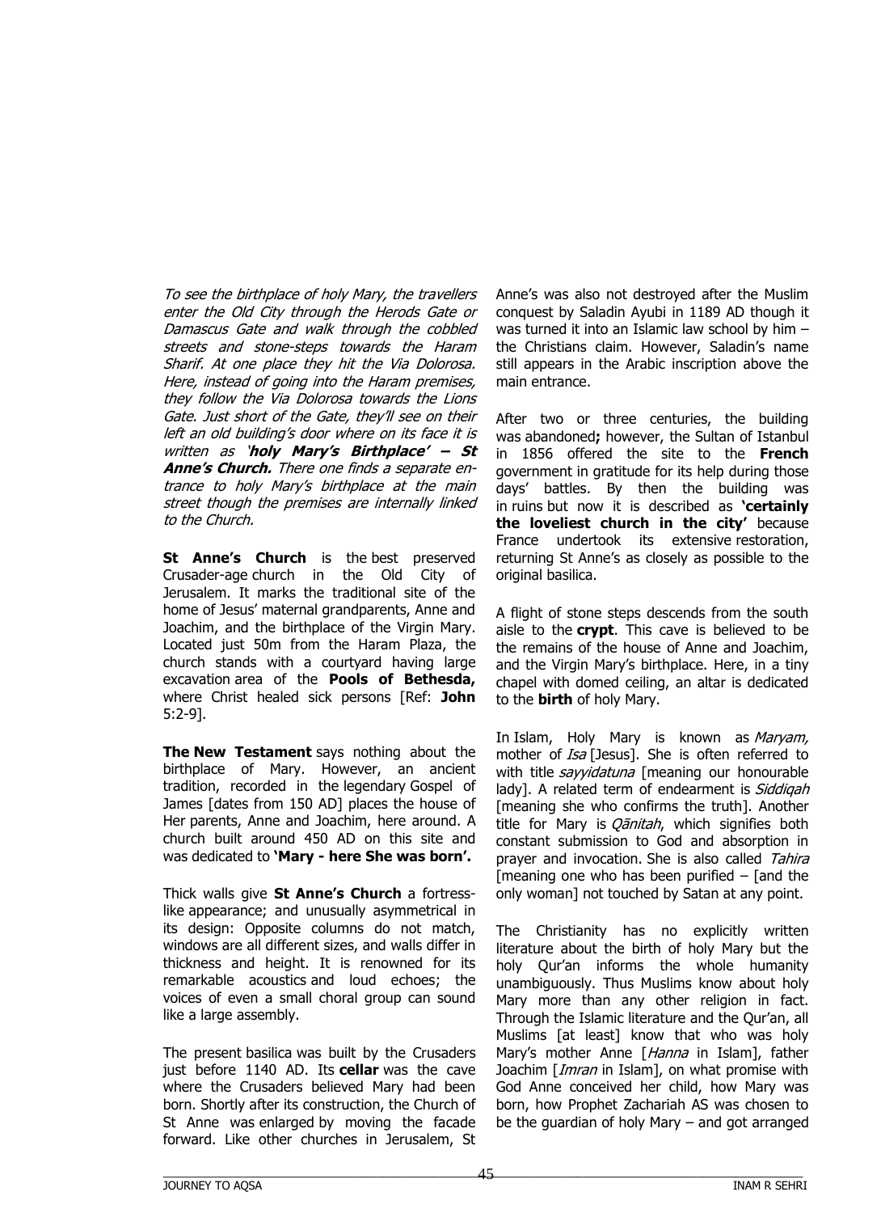*To see the birthplace of holy Mary, the travellers enter the Old City through the Herods Gate or Damascus Gate and walk through the cobbled streets and stone-steps towards the Haram Sharif. At one place they hit the Via Dolorosa. Here, instead of going into the Haram premises, they follow the Via Dolorosa towards the Lions Gate. Just short of the Gate, they'll see on their left an old building's door where on its face it is written as '**holy Mary's Birthplace' – St Anne's Church.** There one finds a separate entrance to holy Mary's birthplace at the main street though the premises are internally linked to the Church.*

**St Anne's Church** is the best preserved Crusader-age church in the Old City of Jerusalem. It marks the traditional site of the home of Jesus' maternal grandparents, Anne and Joachim, and the birthplace of the Virgin Mary. Located just 50m from the Haram Plaza, the church stands with a courtyard having large excavation area of the **Pools of Bethesda,** where Christ healed sick persons [Ref: **John** 5:2-9].

**The New Testament** says nothing about the birthplace of Mary. However, an ancient tradition, recorded in the legendary Gospel of James [dates from 150 AD] places the house of Her parents, Anne and Joachim, here around. A church built around 450 AD on this site and was dedicated to **'Mary - here She was born'.**

Thick walls give **St Anne's Church** a fortress-like appearance; and unusually asymmetrical in its design: Opposite columns do not match, windows are all different sizes, and walls differ in thickness and height. It is renowned for its remarkable acoustics and loud echoes; the voices of even a small choral group can sound like a large assembly.

The present basilica was built by the Crusaders just before 1140 AD. Its **cellar** was the cave where the Crusaders believed Mary had been born. Shortly after its construction, the Church of St Anne was enlarged by moving the facade forward. Like other churches in Jerusalem, St Anne's was also not destroyed after the Muslim conquest by Saladin Ayubi in 1189 AD though it was turned it into an Islamic law school by him – the Christians claim. However, Saladin's name still appears in the Arabic inscription above the main entrance.

After two or three centuries, the building was abandoned**;** however, the Sultan of Istanbul in 1856 offered the site to the **French** government in gratitude for its help during those days' battles. By then the building was in ruins but now it is described as **'certainly the loveliest church in the city'** because France undertook its extensive restoration, returning St Anne's as closely as possible to the original basilica.

A flight of stone steps descends from the south aisle to the **crypt**. This cave is believed to be the remains of the house of Anne and Joachim, and the Virgin Mary's birthplace. Here, in a tiny chapel with domed ceiling, an altar is dedicated to the **birth** of holy Mary.

In Islam, Holy Mary is known as *Maryam,* mother of *Isa* [Jesus]. She is often referred to with title *sayyidatuna* [meaning our honourable lady]. A related term of endearment is *Siddiqah* [meaning she who confirms the truth]. Another title for Mary is *Qānitah*, which signifies both constant submission to God and absorption in prayer and invocation. She is also called *Tahira* [meaning one who has been purified – [and the only woman] not touched by Satan at any point.

The Christianity has no explicitly written literature about the birth of holy Mary but the holy Qur'an informs the whole humanity unambiguously. Thus Muslims know about holy Mary more than any other religion in fact. Through the Islamic literature and the Qur'an, all Muslims [at least] know that who was holy Mary's mother Anne [*Hanna* in Islam], father Joachim [*Imran* in Islam], on what promise with God Anne conceived her child, how Mary was born, how Prophet Zachariah AS was chosen to be the guardian of holy Mary – and got arranged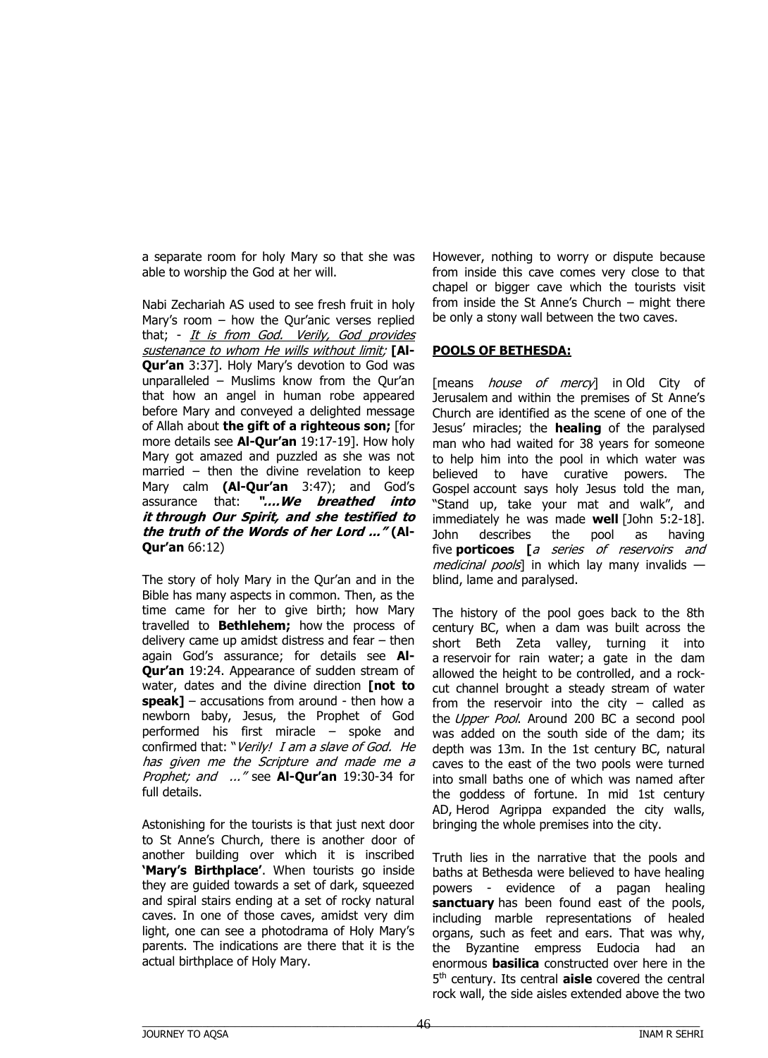a separate room for holy Mary so that she was able to worship the God at her will.

Nabi Zechariah AS used to see fresh fruit in holy Mary's room – how the Qur'anic verses replied that; - *It is from God. Verily, God provides sustenance to whom He wills without limit;* [**Al-Qur'an** 3:37]. Holy Mary's devotion to God was unparalleled – Muslims know from the Qur'an that how an angel in human robe appeared before Mary and conveyed a delighted message of Allah about **the gift of a righteous son;** [for more details see **Al-Qur'an** 19:17-19]. How holy Mary got amazed and puzzled as she was not married – then the divine revelation to keep Mary calm **(Al-Qur'an** 3:47); and God's assurance that: ***"....We breathed into it through Our Spirit, and she testified to the truth of the Words of her Lord ..."*** **(Al-Qur'an** 66:12)

The story of holy Mary in the Qur'an and in the Bible has many aspects in common. Then, as the time came for her to give birth; how Mary travelled to **Bethlehem;** how the process of delivery came up amidst distress and fear – then again God's assurance; for details see **Al-Qur'an** 19:24. Appearance of sudden stream of water, dates and the divine direction **[not to speak]** – accusations from around - then how a newborn baby, Jesus, the Prophet of God performed his first miracle – spoke and confirmed that: "*Verily! I am a slave of God. He has given me the Scripture and made me a Prophet; and ...*" see **Al-Qur'an** 19:30-34 for full details.

Astonishing for the tourists is that just next door to St Anne's Church, there is another door of another building over which it is inscribed **'Mary's Birthplace'**. When tourists go inside they are guided towards a set of dark, squeezed and spiral stairs ending at a set of rocky natural caves. In one of those caves, amidst very dim light, one can see a photodrama of Holy Mary's parents. The indications are there that it is the actual birthplace of Holy Mary.

However, nothing to worry or dispute because from inside this cave comes very close to that chapel or bigger cave which the tourists visit from inside the St Anne's Church – might there be only a stony wall between the two caves.

**POOLS OF BETHESDA:**

[means *house of mercy*] in Old City of Jerusalem and within the premises of St Anne's Church are identified as the scene of one of the Jesus' miracles; the **healing** of the paralysed man who had waited for 38 years for someone to help him into the pool in which water was believed to have curative powers. The Gospel account says holy Jesus told the man, "Stand up, take your mat and walk", and immediately he was made **well** [John 5:2-18]. John describes the pool as having five **porticoes [***a series of reservoirs and medicinal pools*] in which lay many invalids — blind, lame and paralysed.

The history of the pool goes back to the 8th century BC, when a dam was built across the short Beth Zeta valley, turning it into a reservoir for rain water; a gate in the dam allowed the height to be controlled, and a rock-cut channel brought a steady stream of water from the reservoir into the city – called as the *Upper Pool*. Around 200 BC a second pool was added on the south side of the dam; its depth was 13m. In the 1st century BC, natural caves to the east of the two pools were turned into small baths one of which was named after the goddess of fortune. In mid 1st century AD, Herod Agrippa expanded the city walls, bringing the whole premises into the city.

Truth lies in the narrative that the pools and baths at Bethesda were believed to have healing powers - evidence of a pagan healing **sanctuary** has been found east of the pools, including marble representations of healed organs, such as feet and ears. That was why, the Byzantine empress Eudocia had an enormous **basilica** constructed over here in the 5th century. Its central **aisle** covered the central rock wall, the side aisles extended above the two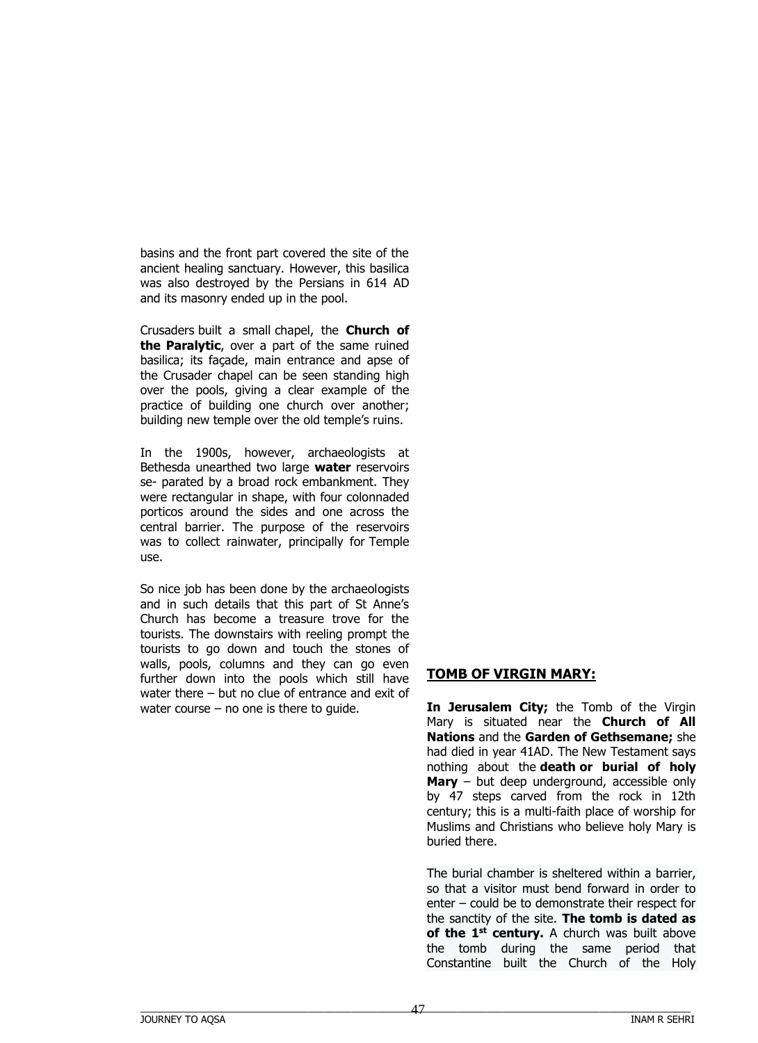basins and the front part covered the site of the ancient healing sanctuary. However, this basilica was also destroyed by the Persians in 614 AD and its masonry ended up in the pool.

Crusaders built a small chapel, the **Church of the Paralytic**, over a part of the same ruined basilica; its façade, main entrance and apse of the Crusader chapel can be seen standing high over the pools, giving a clear example of the practice of building one church over another; building new temple over the old temple's ruins.

In the 1900s, however, archaeologists at Bethesda unearthed two large **water** reservoirs se- parated by a broad rock embankment. They were rectangular in shape, with four colonnaded porticos around the sides and one across the central barrier. The purpose of the reservoirs was to collect rainwater, principally for Temple use.

So nice job has been done by the archaeologists and in such details that this part of St Anne's Church has become a treasure trove for the tourists. The downstairs with reeling prompt the tourists to go down and touch the stones of walls, pools, columns and they can go even further down into the pools which still have water there – but no clue of entrance and exit of water course – no one is there to guide.

## TOMB OF VIRGIN MARY:

**In Jerusalem City;** the Tomb of the Virgin Mary is situated near the **Church of All Nations** and the **Garden of Gethsemane;** she had died in year 41AD. The New Testament says nothing about the **death or burial of holy Mary** – but deep underground, accessible only by 47 steps carved from the rock in 12th century; this is a multi-faith place of worship for Muslims and Christians who believe holy Mary is buried there.

The burial chamber is sheltered within a barrier, so that a visitor must bend forward in order to enter – could be to demonstrate their respect for the sanctity of the site. **The tomb is dated as of the 1st century.** A church was built above the tomb during the same period that Constantine built the Church of the Holy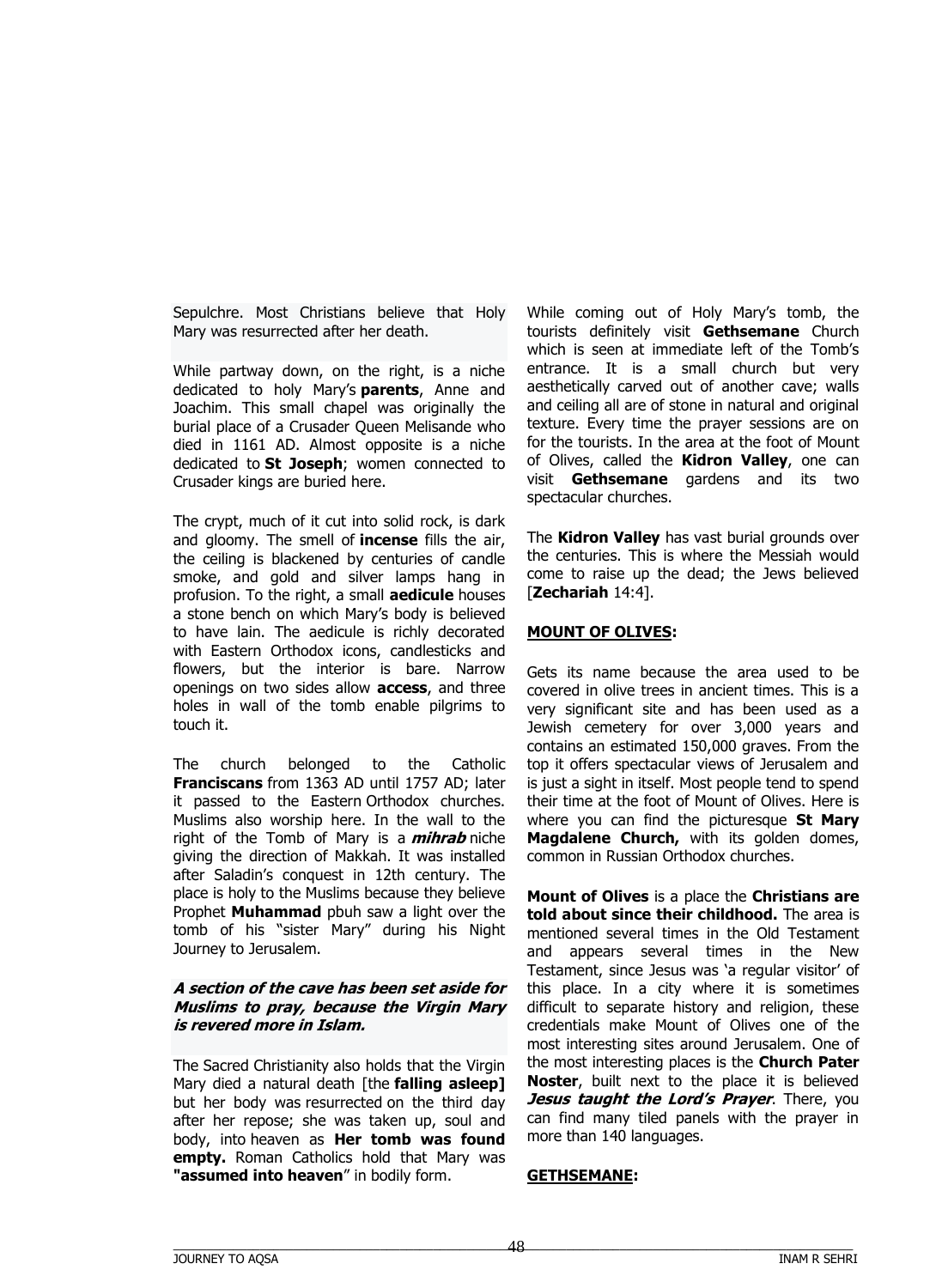Sepulchre. Most Christians believe that Holy Mary was resurrected after her death.

While partway down, on the right, is a niche dedicated to holy Mary's **parents**, Anne and Joachim. This small chapel was originally the burial place of a Crusader Queen Melisande who died in 1161 AD. Almost opposite is a niche dedicated to **St Joseph**; women connected to Crusader kings are buried here.

The crypt, much of it cut into solid rock, is dark and gloomy. The smell of **incense** fills the air, the ceiling is blackened by centuries of candle smoke, and gold and silver lamps hang in profusion. To the right, a small **aedicule** houses a stone bench on which Mary's body is believed to have lain. The aedicule is richly decorated with Eastern Orthodox icons, candlesticks and flowers, but the interior is bare. Narrow openings on two sides allow **access**, and three holes in wall of the tomb enable pilgrims to touch it.

The church belonged to the Catholic **Franciscans** from 1363 AD until 1757 AD; later it passed to the Eastern Orthodox churches. Muslims also worship here. In the wall to the right of the Tomb of Mary is a ***mihrab*** niche giving the direction of Makkah. It was installed after Saladin's conquest in 12th century. The place is holy to the Muslims because they believe Prophet **Muhammad** pbuh saw a light over the tomb of his "sister Mary" during his Night Journey to Jerusalem.

***A section of the cave has been set aside for Muslims to pray, because the Virgin Mary is revered more in Islam.***

The Sacred Christianity also holds that the Virgin Mary died a natural death [the **falling asleep]** but her body was resurrected on the third day after her repose; she was taken up, soul and body, into heaven as **Her tomb was found empty.** Roman Catholics hold that Mary was **"assumed into heaven**" in bodily form.

While coming out of Holy Mary's tomb, the tourists definitely visit **Gethsemane** Church which is seen at immediate left of the Tomb's entrance. It is a small church but very aesthetically carved out of another cave; walls and ceiling all are of stone in natural and original texture. Every time the prayer sessions are on for the tourists. In the area at the foot of Mount of Olives, called the **Kidron Valley**, one can visit **Gethsemane** gardens and its two spectacular churches.

The **Kidron Valley** has vast burial grounds over the centuries. This is where the Messiah would come to raise up the dead; the Jews believed [**Zechariah** 14:4].

**MOUNT OF OLIVES:**

Gets its name because the area used to be covered in olive trees in ancient times. This is a very significant site and has been used as a Jewish cemetery for over 3,000 years and contains an estimated 150,000 graves. From the top it offers spectacular views of Jerusalem and is just a sight in itself. Most people tend to spend their time at the foot of Mount of Olives. Here is where you can find the picturesque **St Mary Magdalene Church,** with its golden domes, common in Russian Orthodox churches.

**Mount of Olives** is a place the **Christians are told about since their childhood.** The area is mentioned several times in the Old Testament and appears several times in the New Testament, since Jesus was 'a regular visitor' of this place. In a city where it is sometimes difficult to separate history and religion, these credentials make Mount of Olives one of the most interesting sites around Jerusalem. One of the most interesting places is the **Church Pater Noster**, built next to the place it is believed ***Jesus taught the Lord's Prayer***. There, you can find many tiled panels with the prayer in more than 140 languages.

**GETHSEMANE:**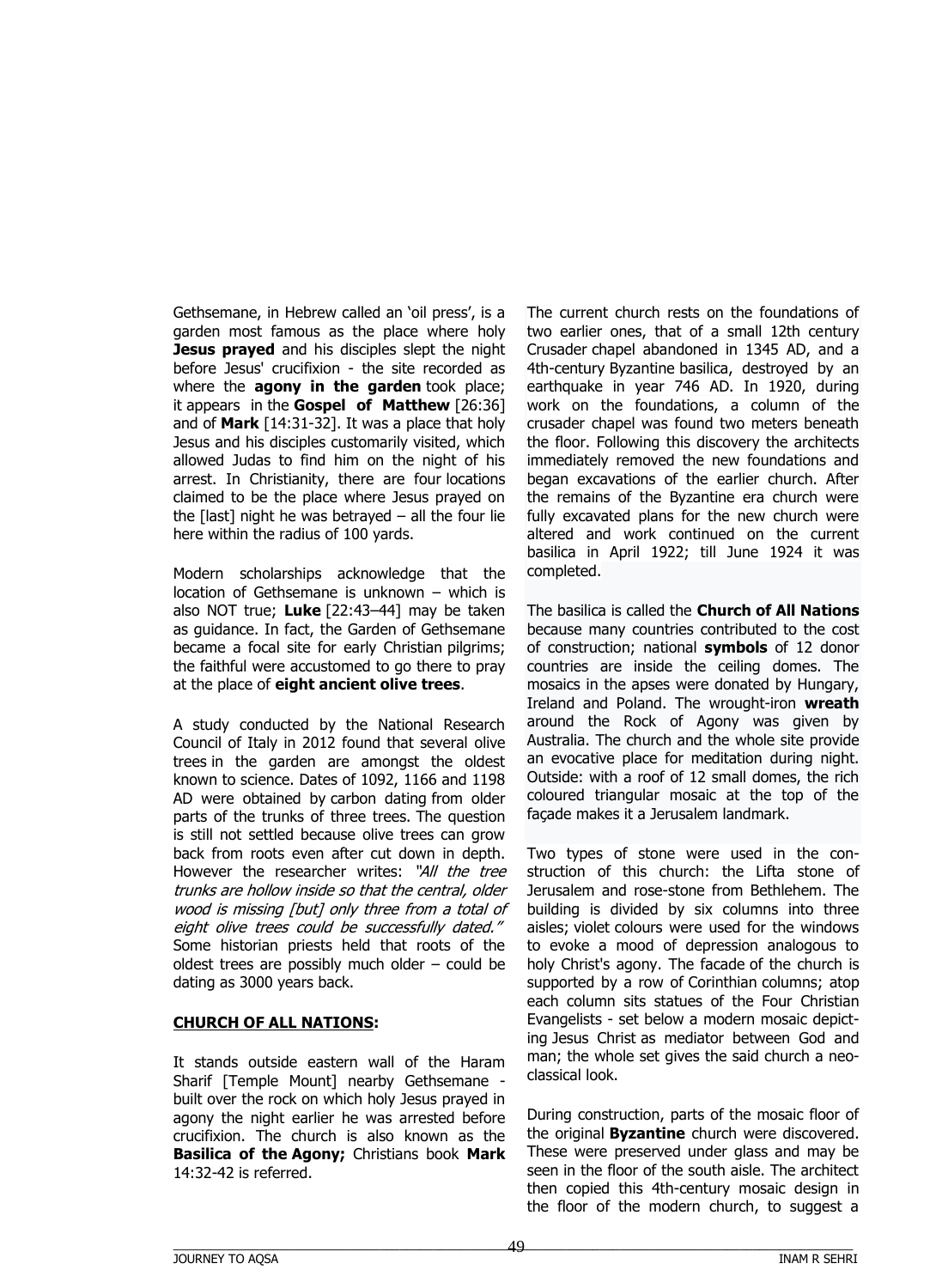Gethsemane, in Hebrew called an 'oil press', is a garden most famous as the place where holy **Jesus prayed** and his disciples slept the night before Jesus' crucifixion - the site recorded as where the **agony in the garden** took place; it appears in the **Gospel of Matthew** [26:36] and of **Mark** [14:31-32]. It was a place that holy Jesus and his disciples customarily visited, which allowed Judas to find him on the night of his arrest. In Christianity, there are four locations claimed to be the place where Jesus prayed on the [last] night he was betrayed – all the four lie here within the radius of 100 yards.

Modern scholarships acknowledge that the location of Gethsemane is unknown – which is also NOT true; **Luke** [22:43–44] may be taken as guidance. In fact, the Garden of Gethsemane became a focal site for early Christian pilgrims; the faithful were accustomed to go there to pray at the place of **eight ancient olive trees**.

A study conducted by the National Research Council of Italy in 2012 found that several olive trees in the garden are amongst the oldest known to science. Dates of 1092, 1166 and 1198 AD were obtained by carbon dating from older parts of the trunks of three trees. The question is still not settled because olive trees can grow back from roots even after cut down in depth. However the researcher writes: *"All the tree trunks are hollow inside so that the central, older wood is missing [but] only three from a total of eight olive trees could be successfully dated."* Some historian priests held that roots of the oldest trees are possibly much older – could be dating as 3000 years back.

**CHURCH OF ALL NATIONS:**

It stands outside eastern wall of the Haram Sharif [Temple Mount] nearby Gethsemane - built over the rock on which holy Jesus prayed in agony the night earlier he was arrested before crucifixion. The church is also known as the **Basilica of the Agony;** Christians book **Mark** 14:32-42 is referred.

The current church rests on the foundations of two earlier ones, that of a small 12th century Crusader chapel abandoned in 1345 AD, and a 4th-century Byzantine basilica, destroyed by an earthquake in year 746 AD. In 1920, during work on the foundations, a column of the crusader chapel was found two meters beneath the floor. Following this discovery the architects immediately removed the new foundations and began excavations of the earlier church. After the remains of the Byzantine era church were fully excavated plans for the new church were altered and work continued on the current basilica in April 1922; till June 1924 it was completed.

The basilica is called the **Church of All Nations** because many countries contributed to the cost of construction; national **symbols** of 12 donor countries are inside the ceiling domes. The mosaics in the apses were donated by Hungary, Ireland and Poland. The wrought-iron **wreath** around the Rock of Agony was given by Australia. The church and the whole site provide an evocative place for meditation during night. Outside: with a roof of 12 small domes, the rich coloured triangular mosaic at the top of the façade makes it a Jerusalem landmark.

Two types of stone were used in the construction of this church: the Lifta stone of Jerusalem and rose-stone from Bethlehem. The building is divided by six columns into three aisles; violet colours were used for the windows to evoke a mood of depression analogous to holy Christ's agony. The facade of the church is supported by a row of Corinthian columns; atop each column sits statues of the Four Christian Evangelists - set below a modern mosaic depicting Jesus Christ as mediator between God and man; the whole set gives the said church a neo-classical look.

During construction, parts of the mosaic floor of the original **Byzantine** church were discovered. These were preserved under glass and may be seen in the floor of the south aisle. The architect then copied this 4th-century mosaic design in the floor of the modern church, to suggest a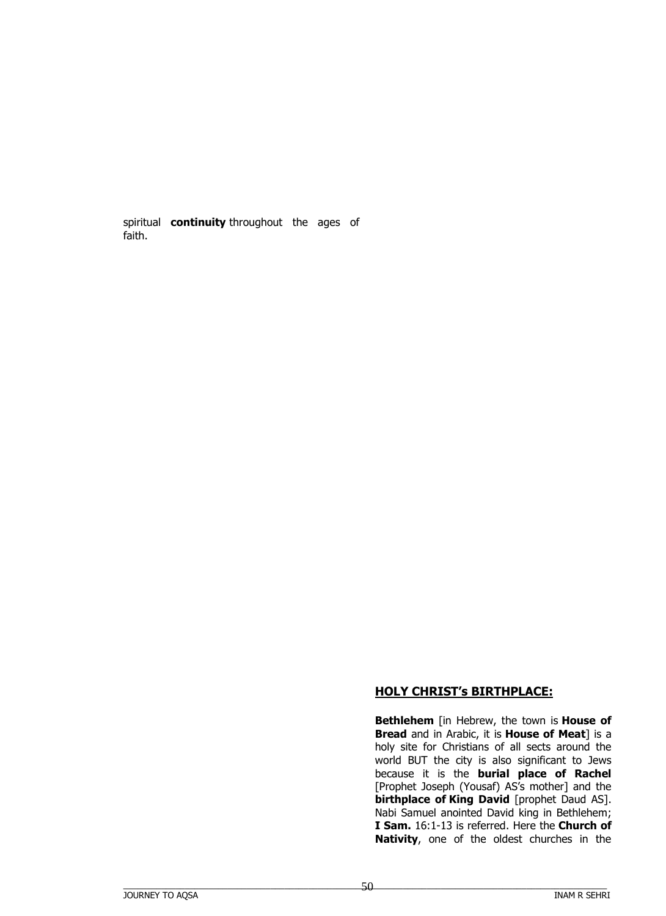spiritual **continuity** throughout the ages of faith.

## HOLY CHRIST's BIRTHPLACE:

**Bethlehem** [in Hebrew, the town is **House of Bread** and in Arabic, it is **House of Meat**] is a holy site for Christians of all sects around the world BUT the city is also significant to Jews because it is the **burial place of Rachel** [Prophet Joseph (Yousaf) AS's mother] and the **birthplace of King David** [prophet Daud AS]. Nabi Samuel anointed David king in Bethlehem; **I Sam.** 16:1-13 is referred. Here the **Church of Nativity**, one of the oldest churches in the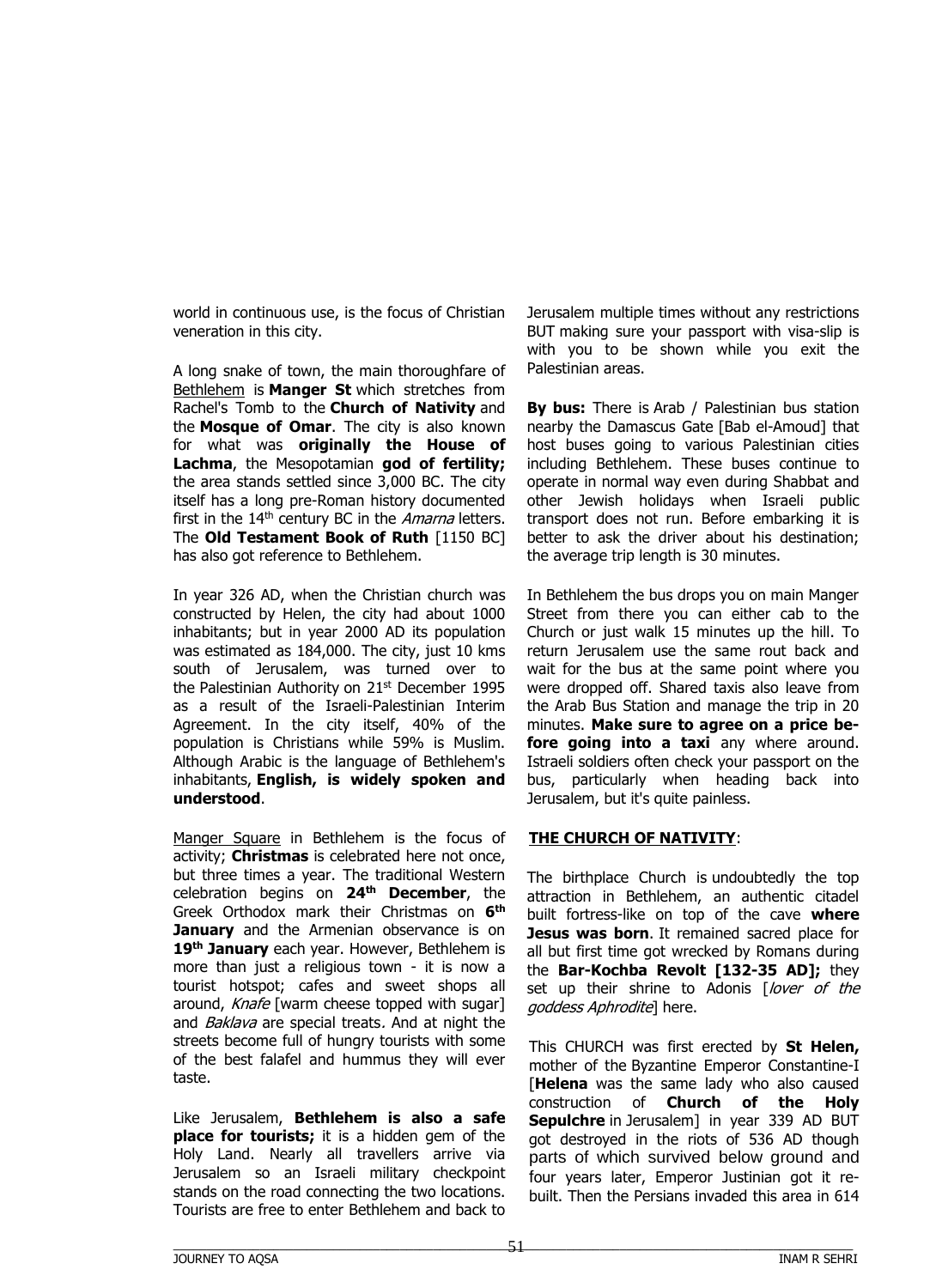world in continuous use, is the focus of Christian veneration in this city.

A long snake of town, the main thoroughfare of Bethlehem is **Manger St** which stretches from Rachel's Tomb to the **Church of Nativity** and the **Mosque of Omar**. The city is also known for what was **originally the House of Lachma**, the Mesopotamian **god of fertility;** the area stands settled since 3,000 BC. The city itself has a long pre-Roman history documented first in the 14th century BC in the *Amarna* letters. The **Old Testament Book of Ruth** [1150 BC] has also got reference to Bethlehem.

In year 326 AD, when the Christian church was constructed by Helen, the city had about 1000 inhabitants; but in year 2000 AD its population was estimated as 184,000. The city, just 10 kms south of Jerusalem, was turned over to the Palestinian Authority on 21st December 1995 as a result of the Israeli-Palestinian Interim Agreement. In the city itself, 40% of the population is Christians while 59% is Muslim. Although Arabic is the language of Bethlehem's inhabitants, **English, is widely spoken and understood**.

Manger Square in Bethlehem is the focus of activity; **Christmas** is celebrated here not once, but three times a year. The traditional Western celebration begins on **24th December**, the Greek Orthodox mark their Christmas on **6th January** and the Armenian observance is on **19th January** each year. However, Bethlehem is more than just a religious town - it is now a tourist hotspot; cafes and sweet shops all around, *Knafe* [warm cheese topped with sugar] and *Baklava* are special treats. And at night the streets become full of hungry tourists with some of the best falafel and hummus they will ever taste.

Like Jerusalem, **Bethlehem is also a safe place for tourists;** it is a hidden gem of the Holy Land. Nearly all travellers arrive via Jerusalem so an Israeli military checkpoint stands on the road connecting the two locations. Tourists are free to enter Bethlehem and back to Jerusalem multiple times without any restrictions BUT making sure your passport with visa-slip is with you to be shown while you exit the Palestinian areas.

**By bus:** There is Arab / Palestinian bus station nearby the Damascus Gate [Bab el-Amoud] that host buses going to various Palestinian cities including Bethlehem. These buses continue to operate in normal way even during Shabbat and other Jewish holidays when Israeli public transport does not run. Before embarking it is better to ask the driver about his destination; the average trip length is 30 minutes.

In Bethlehem the bus drops you on main Manger Street from there you can either cab to the Church or just walk 15 minutes up the hill. To return Jerusalem use the same rout back and wait for the bus at the same point where you were dropped off. Shared taxis also leave from the Arab Bus Station and manage the trip in 20 minutes. **Make sure to agree on a price before going into a taxi** any where around. Istraeli soldiers often check your passport on the bus, particularly when heading back into Jerusalem, but it's quite painless.

## THE CHURCH OF NATIVITY:

The birthplace Church is undoubtedly the top attraction in Bethlehem, an authentic citadel built fortress-like on top of the cave **where Jesus was born**. It remained sacred place for all but first time got wrecked by Romans during the **Bar-Kochba Revolt [132-35 AD];** they set up their shrine to Adonis [*lover of the goddess Aphrodite*] here.

This CHURCH was first erected by **St Helen,** mother of the Byzantine Emperor Constantine-I [**Helena** was the same lady who also caused construction of **Church of the Holy Sepulchre** in Jerusalem] in year 339 AD BUT got destroyed in the riots of 536 AD though parts of which survived below ground and four years later, Emperor Justinian got it re-built. Then the Persians invaded this area in 614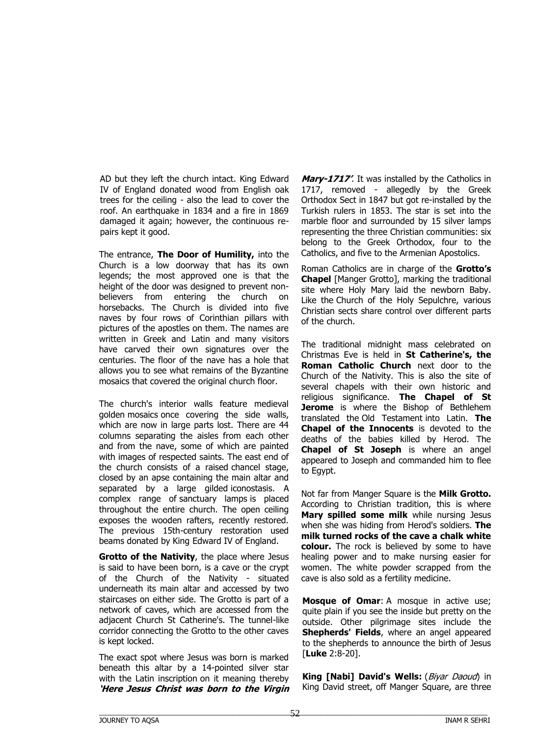AD but they left the church intact. King Edward IV of England donated wood from English oak trees for the ceiling - also the lead to cover the roof. An earthquake in 1834 and a fire in 1869 damaged it again; however, the continuous re-pairs kept it good.

The entrance, **The Door of Humility,** into the Church is a low doorway that has its own legends; the most approved one is that the height of the door was designed to prevent non-believers from entering the church on horsebacks. The Church is divided into five naves by four rows of Corinthian pillars with pictures of the apostles on them. The names are written in Greek and Latin and many visitors have carved their own signatures over the centuries. The floor of the nave has a hole that allows you to see what remains of the Byzantine mosaics that covered the original church floor.

The church's interior walls feature medieval golden mosaics once covering the side walls, which are now in large parts lost. There are 44 columns separating the aisles from each other and from the nave, some of which are painted with images of respected saints. The east end of the church consists of a raised chancel stage, closed by an apse containing the main altar and separated by a large gilded iconostasis. A complex range of sanctuary lamps is placed throughout the entire church. The open ceiling exposes the wooden rafters, recently restored. The previous 15th-century restoration used beams donated by King Edward IV of England.

**Grotto of the Nativity**, the place where Jesus is said to have been born, is a cave or the crypt of the Church of the Nativity - situated underneath its main altar and accessed by two staircases on either side. The Grotto is part of a network of caves, which are accessed from the adjacent Church St Catherine's. The tunnel-like corridor connecting the Grotto to the other caves is kept locked.

The exact spot where Jesus was born is marked beneath this altar by a 14-pointed silver star with the Latin inscription on it meaning thereby ***'Here Jesus Christ was born to the Virgin Mary-1717'***. It was installed by the Catholics in 1717, removed - allegedly by the Greek Orthodox Sect in 1847 but got re-installed by the Turkish rulers in 1853. The star is set into the marble floor and surrounded by 15 silver lamps representing the three Christian communities: six belong to the Greek Orthodox, four to the Catholics, and five to the Armenian Apostolics.

Roman Catholics are in charge of the **Grotto's Chapel** [Manger Grotto], marking the traditional site where Holy Mary laid the newborn Baby. Like the Church of the Holy Sepulchre, various Christian sects share control over different parts of the church.

The traditional midnight mass celebrated on Christmas Eve is held in **St Catherine's, the Roman Catholic Church** next door to the Church of the Nativity. This is also the site of several chapels with their own historic and religious significance. **The Chapel of St Jerome** is where the Bishop of Bethlehem translated the Old Testament into Latin. **The Chapel of the Innocents** is devoted to the deaths of the babies killed by Herod. The **Chapel of St Joseph** is where an angel appeared to Joseph and commanded him to flee to Egypt.

Not far from Manger Square is the **Milk Grotto.** According to Christian tradition, this is where **Mary spilled some milk** while nursing Jesus when she was hiding from Herod's soldiers. **The milk turned rocks of the cave a chalk white colour.** The rock is believed by some to have healing power and to make nursing easier for women. The white powder scrapped from the cave is also sold as a fertility medicine.

**Mosque of Omar**: A mosque in active use; quite plain if you see the inside but pretty on the outside. Other pilgrimage sites include the **Shepherds' Fields**, where an angel appeared to the shepherds to announce the birth of Jesus [**Luke** 2:8-20].

**King [Nabi] David's Wells:** (*Biyar Daoud*) in King David street, off Manger Square, are three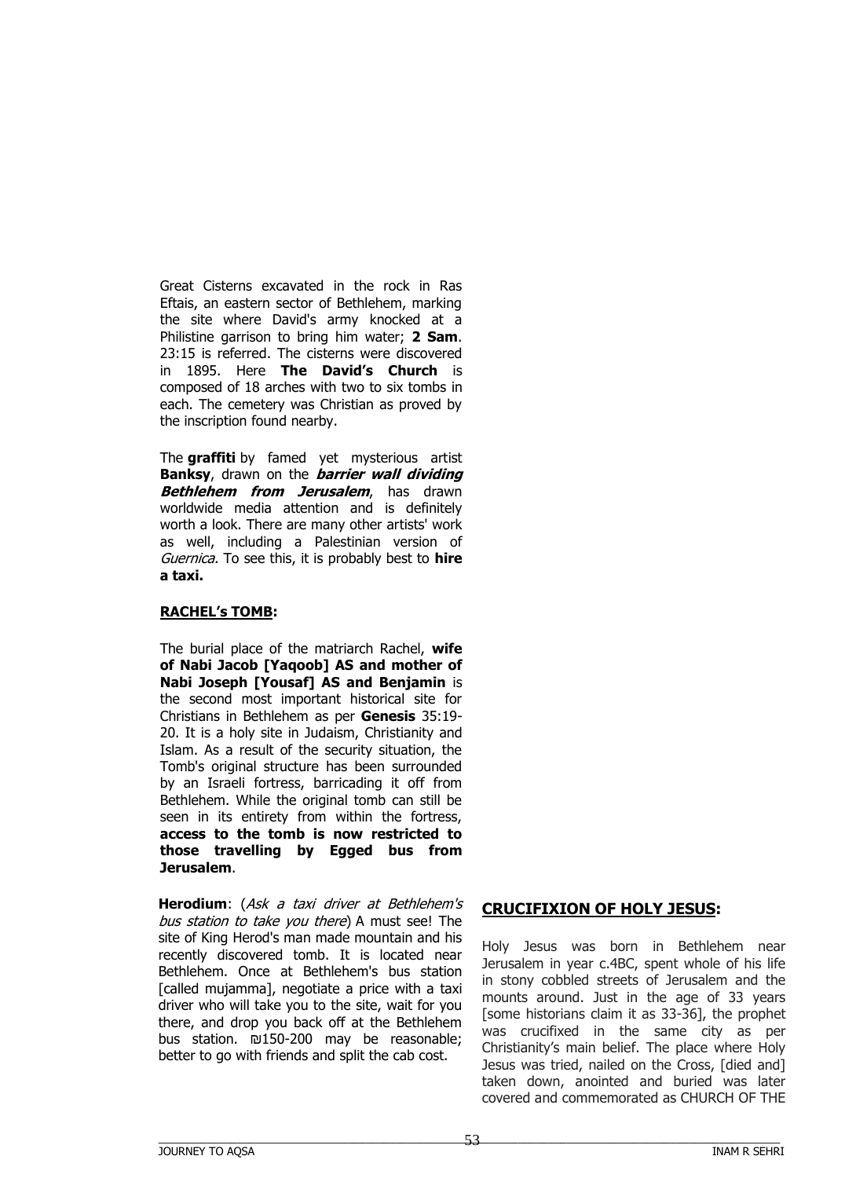Great Cisterns excavated in the rock in Ras Eftais, an eastern sector of Bethlehem, marking the site where David's army knocked at a Philistine garrison to bring him water; **2 Sam**. 23:15 is referred. The cisterns were discovered in 1895. Here **The David's Church** is composed of 18 arches with two to six tombs in each. The cemetery was Christian as proved by the inscription found nearby.

The **graffiti** by famed yet mysterious artist **Banksy**, drawn on the ***barrier wall dividing Bethlehem from Jerusalem***, has drawn worldwide media attention and is definitely worth a look. There are many other artists' work as well, including a Palestinian version of *Guernica.* To see this, it is probably best to **hire a taxi.**

**RACHEL's TOMB:**

The burial place of the matriarch Rachel, **wife of Nabi Jacob [Yaqoob] AS and mother of Nabi Joseph [Yousaf] AS and Benjamin** is the second most important historical site for Christians in Bethlehem as per **Genesis** 35:19-20. It is a holy site in Judaism, Christianity and Islam. As a result of the security situation, the Tomb's original structure has been surrounded by an Israeli fortress, barricading it off from Bethlehem. While the original tomb can still be seen in its entirety from within the fortress, **access to the tomb is now restricted to those travelling by Egged bus from Jerusalem**.

**Herodium**: (*Ask a taxi driver at Bethlehem's bus station to take you there*) A must see! The site of King Herod's man made mountain and his recently discovered tomb. It is located near Bethlehem. Once at Bethlehem's bus station [called mujamma], negotiate a price with a taxi driver who will take you to the site, wait for you there, and drop you back off at the Bethlehem bus station. ₪150-200 may be reasonable; better to go with friends and split the cab cost.

## CRUCIFIXION OF HOLY JESUS:

Holy Jesus was born in Bethlehem near Jerusalem in year c.4BC, spent whole of his life in stony cobbled streets of Jerusalem and the mounts around. Just in the age of 33 years [some historians claim it as 33-36], the prophet was crucifixed in the same city as per Christianity's main belief. The place where Holy Jesus was tried, nailed on the Cross, [died and] taken down, anointed and buried was later covered and commemorated as CHURCH OF THE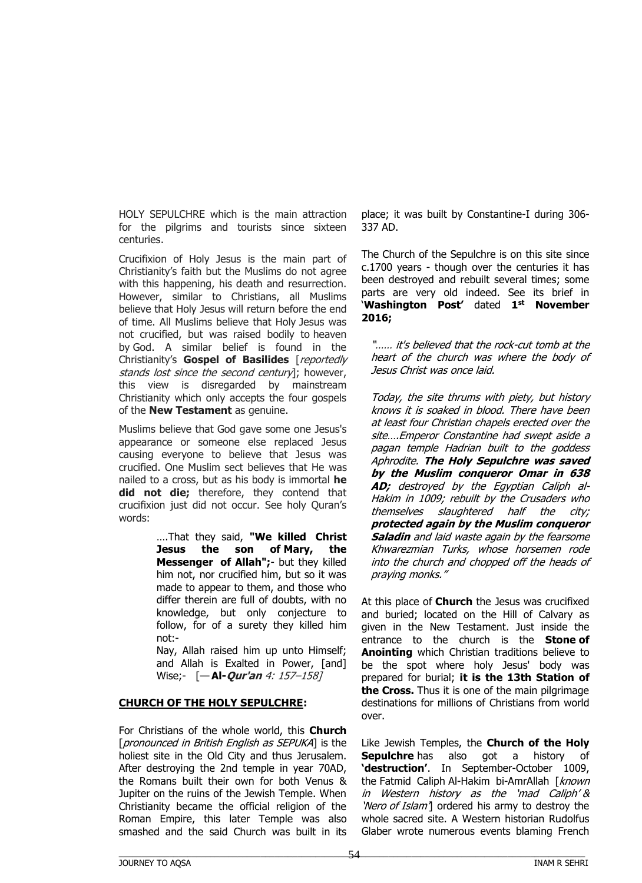HOLY SEPULCHRE which is the main attraction for the pilgrims and tourists since sixteen centuries.

Crucifixion of Holy Jesus is the main part of Christianity's faith but the Muslims do not agree with this happening, his death and resurrection. However, similar to Christians, all Muslims believe that Holy Jesus will return before the end of time. All Muslims believe that Holy Jesus was not crucified, but was raised bodily to heaven by God. A similar belief is found in the Christianity's **Gospel of Basilides** [*reportedly stands lost since the second century*]; however, this view is disregarded by mainstream Christianity which only accepts the four gospels of the **New Testament** as genuine.

Muslims believe that God gave some one Jesus's appearance or someone else replaced Jesus causing everyone to believe that Jesus was crucified. One Muslim sect believes that He was nailed to a cross, but as his body is immortal **he did not die;** therefore, they contend that crucifixion just did not occur. See holy Quran's words:

> ….That they said, **"We killed Christ Jesus the son of Mary, the Messenger of Allah";**- but they killed him not, nor crucified him, but so it was made to appear to them, and those who differ therein are full of doubts, with no knowledge, but only conjecture to follow, for of a surety they killed him not:-
>
> Nay, Allah raised him up unto Himself; and Allah is Exalted in Power, [and] Wise;- [—**Al-*Qur'an*** *4: 157–158*]

## CHURCH OF THE HOLY SEPULCHRE:

For Christians of the whole world, this **Church** [*pronounced in British English as SEPUKA*] is the holiest site in the Old City and thus Jerusalem. After destroying the 2nd temple in year 70AD, the Romans built their own for both Venus & Jupiter on the ruins of the Jewish Temple. When Christianity became the official religion of the Roman Empire, this later Temple was also smashed and the said Church was built in its place; it was built by Constantine-I during 306-337 AD.

The Church of the Sepulchre is on this site since c.1700 years - though over the centuries it has been destroyed and rebuilt several times; some parts are very old indeed. See its brief in '**Washington Post**' dated **1st November 2016;**

> *"…… it's believed that the rock-cut tomb at the heart of the church was where the body of Jesus Christ was once laid.*
>
> *Today, the site thrums with piety, but history knows it is soaked in blood. There have been at least four Christian chapels erected over the site….Emperor Constantine had swept aside a pagan temple Hadrian built to the goddess Aphrodite.* ***The Holy Sepulchre was saved by the Muslim conqueror Omar in 638 AD;*** *destroyed by the Egyptian Caliph al-Hakim in 1009; rebuilt by the Crusaders who themselves slaughtered half the city;* ***protected again by the Muslim conqueror Saladin*** *and laid waste again by the fearsome Khwarezmian Turks, whose horsemen rode into the church and chopped off the heads of praying monks."*

At this place of **Church** the Jesus was crucifixed and buried; located on the Hill of Calvary as given in the New Testament. Just inside the entrance to the church is the **Stone of Anointing** which Christian traditions believe to be the spot where holy Jesus' body was prepared for burial; **it is the 13th Station of the Cross.** Thus it is one of the main pilgrimage destinations for millions of Christians from world over.

Like Jewish Temples, the **Church of the Holy Sepulchre** has also got a history of **'destruction'**. In September-October 1009, the Fatmid Caliph Al-Hakim bi-AmrAllah [*known in Western history as the 'mad Caliph' & 'Nero of Islam'*] ordered his army to destroy the whole sacred site. A Western historian Rudolfus Glaber wrote numerous events blaming French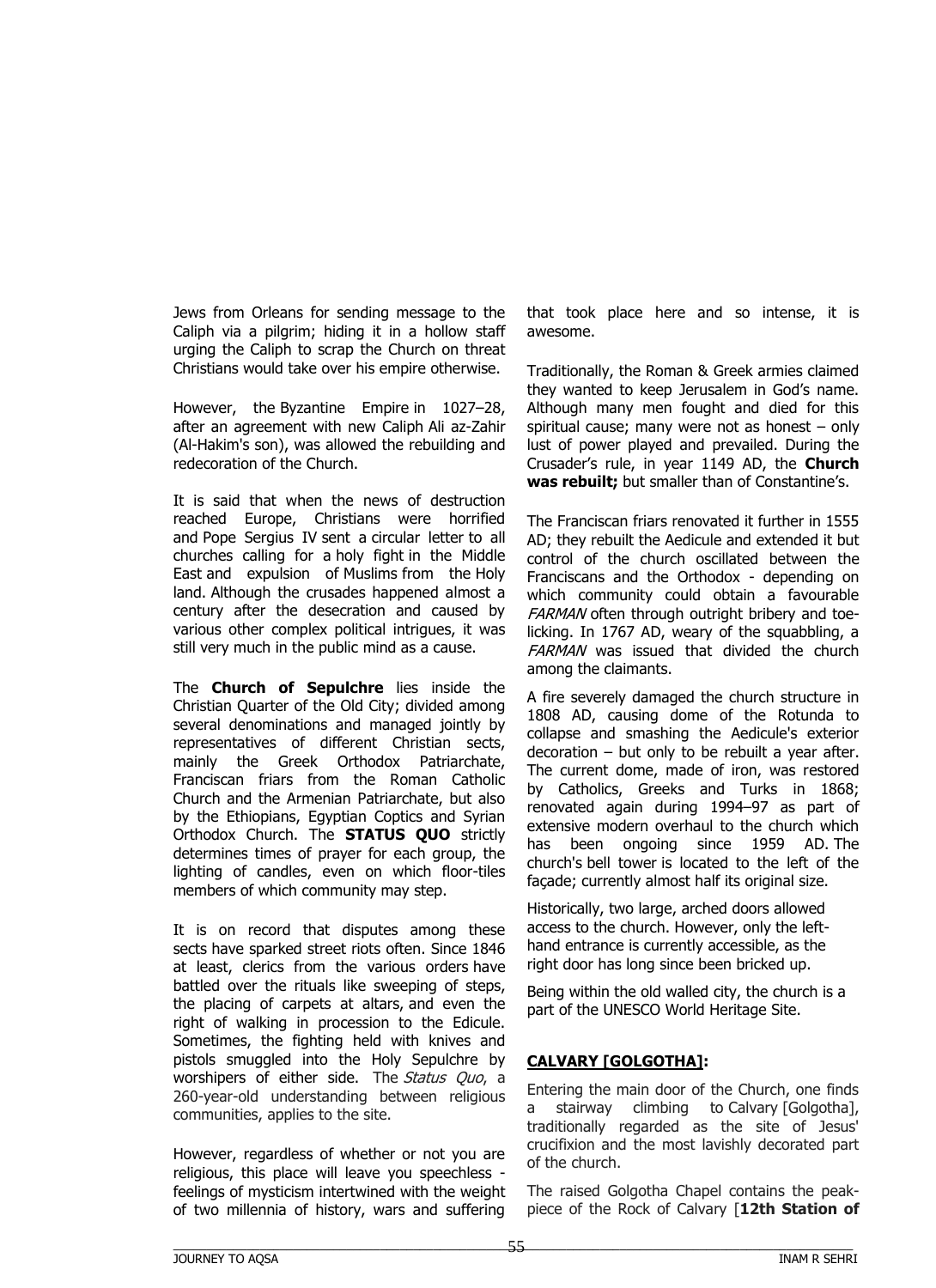Jews from Orleans for sending message to the Caliph via a pilgrim; hiding it in a hollow staff urging the Caliph to scrap the Church on threat Christians would take over his empire otherwise.

However, the Byzantine Empire in 1027–28, after an agreement with new Caliph Ali az-Zahir (Al-Hakim's son), was allowed the rebuilding and redecoration of the Church.

It is said that when the news of destruction reached Europe, Christians were horrified and Pope Sergius IV sent a circular letter to all churches calling for a holy fight in the Middle East and expulsion of Muslims from the Holy land. Although the crusades happened almost a century after the desecration and caused by various other complex political intrigues, it was still very much in the public mind as a cause.

The **Church of Sepulchre** lies inside the Christian Quarter of the Old City; divided among several denominations and managed jointly by representatives of different Christian sects, mainly the Greek Orthodox Patriarchate, Franciscan friars from the Roman Catholic Church and the Armenian Patriarchate, but also by the Ethiopians, Egyptian Coptics and Syrian Orthodox Church. The **STATUS QUO** strictly determines times of prayer for each group, the lighting of candles, even on which floor-tiles members of which community may step.

It is on record that disputes among these sects have sparked street riots often. Since 1846 at least, clerics from the various orders have battled over the rituals like sweeping of steps, the placing of carpets at altars, and even the right of walking in procession to the Edicule. Sometimes, the fighting held with knives and pistols smuggled into the Holy Sepulchre by worshipers of either side. The *Status Quo*, a 260-year-old understanding between religious communities, applies to the site.

However, regardless of whether or not you are religious, this place will leave you speechless - feelings of mysticism intertwined with the weight of two millennia of history, wars and suffering that took place here and so intense, it is awesome.

Traditionally, the Roman & Greek armies claimed they wanted to keep Jerusalem in God's name. Although many men fought and died for this spiritual cause; many were not as honest – only lust of power played and prevailed. During the Crusader's rule, in year 1149 AD, the **Church was rebuilt;** but smaller than of Constantine's.

The Franciscan friars renovated it further in 1555 AD; they rebuilt the Aedicule and extended it but control of the church oscillated between the Franciscans and the Orthodox - depending on which community could obtain a favourable *FARMAN* often through outright bribery and toe-licking. In 1767 AD, weary of the squabbling, a *FARMAN* was issued that divided the church among the claimants.

A fire severely damaged the church structure in 1808 AD, causing dome of the Rotunda to collapse and smashing the Aedicule's exterior decoration – but only to be rebuilt a year after. The current dome, made of iron, was restored by Catholics, Greeks and Turks in 1868; renovated again during 1994–97 as part of extensive modern overhaul to the church which has been ongoing since 1959 AD. The church's bell tower is located to the left of the façade; currently almost half its original size.

Historically, two large, arched doors allowed access to the church. However, only the left-hand entrance is currently accessible, as the right door has long since been bricked up.

Being within the old walled city, the church is a part of the UNESCO World Heritage Site.

## CALVARY [GOLGOTHA]:

Entering the main door of the Church, one finds a stairway climbing to Calvary [Golgotha], traditionally regarded as the site of Jesus' crucifixion and the most lavishly decorated part of the church.

The raised Golgotha Chapel contains the peak-piece of the Rock of Calvary [**12th Station of**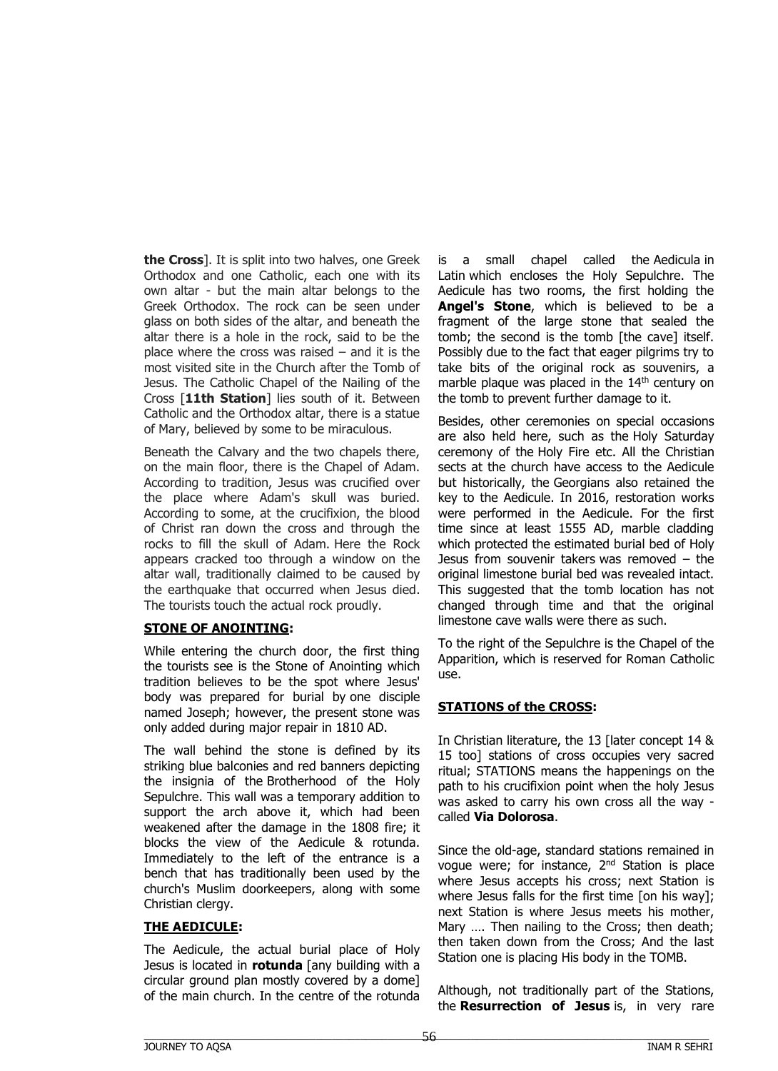**the Cross**]. It is split into two halves, one Greek Orthodox and one Catholic, each one with its own altar - but the main altar belongs to the Greek Orthodox. The rock can be seen under glass on both sides of the altar, and beneath the altar there is a hole in the rock, said to be the place where the cross was raised – and it is the most visited site in the Church after the Tomb of Jesus. The Catholic Chapel of the Nailing of the Cross [**11th Station**] lies south of it. Between Catholic and the Orthodox altar, there is a statue of Mary, believed by some to be miraculous.

Beneath the Calvary and the two chapels there, on the main floor, there is the Chapel of Adam. According to tradition, Jesus was crucified over the place where Adam's skull was buried. According to some, at the crucifixion, the blood of Christ ran down the cross and through the rocks to fill the skull of Adam. Here the Rock appears cracked too through a window on the altar wall, traditionally claimed to be caused by the earthquake that occurred when Jesus died. The tourists touch the actual rock proudly.

**STONE OF ANOINTING:**

While entering the church door, the first thing the tourists see is the Stone of Anointing which tradition believes to be the spot where Jesus' body was prepared for burial by one disciple named Joseph; however, the present stone was only added during major repair in 1810 AD.

The wall behind the stone is defined by its striking blue balconies and red banners depicting the insignia of the Brotherhood of the Holy Sepulchre. This wall was a temporary addition to support the arch above it, which had been weakened after the damage in the 1808 fire; it blocks the view of the Aedicule & rotunda. Immediately to the left of the entrance is a bench that has traditionally been used by the church's Muslim doorkeepers, along with some Christian clergy.

**THE AEDICULE:**

The Aedicule, the actual burial place of Holy Jesus is located in **rotunda** [any building with a circular ground plan mostly covered by a dome] of the main church. In the centre of the rotunda is a small chapel called the Aedicula in Latin which encloses the Holy Sepulchre. The Aedicule has two rooms, the first holding the **Angel's Stone**, which is believed to be a fragment of the large stone that sealed the tomb; the second is the tomb [the cave] itself. Possibly due to the fact that eager pilgrims try to take bits of the original rock as souvenirs, a marble plaque was placed in the 14th century on the tomb to prevent further damage to it.

Besides, other ceremonies on special occasions are also held here, such as the Holy Saturday ceremony of the Holy Fire etc. All the Christian sects at the church have access to the Aedicule but historically, the Georgians also retained the key to the Aedicule. In 2016, restoration works were performed in the Aedicule. For the first time since at least 1555 AD, marble cladding which protected the estimated burial bed of Holy Jesus from souvenir takers was removed – the original limestone burial bed was revealed intact. This suggested that the tomb location has not changed through time and that the original limestone cave walls were there as such.

To the right of the Sepulchre is the Chapel of the Apparition, which is reserved for Roman Catholic use.

**STATIONS of the CROSS:**

In Christian literature, the 13 [later concept 14 & 15 too] stations of cross occupies very sacred ritual; STATIONS means the happenings on the path to his crucifixion point when the holy Jesus was asked to carry his own cross all the way - called **Via Dolorosa**.

Since the old-age, standard stations remained in vogue were; for instance, 2nd Station is place where Jesus accepts his cross; next Station is where Jesus falls for the first time [on his way]; next Station is where Jesus meets his mother, Mary …. Then nailing to the Cross; then death; then taken down from the Cross; And the last Station one is placing His body in the TOMB.

Although, not traditionally part of the Stations, the **Resurrection of Jesus** is, in very rare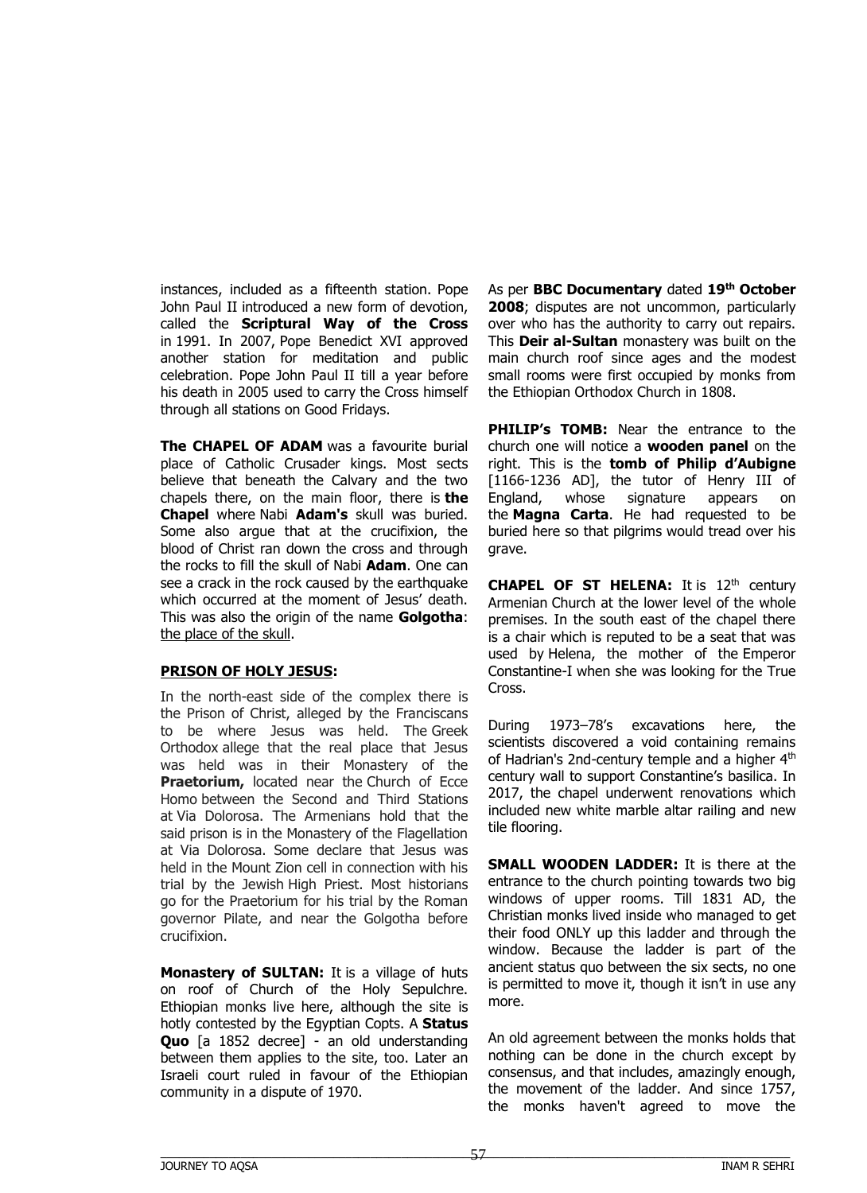instances, included as a fifteenth station. Pope John Paul II introduced a new form of devotion, called the **Scriptural Way of the Cross** in 1991. In 2007, Pope Benedict XVI approved another station for meditation and public celebration. Pope John Paul II till a year before his death in 2005 used to carry the Cross himself through all stations on Good Fridays.

**The CHAPEL OF ADAM** was a favourite burial place of Catholic Crusader kings. Most sects believe that beneath the Calvary and the two chapels there, on the main floor, there is **the Chapel** where Nabi **Adam's** skull was buried. Some also argue that at the crucifixion, the blood of Christ ran down the cross and through the rocks to fill the skull of Nabi **Adam**. One can see a crack in the rock caused by the earthquake which occurred at the moment of Jesus' death. This was also the origin of the name **Golgotha**: the place of the skull.

**PRISON OF HOLY JESUS:**

In the north-east side of the complex there is the Prison of Christ, alleged by the Franciscans to be where Jesus was held. The Greek Orthodox allege that the real place that Jesus was held was in their Monastery of the **Praetorium,** located near the Church of Ecce Homo between the Second and Third Stations at Via Dolorosa. The Armenians hold that the said prison is in the Monastery of the Flagellation at Via Dolorosa. Some declare that Jesus was held in the Mount Zion cell in connection with his trial by the Jewish High Priest. Most historians go for the Praetorium for his trial by the Roman governor Pilate, and near the Golgotha before crucifixion.

**Monastery of SULTAN:** It is a village of huts on roof of Church of the Holy Sepulchre. Ethiopian monks live here, although the site is hotly contested by the Egyptian Copts. A **Status Quo** [a 1852 decree] - an old understanding between them applies to the site, too. Later an Israeli court ruled in favour of the Ethiopian community in a dispute of 1970.

As per **BBC Documentary** dated **19th October 2008**; disputes are not uncommon, particularly over who has the authority to carry out repairs. This **Deir al-Sultan** monastery was built on the main church roof since ages and the modest small rooms were first occupied by monks from the Ethiopian Orthodox Church in 1808.

**PHILIP's TOMB:** Near the entrance to the church one will notice a **wooden panel** on the right. This is the **tomb of Philip d'Aubigne** [1166-1236 AD], the tutor of Henry III of England, whose signature appears on the **Magna Carta**. He had requested to be buried here so that pilgrims would tread over his grave.

**CHAPEL OF ST HELENA:** It is 12th century Armenian Church at the lower level of the whole premises. In the south east of the chapel there is a chair which is reputed to be a seat that was used by Helena, the mother of the Emperor Constantine-I when she was looking for the True Cross.

During 1973–78's excavations here, the scientists discovered a void containing remains of Hadrian's 2nd-century temple and a higher 4th century wall to support Constantine's basilica. In 2017, the chapel underwent renovations which included new white marble altar railing and new tile flooring.

**SMALL WOODEN LADDER:** It is there at the entrance to the church pointing towards two big windows of upper rooms. Till 1831 AD, the Christian monks lived inside who managed to get their food ONLY up this ladder and through the window. Because the ladder is part of the ancient status quo between the six sects, no one is permitted to move it, though it isn't in use any more.

An old agreement between the monks holds that nothing can be done in the church except by consensus, and that includes, amazingly enough, the movement of the ladder. And since 1757, the monks haven't agreed to move the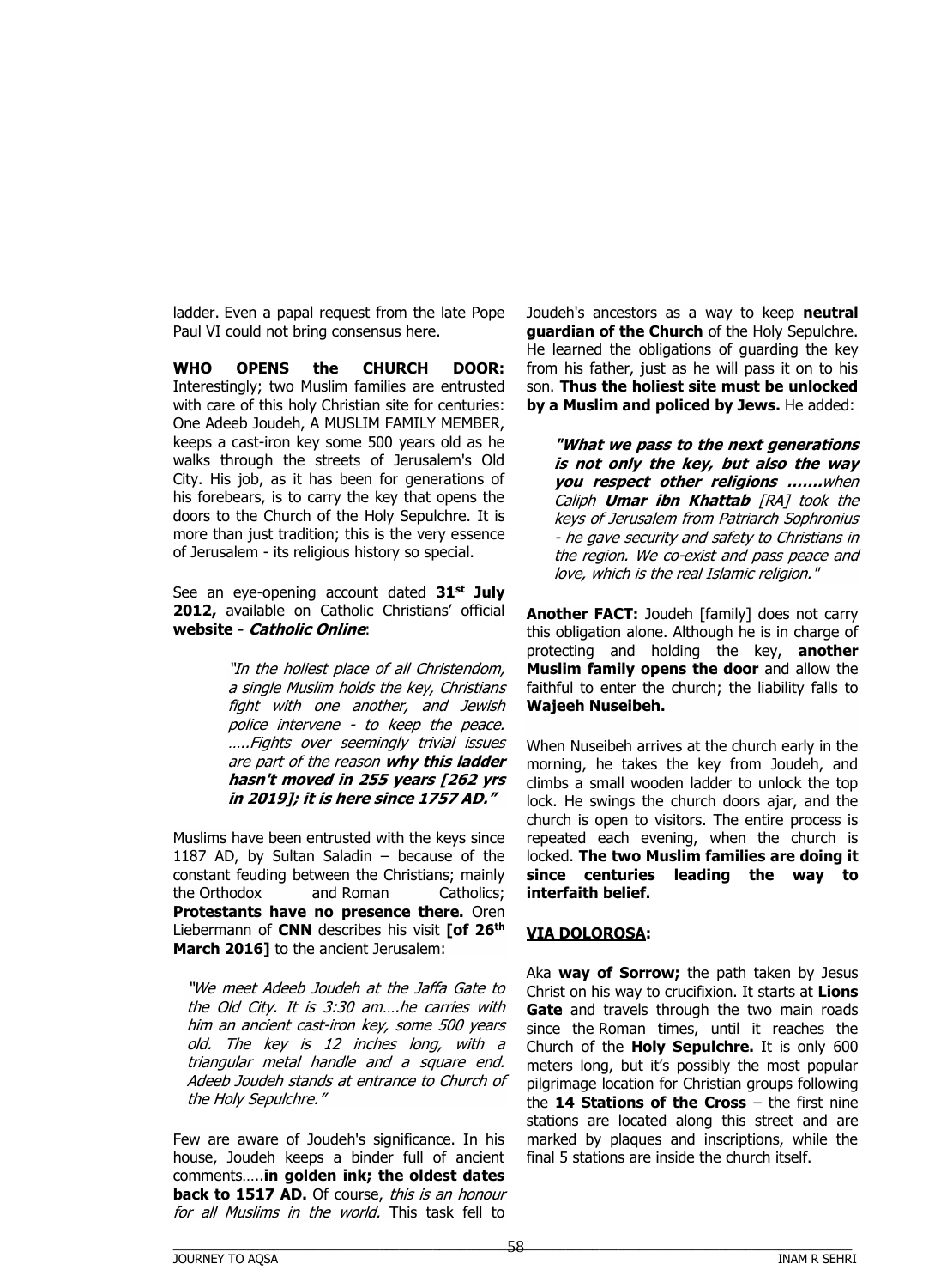ladder. Even a papal request from the late Pope Paul VI could not bring consensus here.

**WHO OPENS the CHURCH DOOR:** Interestingly; two Muslim families are entrusted with care of this holy Christian site for centuries: One Adeeb Joudeh, A MUSLIM FAMILY MEMBER, keeps a cast-iron key some 500 years old as he walks through the streets of Jerusalem's Old City. His job, as it has been for generations of his forebears, is to carry the key that opens the doors to the Church of the Holy Sepulchre. It is more than just tradition; this is the very essence of Jerusalem - its religious history so special.

See an eye-opening account dated **31st July 2012,** available on Catholic Christians' official **website - *Catholic Online***:

> *"In the holiest place of all Christendom, a single Muslim holds the key, Christians fight with one another, and Jewish police intervene - to keep the peace. …..Fights over seemingly trivial issues are part of the reason* ***why this ladder hasn't moved in 255 years [262 yrs in 2019]; it is here since 1757 AD."***

Muslims have been entrusted with the keys since 1187 AD, by Sultan Saladin – because of the constant feuding between the Christians; mainly the Orthodox and Roman Catholics; **Protestants have no presence there.** Oren Liebermann of **CNN** describes his visit **[of 26th March 2016]** to the ancient Jerusalem:

> *"We meet Adeeb Joudeh at the Jaffa Gate to the Old City. It is 3:30 am….he carries with him an ancient cast-iron key, some 500 years old. The key is 12 inches long, with a triangular metal handle and a square end. Adeeb Joudeh stands at entrance to Church of the Holy Sepulchre."*

Few are aware of Joudeh's significance. In his house, Joudeh keeps a binder full of ancient comments…..**in golden ink; the oldest dates back to 1517 AD.** Of course, *this is an honour for all Muslims in the world.* This task fell to Joudeh's ancestors as a way to keep **neutral guardian of the Church** of the Holy Sepulchre. He learned the obligations of guarding the key from his father, just as he will pass it on to his son. **Thus the holiest site must be unlocked by a Muslim and policed by Jews.** He added:

> ***"What we pass to the next generations is not only the key, but also the way you respect other religions …….****when Caliph* ***Umar ibn Khattab*** *[RA] took the keys of Jerusalem from Patriarch Sophronius - he gave security and safety to Christians in the region. We co-exist and pass peace and love, which is the real Islamic religion."*

**Another FACT:** Joudeh [family] does not carry this obligation alone. Although he is in charge of protecting and holding the key, **another Muslim family opens the door** and allow the faithful to enter the church; the liability falls to **Wajeeh Nuseibeh.**

When Nuseibeh arrives at the church early in the morning, he takes the key from Joudeh, and climbs a small wooden ladder to unlock the top lock. He swings the church doors ajar, and the church is open to visitors. The entire process is repeated each evening, when the church is locked. **The two Muslim families are doing it since centuries leading the way to interfaith belief.**

**VIA DOLOROSA:**

Aka **way of Sorrow;** the path taken by Jesus Christ on his way to crucifixion. It starts at **Lions Gate** and travels through the two main roads since the Roman times, until it reaches the Church of the **Holy Sepulchre.** It is only 600 meters long, but it's possibly the most popular pilgrimage location for Christian groups following the **14 Stations of the Cross** – the first nine stations are located along this street and are marked by plaques and inscriptions, while the final 5 stations are inside the church itself.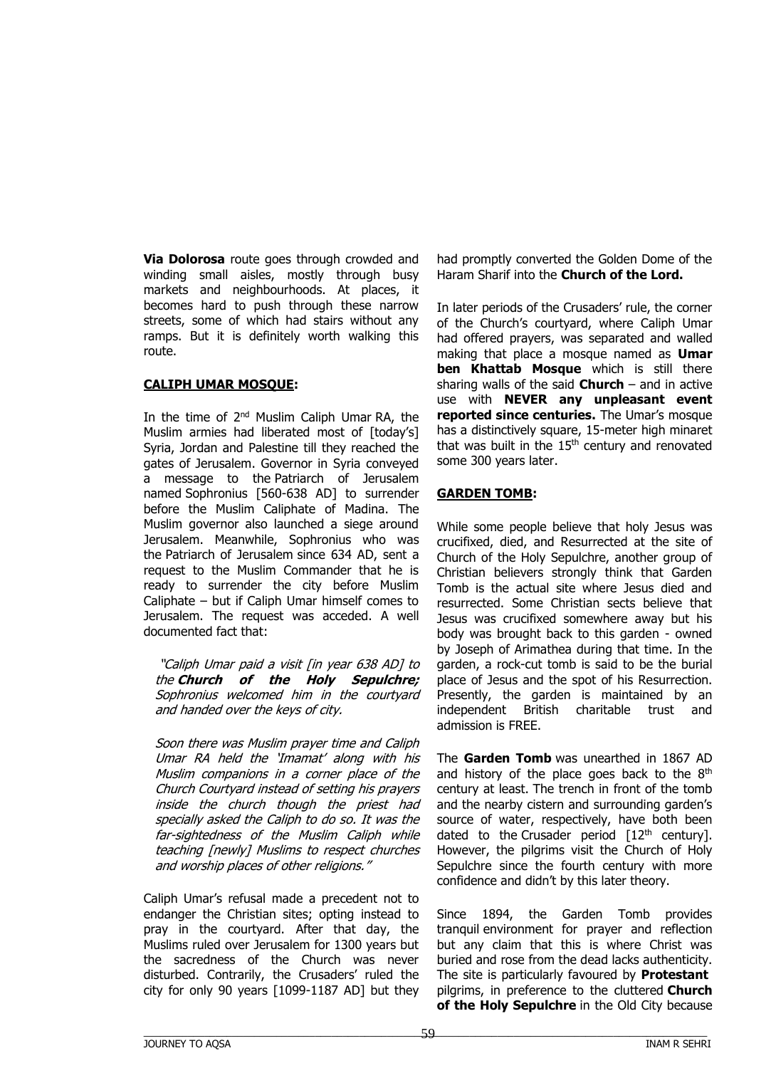**Via Dolorosa** route goes through crowded and winding small aisles, mostly through busy markets and neighbourhoods. At places, it becomes hard to push through these narrow streets, some of which had stairs without any ramps. But it is definitely worth walking this route.

## CALIPH UMAR MOSQUE:

In the time of 2nd Muslim Caliph Umar RA, the Muslim armies had liberated most of [today's] Syria, Jordan and Palestine till they reached the gates of Jerusalem. Governor in Syria conveyed a message to the Patriarch of Jerusalem named Sophronius [560-638 AD] to surrender before the Muslim Caliphate of Madina. The Muslim governor also launched a siege around Jerusalem. Meanwhile, Sophronius who was the Patriarch of Jerusalem since 634 AD, sent a request to the Muslim Commander that he is ready to surrender the city before Muslim Caliphate – but if Caliph Umar himself comes to Jerusalem. The request was acceded. A well documented fact that:

> *"Caliph Umar paid a visit [in year 638 AD] to the* ***Church of the Holy Sepulchre;*** *Sophronius welcomed him in the courtyard and handed over the keys of city.*
>
> *Soon there was Muslim prayer time and Caliph Umar RA held the 'Imamat' along with his Muslim companions in a corner place of the Church Courtyard instead of setting his prayers inside the church though the priest had specially asked the Caliph to do so. It was the far-sightedness of the Muslim Caliph while teaching [newly] Muslims to respect churches and worship places of other religions."*

Caliph Umar's refusal made a precedent not to endanger the Christian sites; opting instead to pray in the courtyard. After that day, the Muslims ruled over Jerusalem for 1300 years but the sacredness of the Church was never disturbed. Contrarily, the Crusaders' ruled the city for only 90 years [1099-1187 AD] but they had promptly converted the Golden Dome of the Haram Sharif into the **Church of the Lord.**

In later periods of the Crusaders' rule, the corner of the Church's courtyard, where Caliph Umar had offered prayers, was separated and walled making that place a mosque named as **Umar ben Khattab Mosque** which is still there sharing walls of the said **Church** – and in active use with **NEVER any unpleasant event reported since centuries.** The Umar's mosque has a distinctively square, 15-meter high minaret that was built in the 15th century and renovated some 300 years later.

## GARDEN TOMB:

While some people believe that holy Jesus was crucifixed, died, and Resurrected at the site of Church of the Holy Sepulchre, another group of Christian believers strongly think that Garden Tomb is the actual site where Jesus died and resurrected. Some Christian sects believe that Jesus was crucifixed somewhere away but his body was brought back to this garden - owned by Joseph of Arimathea during that time. In the garden, a rock-cut tomb is said to be the burial place of Jesus and the spot of his Resurrection. Presently, the garden is maintained by an independent British charitable trust and admission is FREE.

The **Garden Tomb** was unearthed in 1867 AD and history of the place goes back to the 8th century at least. The trench in front of the tomb and the nearby cistern and surrounding garden's source of water, respectively, have both been dated to the Crusader period [12th century]. However, the pilgrims visit the Church of Holy Sepulchre since the fourth century with more confidence and didn't by this later theory.

Since 1894, the Garden Tomb provides tranquil environment for prayer and reflection but any claim that this is where Christ was buried and rose from the dead lacks authenticity. The site is particularly favoured by **Protestant** pilgrims, in preference to the cluttered **Church of the Holy Sepulchre** in the Old City because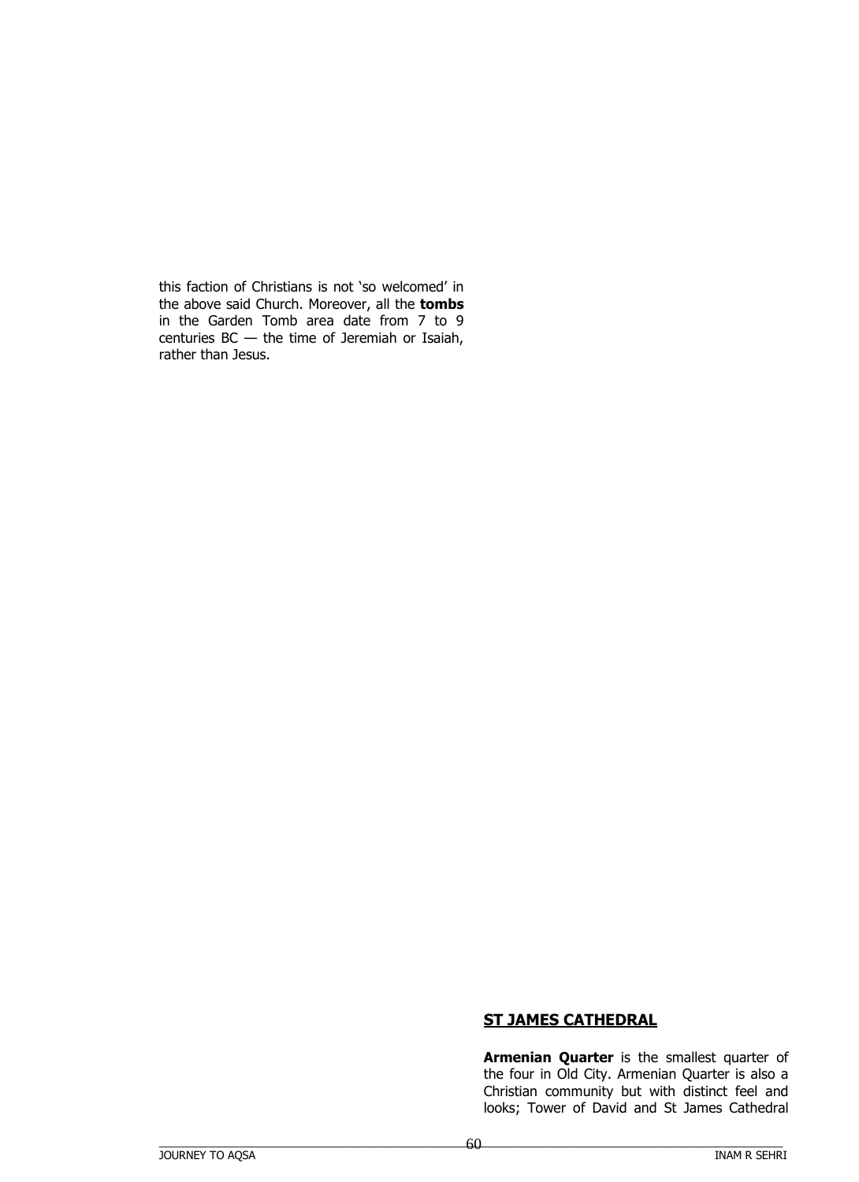this faction of Christians is not 'so welcomed' in the above said Church. Moreover, all the **tombs** in the Garden Tomb area date from 7 to 9 centuries BC — the time of Jeremiah or Isaiah, rather than Jesus.

## ST JAMES CATHEDRAL

**Armenian Quarter** is the smallest quarter of the four in Old City. Armenian Quarter is also a Christian community but with distinct feel and looks; Tower of David and St James Cathedral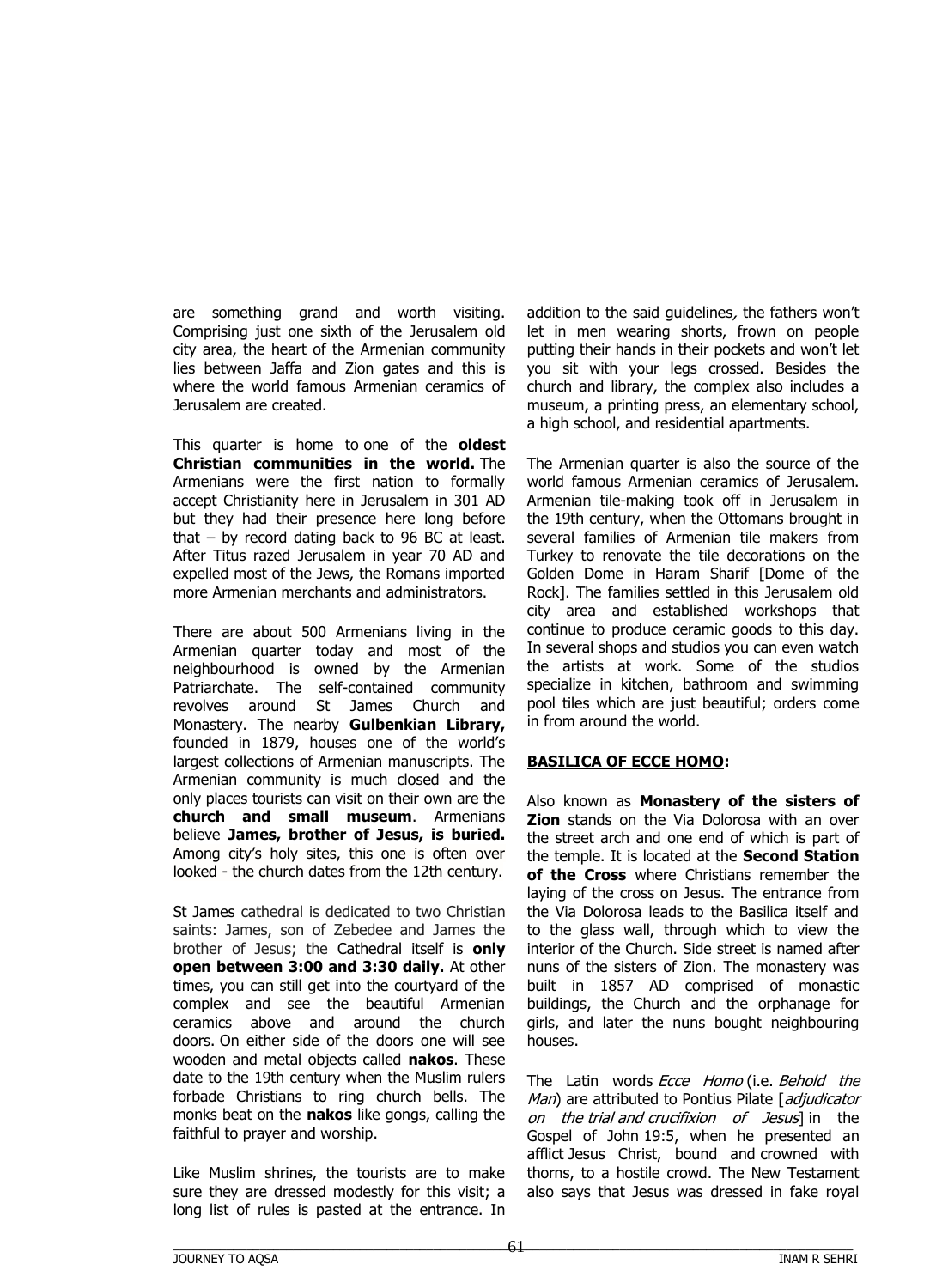are something grand and worth visiting. Comprising just one sixth of the Jerusalem old city area, the heart of the Armenian community lies between Jaffa and Zion gates and this is where the world famous Armenian ceramics of Jerusalem are created.

This quarter is home to one of the **oldest Christian communities in the world.** The Armenians were the first nation to formally accept Christianity here in Jerusalem in 301 AD but they had their presence here long before that – by record dating back to 96 BC at least. After Titus razed Jerusalem in year 70 AD and expelled most of the Jews, the Romans imported more Armenian merchants and administrators.

There are about 500 Armenians living in the Armenian quarter today and most of the neighbourhood is owned by the Armenian Patriarchate. The self-contained community revolves around St James Church and Monastery. The nearby **Gulbenkian Library,** founded in 1879, houses one of the world's largest collections of Armenian manuscripts. The Armenian community is much closed and the only places tourists can visit on their own are the **church and small museum**. Armenians believe **James, brother of Jesus, is buried.** Among city's holy sites, this one is often over looked - the church dates from the 12th century.

St James cathedral is dedicated to two Christian saints: James, son of Zebedee and James the brother of Jesus; the Cathedral itself is **only open between 3:00 and 3:30 daily.** At other times, you can still get into the courtyard of the complex and see the beautiful Armenian ceramics above and around the church doors. On either side of the doors one will see wooden and metal objects called **nakos**. These date to the 19th century when the Muslim rulers forbade Christians to ring church bells. The monks beat on the **nakos** like gongs, calling the faithful to prayer and worship.

Like Muslim shrines, the tourists are to make sure they are dressed modestly for this visit; a long list of rules is pasted at the entrance. In addition to the said guidelines, the fathers won't let in men wearing shorts, frown on people putting their hands in their pockets and won't let you sit with your legs crossed. Besides the church and library, the complex also includes a museum, a printing press, an elementary school, a high school, and residential apartments.

The Armenian quarter is also the source of the world famous Armenian ceramics of Jerusalem. Armenian tile-making took off in Jerusalem in the 19th century, when the Ottomans brought in several families of Armenian tile makers from Turkey to renovate the tile decorations on the Golden Dome in Haram Sharif [Dome of the Rock]. The families settled in this Jerusalem old city area and established workshops that continue to produce ceramic goods to this day. In several shops and studios you can even watch the artists at work. Some of the studios specialize in kitchen, bathroom and swimming pool tiles which are just beautiful; orders come in from around the world.

**BASILICA OF ECCE HOMO:**

Also known as **Monastery of the sisters of Zion** stands on the Via Dolorosa with an over the street arch and one end of which is part of the temple. It is located at the **Second Station of the Cross** where Christians remember the laying of the cross on Jesus. The entrance from the Via Dolorosa leads to the Basilica itself and to the glass wall, through which to view the interior of the Church. Side street is named after nuns of the sisters of Zion. The monastery was built in 1857 AD comprised of monastic buildings, the Church and the orphanage for girls, and later the nuns bought neighbouring houses.

The Latin words *Ecce Homo* (i.e. *Behold the Man*) are attributed to Pontius Pilate [*adjudicator on the trial and crucifixion of Jesus*] in the Gospel of John 19:5, when he presented an afflict Jesus Christ, bound and crowned with thorns, to a hostile crowd. The New Testament also says that Jesus was dressed in fake royal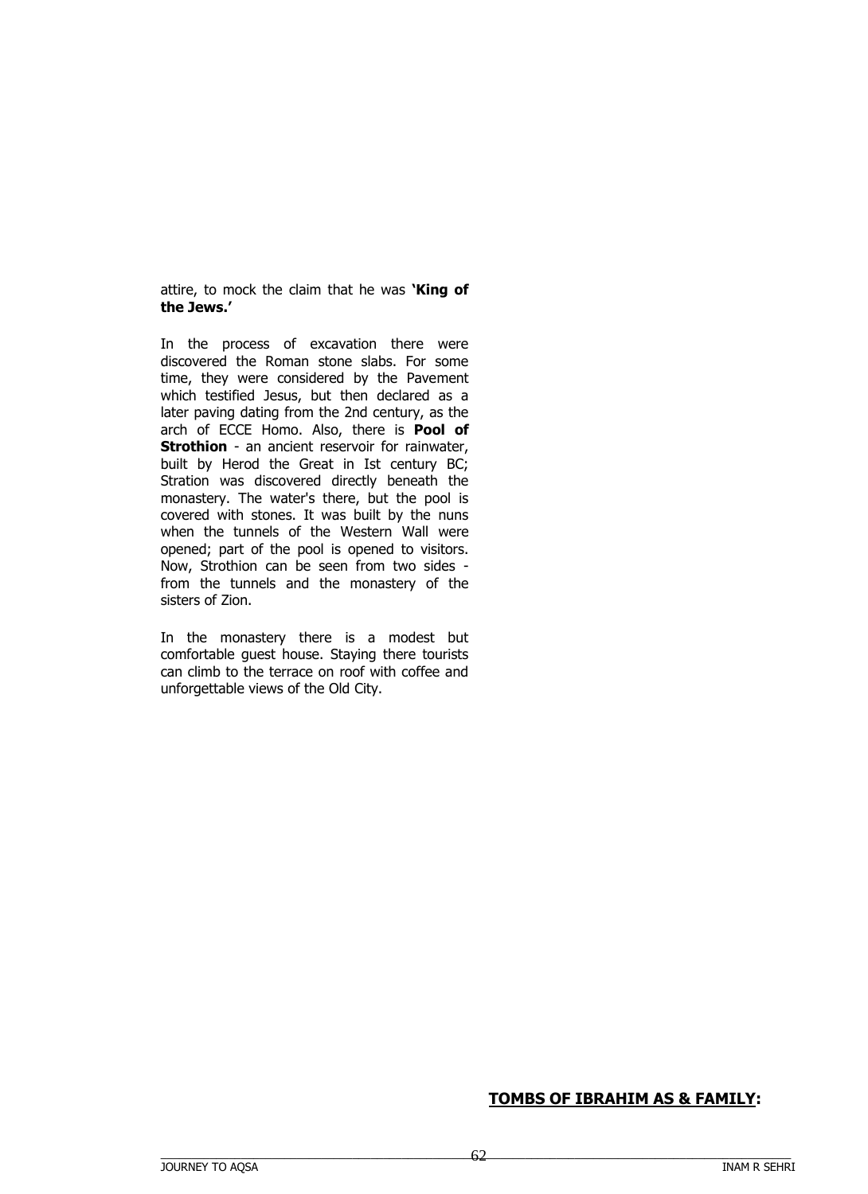attire, to mock the claim that he was **'King of the Jews.'**

In the process of excavation there were discovered the Roman stone slabs. For some time, they were considered by the Pavement which testified Jesus, but then declared as a later paving dating from the 2nd century, as the arch of ECCE Homo. Also, there is **Pool of Strothion** - an ancient reservoir for rainwater, built by Herod the Great in Ist century BC; Stration was discovered directly beneath the monastery. The water's there, but the pool is covered with stones. It was built by the nuns when the tunnels of the Western Wall were opened; part of the pool is opened to visitors. Now, Strothion can be seen from two sides - from the tunnels and the monastery of the sisters of Zion.

In the monastery there is a modest but comfortable guest house. Staying there tourists can climb to the terrace on roof with coffee and unforgettable views of the Old City.

## **TOMBS OF IBRAHIM AS & FAMILY:**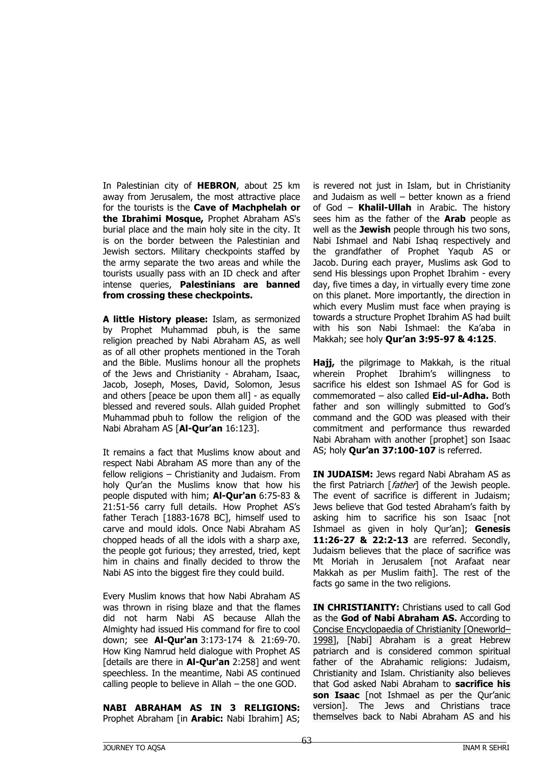In Palestinian city of **HEBRON**, about 25 km away from Jerusalem, the most attractive place for the tourists is the **Cave of Machphelah or the Ibrahimi Mosque,** Prophet Abraham AS's burial place and the main holy site in the city. It is on the border between the Palestinian and Jewish sectors. Military checkpoints staffed by the army separate the two areas and while the tourists usually pass with an ID check and after intense queries, **Palestinians are banned from crossing these checkpoints.**

**A little History please:** Islam, as sermonized by Prophet Muhammad pbuh, is the same religion preached by Nabi Abraham AS, as well as of all other prophets mentioned in the Torah and the Bible. Muslims honour all the prophets of the Jews and Christianity - Abraham, Isaac, Jacob, Joseph, Moses, David, Solomon, Jesus and others [peace be upon them all] - as equally blessed and revered souls. Allah guided Prophet Muhammad pbuh to follow the religion of the Nabi Abraham AS [**Al-Qur'an** 16:123].

It remains a fact that Muslims know about and respect Nabi Abraham AS more than any of the fellow religions – Christianity and Judaism. From holy Qur'an the Muslims know that how his people disputed with him; **Al-Qur'an** 6:75-83 & 21:51-56 carry full details. How Prophet AS's father Terach [1883-1678 BC], himself used to carve and mould idols. Once Nabi Abraham AS chopped heads of all the idols with a sharp axe, the people got furious; they arrested, tried, kept him in chains and finally decided to throw the Nabi AS into the biggest fire they could build.

Every Muslim knows that how Nabi Abraham AS was thrown in rising blaze and that the flames did not harm Nabi AS because Allah the Almighty had issued His command for fire to cool down; see **Al-Qur'an** 3:173-174 & 21:69-70. How King Namrud held dialogue with Prophet AS [details are there in **Al-Qur'an** 2:258] and went speechless. In the meantime, Nabi AS continued calling people to believe in Allah – the one GOD.

**NABI ABRAHAM AS IN 3 RELIGIONS:** Prophet Abraham [in **Arabic:** Nabi Ibrahim] AS; is revered not just in Islam, but in Christianity and Judaism as well – better known as a friend of God – **Khalil-Ullah** in Arabic. The history sees him as the father of the **Arab** people as well as the **Jewish** people through his two sons, Nabi Ishmael and Nabi Ishaq respectively and the grandfather of Prophet Yaqub AS or Jacob. During each prayer, Muslims ask God to send His blessings upon Prophet Ibrahim - every day, five times a day, in virtually every time zone on this planet. More importantly, the direction in which every Muslim must face when praying is towards a structure Prophet Ibrahim AS had built with his son Nabi Ishmael: the Ka'aba in Makkah; see holy **Qur'an 3:95-97 & 4:125**.

**Hajj,** the pilgrimage to Makkah, is the ritual wherein Prophet Ibrahim's willingness to sacrifice his eldest son Ishmael AS for God is commemorated – also called **Eid-ul-Adha.** Both father and son willingly submitted to God's command and the GOD was pleased with their commitment and performance thus rewarded Nabi Abraham with another [prophet] son Isaac AS; holy **Qur'an 37:100-107** is referred.

**IN JUDAISM:** Jews regard Nabi Abraham AS as the first Patriarch [*father*] of the Jewish people. The event of sacrifice is different in Judaism; Jews believe that God tested Abraham's faith by asking him to sacrifice his son Isaac [not Ishmael as given in holy Qur'an]; **Genesis 11:26-27 & 22:2-13** are referred. Secondly, Judaism believes that the place of sacrifice was Mt Moriah in Jerusalem [not Arafaat near Makkah as per Muslim faith]. The rest of the facts go same in the two religions.

**IN CHRISTIANITY:** Christians used to call God as the **God of Nabi Abraham AS.** According to Concise Encyclopaedia of Christianity [Oneworld–1998], [Nabi] Abraham is a great Hebrew patriarch and is considered common spiritual father of the Abrahamic religions: Judaism, Christianity and Islam. Christianity also believes that God asked Nabi Abraham to **sacrifice his son Isaac** [not Ishmael as per the Qur'anic version]. The Jews and Christians trace themselves back to Nabi Abraham AS and his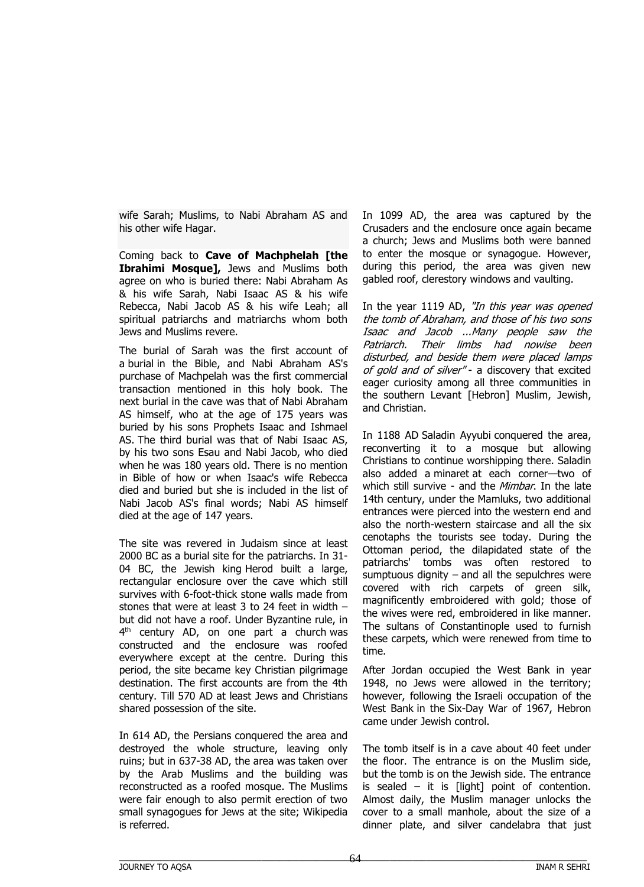wife Sarah; Muslims, to Nabi Abraham AS and his other wife Hagar.

Coming back to **Cave of Machphelah [the Ibrahimi Mosque],** Jews and Muslims both agree on who is buried there: Nabi Abraham As & his wife Sarah, Nabi Isaac AS & his wife Rebecca, Nabi Jacob AS & his wife Leah; all spiritual patriarchs and matriarchs whom both Jews and Muslims revere.

The burial of Sarah was the first account of a burial in the Bible, and Nabi Abraham AS's purchase of Machpelah was the first commercial transaction mentioned in this holy book. The next burial in the cave was that of Nabi Abraham AS himself, who at the age of 175 years was buried by his sons Prophets Isaac and Ishmael AS. The third burial was that of Nabi Isaac AS, by his two sons Esau and Nabi Jacob, who died when he was 180 years old. There is no mention in Bible of how or when Isaac's wife Rebecca died and buried but she is included in the list of Nabi Jacob AS's final words; Nabi AS himself died at the age of 147 years.

The site was revered in Judaism since at least 2000 BC as a burial site for the patriarchs. In 31-04 BC, the Jewish king Herod built a large, rectangular enclosure over the cave which still survives with 6-foot-thick stone walls made from stones that were at least 3 to 24 feet in width – but did not have a roof. Under Byzantine rule, in 4th century AD, on one part a church was constructed and the enclosure was roofed everywhere except at the centre. During this period, the site became key Christian pilgrimage destination. The first accounts are from the 4th century. Till 570 AD at least Jews and Christians shared possession of the site.

In 614 AD, the Persians conquered the area and destroyed the whole structure, leaving only ruins; but in 637-38 AD, the area was taken over by the Arab Muslims and the building was reconstructed as a roofed mosque. The Muslims were fair enough to also permit erection of two small synagogues for Jews at the site; Wikipedia is referred.

In 1099 AD, the area was captured by the Crusaders and the enclosure once again became a church; Jews and Muslims both were banned to enter the mosque or synagogue. However, during this period, the area was given new gabled roof, clerestory windows and vaulting.

In the year 1119 AD, *"In this year was opened the tomb of Abraham, and those of his two sons Isaac and Jacob ...Many people saw the Patriarch. Their limbs had nowise been disturbed, and beside them were placed lamps of gold and of silver"* - a discovery that excited eager curiosity among all three communities in the southern Levant [Hebron] Muslim, Jewish, and Christian.

In 1188 AD Saladin Ayyubi conquered the area, reconverting it to a mosque but allowing Christians to continue worshipping there. Saladin also added a minaret at each corner—two of which still survive - and the *Mimbar*. In the late 14th century, under the Mamluks, two additional entrances were pierced into the western end and also the north-western staircase and all the six cenotaphs the tourists see today. During the Ottoman period, the dilapidated state of the patriarchs' tombs was often restored to sumptuous dignity – and all the sepulchres were covered with rich carpets of green silk, magnificently embroidered with gold; those of the wives were red, embroidered in like manner. The sultans of Constantinople used to furnish these carpets, which were renewed from time to time.

After Jordan occupied the West Bank in year 1948, no Jews were allowed in the territory; however, following the Israeli occupation of the West Bank in the Six-Day War of 1967, Hebron came under Jewish control.

The tomb itself is in a cave about 40 feet under the floor. The entrance is on the Muslim side, but the tomb is on the Jewish side. The entrance is sealed – it is [light] point of contention. Almost daily, the Muslim manager unlocks the cover to a small manhole, about the size of a dinner plate, and silver candelabra that just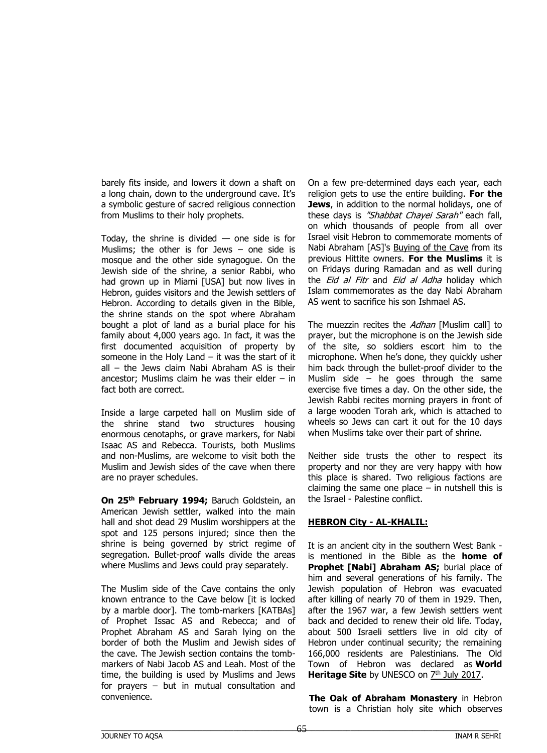barely fits inside, and lowers it down a shaft on a long chain, down to the underground cave. It's a symbolic gesture of sacred religious connection from Muslims to their holy prophets.

Today, the shrine is divided — one side is for Muslims; the other is for Jews – one side is mosque and the other side synagogue. On the Jewish side of the shrine, a senior Rabbi, who had grown up in Miami [USA] but now lives in Hebron, guides visitors and the Jewish settlers of Hebron. According to details given in the Bible, the shrine stands on the spot where Abraham bought a plot of land as a burial place for his family about 4,000 years ago. In fact, it was the first documented acquisition of property by someone in the Holy Land – it was the start of it all – the Jews claim Nabi Abraham AS is their ancestor; Muslims claim he was their elder – in fact both are correct.

Inside a large carpeted hall on Muslim side of the shrine stand two structures housing enormous cenotaphs, or grave markers, for Nabi Isaac AS and Rebecca. Tourists, both Muslims and non-Muslims, are welcome to visit both the Muslim and Jewish sides of the cave when there are no prayer schedules.

**On 25th February 1994;** Baruch Goldstein, an American Jewish settler, walked into the main hall and shot dead 29 Muslim worshippers at the spot and 125 persons injured; since then the shrine is being governed by strict regime of segregation. Bullet-proof walls divide the areas where Muslims and Jews could pray separately.

The Muslim side of the Cave contains the only known entrance to the Cave below [it is locked by a marble door]. The tomb-markers [KATBAs] of Prophet Issac AS and Rebecca; and of Prophet Abraham AS and Sarah lying on the border of both the Muslim and Jewish sides of the cave. The Jewish section contains the tomb-markers of Nabi Jacob AS and Leah. Most of the time, the building is used by Muslims and Jews for prayers – but in mutual consultation and convenience.

On a few pre-determined days each year, each religion gets to use the entire building. **For the Jews**, in addition to the normal holidays, one of these days is *"Shabbat Chayei Sarah"* each fall, on which thousands of people from all over Israel visit Hebron to commemorate moments of Nabi Abraham [AS]'s Buying of the Cave from its previous Hittite owners. **For the Muslims** it is on Fridays during Ramadan and as well during the *Eid al Fitr* and *Eid al Adha* holiday which Islam commemorates as the day Nabi Abraham AS went to sacrifice his son Ishmael AS.

The muezzin recites the *Adhan* [Muslim call] to prayer, but the microphone is on the Jewish side of the site, so soldiers escort him to the microphone. When he's done, they quickly usher him back through the bullet-proof divider to the Muslim side – he goes through the same exercise five times a day. On the other side, the Jewish Rabbi recites morning prayers in front of a large wooden Torah ark, which is attached to wheels so Jews can cart it out for the 10 days when Muslims take over their part of shrine.

Neither side trusts the other to respect its property and nor they are very happy with how this place is shared. Two religious factions are claiming the same one place – in nutshell this is the Israel - Palestine conflict.

## HEBRON City - AL-KHALIL:

It is an ancient city in the southern West Bank - is mentioned in the Bible as the **home of Prophet [Nabi] Abraham AS;** burial place of him and several generations of his family. The Jewish population of Hebron was evacuated after killing of nearly 70 of them in 1929. Then, after the 1967 war, a few Jewish settlers went back and decided to renew their old life. Today, about 500 Israeli settlers live in old city of Hebron under continual security; the remaining 166,000 residents are Palestinians. The Old Town of Hebron was declared as **World Heritage Site** by UNESCO on 7th July 2017.

**The Oak of Abraham Monastery** in Hebron town is a Christian holy site which observes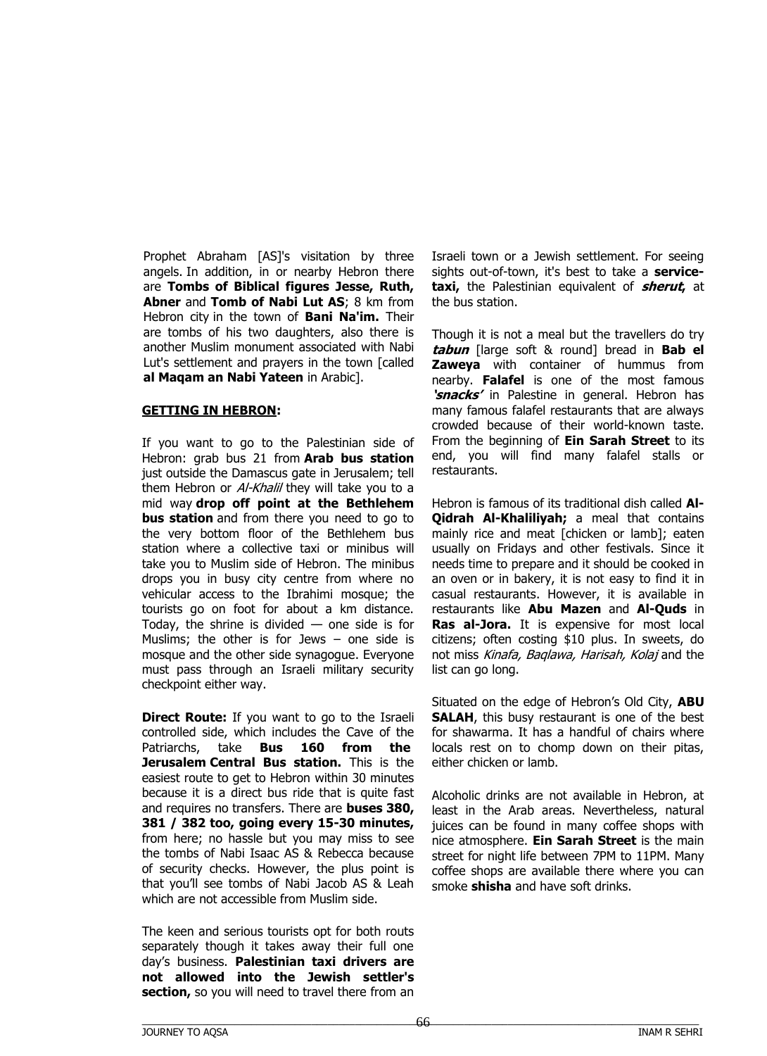Prophet Abraham [AS]'s visitation by three angels. In addition, in or nearby Hebron there are **Tombs of Biblical figures Jesse, Ruth, Abner** and **Tomb of Nabi Lut AS**; 8 km from Hebron city in the town of **Bani Na'im.** Their are tombs of his two daughters, also there is another Muslim monument associated with Nabi Lut's settlement and prayers in the town [called **al Maqam an Nabi Yateen** in Arabic].

## GETTING IN HEBRON:

If you want to go to the Palestinian side of Hebron: grab bus 21 from **Arab bus station** just outside the Damascus gate in Jerusalem; tell them Hebron or *Al-Khalil* they will take you to a mid way **drop off point at the Bethlehem bus station** and from there you need to go to the very bottom floor of the Bethlehem bus station where a collective taxi or minibus will take you to Muslim side of Hebron. The minibus drops you in busy city centre from where no vehicular access to the Ibrahimi mosque; the tourists go on foot for about a km distance. Today, the shrine is divided — one side is for Muslims; the other is for Jews – one side is mosque and the other side synagogue. Everyone must pass through an Israeli military security checkpoint either way.

**Direct Route:** If you want to go to the Israeli controlled side, which includes the Cave of the Patriarchs, take **Bus 160 from the Jerusalem Central Bus station.** This is the easiest route to get to Hebron within 30 minutes because it is a direct bus ride that is quite fast and requires no transfers. There are **buses 380, 381 / 382 too, going every 15-30 minutes,** from here; no hassle but you may miss to see the tombs of Nabi Isaac AS & Rebecca because of security checks. However, the plus point is that you'll see tombs of Nabi Jacob AS & Leah which are not accessible from Muslim side.

The keen and serious tourists opt for both routs separately though it takes away their full one day's business. **Palestinian taxi drivers are not allowed into the Jewish settler's section,** so you will need to travel there from an Israeli town or a Jewish settlement. For seeing sights out-of-town, it's best to take a **service-taxi,** the Palestinian equivalent of ***sherut,*** at the bus station.

Though it is not a meal but the travellers do try ***tabun*** [large soft & round] bread in **Bab el Zaweya** with container of hummus from nearby. **Falafel** is one of the most famous ***'snacks'*** in Palestine in general. Hebron has many famous falafel restaurants that are always crowded because of their world-known taste. From the beginning of **Ein Sarah Street** to its end, you will find many falafel stalls or restaurants.

Hebron is famous of its traditional dish called **Al-Qidrah Al-Khaliliyah;** a meal that contains mainly rice and meat [chicken or lamb]; eaten usually on Fridays and other festivals. Since it needs time to prepare and it should be cooked in an oven or in bakery, it is not easy to find it in casual restaurants. However, it is available in restaurants like **Abu Mazen** and **Al-Quds** in **Ras al-Jora.** It is expensive for most local citizens; often costing $10 plus. In sweets, do not miss *Kinafa, Baqlawa, Harisah, Kolaj* and the list can go long.

Situated on the edge of Hebron's Old City, **ABU SALAH**, this busy restaurant is one of the best for shawarma. It has a handful of chairs where locals rest on to chomp down on their pitas, either chicken or lamb.

Alcoholic drinks are not available in Hebron, at least in the Arab areas. Nevertheless, natural juices can be found in many coffee shops with nice atmosphere. **Ein Sarah Street** is the main street for night life between 7PM to 11PM. Many coffee shops are available there where you can smoke **shisha** and have soft drinks.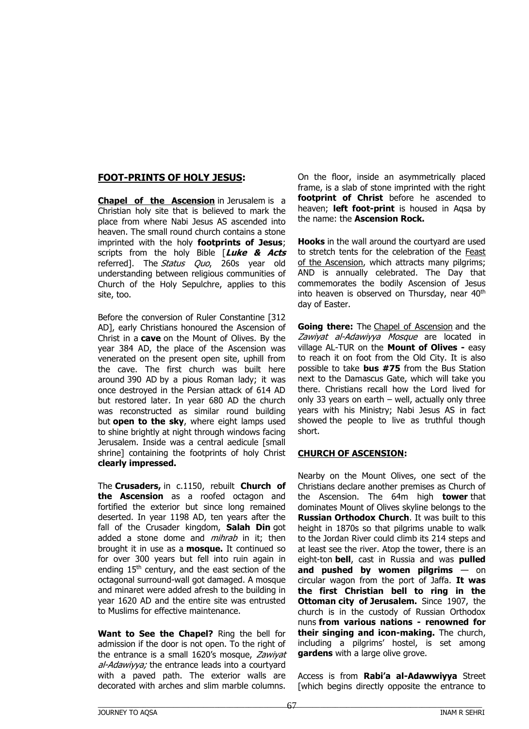## FOOT-PRINTS OF HOLY JESUS:

**Chapel of the Ascension** in Jerusalem is a Christian holy site that is believed to mark the place from where Nabi Jesus AS ascended into heaven. The small round church contains a stone imprinted with the holy **footprints of Jesus**; scripts from the holy Bible [***Luke & Acts*** referred]. The *Status Quo*, 260s year old understanding between religious communities of Church of the Holy Sepulchre, applies to this site, too.

Before the conversion of Ruler Constantine [312 AD], early Christians honoured the Ascension of Christ in a **cave** on the Mount of Olives. By the year 384 AD, the place of the Ascension was venerated on the present open site, uphill from the cave. The first church was built here around 390 AD by a pious Roman lady; it was once destroyed in the Persian attack of 614 AD but restored later. In year 680 AD the church was reconstructed as similar round building but **open to the sky**, where eight lamps used to shine brightly at night through windows facing Jerusalem. Inside was a central aedicule [small shrine] containing the footprints of holy Christ **clearly impressed.**

The **Crusaders,** in c.1150, rebuilt **Church of the Ascension** as a roofed octagon and fortified the exterior but since long remained deserted. In year 1198 AD, ten years after the fall of the Crusader kingdom, **Salah Din** got added a stone dome and *mihrab* in it; then brought it in use as a **mosque.** It continued so for over 300 years but fell into ruin again in ending 15th century, and the east section of the octagonal surround-wall got damaged. A mosque and minaret were added afresh to the building in year 1620 AD and the entire site was entrusted to Muslims for effective maintenance.

**Want to See the Chapel?** Ring the bell for admission if the door is not open. To the right of the entrance is a small 1620's mosque, *Zawiyat al-Adawiyya;* the entrance leads into a courtyard with a paved path. The exterior walls are decorated with arches and slim marble columns.

On the floor, inside an asymmetrically placed frame, is a slab of stone imprinted with the right **footprint of Christ** before he ascended to heaven; **left foot-print** is housed in Aqsa by the name: the **Ascension Rock.**

**Hooks** in the wall around the courtyard are used to stretch tents for the celebration of the Feast of the Ascension, which attracts many pilgrims; AND is annually celebrated. The Day that commemorates the bodily Ascension of Jesus into heaven is observed on Thursday, near 40th day of Easter.

**Going there:** The Chapel of Ascension and the *Zawiyat al-Adawiyya Mosque* are located in village AL-TUR on the **Mount of Olives -** easy to reach it on foot from the Old City. It is also possible to take **bus #75** from the Bus Station next to the Damascus Gate, which will take you there. Christians recall how the Lord lived for only 33 years on earth – well, actually only three years with his Ministry; Nabi Jesus AS in fact showed the people to live as truthful though short.

## CHURCH OF ASCENSION:

Nearby on the Mount Olives, one sect of the Christians declare another premises as Church of the Ascension. The 64m high **tower** that dominates Mount of Olives skyline belongs to the **Russian Orthodox Church**. It was built to this height in 1870s so that pilgrims unable to walk to the Jordan River could climb its 214 steps and at least see the river. Atop the tower, there is an eight-ton **bell**, cast in Russia and was **pulled and pushed by women pilgrims** — on circular wagon from the port of Jaffa. **It was the first Christian bell to ring in the Ottoman city of Jerusalem.** Since 1907, the church is in the custody of Russian Orthodox nuns **from various nations - renowned for their singing and icon-making.** The church, including a pilgrims' hostel, is set among **gardens** with a large olive grove.

Access is from **Rabi'a al-Adawwiyya** Street [which begins directly opposite the entrance to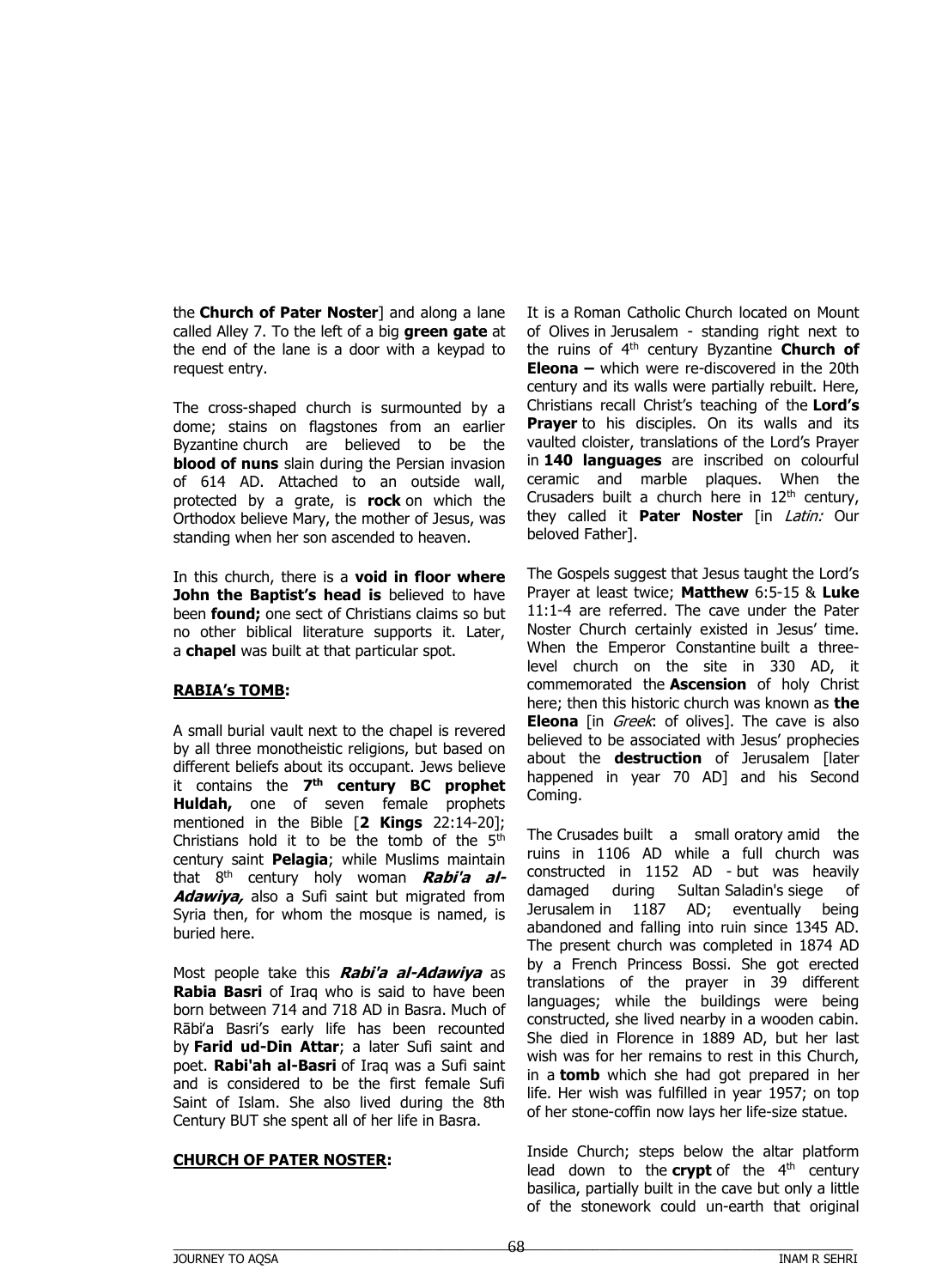the **Church of Pater Noster**] and along a lane called Alley 7. To the left of a big **green gate** at the end of the lane is a door with a keypad to request entry.

The cross-shaped church is surmounted by a dome; stains on flagstones from an earlier Byzantine church are believed to be the **blood of nuns** slain during the Persian invasion of 614 AD. Attached to an outside wall, protected by a grate, is **rock** on which the Orthodox believe Mary, the mother of Jesus, was standing when her son ascended to heaven.

In this church, there is a **void in floor where John the Baptist's head is** believed to have been **found;** one sect of Christians claims so but no other biblical literature supports it. Later, a **chapel** was built at that particular spot.

## RABIA's TOMB:

A small burial vault next to the chapel is revered by all three monotheistic religions, but based on different beliefs about its occupant. Jews believe it contains the **7th century BC prophet Huldah,** one of seven female prophets mentioned in the Bible [**2 Kings** 22:14-20]; Christians hold it to be the tomb of the 5th century saint **Pelagia**; while Muslims maintain that 8th century holy woman ***Rabi'a al-Adawiya,*** also a Sufi saint but migrated from Syria then, for whom the mosque is named, is buried here.

Most people take this ***Rabi'a al-Adawiya*** as **Rabia Basri** of Iraq who is said to have been born between 714 and 718 AD in Basra. Much of Rābi'a Basri's early life has been recounted by **Farid ud-Din Attar**; a later Sufi saint and poet. **Rabi'ah al-Basri** of Iraq was a Sufi saint and is considered to be the first female Sufi Saint of Islam. She also lived during the 8th Century BUT she spent all of her life in Basra.

## CHURCH OF PATER NOSTER:

It is a Roman Catholic Church located on Mount of Olives in Jerusalem - standing right next to the ruins of 4th century Byzantine **Church of Eleona –** which were re-discovered in the 20th century and its walls were partially rebuilt. Here, Christians recall Christ's teaching of the **Lord's Prayer** to his disciples. On its walls and its vaulted cloister, translations of the Lord's Prayer in **140 languages** are inscribed on colourful ceramic and marble plaques. When the Crusaders built a church here in 12th century, they called it **Pater Noster** [in *Latin:* Our beloved Father].

The Gospels suggest that Jesus taught the Lord's Prayer at least twice; **Matthew** 6:5-15 & **Luke** 11:1-4 are referred. The cave under the Pater Noster Church certainly existed in Jesus' time. When the Emperor Constantine built a three-level church on the site in 330 AD, it commemorated the **Ascension** of holy Christ here; then this historic church was known as **the Eleona** [in *Greek*: of olives]. The cave is also believed to be associated with Jesus' prophecies about the **destruction** of Jerusalem [later happened in year 70 AD] and his Second Coming.

The Crusades built a small oratory amid the ruins in 1106 AD while a full church was constructed in 1152 AD - but was heavily damaged during Sultan Saladin's siege of Jerusalem in 1187 AD; eventually being abandoned and falling into ruin since 1345 AD. The present church was completed in 1874 AD by a French Princess Bossi. She got erected translations of the prayer in 39 different languages; while the buildings were being constructed, she lived nearby in a wooden cabin. She died in Florence in 1889 AD, but her last wish was for her remains to rest in this Church, in a **tomb** which she had got prepared in her life. Her wish was fulfilled in year 1957; on top of her stone-coffin now lays her life-size statue.

Inside Church; steps below the altar platform lead down to the **crypt** of the 4th century basilica, partially built in the cave but only a little of the stonework could un-earth that original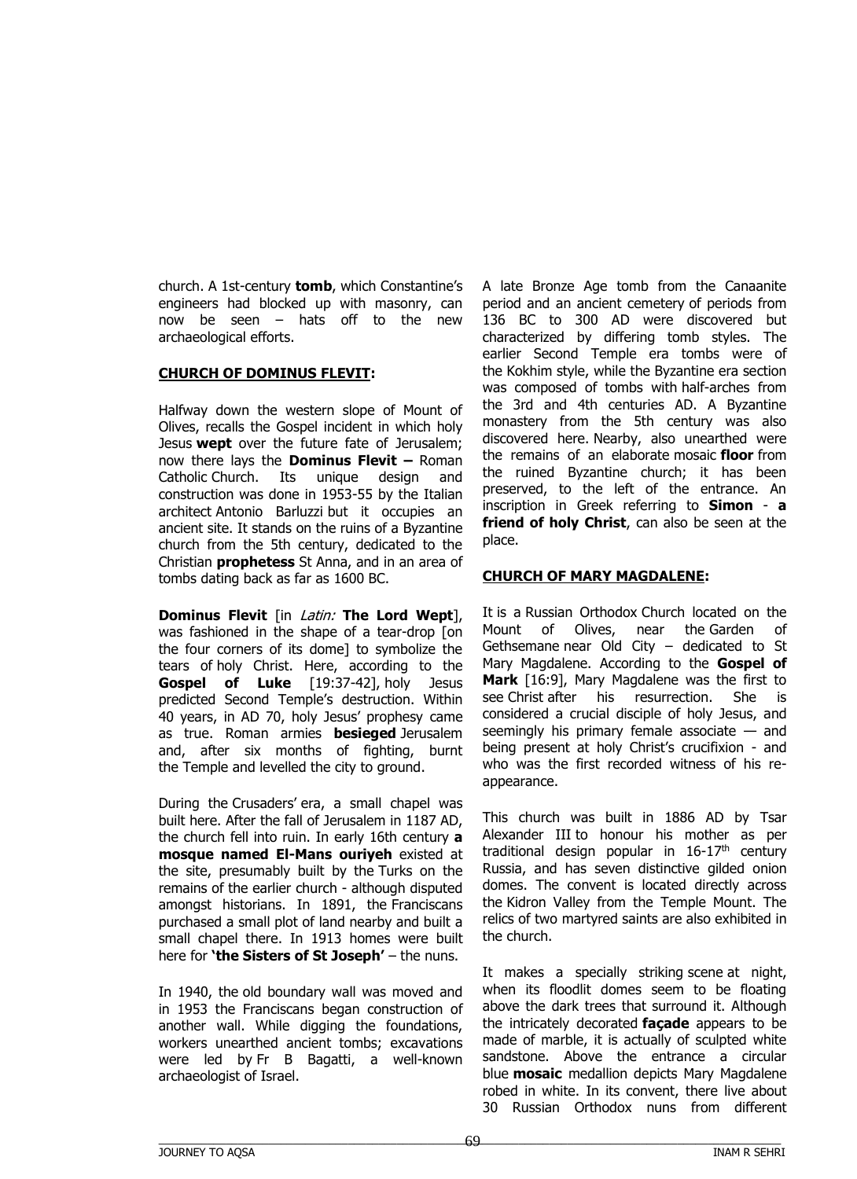church. A 1st-century **tomb**, which Constantine's engineers had blocked up with masonry, can now be seen – hats off to the new archaeological efforts.

## CHURCH OF DOMINUS FLEVIT:

Halfway down the western slope of Mount of Olives, recalls the Gospel incident in which holy Jesus **wept** over the future fate of Jerusalem; now there lays the **Dominus Flevit –** Roman Catholic Church. Its unique design and construction was done in 1953-55 by the Italian architect Antonio Barluzzi but it occupies an ancient site. It stands on the ruins of a Byzantine church from the 5th century, dedicated to the Christian **prophetess** St Anna, and in an area of tombs dating back as far as 1600 BC.

**Dominus Flevit** [in *Latin:* **The Lord Wept**], was fashioned in the shape of a tear-drop [on the four corners of its dome] to symbolize the tears of holy Christ. Here, according to the **Gospel of Luke** [19:37-42], holy Jesus predicted Second Temple's destruction. Within 40 years, in AD 70, holy Jesus' prophesy came as true. Roman armies **besieged** Jerusalem and, after six months of fighting, burnt the Temple and levelled the city to ground.

During the Crusaders' era, a small chapel was built here. After the fall of Jerusalem in 1187 AD, the church fell into ruin. In early 16th century **a mosque named El-Mans ouriyeh** existed at the site, presumably built by the Turks on the remains of the earlier church - although disputed amongst historians. In 1891, the Franciscans purchased a small plot of land nearby and built a small chapel there. In 1913 homes were built here for **'the Sisters of St Joseph'** – the nuns.

In 1940, the old boundary wall was moved and in 1953 the Franciscans began construction of another wall. While digging the foundations, workers unearthed ancient tombs; excavations were led by Fr B Bagatti, a well-known archaeologist of Israel.

A late Bronze Age tomb from the Canaanite period and an ancient cemetery of periods from 136 BC to 300 AD were discovered but characterized by differing tomb styles. The earlier Second Temple era tombs were of the Kokhim style, while the Byzantine era section was composed of tombs with half-arches from the 3rd and 4th centuries AD. A Byzantine monastery from the 5th century was also discovered here. Nearby, also unearthed were the remains of an elaborate mosaic **floor** from the ruined Byzantine church; it has been preserved, to the left of the entrance. An inscription in Greek referring to **Simon** - **a friend of holy Christ**, can also be seen at the place.

## CHURCH OF MARY MAGDALENE:

It is a Russian Orthodox Church located on the Mount of Olives, near the Garden of Gethsemane near Old City – dedicated to St Mary Magdalene. According to the **Gospel of Mark** [16:9], Mary Magdalene was the first to see Christ after his resurrection. She is considered a crucial disciple of holy Jesus, and seemingly his primary female associate — and being present at holy Christ's crucifixion - and who was the first recorded witness of his re-appearance.

This church was built in 1886 AD by Tsar Alexander III to honour his mother as per traditional design popular in 16-17th century Russia, and has seven distinctive gilded onion domes. The convent is located directly across the Kidron Valley from the Temple Mount. The relics of two martyred saints are also exhibited in the church.

It makes a specially striking scene at night, when its floodlit domes seem to be floating above the dark trees that surround it. Although the intricately decorated **façade** appears to be made of marble, it is actually of sculpted white sandstone. Above the entrance a circular blue **mosaic** medallion depicts Mary Magdalene robed in white. In its convent, there live about 30 Russian Orthodox nuns from different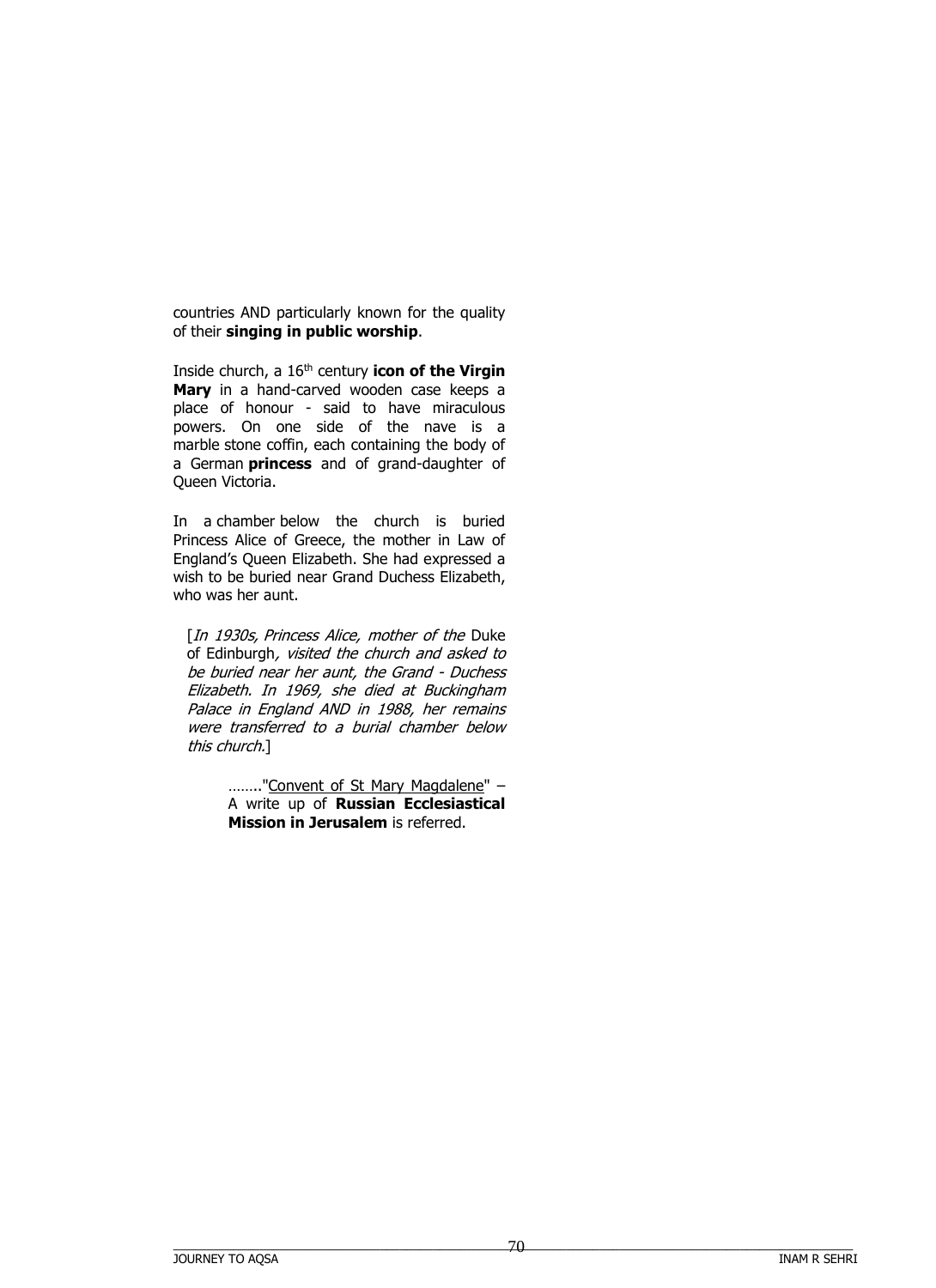countries AND particularly known for the quality of their **singing in public worship**.

Inside church, a 16th century **icon of the Virgin Mary** in a hand-carved wooden case keeps a place of honour - said to have miraculous powers. On one side of the nave is a marble stone coffin, each containing the body of a German **princess** and of grand-daughter of Queen Victoria.

In a chamber below the church is buried Princess Alice of Greece, the mother in Law of England's Queen Elizabeth. She had expressed a wish to be buried near Grand Duchess Elizabeth, who was her aunt.

> [*In 1930s, Princess Alice, mother of the* Duke of Edinburgh*, visited the church and asked to be buried near her aunt, the Grand - Duchess Elizabeth. In 1969, she died at Buckingham Palace in England AND in 1988, her remains were transferred to a burial chamber below this church.*]

> ........"Convent of St Mary Magdalene" – A write up of **Russian Ecclesiastical Mission in Jerusalem** is referred.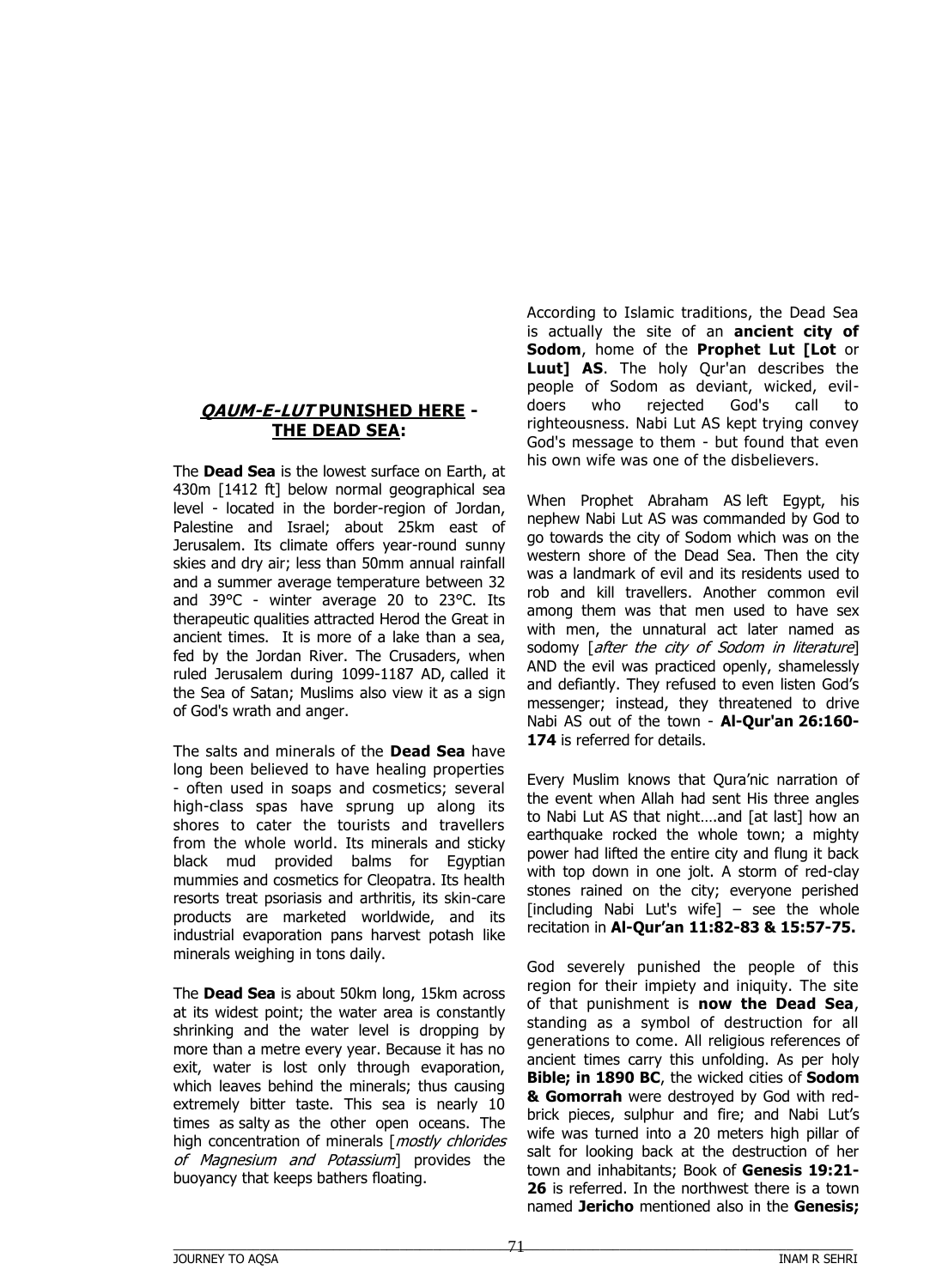## ***QAUM-E-LUT* PUNISHED HERE - THE DEAD SEA:**

The **Dead Sea** is the lowest surface on Earth, at 430m [1412 ft] below normal geographical sea level - located in the border-region of Jordan, Palestine and Israel; about 25km east of Jerusalem. Its climate offers year-round sunny skies and dry air; less than 50mm annual rainfall and a summer average temperature between 32 and 39°C - winter average 20 to 23°C. Its therapeutic qualities attracted Herod the Great in ancient times. It is more of a lake than a sea, fed by the Jordan River. The Crusaders, when ruled Jerusalem during 1099-1187 AD, called it the Sea of Satan; Muslims also view it as a sign of God's wrath and anger.

The salts and minerals of the **Dead Sea** have long been believed to have healing properties - often used in soaps and cosmetics; several high-class spas have sprung up along its shores to cater the tourists and travellers from the whole world. Its minerals and sticky black mud provided balms for Egyptian mummies and cosmetics for Cleopatra. Its health resorts treat psoriasis and arthritis, its skin-care products are marketed worldwide, and its industrial evaporation pans harvest potash like minerals weighing in tons daily.

The **Dead Sea** is about 50km long, 15km across at its widest point; the water area is constantly shrinking and the water level is dropping by more than a metre every year. Because it has no exit, water is lost only through evaporation, which leaves behind the minerals; thus causing extremely bitter taste. This sea is nearly 10 times as salty as the other open oceans. The high concentration of minerals [*mostly chlorides of Magnesium and Potassium*] provides the buoyancy that keeps bathers floating.

According to Islamic traditions, the Dead Sea is actually the site of an **ancient city of Sodom**, home of the **Prophet Lut [Lot** or **Luut] AS**. The holy Qur'an describes the people of Sodom as deviant, wicked, evil-doers who rejected God's call to righteousness. Nabi Lut AS kept trying convey God's message to them - but found that even his own wife was one of the disbelievers.

When Prophet Abraham AS left Egypt, his nephew Nabi Lut AS was commanded by God to go towards the city of Sodom which was on the western shore of the Dead Sea. Then the city was a landmark of evil and its residents used to rob and kill travellers. Another common evil among them was that men used to have sex with men, the unnatural act later named as sodomy [*after the city of Sodom in literature*] AND the evil was practiced openly, shamelessly and defiantly. They refused to even listen God's messenger; instead, they threatened to drive Nabi AS out of the town - **Al-Qur'an 26:160-174** is referred for details.

Every Muslim knows that Qura'nic narration of the event when Allah had sent His three angles to Nabi Lut AS that night….and [at last] how an earthquake rocked the whole town; a mighty power had lifted the entire city and flung it back with top down in one jolt. A storm of red-clay stones rained on the city; everyone perished [including Nabi Lut's wife] – see the whole recitation in **Al-Qur'an 11:82-83 & 15:57-75.**

God severely punished the people of this region for their impiety and iniquity. The site of that punishment is **now the Dead Sea**, standing as a symbol of destruction for all generations to come. All religious references of ancient times carry this unfolding. As per holy **Bible; in 1890 BC**, the wicked cities of **Sodom & Gomorrah** were destroyed by God with red-brick pieces, sulphur and fire; and Nabi Lut's wife was turned into a 20 meters high pillar of salt for looking back at the destruction of her town and inhabitants; Book of **Genesis 19:21-26** is referred. In the northwest there is a town named **Jericho** mentioned also in the **Genesis;**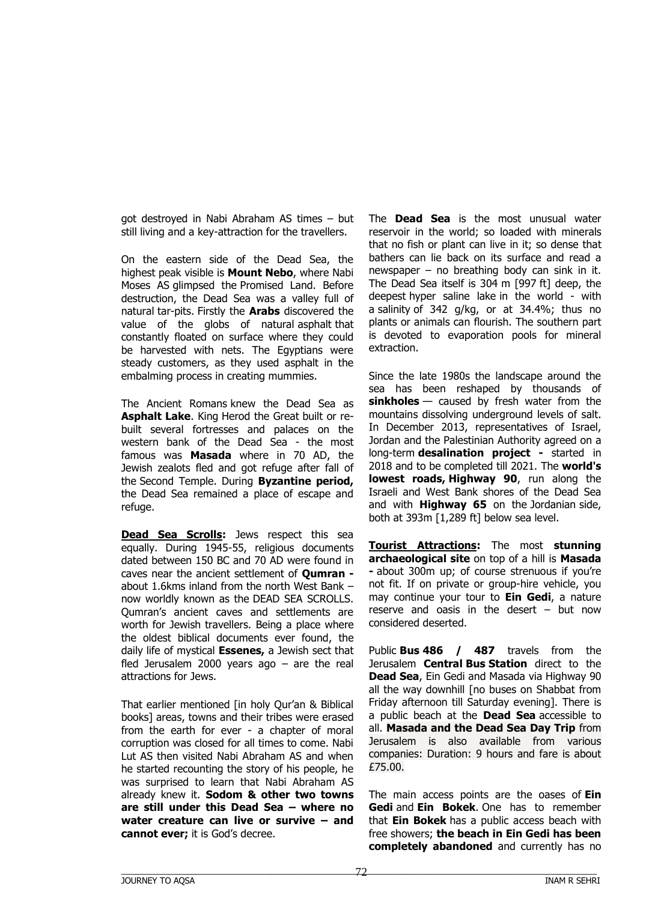got destroyed in Nabi Abraham AS times – but still living and a key-attraction for the travellers.

On the eastern side of the Dead Sea, the highest peak visible is **Mount Nebo**, where Nabi Moses AS glimpsed the Promised Land. Before destruction, the Dead Sea was a valley full of natural tar-pits. Firstly the **Arabs** discovered the value of the globs of natural asphalt that constantly floated on surface where they could be harvested with nets. The Egyptians were steady customers, as they used asphalt in the embalming process in creating mummies.

The Ancient Romans knew the Dead Sea as **Asphalt Lake**. King Herod the Great built or re-built several fortresses and palaces on the western bank of the Dead Sea - the most famous was **Masada** where in 70 AD, the Jewish zealots fled and got refuge after fall of the Second Temple. During **Byzantine period,** the Dead Sea remained a place of escape and refuge.

**Dead Sea Scrolls:** Jews respect this sea equally. During 1945-55, religious documents dated between 150 BC and 70 AD were found in caves near the ancient settlement of **Qumran -** about 1.6kms inland from the north West Bank – now worldly known as the DEAD SEA SCROLLS. Qumran's ancient caves and settlements are worth for Jewish travellers. Being a place where the oldest biblical documents ever found, the daily life of mystical **Essenes,** a Jewish sect that fled Jerusalem 2000 years ago – are the real attractions for Jews.

That earlier mentioned [in holy Qur'an & Biblical books] areas, towns and their tribes were erased from the earth for ever - a chapter of moral corruption was closed for all times to come. Nabi Lut AS then visited Nabi Abraham AS and when he started recounting the story of his people, he was surprised to learn that Nabi Abraham AS already knew it. **Sodom & other two towns are still under this Dead Sea – where no water creature can live or survive – and cannot ever;** it is God's decree.

The **Dead Sea** is the most unusual water reservoir in the world; so loaded with minerals that no fish or plant can live in it; so dense that bathers can lie back on its surface and read a newspaper – no breathing body can sink in it. The Dead Sea itself is 304 m [997 ft] deep, the deepest hyper saline lake in the world - with a salinity of 342 g/kg, or at 34.4%; thus no plants or animals can flourish. The southern part is devoted to evaporation pools for mineral extraction.

Since the late 1980s the landscape around the sea has been reshaped by thousands of **sinkholes** — caused by fresh water from the mountains dissolving underground levels of salt. In December 2013, representatives of Israel, Jordan and the Palestinian Authority agreed on a long-term **desalination project -** started in 2018 and to be completed till 2021. The **world's lowest roads, Highway 90**, run along the Israeli and West Bank shores of the Dead Sea and with **Highway 65** on the Jordanian side, both at 393m [1,289 ft] below sea level.

**Tourist Attractions:** The most **stunning archaeological site** on top of a hill is **Masada -** about 300m up; of course strenuous if you're not fit. If on private or group-hire vehicle, you may continue your tour to **Ein Gedi**, a nature reserve and oasis in the desert – but now considered deserted.

Public **Bus 486 / 487** travels from the Jerusalem **Central Bus Station** direct to the **Dead Sea**, Ein Gedi and Masada via Highway 90 all the way downhill [no buses on Shabbat from Friday afternoon till Saturday evening]. There is a public beach at the **Dead Sea** accessible to all. **Masada and the Dead Sea Day Trip** from Jerusalem is also available from various companies: Duration: 9 hours and fare is about £75.00.

The main access points are the oases of **Ein Gedi** and **Ein Bokek**. One has to remember that **Ein Bokek** has a public access beach with free showers; **the beach in Ein Gedi has been completely abandoned** and currently has no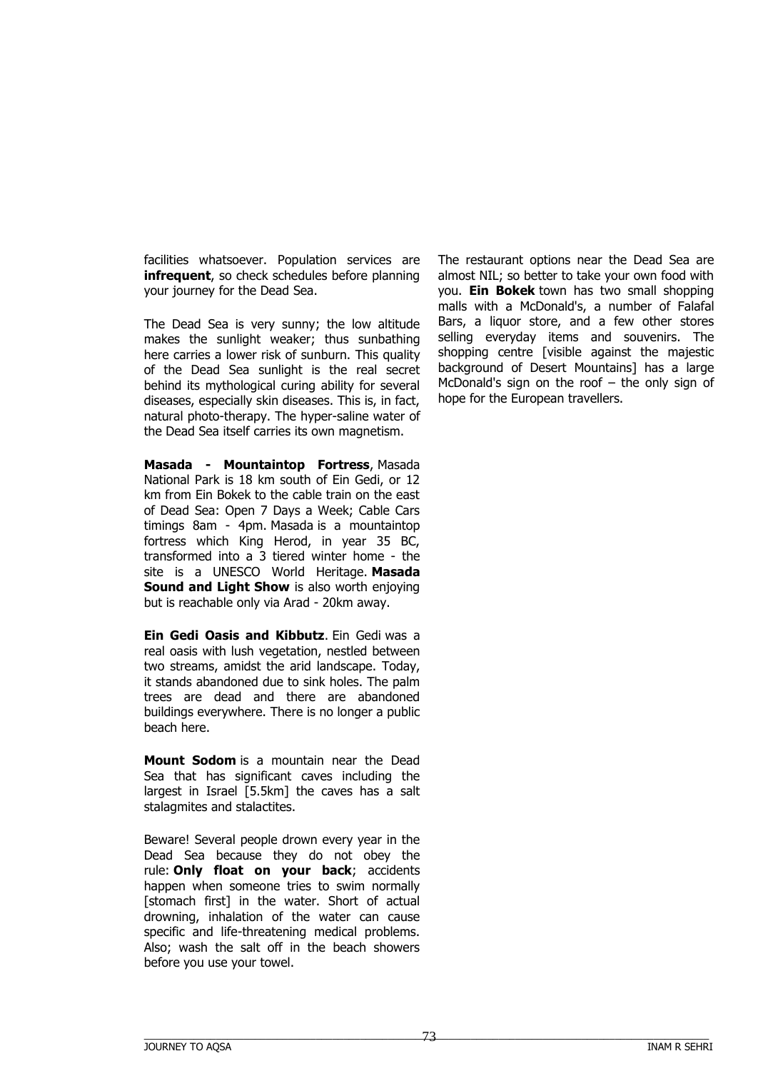facilities whatsoever. Population services are **infrequent**, so check schedules before planning your journey for the Dead Sea.

The Dead Sea is very sunny; the low altitude makes the sunlight weaker; thus sunbathing here carries a lower risk of sunburn. This quality of the Dead Sea sunlight is the real secret behind its mythological curing ability for several diseases, especially skin diseases. This is, in fact, natural photo-therapy. The hyper-saline water of the Dead Sea itself carries its own magnetism.

**Masada - Mountaintop Fortress**, Masada National Park is 18 km south of Ein Gedi, or 12 km from Ein Bokek to the cable train on the east of Dead Sea: Open 7 Days a Week; Cable Cars timings 8am - 4pm. Masada is a mountaintop fortress which King Herod, in year 35 BC, transformed into a 3 tiered winter home - the site is a UNESCO World Heritage. **Masada Sound and Light Show** is also worth enjoying but is reachable only via Arad - 20km away.

**Ein Gedi Oasis and Kibbutz**. Ein Gedi was a real oasis with lush vegetation, nestled between two streams, amidst the arid landscape. Today, it stands abandoned due to sink holes. The palm trees are dead and there are abandoned buildings everywhere. There is no longer a public beach here.

**Mount Sodom** is a mountain near the Dead Sea that has significant caves including the largest in Israel [5.5km] the caves has a salt stalagmites and stalactites.

Beware! Several people drown every year in the Dead Sea because they do not obey the rule: **Only float on your back**; accidents happen when someone tries to swim normally [stomach first] in the water. Short of actual drowning, inhalation of the water can cause specific and life-threatening medical problems. Also; wash the salt off in the beach showers before you use your towel.

The restaurant options near the Dead Sea are almost NIL; so better to take your own food with you. **Ein Bokek** town has two small shopping malls with a McDonald's, a number of Falafal Bars, a liquor store, and a few other stores selling everyday items and souvenirs. The shopping centre [visible against the majestic background of Desert Mountains] has a large McDonald's sign on the roof – the only sign of hope for the European travellers.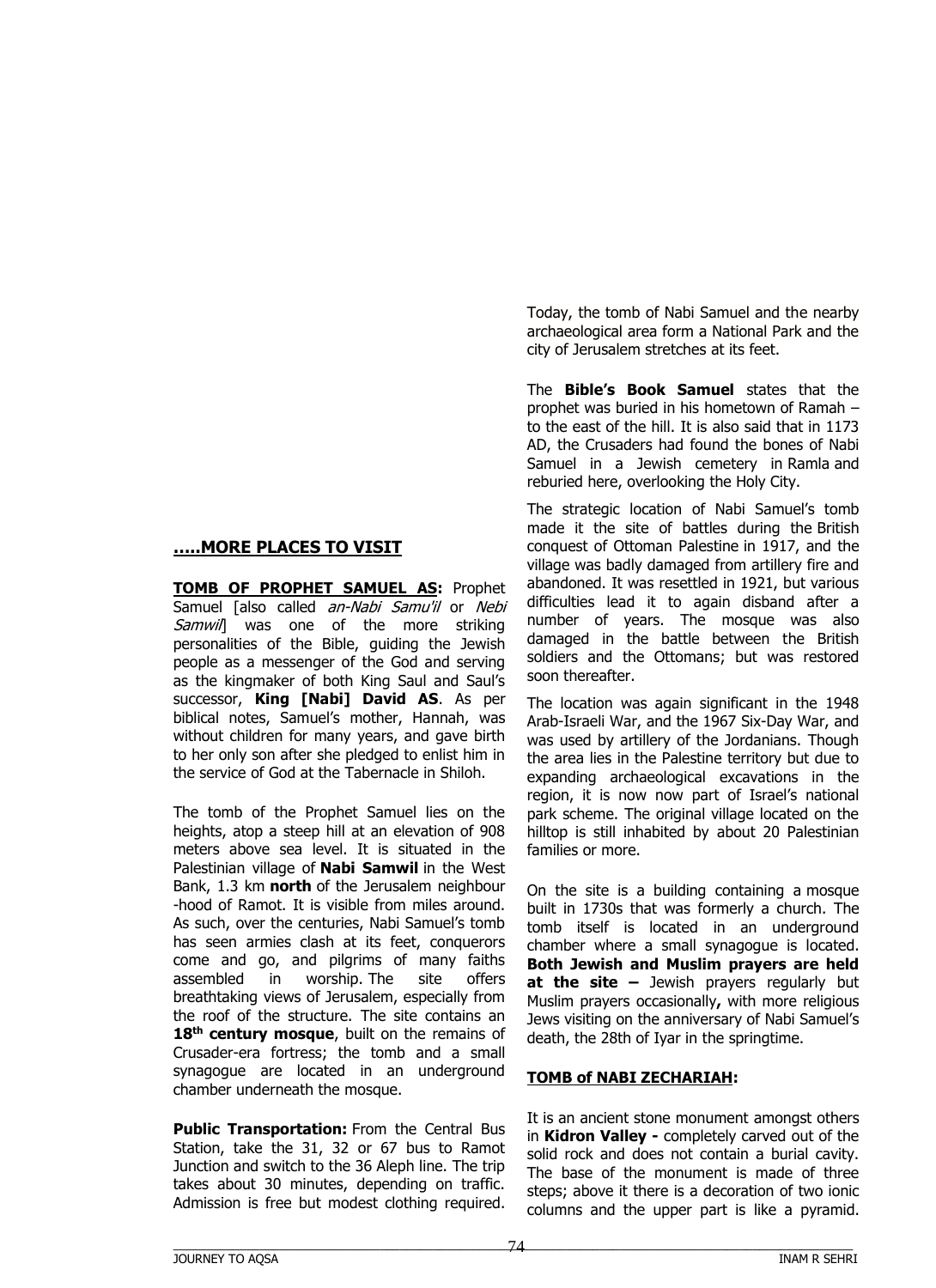## .....MORE PLACES TO VISIT

**TOMB OF PROPHET SAMUEL AS:** Prophet Samuel [also called *an-Nabi Samu'il* or *Nebi Samwil*] was one of the more striking personalities of the Bible, guiding the Jewish people as a messenger of the God and serving as the kingmaker of both King Saul and Saul's successor, **King [Nabi] David AS**. As per biblical notes, Samuel's mother, Hannah, was without children for many years, and gave birth to her only son after she pledged to enlist him in the service of God at the Tabernacle in Shiloh.

The tomb of the Prophet Samuel lies on the heights, atop a steep hill at an elevation of 908 meters above sea level. It is situated in the Palestinian village of **Nabi Samwil** in the West Bank, 1.3 km **north** of the Jerusalem neighbour -hood of Ramot. It is visible from miles around. As such, over the centuries, Nabi Samuel's tomb has seen armies clash at its feet, conquerors come and go, and pilgrims of many faiths assembled in worship. The site offers breathtaking views of Jerusalem, especially from the roof of the structure. The site contains an **18th century mosque**, built on the remains of Crusader-era fortress; the tomb and a small synagogue are located in an underground chamber underneath the mosque.

**Public Transportation:** From the Central Bus Station, take the 31, 32 or 67 bus to Ramot Junction and switch to the 36 Aleph line. The trip takes about 30 minutes, depending on traffic. Admission is free but modest clothing required.

Today, the tomb of Nabi Samuel and the nearby archaeological area form a National Park and the city of Jerusalem stretches at its feet.

The **Bible's Book Samuel** states that the prophet was buried in his hometown of Ramah – to the east of the hill. It is also said that in 1173 AD, the Crusaders had found the bones of Nabi Samuel in a Jewish cemetery in Ramla and reburied here, overlooking the Holy City.

The strategic location of Nabi Samuel's tomb made it the site of battles during the British conquest of Ottoman Palestine in 1917, and the village was badly damaged from artillery fire and abandoned. It was resettled in 1921, but various difficulties lead it to again disband after a number of years. The mosque was also damaged in the battle between the British soldiers and the Ottomans; but was restored soon thereafter.

The location was again significant in the 1948 Arab-Israeli War, and the 1967 Six-Day War, and was used by artillery of the Jordanians. Though the area lies in the Palestine territory but due to expanding archaeological excavations in the region, it is now now part of Israel's national park scheme. The original village located on the hilltop is still inhabited by about 20 Palestinian families or more.

On the site is a building containing a mosque built in 1730s that was formerly a church. The tomb itself is located in an underground chamber where a small synagogue is located. **Both Jewish and Muslim prayers are held at the site –** Jewish prayers regularly but Muslim prayers occasionally**,** with more religious Jews visiting on the anniversary of Nabi Samuel's death, the 28th of Iyar in the springtime.

**TOMB of NABI ZECHARIAH:**

It is an ancient stone monument amongst others in **Kidron Valley -** completely carved out of the solid rock and does not contain a burial cavity. The base of the monument is made of three steps; above it there is a decoration of two ionic columns and the upper part is like a pyramid.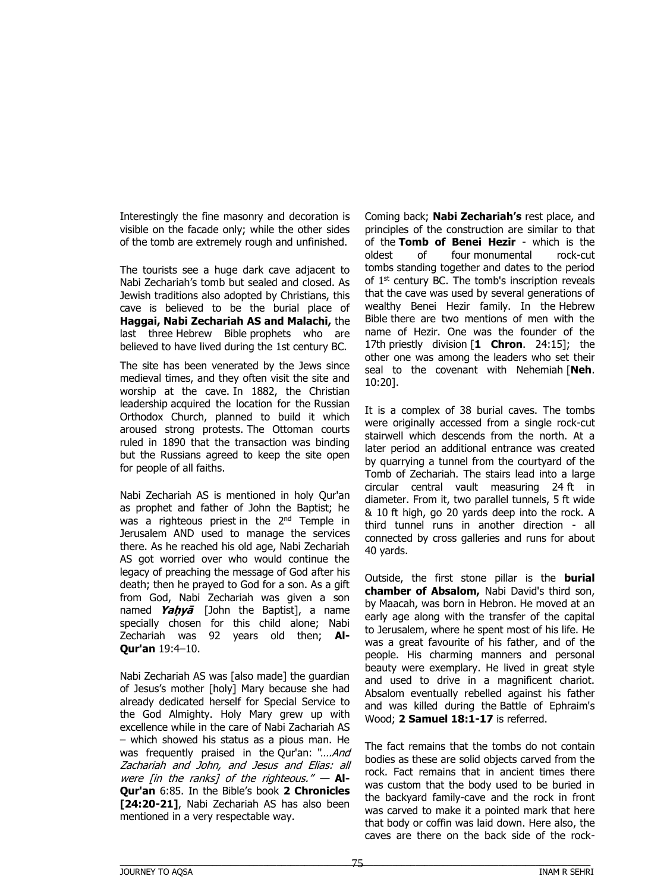Interestingly the fine masonry and decoration is visible on the facade only; while the other sides of the tomb are extremely rough and unfinished.

The tourists see a huge dark cave adjacent to Nabi Zechariah's tomb but sealed and closed. As Jewish traditions also adopted by Christians, this cave is believed to be the burial place of **Haggai, Nabi Zechariah AS and Malachi,** the last three Hebrew Bible prophets who are believed to have lived during the 1st century BC.

The site has been venerated by the Jews since medieval times, and they often visit the site and worship at the cave. In 1882, the Christian leadership acquired the location for the Russian Orthodox Church, planned to build it which aroused strong protests. The Ottoman courts ruled in 1890 that the transaction was binding but the Russians agreed to keep the site open for people of all faiths.

Nabi Zechariah AS is mentioned in holy Qur'an as prophet and father of John the Baptist; he was a righteous priest in the 2nd Temple in Jerusalem AND used to manage the services there. As he reached his old age, Nabi Zechariah AS got worried over who would continue the legacy of preaching the message of God after his death; then he prayed to God for a son. As a gift from God, Nabi Zechariah was given a son named ***Yaḥyā*** [John the Baptist], a name specially chosen for this child alone; Nabi Zechariah was 92 years old then; **Al-Qur'an** 19:4–10.

Nabi Zechariah AS was [also made] the guardian of Jesus's mother [holy] Mary because she had already dedicated herself for Special Service to the God Almighty. Holy Mary grew up with excellence while in the care of Nabi Zachariah AS – which showed his status as a pious man. He was frequently praised in the Qur'an: *"….And Zachariah and John, and Jesus and Elias: all were [in the ranks] of the righteous."* — **Al-Qur'an** 6:85. In the Bible's book **2 Chronicles [24:20-21]**, Nabi Zechariah AS has also been mentioned in a very respectable way.

Coming back; **Nabi Zechariah's** rest place, and principles of the construction are similar to that of the **Tomb of Benei Hezir** - which is the oldest of four monumental rock-cut tombs standing together and dates to the period of 1st century BC. The tomb's inscription reveals that the cave was used by several generations of wealthy Benei Hezir family. In the Hebrew Bible there are two mentions of men with the name of Hezir. One was the founder of the 17th priestly division [**1 Chron**. 24:15]; the other one was among the leaders who set their seal to the covenant with Nehemiah [**Neh**. 10:20].

It is a complex of 38 burial caves. The tombs were originally accessed from a single rock-cut stairwell which descends from the north. At a later period an additional entrance was created by quarrying a tunnel from the courtyard of the Tomb of Zechariah. The stairs lead into a large circular central vault measuring 24 ft in diameter. From it, two parallel tunnels, 5 ft wide & 10 ft high, go 20 yards deep into the rock. A third tunnel runs in another direction - all connected by cross galleries and runs for about 40 yards.

Outside, the first stone pillar is the **burial chamber of Absalom,** Nabi David's third son, by Maacah, was born in Hebron. He moved at an early age along with the transfer of the capital to Jerusalem, where he spent most of his life. He was a great favourite of his father, and of the people. His charming manners and personal beauty were exemplary. He lived in great style and used to drive in a magnificent chariot. Absalom eventually rebelled against his father and was killed during the Battle of Ephraim's Wood; **2 Samuel 18:1-17** is referred.

The fact remains that the tombs do not contain bodies as these are solid objects carved from the rock. Fact remains that in ancient times there was custom that the body used to be buried in the backyard family-cave and the rock in front was carved to make it a pointed mark that here that body or coffin was laid down. Here also, the caves are there on the back side of the rock-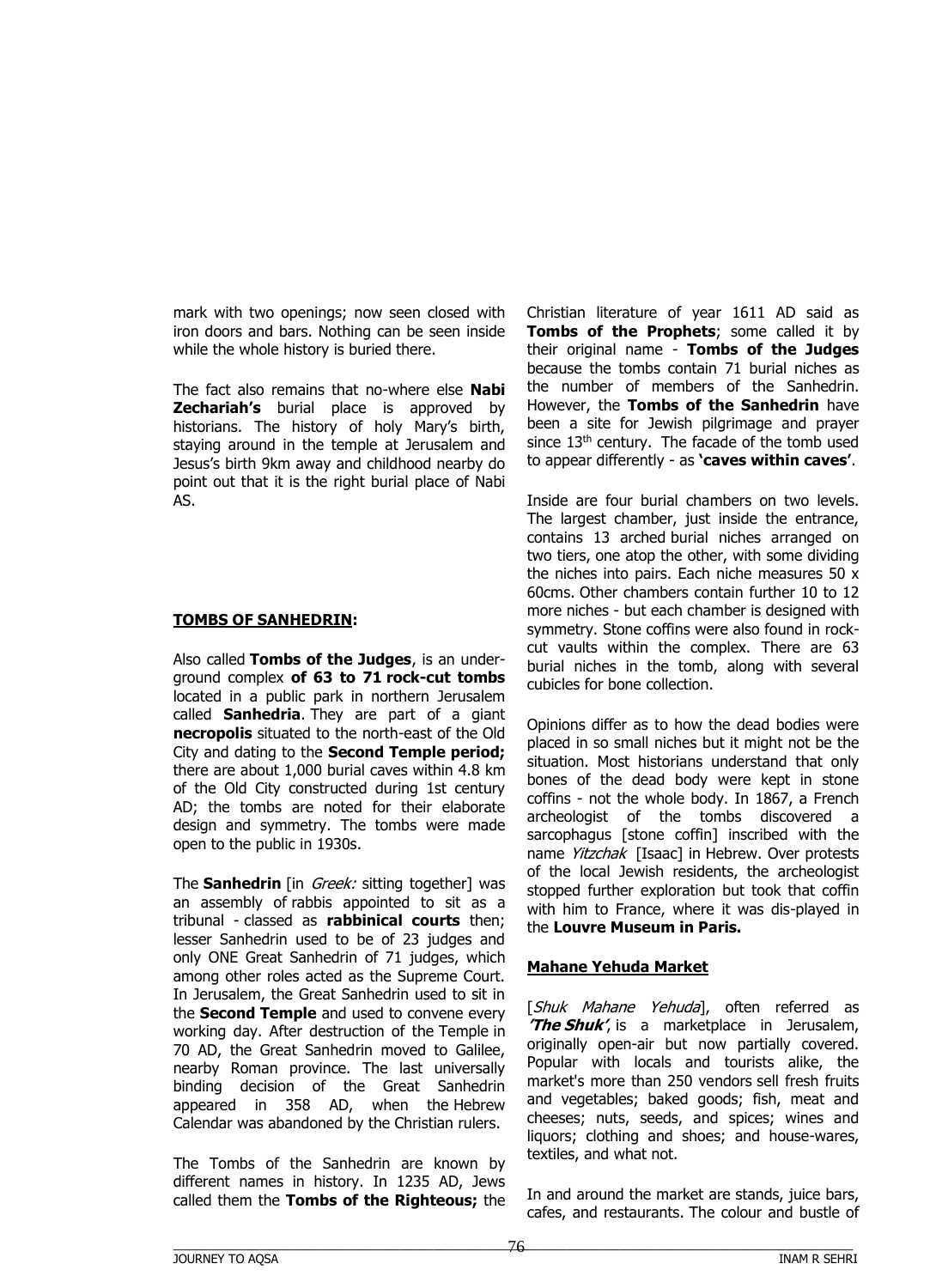mark with two openings; now seen closed with iron doors and bars. Nothing can be seen inside while the whole history is buried there.

The fact also remains that no-where else **Nabi Zechariah's** burial place is approved by historians. The history of holy Mary's birth, staying around in the temple at Jerusalem and Jesus's birth 9km away and childhood nearby do point out that it is the right burial place of Nabi AS.

## TOMBS OF SANHEDRIN:

Also called **Tombs of the Judges**, is an underground complex **of 63 to 71 rock-cut tombs** located in a public park in northern Jerusalem called **Sanhedria**. They are part of a giant **necropolis** situated to the north-east of the Old City and dating to the **Second Temple period;** there are about 1,000 burial caves within 4.8 km of the Old City constructed during 1st century AD; the tombs are noted for their elaborate design and symmetry. The tombs were made open to the public in 1930s.

The **Sanhedrin** [in *Greek:* sitting together] was an assembly of rabbis appointed to sit as a tribunal - classed as **rabbinical courts** then; lesser Sanhedrin used to be of 23 judges and only ONE Great Sanhedrin of 71 judges, which among other roles acted as the Supreme Court. In Jerusalem, the Great Sanhedrin used to sit in the **Second Temple** and used to convene every working day. After destruction of the Temple in 70 AD, the Great Sanhedrin moved to Galilee, nearby Roman province. The last universally binding decision of the Great Sanhedrin appeared in 358 AD, when the Hebrew Calendar was abandoned by the Christian rulers.

The Tombs of the Sanhedrin are known by different names in history. In 1235 AD, Jews called them the **Tombs of the Righteous;** the Christian literature of year 1611 AD said as **Tombs of the Prophets**; some called it by their original name - **Tombs of the Judges** because the tombs contain 71 burial niches as the number of members of the Sanhedrin. However, the **Tombs of the Sanhedrin** have been a site for Jewish pilgrimage and prayer since 13th century. The facade of the tomb used to appear differently - as **'caves within caves'**.

Inside are four burial chambers on two levels. The largest chamber, just inside the entrance, contains 13 arched burial niches arranged on two tiers, one atop the other, with some dividing the niches into pairs. Each niche measures 50 x 60cms. Other chambers contain further 10 to 12 more niches - but each chamber is designed with symmetry. Stone coffins were also found in rock-cut vaults within the complex. There are 63 burial niches in the tomb, along with several cubicles for bone collection.

Opinions differ as to how the dead bodies were placed in so small niches but it might not be the situation. Most historians understand that only bones of the dead body were kept in stone coffins - not the whole body. In 1867, a French archeologist of the tombs discovered a sarcophagus [stone coffin] inscribed with the name *Yitzchak* [Isaac] in Hebrew. Over protests of the local Jewish residents, the archeologist stopped further exploration but took that coffin with him to France, where it was dis-played in the **Louvre Museum in Paris.**

## Mahane Yehuda Market

[*Shuk Mahane Yehuda*], often referred as ***'The Shuk'***, is a marketplace in Jerusalem, originally open-air but now partially covered. Popular with locals and tourists alike, the market's more than 250 vendors sell fresh fruits and vegetables; baked goods; fish, meat and cheeses; nuts, seeds, and spices; wines and liquors; clothing and shoes; and house-wares, textiles, and what not.

In and around the market are stands, juice bars, cafes, and restaurants. The colour and bustle of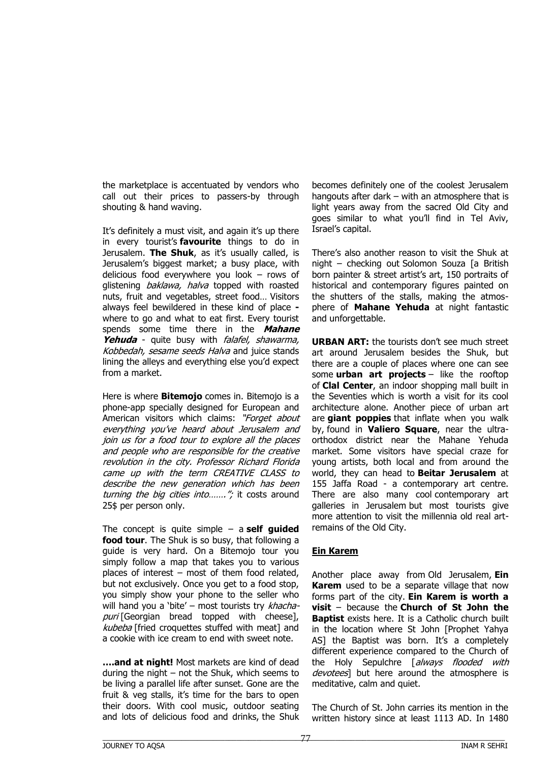the marketplace is accentuated by vendors who call out their prices to passers-by through shouting & hand waving.

It's definitely a must visit, and again it's up there in every tourist's **favourite** things to do in Jerusalem. **The Shuk**, as it's usually called, is Jerusalem's biggest market; a busy place, with delicious food everywhere you look – rows of glistening *baklawa, halva* topped with roasted nuts, fruit and vegetables, street food… Visitors always feel bewildered in these kind of place **-** where to go and what to eat first. Every tourist spends some time there in the ***Mahane Yehuda*** - quite busy with *falafel, shawarma, Kobbedah, sesame seeds Halva* and juice stands lining the alleys and everything else you'd expect from a market.

Here is where **Bitemojo** comes in. Bitemojo is a phone-app specially designed for European and American visitors which claims: *"Forget about everything you've heard about Jerusalem and join us for a food tour to explore all the places and people who are responsible for the creative revolution in the city. Professor Richard Florida came up with the term CREATIVE CLASS to describe the new generation which has been turning the big cities into……."*; it costs around 25$ per person only.

The concept is quite simple – a **self guided food tour**. The Shuk is so busy, that following a guide is very hard. On a Bitemojo tour you simply follow a map that takes you to various places of interest – most of them food related, but not exclusively. Once you get to a food stop, you simply show your phone to the seller who will hand you a 'bite' – most tourists try *khacha-puri* [Georgian bread topped with cheese], *kubeba* [fried croquettes stuffed with meat] and a cookie with ice cream to end with sweet note.

**….and at night!** Most markets are kind of dead during the night – not the Shuk, which seems to be living a parallel life after sunset. Gone are the fruit & veg stalls, it's time for the bars to open their doors. With cool music, outdoor seating and lots of delicious food and drinks, the Shuk becomes definitely one of the coolest Jerusalem hangouts after dark – with an atmosphere that is light years away from the sacred Old City and goes similar to what you'll find in Tel Aviv, Israel's capital.

There's also another reason to visit the Shuk at night – checking out Solomon Souza [a British born painter & street artist's art, 150 portraits of historical and contemporary figures painted on the shutters of the stalls, making the atmos-phere of **Mahane Yehuda** at night fantastic and unforgettable.

**URBAN ART:** the tourists don't see much street art around Jerusalem besides the Shuk, but there are a couple of places where one can see some **urban art projects** – like the rooftop of **Clal Center**, an indoor shopping mall built in the Seventies which is worth a visit for its cool architecture alone. Another piece of urban art are **giant poppies** that inflate when you walk by, found in **Valiero Square**, near the ultra-orthodox district near the Mahane Yehuda market. Some visitors have special craze for young artists, both local and from around the world, they can head to **Beitar Jerusalem** at 155 Jaffa Road - a contemporary art centre. There are also many cool contemporary art galleries in Jerusalem but most tourists give more attention to visit the millennia old real art-remains of the Old City.

## Ein Karem

Another place away from Old Jerusalem, **Ein Karem** used to be a separate village that now forms part of the city. **Ein Karem is worth a visit** – because the **Church of St John the Baptist** exists here. It is a Catholic church built in the location where St John [Prophet Yahya AS] the Baptist was born. It's a completely different experience compared to the Church of the Holy Sepulchre [*always flooded with devotees*] but here around the atmosphere is meditative, calm and quiet.

The Church of St. John carries its mention in the written history since at least 1113 AD. In 1480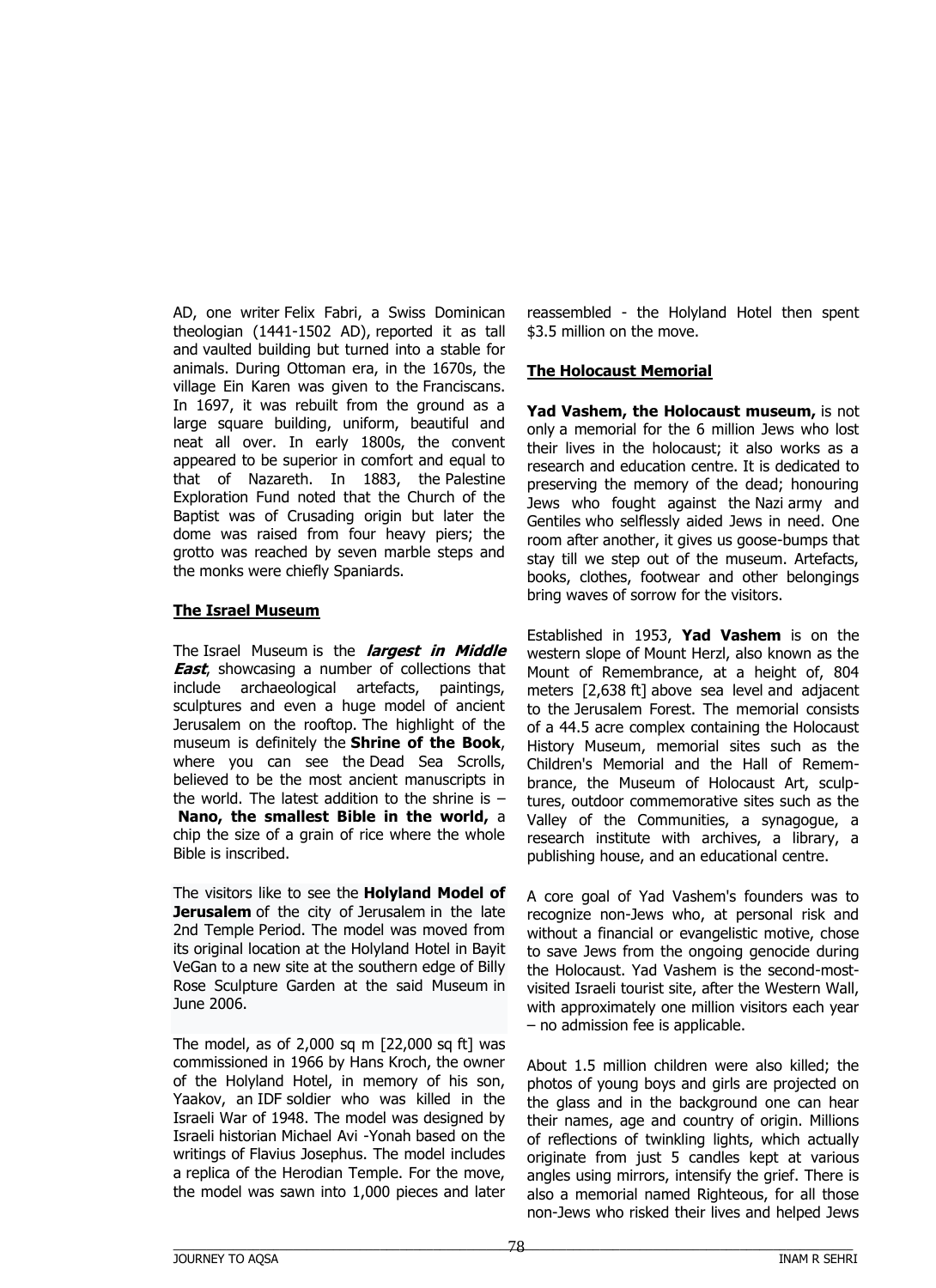AD, one writer Felix Fabri, a Swiss Dominican theologian (1441-1502 AD), reported it as tall and vaulted building but turned into a stable for animals. During Ottoman era, in the 1670s, the village Ein Karen was given to the Franciscans. In 1697, it was rebuilt from the ground as a large square building, uniform, beautiful and neat all over. In early 1800s, the convent appeared to be superior in comfort and equal to that of Nazareth. In 1883, the Palestine Exploration Fund noted that the Church of the Baptist was of Crusading origin but later the dome was raised from four heavy piers; the grotto was reached by seven marble steps and the monks were chiefly Spaniards.

## The Israel Museum

The Israel Museum is the ***largest in Middle East***, showcasing a number of collections that include archaeological artefacts, paintings, sculptures and even a huge model of ancient Jerusalem on the rooftop. The highlight of the museum is definitely the **Shrine of the Book**, where you can see the Dead Sea Scrolls, believed to be the most ancient manuscripts in the world. The latest addition to the shrine is – **Nano, the smallest Bible in the world,** a chip the size of a grain of rice where the whole Bible is inscribed.

The visitors like to see the **Holyland Model of Jerusalem** of the city of Jerusalem in the late 2nd Temple Period. The model was moved from its original location at the Holyland Hotel in Bayit VeGan to a new site at the southern edge of Billy Rose Sculpture Garden at the said Museum in June 2006.

The model, as of 2,000 sq m [22,000 sq ft] was commissioned in 1966 by Hans Kroch, the owner of the Holyland Hotel, in memory of his son, Yaakov, an IDF soldier who was killed in the Israeli War of 1948. The model was designed by Israeli historian Michael Avi -Yonah based on the writings of Flavius Josephus. The model includes a replica of the Herodian Temple. For the move, the model was sawn into 1,000 pieces and later reassembled - the Holyland Hotel then spent $3.5 million on the move.

## The Holocaust Memorial

**Yad Vashem, the Holocaust museum,** is not only a memorial for the 6 million Jews who lost their lives in the holocaust; it also works as a research and education centre. It is dedicated to preserving the memory of the dead; honouring Jews who fought against the Nazi army and Gentiles who selflessly aided Jews in need. One room after another, it gives us goose-bumps that stay till we step out of the museum. Artefacts, books, clothes, footwear and other belongings bring waves of sorrow for the visitors.

Established in 1953, **Yad Vashem** is on the western slope of Mount Herzl, also known as the Mount of Remembrance, at a height of, 804 meters [2,638 ft] above sea level and adjacent to the Jerusalem Forest. The memorial consists of a 44.5 acre complex containing the Holocaust History Museum, memorial sites such as the Children's Memorial and the Hall of Remembrance, the Museum of Holocaust Art, sculptures, outdoor commemorative sites such as the Valley of the Communities, a synagogue, a research institute with archives, a library, a publishing house, and an educational centre.

A core goal of Yad Vashem's founders was to recognize non-Jews who, at personal risk and without a financial or evangelistic motive, chose to save Jews from the ongoing genocide during the Holocaust. Yad Vashem is the second-most-visited Israeli tourist site, after the Western Wall, with approximately one million visitors each year – no admission fee is applicable.

About 1.5 million children were also killed; the photos of young boys and girls are projected on the glass and in the background one can hear their names, age and country of origin. Millions of reflections of twinkling lights, which actually originate from just 5 candles kept at various angles using mirrors, intensify the grief. There is also a memorial named Righteous, for all those non-Jews who risked their lives and helped Jews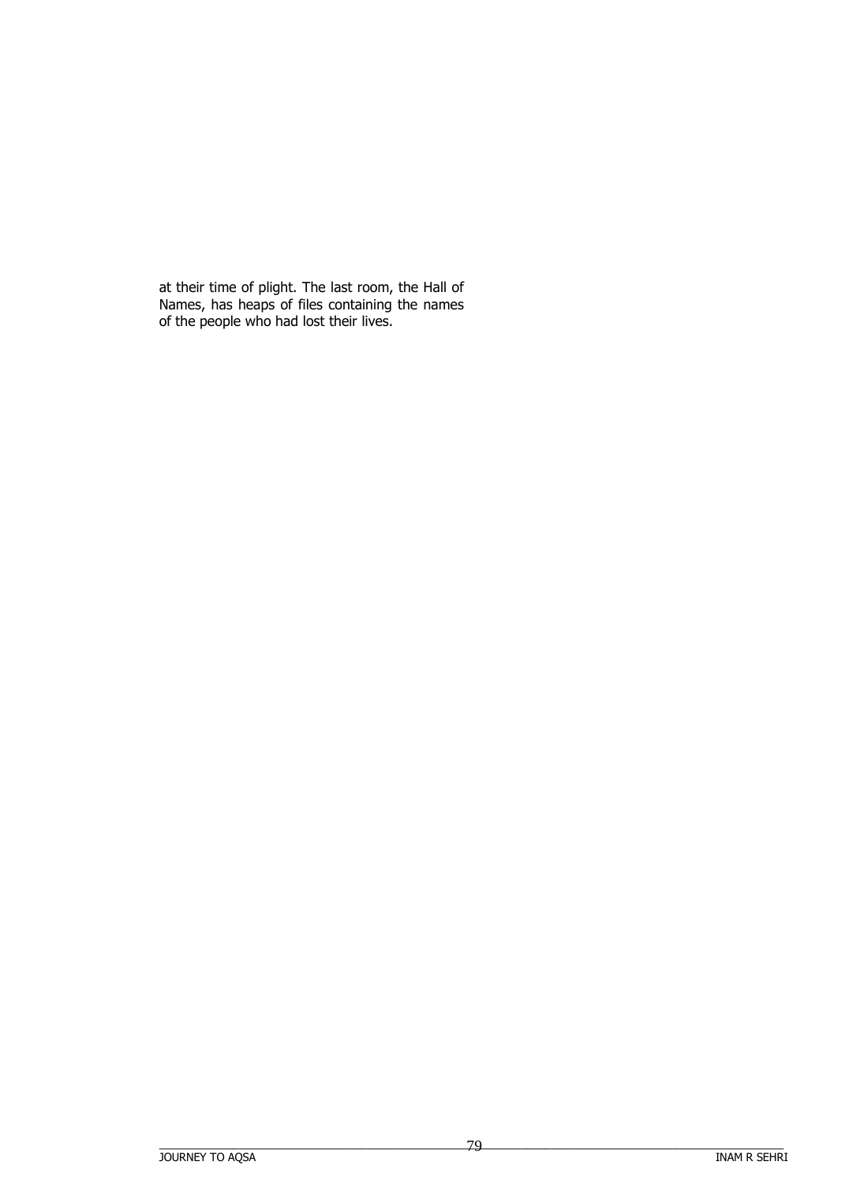at their time of plight. The last room, the Hall of Names, has heaps of files containing the names of the people who had lost their lives.